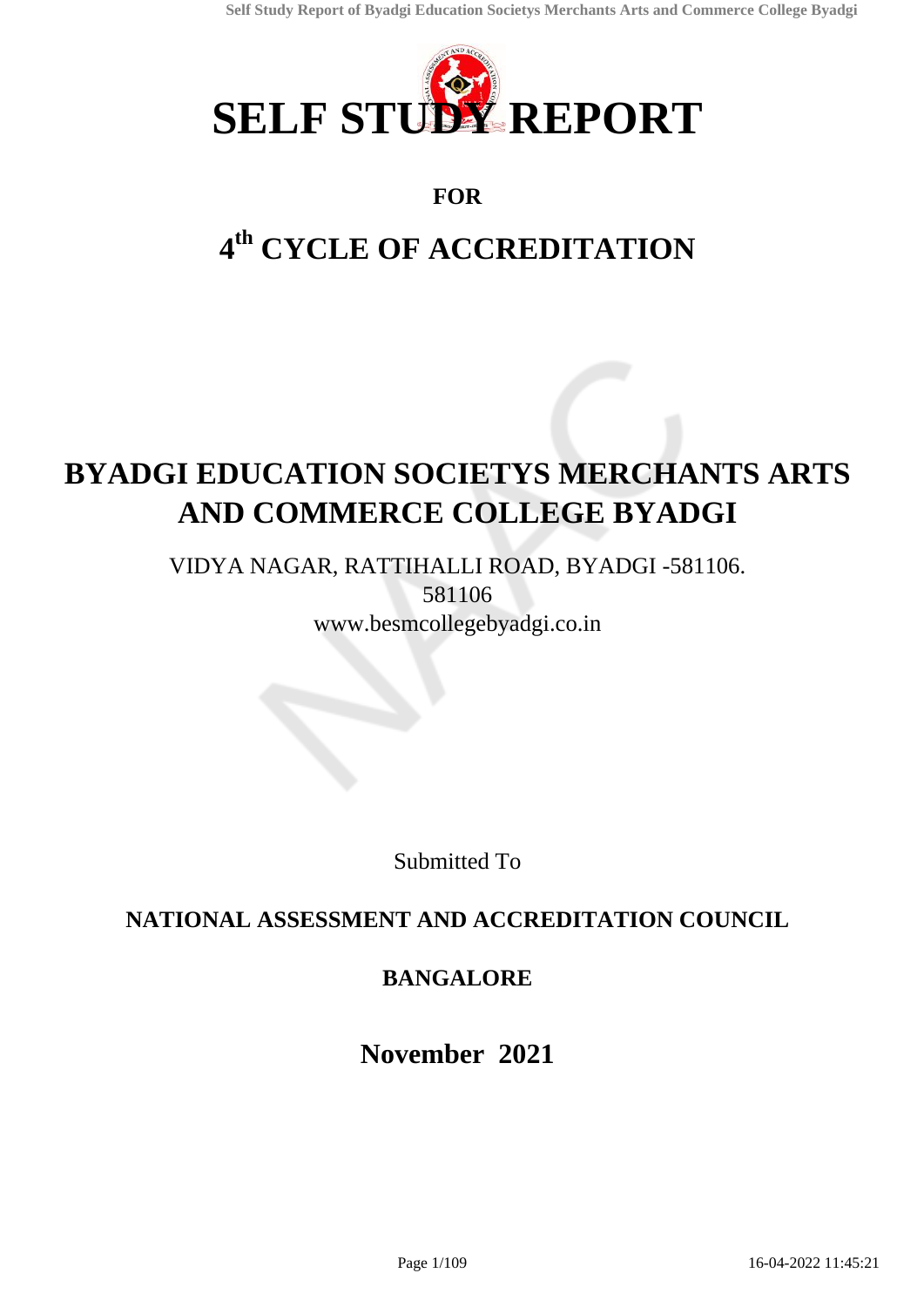# SELF STUDY REPORT

**FOR**

## 4th CYCLE OF ACCREDITATION

# BYADGI EDUCATION SOCIETYS MERCHANTS ARTS AND COMMERCE COLLEGE BYADGI

VIDYA NAGAR, RATTIHALLI ROAD, BYADGI -581106.

581106

www.besmcollegebyadgi.co.in

Submitted To

**NATIONAL ASSESSMENT AND ACCREDITATION COUNCIL**

**BANGALORE**

**November 2021**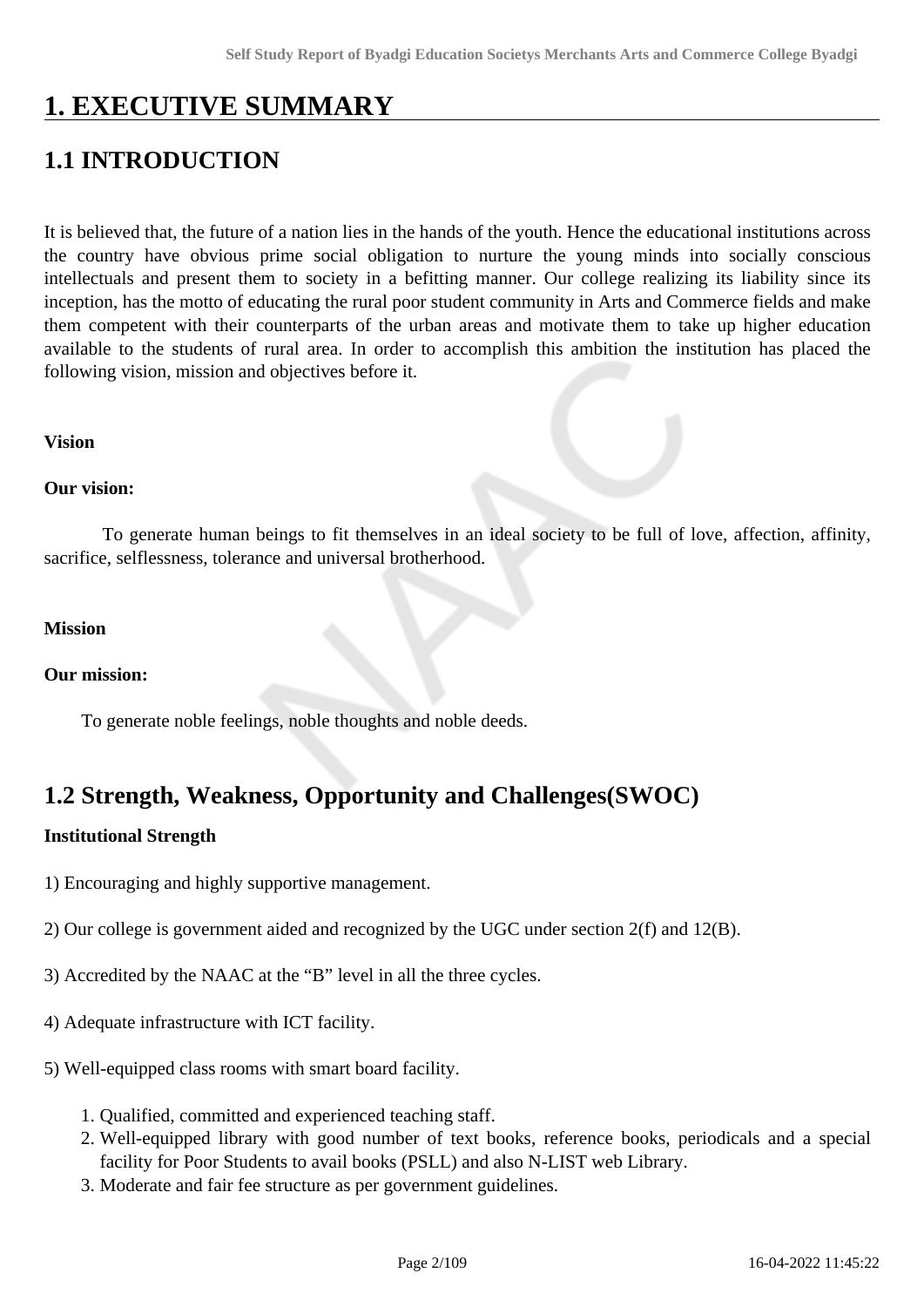# 1. EXECUTIVE SUMMARY

## 1.1 INTRODUCTION

It is believed that, the future of a nation lies in the hands of the youth. Hence the educational institutions across the country have obvious prime social obligation to nurture the young minds into socially conscious intellectuals and present them to society in a befitting manner. Our college realizing its liability since its inception, has the motto of educating the rural poor student community in Arts and Commerce fields and make them competent with their counterparts of the urban areas and motivate them to take up higher education available to the students of rural area. In order to accomplish this ambition the institution has placed the following vision, mission and objectives before it.

**Vision**

**Our vision:**

To generate human beings to fit themselves in an ideal society to be full of love, affection, affinity, sacrifice, selflessness, tolerance and universal brotherhood.

**Mission**

**Our mission:**

To generate noble feelings, noble thoughts and noble deeds.

## 1.2 Strength, Weakness, Opportunity and Challenges(SWOC)

**Institutional Strength**

1) Encouraging and highly supportive management.

2) Our college is government aided and recognized by the UGC under section 2(f) and 12(B).

3) Accredited by the NAAC at the "B" level in all the three cycles.

4) Adequate infrastructure with ICT facility.

5) Well-equipped class rooms with smart board facility.

1. Qualified, committed and experienced teaching staff.
2. Well-equipped library with good number of text books, reference books, periodicals and a special facility for Poor Students to avail books (PSLL) and also N-LIST web Library.
3. Moderate and fair fee structure as per government guidelines.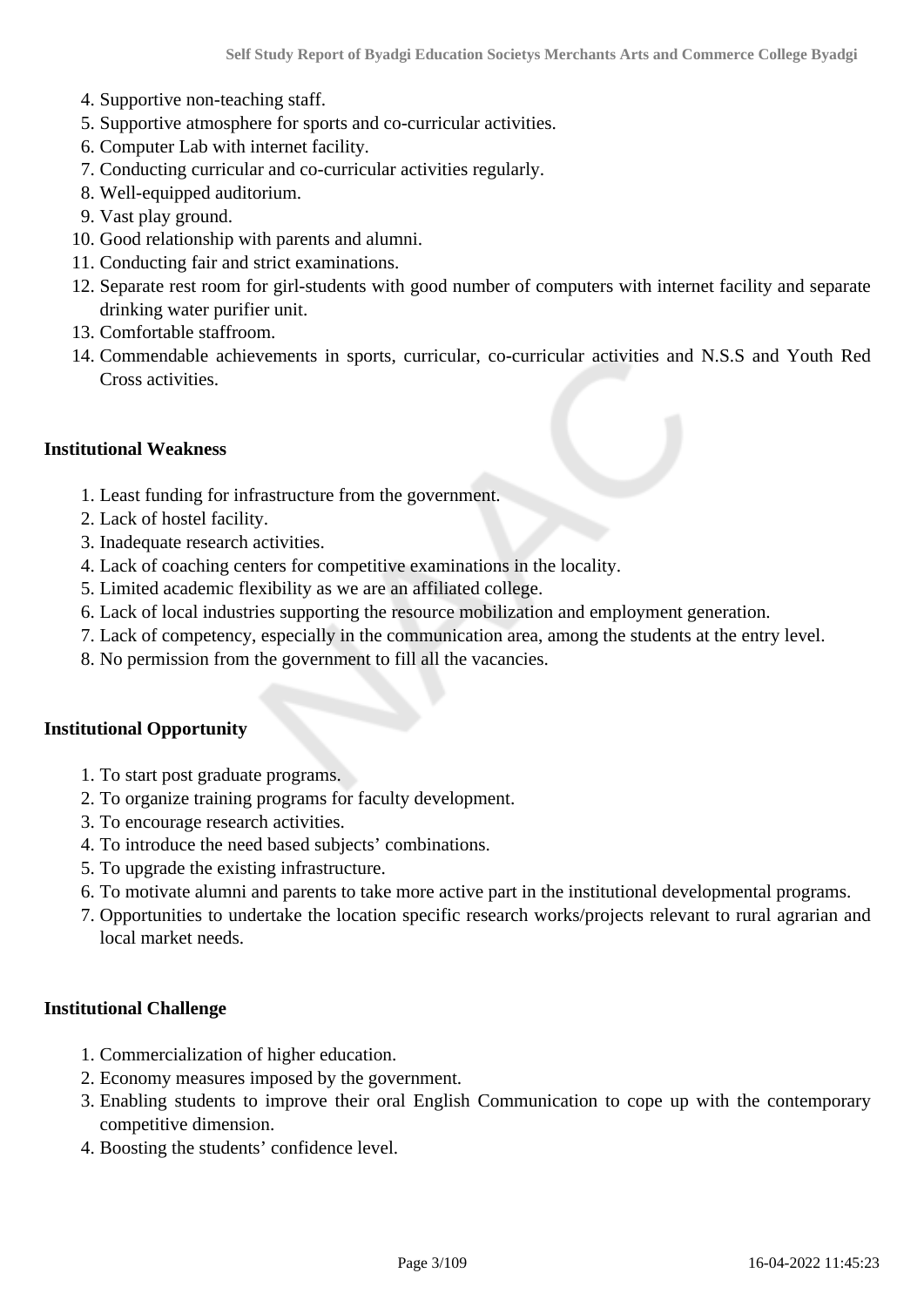4. Supportive non-teaching staff.
5. Supportive atmosphere for sports and co-curricular activities.
6. Computer Lab with internet facility.
7. Conducting curricular and co-curricular activities regularly.
8. Well-equipped auditorium.
9. Vast play ground.
10. Good relationship with parents and alumni.
11. Conducting fair and strict examinations.
12. Separate rest room for girl-students with good number of computers with internet facility and separate drinking water purifier unit.
13. Comfortable staffroom.
14. Commendable achievements in sports, curricular, co-curricular activities and N.S.S and Youth Red Cross activities.

**Institutional Weakness**

1. Least funding for infrastructure from the government.
2. Lack of hostel facility.
3. Inadequate research activities.
4. Lack of coaching centers for competitive examinations in the locality.
5. Limited academic flexibility as we are an affiliated college.
6. Lack of local industries supporting the resource mobilization and employment generation.
7. Lack of competency, especially in the communication area, among the students at the entry level.
8. No permission from the government to fill all the vacancies.

**Institutional Opportunity**

1. To start post graduate programs.
2. To organize training programs for faculty development.
3. To encourage research activities.
4. To introduce the need based subjects' combinations.
5. To upgrade the existing infrastructure.
6. To motivate alumni and parents to take more active part in the institutional developmental programs.
7. Opportunities to undertake the location specific research works/projects relevant to rural agrarian and local market needs.

**Institutional Challenge**

1. Commercialization of higher education.
2. Economy measures imposed by the government.
3. Enabling students to improve their oral English Communication to cope up with the contemporary competitive dimension.
4. Boosting the students' confidence level.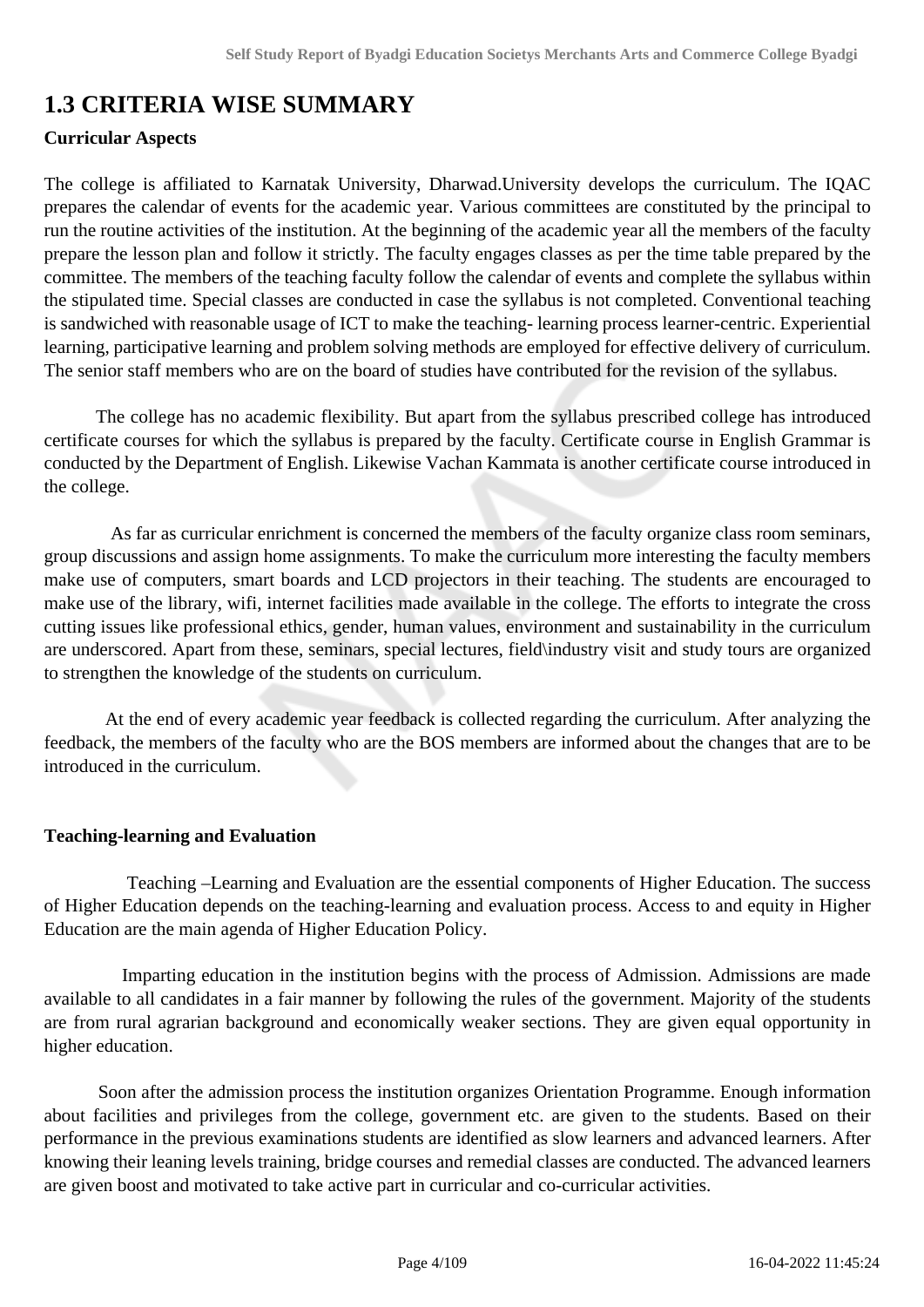## 1.3 CRITERIA WISE SUMMARY

**Curricular Aspects**

The college is affiliated to Karnatak University, Dharwad.University develops the curriculum. The IQAC prepares the calendar of events for the academic year. Various committees are constituted by the principal to run the routine activities of the institution. At the beginning of the academic year all the members of the faculty prepare the lesson plan and follow it strictly. The faculty engages classes as per the time table prepared by the committee. The members of the teaching faculty follow the calendar of events and complete the syllabus within the stipulated time. Special classes are conducted in case the syllabus is not completed. Conventional teaching is sandwiched with reasonable usage of ICT to make the teaching- learning process learner-centric. Experiential learning, participative learning and problem solving methods are employed for effective delivery of curriculum. The senior staff members who are on the board of studies have contributed for the revision of the syllabus.

The college has no academic flexibility. But apart from the syllabus prescribed college has introduced certificate courses for which the syllabus is prepared by the faculty. Certificate course in English Grammar is conducted by the Department of English. Likewise Vachan Kammata is another certificate course introduced in the college.

As far as curricular enrichment is concerned the members of the faculty organize class room seminars, group discussions and assign home assignments. To make the curriculum more interesting the faculty members make use of computers, smart boards and LCD projectors in their teaching. The students are encouraged to make use of the library, wifi, internet facilities made available in the college. The efforts to integrate the cross cutting issues like professional ethics, gender, human values, environment and sustainability in the curriculum are underscored. Apart from these, seminars, special lectures, field\industry visit and study tours are organized to strengthen the knowledge of the students on curriculum.

At the end of every academic year feedback is collected regarding the curriculum. After analyzing the feedback, the members of the faculty who are the BOS members are informed about the changes that are to be introduced in the curriculum.

**Teaching-learning and Evaluation**

Teaching –Learning and Evaluation are the essential components of Higher Education. The success of Higher Education depends on the teaching-learning and evaluation process. Access to and equity in Higher Education are the main agenda of Higher Education Policy.

Imparting education in the institution begins with the process of Admission. Admissions are made available to all candidates in a fair manner by following the rules of the government. Majority of the students are from rural agrarian background and economically weaker sections. They are given equal opportunity in higher education.

Soon after the admission process the institution organizes Orientation Programme. Enough information about facilities and privileges from the college, government etc. are given to the students. Based on their performance in the previous examinations students are identified as slow learners and advanced learners. After knowing their leaning levels training, bridge courses and remedial classes are conducted. The advanced learners are given boost and motivated to take active part in curricular and co-curricular activities.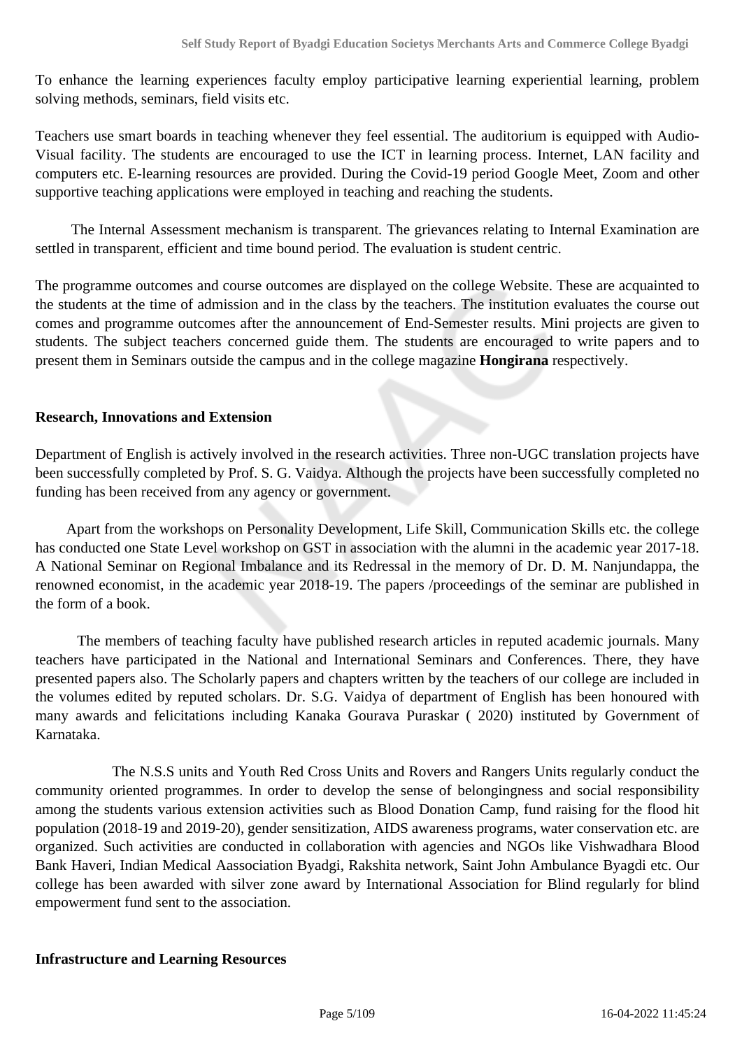To enhance the learning experiences faculty employ participative learning experiential learning, problem solving methods, seminars, field visits etc.

Teachers use smart boards in teaching whenever they feel essential. The auditorium is equipped with Audio-Visual facility. The students are encouraged to use the ICT in learning process. Internet, LAN facility and computers etc. E-learning resources are provided. During the Covid-19 period Google Meet, Zoom and other supportive teaching applications were employed in teaching and reaching the students.

The Internal Assessment mechanism is transparent. The grievances relating to Internal Examination are settled in transparent, efficient and time bound period. The evaluation is student centric.

The programme outcomes and course outcomes are displayed on the college Website. These are acquainted to the students at the time of admission and in the class by the teachers. The institution evaluates the course out comes and programme outcomes after the announcement of End-Semester results. Mini projects are given to students. The subject teachers concerned guide them. The students are encouraged to write papers and to present them in Seminars outside the campus and in the college magazine **Hongirana** respectively.

**Research, Innovations and Extension**

Department of English is actively involved in the research activities. Three non-UGC translation projects have been successfully completed by Prof. S. G. Vaidya. Although the projects have been successfully completed no funding has been received from any agency or government.

Apart from the workshops on Personality Development, Life Skill, Communication Skills etc. the college has conducted one State Level workshop on GST in association with the alumni in the academic year 2017-18. A National Seminar on Regional Imbalance and its Redressal in the memory of Dr. D. M. Nanjundappa, the renowned economist, in the academic year 2018-19. The papers /proceedings of the seminar are published in the form of a book.

The members of teaching faculty have published research articles in reputed academic journals. Many teachers have participated in the National and International Seminars and Conferences. There, they have presented papers also. The Scholarly papers and chapters written by the teachers of our college are included in the volumes edited by reputed scholars. Dr. S.G. Vaidya of department of English has been honoured with many awards and felicitations including Kanaka Gourava Puraskar ( 2020) instituted by Government of Karnataka.

The N.S.S units and Youth Red Cross Units and Rovers and Rangers Units regularly conduct the community oriented programmes. In order to develop the sense of belongingness and social responsibility among the students various extension activities such as Blood Donation Camp, fund raising for the flood hit population (2018-19 and 2019-20), gender sensitization, AIDS awareness programs, water conservation etc. are organized. Such activities are conducted in collaboration with agencies and NGOs like Vishwadhara Blood Bank Haveri, Indian Medical Aassociation Byadgi, Rakshita network, Saint John Ambulance Byadgi etc. Our college has been awarded with silver zone award by International Association for Blind regularly for blind empowerment fund sent to the association.

**Infrastructure and Learning Resources**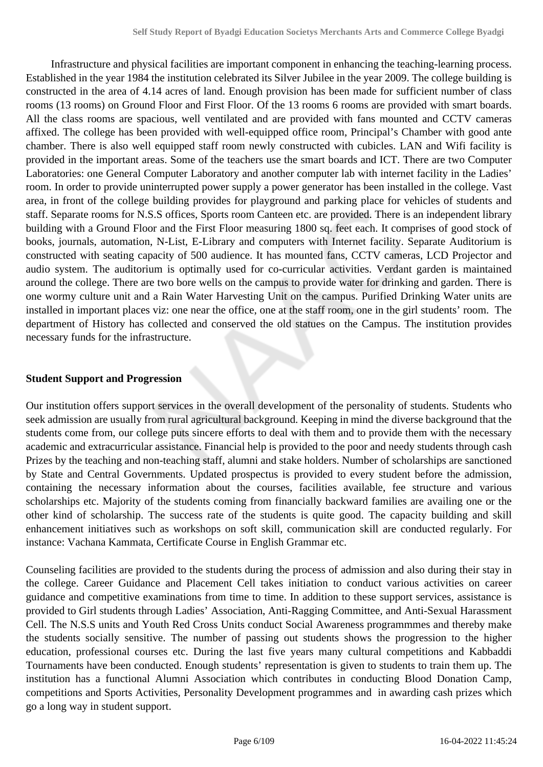Infrastructure and physical facilities are important component in enhancing the teaching-learning process. Established in the year 1984 the institution celebrated its Silver Jubilee in the year 2009. The college building is constructed in the area of 4.14 acres of land. Enough provision has been made for sufficient number of class rooms (13 rooms) on Ground Floor and First Floor. Of the 13 rooms 6 rooms are provided with smart boards. All the class rooms are spacious, well ventilated and are provided with fans mounted and CCTV cameras affixed. The college has been provided with well-equipped office room, Principal's Chamber with good ante chamber. There is also well equipped staff room newly constructed with cubicles. LAN and Wifi facility is provided in the important areas. Some of the teachers use the smart boards and ICT. There are two Computer Laboratories: one General Computer Laboratory and another computer lab with internet facility in the Ladies' room. In order to provide uninterrupted power supply a power generator has been installed in the college. Vast area, in front of the college building provides for playground and parking place for vehicles of students and staff. Separate rooms for N.S.S offices, Sports room Canteen etc. are provided. There is an independent library building with a Ground Floor and the First Floor measuring 1800 sq. feet each. It comprises of good stock of books, journals, automation, N-List, E-Library and computers with Internet facility. Separate Auditorium is constructed with seating capacity of 500 audience. It has mounted fans, CCTV cameras, LCD Projector and audio system. The auditorium is optimally used for co-curricular activities. Verdant garden is maintained around the college. There are two bore wells on the campus to provide water for drinking and garden. There is one wormy culture unit and a Rain Water Harvesting Unit on the campus. Purified Drinking Water units are installed in important places viz: one near the office, one at the staff room, one in the girl students' room. The department of History has collected and conserved the old statues on the Campus. The institution provides necessary funds for the infrastructure.

**Student Support and Progression**

Our institution offers support services in the overall development of the personality of students. Students who seek admission are usually from rural agricultural background. Keeping in mind the diverse background that the students come from, our college puts sincere efforts to deal with them and to provide them with the necessary academic and extracurricular assistance. Financial help is provided to the poor and needy students through cash Prizes by the teaching and non-teaching staff, alumni and stake holders. Number of scholarships are sanctioned by State and Central Governments. Updated prospectus is provided to every student before the admission, containing the necessary information about the courses, facilities available, fee structure and various scholarships etc. Majority of the students coming from financially backward families are availing one or the other kind of scholarship. The success rate of the students is quite good. The capacity building and skill enhancement initiatives such as workshops on soft skill, communication skill are conducted regularly. For instance: Vachana Kammata, Certificate Course in English Grammar etc.

Counseling facilities are provided to the students during the process of admission and also during their stay in the college. Career Guidance and Placement Cell takes initiation to conduct various activities on career guidance and competitive examinations from time to time. In addition to these support services, assistance is provided to Girl students through Ladies' Association, Anti-Ragging Committee, and Anti-Sexual Harassment Cell. The N.S.S units and Youth Red Cross Units conduct Social Awareness programmmes and thereby make the students socially sensitive. The number of passing out students shows the progression to the higher education, professional courses etc. During the last five years many cultural competitions and Kabbaddi Tournaments have been conducted. Enough students' representation is given to students to train them up. The institution has a functional Alumni Association which contributes in conducting Blood Donation Camp, competitions and Sports Activities, Personality Development programmes and in awarding cash prizes which go a long way in student support.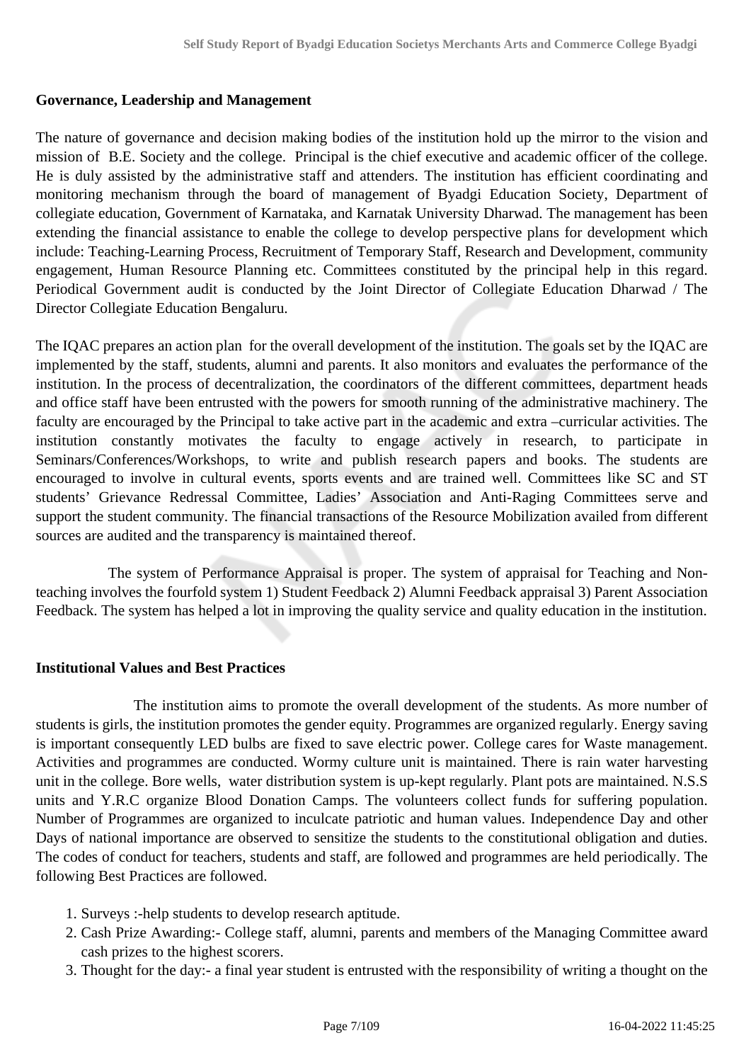**Governance, Leadership and Management**

The nature of governance and decision making bodies of the institution hold up the mirror to the vision and mission of B.E. Society and the college. Principal is the chief executive and academic officer of the college. He is duly assisted by the administrative staff and attenders. The institution has efficient coordinating and monitoring mechanism through the board of management of Byadgi Education Society, Department of collegiate education, Government of Karnataka, and Karnatak University Dharwad. The management has been extending the financial assistance to enable the college to develop perspective plans for development which include: Teaching-Learning Process, Recruitment of Temporary Staff, Research and Development, community engagement, Human Resource Planning etc. Committees constituted by the principal help in this regard. Periodical Government audit is conducted by the Joint Director of Collegiate Education Dharwad / The Director Collegiate Education Bengaluru.

The IQAC prepares an action plan for the overall development of the institution. The goals set by the IQAC are implemented by the staff, students, alumni and parents. It also monitors and evaluates the performance of the institution. In the process of decentralization, the coordinators of the different committees, department heads and office staff have been entrusted with the powers for smooth running of the administrative machinery. The faculty are encouraged by the Principal to take active part in the academic and extra –curricular activities. The institution constantly motivates the faculty to engage actively in research, to participate in Seminars/Conferences/Workshops, to write and publish research papers and books. The students are encouraged to involve in cultural events, sports events and are trained well. Committees like SC and ST students' Grievance Redressal Committee, Ladies' Association and Anti-Raging Committees serve and support the student community. The financial transactions of the Resource Mobilization availed from different sources are audited and the transparency is maintained thereof.

The system of Performance Appraisal is proper. The system of appraisal for Teaching and Non-teaching involves the fourfold system 1) Student Feedback 2) Alumni Feedback appraisal 3) Parent Association Feedback. The system has helped a lot in improving the quality service and quality education in the institution.

**Institutional Values and Best Practices**

The institution aims to promote the overall development of the students. As more number of students is girls, the institution promotes the gender equity. Programmes are organized regularly. Energy saving is important consequently LED bulbs are fixed to save electric power. College cares for Waste management. Activities and programmes are conducted. Wormy culture unit is maintained. There is rain water harvesting unit in the college. Bore wells, water distribution system is up-kept regularly. Plant pots are maintained. N.S.S units and Y.R.C organize Blood Donation Camps. The volunteers collect funds for suffering population. Number of Programmes are organized to inculcate patriotic and human values. Independence Day and other Days of national importance are observed to sensitize the students to the constitutional obligation and duties. The codes of conduct for teachers, students and staff, are followed and programmes are held periodically. The following Best Practices are followed.

1. Surveys :-help students to develop research aptitude.
2. Cash Prize Awarding:- College staff, alumni, parents and members of the Managing Committee award cash prizes to the highest scorers.
3. Thought for the day:- a final year student is entrusted with the responsibility of writing a thought on the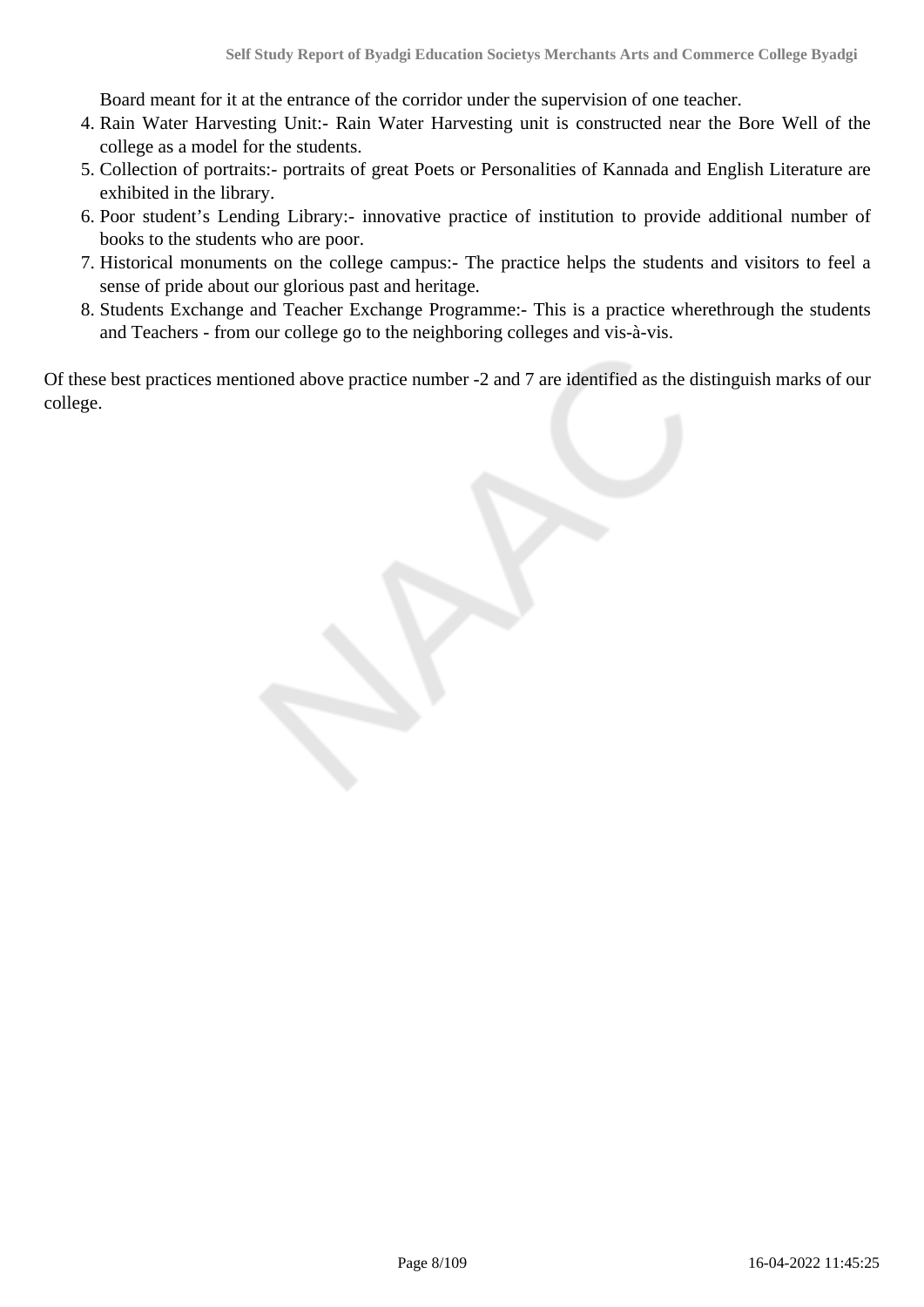Board meant for it at the entrance of the corridor under the supervision of one teacher.

4. Rain Water Harvesting Unit:- Rain Water Harvesting unit is constructed near the Bore Well of the college as a model for the students.
5. Collection of portraits:- portraits of great Poets or Personalities of Kannada and English Literature are exhibited in the library.
6. Poor student's Lending Library:- innovative practice of institution to provide additional number of books to the students who are poor.
7. Historical monuments on the college campus:- The practice helps the students and visitors to feel a sense of pride about our glorious past and heritage.
8. Students Exchange and Teacher Exchange Programme:- This is a practice wherethrough the students and Teachers - from our college go to the neighboring colleges and vis-à-vis.

Of these best practices mentioned above practice number -2 and 7 are identified as the distinguish marks of our college.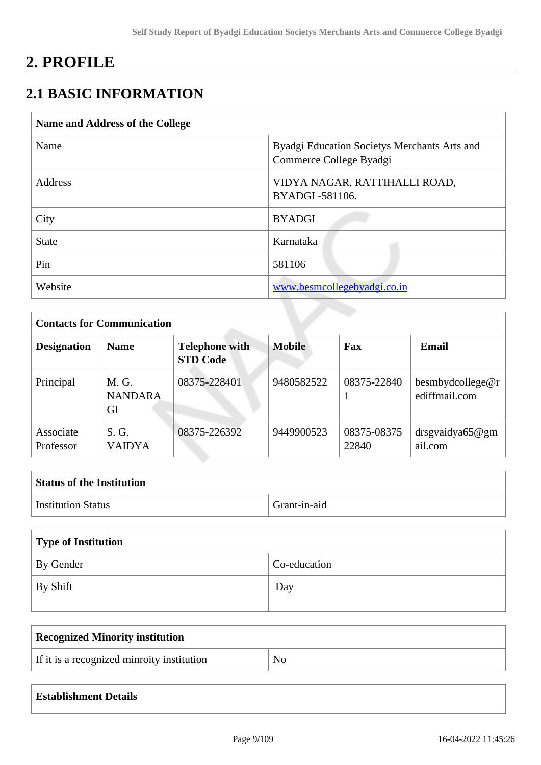# 2. PROFILE

## 2.1 BASIC INFORMATION

| Name and Address of the College | |
|---|---|
| Name | Byadgi Education Societys Merchants Arts and Commerce College Byadgi |
| Address | VIDYA NAGAR, RATTIHALLI ROAD, BYADGI -581106. |
| City | BYADGI |
| State | Karnataka |
| Pin | 581106 |
| Website | www.besmcollegebyadgi.co.in |

| Contacts for Communication | | | | | |
|---|---|---|---|---|---|
| **Designation** | **Name** | **Telephone with STD Code** | **Mobile** | **Fax** | **Email** |
| Principal | M. G. NANDARA GI | 08375-228401 | 9480582522 | 08375-22840 1 | besmbydcollege@rediffmail.com |
| Associate Professor | S. G. VAIDYA | 08375-226392 | 9449900523 | 08375-08375 22840 | drsgvaidya65@gmail.com |

| Status of the Institution | |
|---|---|
| Institution Status | Grant-in-aid |

| Type of Institution | |
|---|---|
| By Gender | Co-education |
| By Shift | Day |

| Recognized Minority institution | |
|---|---|
| If it is a recognized minroity institution | No |

| Establishment Details |
|---|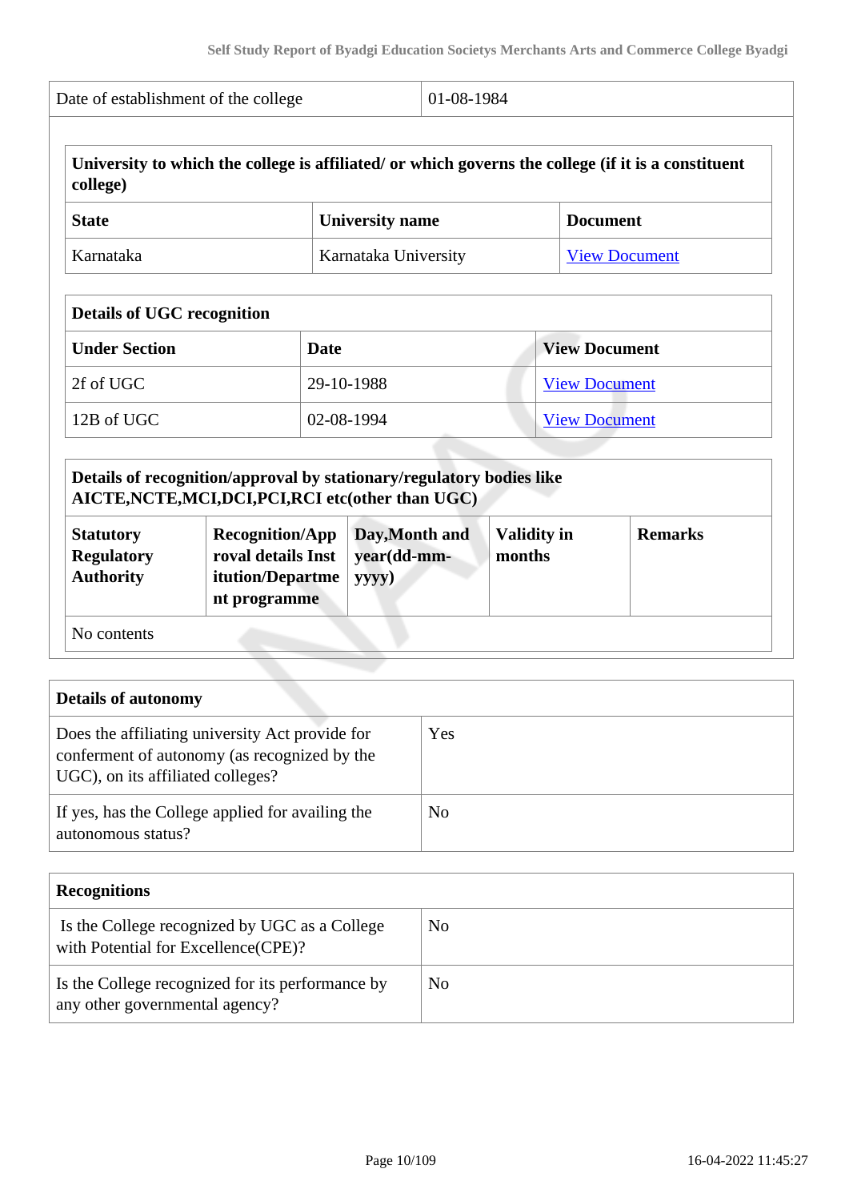| Date of establishment of the college | 01-08-1984 |
|---|---|

| **University to which the college is affiliated/ or which governs the college (if it is a constituent college)** | | |
|---|---|---|
| **State** | **University name** | **Document** |
| Karnataka | Karnataka University | View Document |

| **Details of UGC recognition** | | |
|---|---|---|
| **Under Section** | **Date** | **View Document** |
| 2f of UGC | 29-10-1988 | View Document |
| 12B of UGC | 02-08-1994 | View Document |

| **Details of recognition/approval by stationary/regulatory bodies like AICTE,NCTE,MCI,DCI,PCI,RCI etc(other than UGC)** | | | | |
|---|---|---|---|---|
| **Statutory Regulatory Authority** | **Recognition/Approval details Institution/Department programme** | **Day,Month and year(dd-mm-yyyy)** | **Validity in months** | **Remarks** |
| No contents | | | | |

| **Details of autonomy** | |
|---|---|
| Does the affiliating university Act provide for conferment of autonomy (as recognized by the UGC), on its affiliated colleges? | Yes |
| If yes, has the College applied for availing the autonomous status? | No |

| **Recognitions** | |
|---|---|
| Is the College recognized by UGC as a College with Potential for Excellence(CPE)? | No |
| Is the College recognized for its performance by any other governmental agency? | No |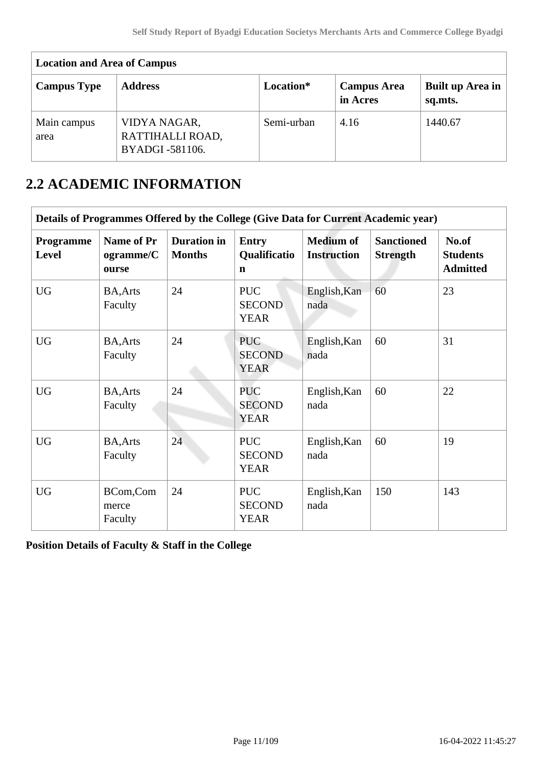| Location and Area of Campus | | | | |
|---|---|---|---|---|
| **Campus Type** | **Address** | **Location*** | **Campus Area in Acres** | **Built up Area in sq.mts.** |
| Main campus area | VIDYA NAGAR, RATTIHALLI ROAD, BYADGI -581106. | Semi-urban | 4.16 | 1440.67 |

## 2.2 ACADEMIC INFORMATION

| Details of Programmes Offered by the College (Give Data for Current Academic year) | | | | | | |
|---|---|---|---|---|---|---|
| **Programme Level** | **Name of Programme/Course** | **Duration in Months** | **Entry Qualification** | **Medium of Instruction** | **Sanctioned Strength** | **No.of Students Admitted** |
| UG | BA,Arts Faculty | 24 | PUC SECOND YEAR | English,Kannada | 60 | 23 |
| UG | BA,Arts Faculty | 24 | PUC SECOND YEAR | English,Kannada | 60 | 31 |
| UG | BA,Arts Faculty | 24 | PUC SECOND YEAR | English,Kannada | 60 | 22 |
| UG | BA,Arts Faculty | 24 | PUC SECOND YEAR | English,Kannada | 60 | 19 |
| UG | BCom,Commerce Faculty | 24 | PUC SECOND YEAR | English,Kannada | 150 | 143 |

**Position Details of Faculty & Staff in the College**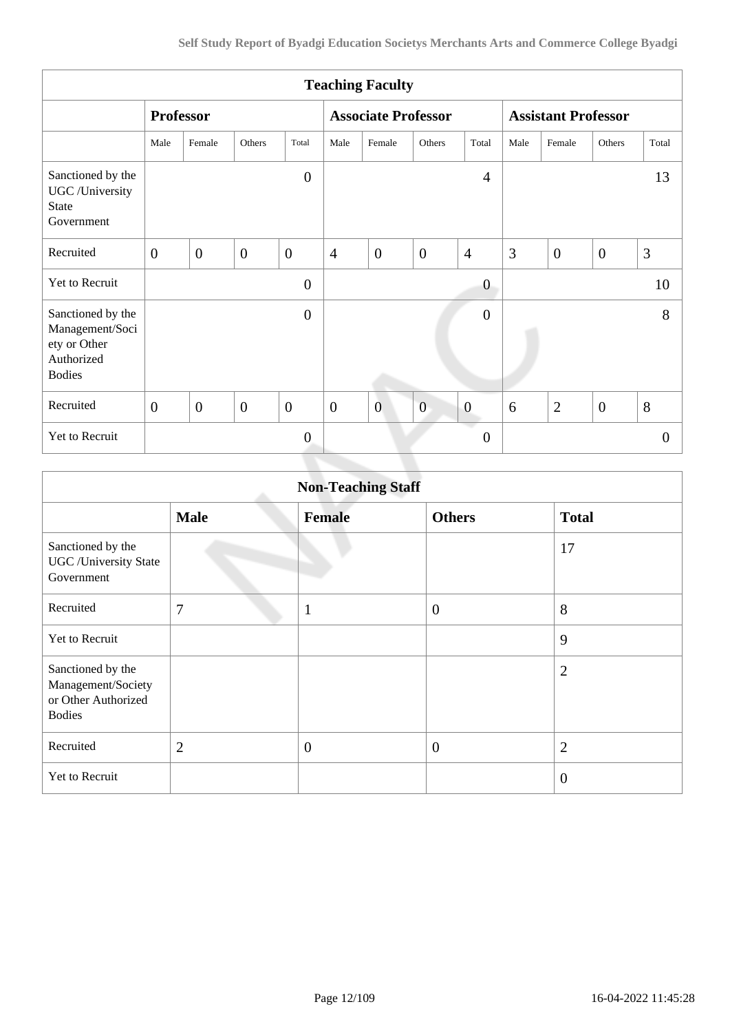| Teaching Faculty | | | | | | | | | | | | |
|---|---|---|---|---|---|---|---|---|---|---|---|---|
| | Professor | | | | Associate Professor | | | | Assistant Professor | | | |
| | Male | Female | Others | Total | Male | Female | Others | Total | Male | Female | Others | Total |
| Sanctioned by the UGC /University State Government | | | | 0 | | | | 4 | | | | 13 |
| Recruited | 0 | 0 | 0 | 0 | 4 | 0 | 0 | 4 | 3 | 0 | 0 | 3 |
| Yet to Recruit | | | | 0 | | | | 0 | | | | 10 |
| Sanctioned by the Management/Society or Other Authorized Bodies | | | | 0 | | | | 0 | | | | 8 |
| Recruited | 0 | 0 | 0 | 0 | 0 | 0 | 0 | 0 | 6 | 2 | 0 | 8 |
| Yet to Recruit | | | | 0 | | | | 0 | | | | 0 |

| Non-Teaching Staff | | | | |
|---|---|---|---|---|
| | Male | Female | Others | Total |
| Sanctioned by the UGC /University State Government | | | | 17 |
| Recruited | 7 | 1 | 0 | 8 |
| Yet to Recruit | | | | 9 |
| Sanctioned by the Management/Society or Other Authorized Bodies | | | | 2 |
| Recruited | 2 | 0 | 0 | 2 |
| Yet to Recruit | | | | 0 |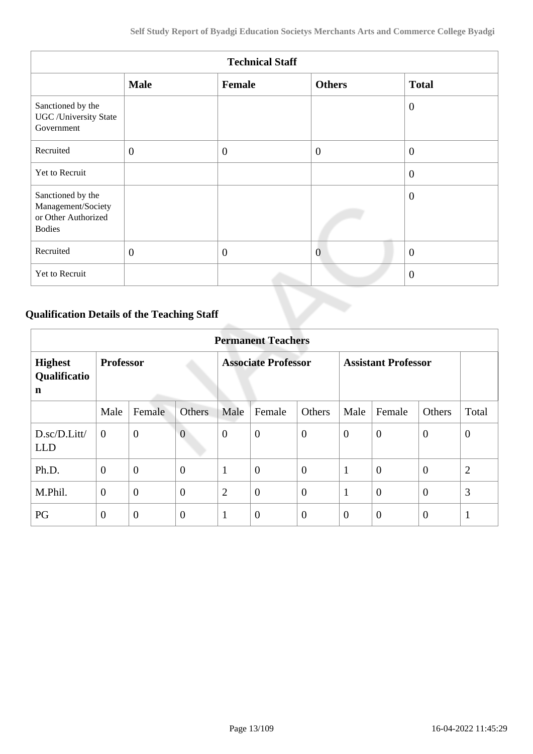| Technical Staff | | | | |
|---|---|---|---|---|
| | **Male** | **Female** | **Others** | **Total** |
| Sanctioned by the UGC /University State Government | | | | 0 |
| Recruited | 0 | 0 | 0 | 0 |
| Yet to Recruit | | | | 0 |
| Sanctioned by the Management/Society or Other Authorized Bodies | | | | 0 |
| Recruited | 0 | 0 | 0 | 0 |
| Yet to Recruit | | | | 0 |

## Qualification Details of the Teaching Staff

| Permanent Teachers | | | | | | | | | | |
|---|---|---|---|---|---|---|---|---|---|---|
| **Highest Qualification** | **Professor** | | | **Associate Professor** | | | **Assistant Professor** | | | |
| | Male | Female | Others | Male | Female | Others | Male | Female | Others | Total |
| D.sc/D.Litt/ LLD | 0 | 0 | 0 | 0 | 0 | 0 | 0 | 0 | 0 | 0 |
| Ph.D. | 0 | 0 | 0 | 1 | 0 | 0 | 1 | 0 | 0 | 2 |
| M.Phil. | 0 | 0 | 0 | 2 | 0 | 0 | 1 | 0 | 0 | 3 |
| PG | 0 | 0 | 0 | 1 | 0 | 0 | 0 | 0 | 0 | 1 |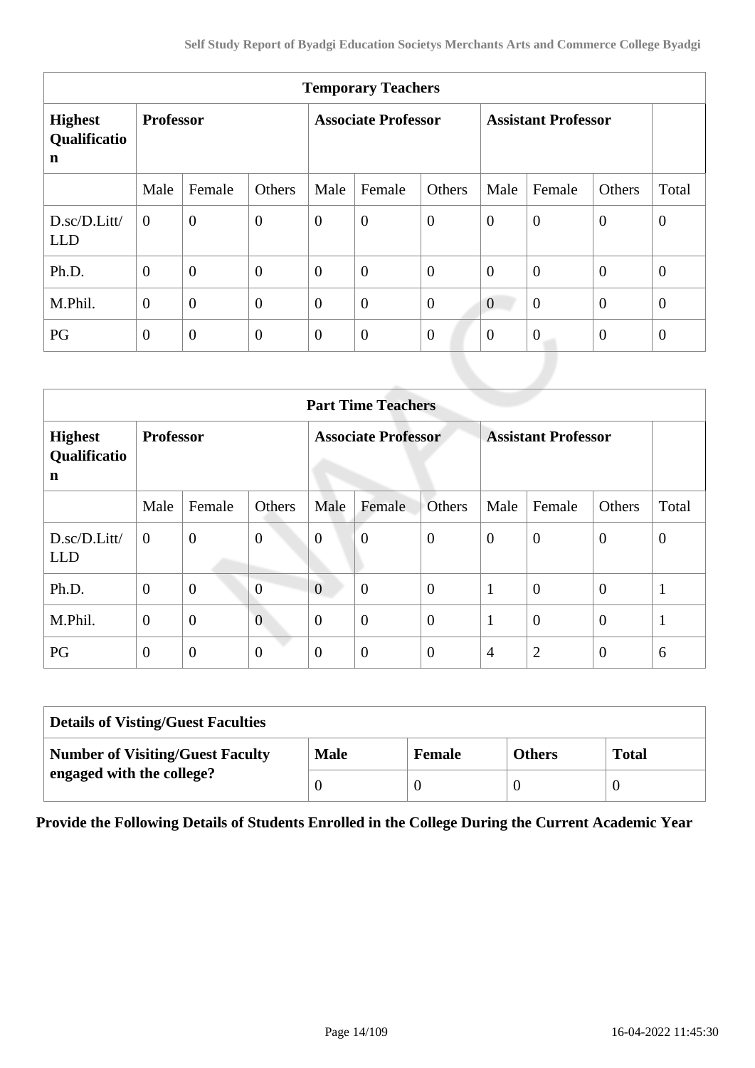| Temporary Teachers | | | | | | | | | | |
|---|---|---|---|---|---|---|---|---|---|---|
| **Highest Qualification** | **Professor** | | | **Associate Professor** | | | **Assistant Professor** | | | |
| | Male | Female | Others | Male | Female | Others | Male | Female | Others | Total |
| D.sc/D.Litt/ LLD | 0 | 0 | 0 | 0 | 0 | 0 | 0 | 0 | 0 | 0 |
| Ph.D. | 0 | 0 | 0 | 0 | 0 | 0 | 0 | 0 | 0 | 0 |
| M.Phil. | 0 | 0 | 0 | 0 | 0 | 0 | 0 | 0 | 0 | 0 |
| PG | 0 | 0 | 0 | 0 | 0 | 0 | 0 | 0 | 0 | 0 |

| Part Time Teachers | | | | | | | | | | |
|---|---|---|---|---|---|---|---|---|---|---|
| **Highest Qualification** | **Professor** | | | **Associate Professor** | | | **Assistant Professor** | | | |
| | Male | Female | Others | Male | Female | Others | Male | Female | Others | Total |
| D.sc/D.Litt/ LLD | 0 | 0 | 0 | 0 | 0 | 0 | 0 | 0 | 0 | 0 |
| Ph.D. | 0 | 0 | 0 | 0 | 0 | 0 | 1 | 0 | 0 | 1 |
| M.Phil. | 0 | 0 | 0 | 0 | 0 | 0 | 1 | 0 | 0 | 1 |
| PG | 0 | 0 | 0 | 0 | 0 | 0 | 4 | 2 | 0 | 6 |

| Details of Visting/Guest Faculties | | | | |
|---|---|---|---|---|
| **Number of Visiting/Guest Faculty engaged with the college?** | **Male** | **Female** | **Others** | **Total** |
| | 0 | 0 | 0 | 0 |

**Provide the Following Details of Students Enrolled in the College During the Current Academic Year**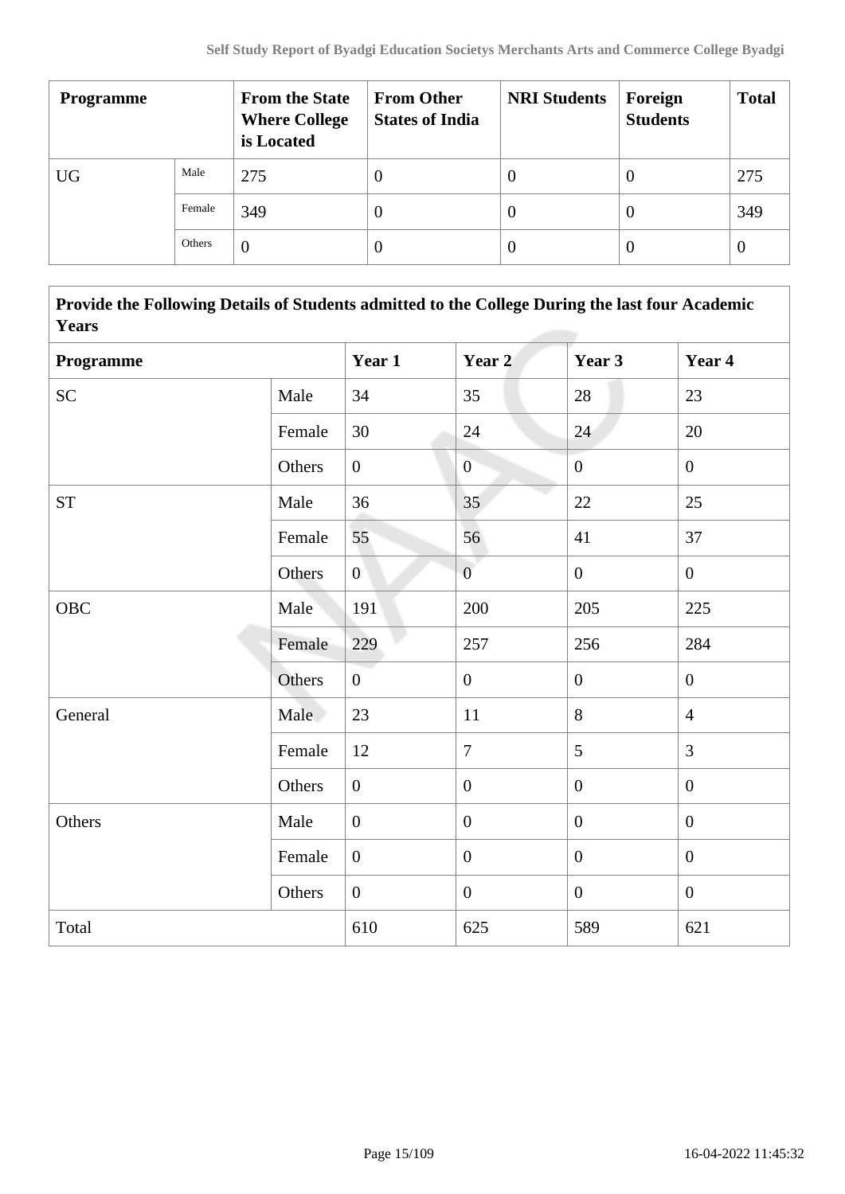| Programme | | From the State Where College is Located | From Other States of India | NRI Students | Foreign Students | Total |
|---|---|---|---|---|---|---|
| UG | Male | 275 | 0 | 0 | 0 | 275 |
| | Female | 349 | 0 | 0 | 0 | 349 |
| | Others | 0 | 0 | 0 | 0 | 0 |

**Provide the Following Details of Students admitted to the College During the last four Academic Years**

| Programme | | Year 1 | Year 2 | Year 3 | Year 4 |
|---|---|---|---|---|---|
| SC | Male | 34 | 35 | 28 | 23 |
| | Female | 30 | 24 | 24 | 20 |
| | Others | 0 | 0 | 0 | 0 |
| ST | Male | 36 | 35 | 22 | 25 |
| | Female | 55 | 56 | 41 | 37 |
| | Others | 0 | 0 | 0 | 0 |
| OBC | Male | 191 | 200 | 205 | 225 |
| | Female | 229 | 257 | 256 | 284 |
| | Others | 0 | 0 | 0 | 0 |
| General | Male | 23 | 11 | 8 | 4 |
| | Female | 12 | 7 | 5 | 3 |
| | Others | 0 | 0 | 0 | 0 |
| Others | Male | 0 | 0 | 0 | 0 |
| | Female | 0 | 0 | 0 | 0 |
| | Others | 0 | 0 | 0 | 0 |
| Total | | 610 | 625 | 589 | 621 |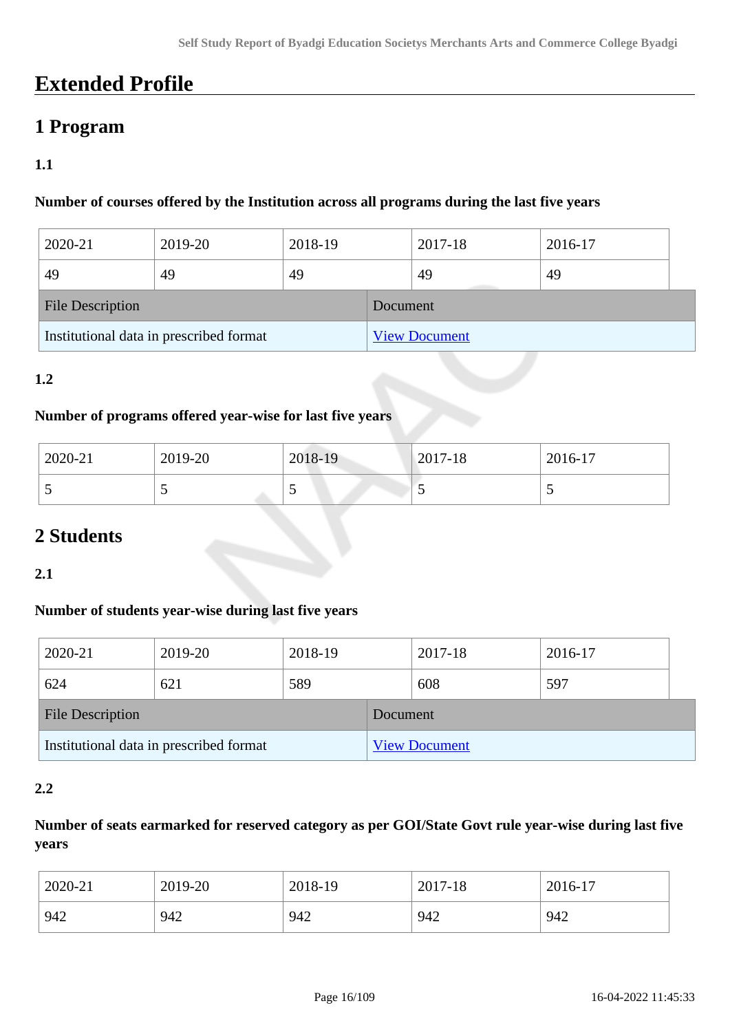# Extended Profile

## 1 Program

### 1.1

**Number of courses offered by the Institution across all programs during the last five years**

| 2020-21 | 2019-20 | 2018-19 | 2017-18 | 2016-17 |
|---|---|---|---|---|
| 49 | 49 | 49 | 49 | 49 |

| File Description | Document |
|---|---|
| Institutional data in prescribed format | View Document |

### 1.2

**Number of programs offered year-wise for last five years**

| 2020-21 | 2019-20 | 2018-19 | 2017-18 | 2016-17 |
|---|---|---|---|---|
| 5 | 5 | 5 | 5 | 5 |

## 2 Students

### 2.1

**Number of students year-wise during last five years**

| 2020-21 | 2019-20 | 2018-19 | 2017-18 | 2016-17 |
|---|---|---|---|---|
| 624 | 621 | 589 | 608 | 597 |

| File Description | Document |
|---|---|
| Institutional data in prescribed format | View Document |

### 2.2

**Number of seats earmarked for reserved category as per GOI/State Govt rule year-wise during last five years**

| 2020-21 | 2019-20 | 2018-19 | 2017-18 | 2016-17 |
|---|---|---|---|---|
| 942 | 942 | 942 | 942 | 942 |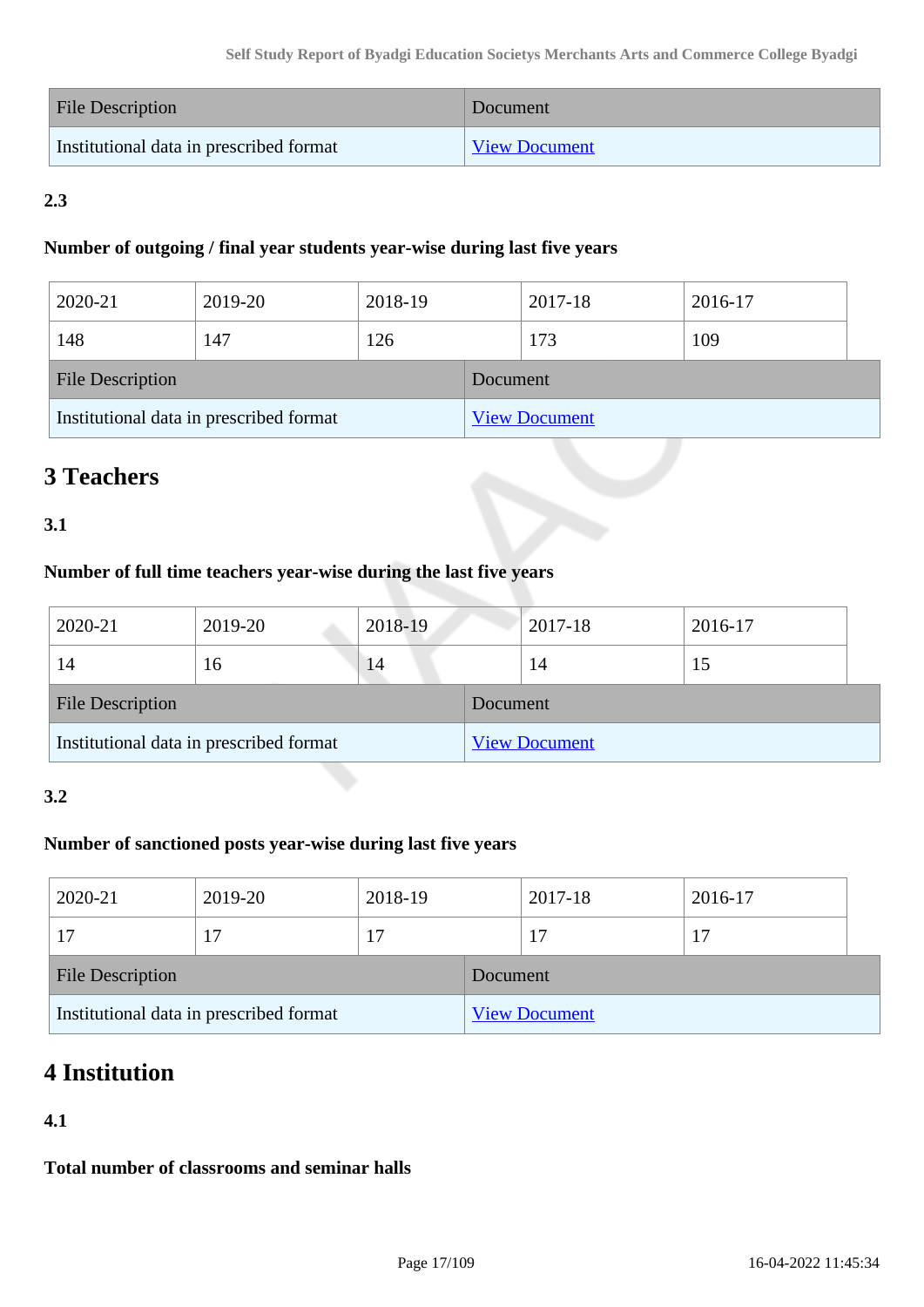| File Description | Document |
|---|---|
| Institutional data in prescribed format | View Document |

**2.3**

**Number of outgoing / final year students year-wise during last five years**

| 2020-21 | 2019-20 | 2018-19 | 2017-18 | 2016-17 |
|---|---|---|---|---|
| 148 | 147 | 126 | 173 | 109 |

| File Description | Document |
|---|---|
| Institutional data in prescribed format | View Document |

# 3 Teachers

**3.1**

**Number of full time teachers year-wise during the last five years**

| 2020-21 | 2019-20 | 2018-19 | 2017-18 | 2016-17 |
|---|---|---|---|---|
| 14 | 16 | 14 | 14 | 15 |

| File Description | Document |
|---|---|
| Institutional data in prescribed format | View Document |

**3.2**

**Number of sanctioned posts year-wise during last five years**

| 2020-21 | 2019-20 | 2018-19 | 2017-18 | 2016-17 |
|---|---|---|---|---|
| 17 | 17 | 17 | 17 | 17 |

| File Description | Document |
|---|---|
| Institutional data in prescribed format | View Document |

# 4 Institution

**4.1**

**Total number of classrooms and seminar halls**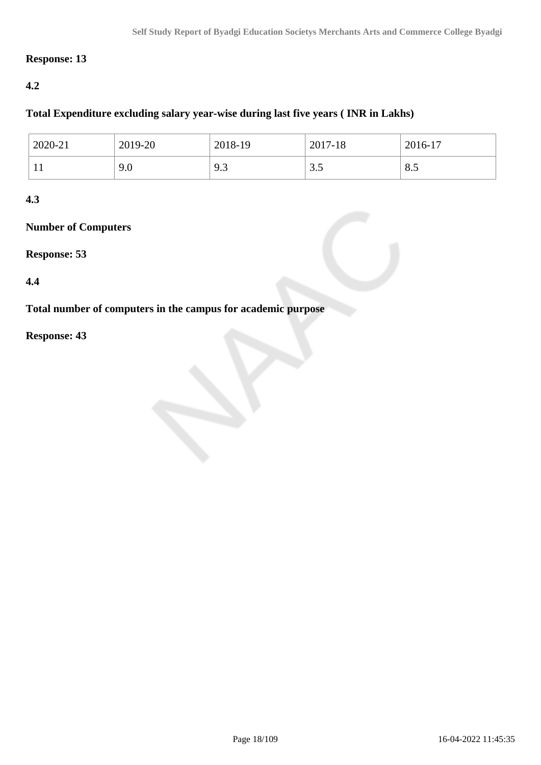**Response: 13**

**4.2**

**Total Expenditure excluding salary year-wise during last five years ( INR in Lakhs)**

| 2020-21 | 2019-20 | 2018-19 | 2017-18 | 2016-17 |
|---|---|---|---|---|
| 11 | 9.0 | 9.3 | 3.5 | 8.5 |

**4.3**

**Number of Computers**

**Response: 53**

**4.4**

**Total number of computers in the campus for academic purpose**

**Response: 43**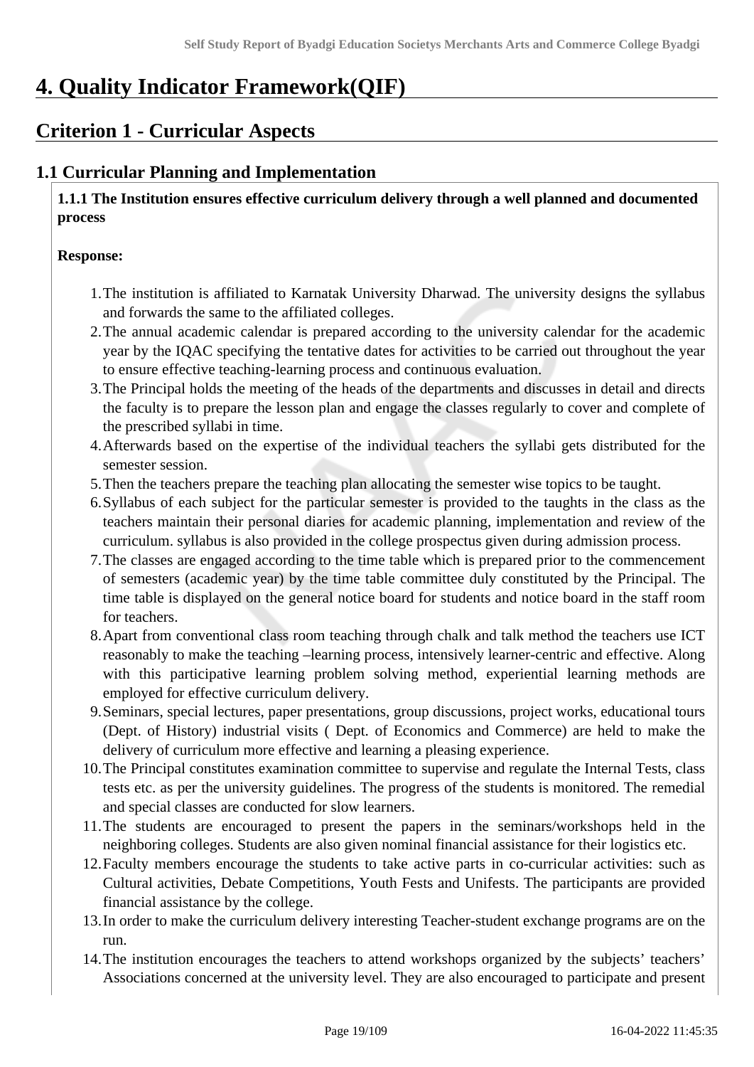# 4. Quality Indicator Framework(QIF)

## Criterion 1 - Curricular Aspects

### 1.1 Curricular Planning and Implementation

**1.1.1 The Institution ensures effective curriculum delivery through a well planned and documented process**

**Response:**

1. The institution is affiliated to Karnatak University Dharwad. The university designs the syllabus and forwards the same to the affiliated colleges.
2. The annual academic calendar is prepared according to the university calendar for the academic year by the IQAC specifying the tentative dates for activities to be carried out throughout the year to ensure effective teaching-learning process and continuous evaluation.
3. The Principal holds the meeting of the heads of the departments and discusses in detail and directs the faculty is to prepare the lesson plan and engage the classes regularly to cover and complete of the prescribed syllabi in time.
4. Afterwards based on the expertise of the individual teachers the syllabi gets distributed for the semester session.
5. Then the teachers prepare the teaching plan allocating the semester wise topics to be taught.
6. Syllabus of each subject for the particular semester is provided to the taughts in the class as the teachers maintain their personal diaries for academic planning, implementation and review of the curriculum. syllabus is also provided in the college prospectus given during admission process.
7. The classes are engaged according to the time table which is prepared prior to the commencement of semesters (academic year) by the time table committee duly constituted by the Principal. The time table is displayed on the general notice board for students and notice board in the staff room for teachers.
8. Apart from conventional class room teaching through chalk and talk method the teachers use ICT reasonably to make the teaching –learning process, intensively learner-centric and effective. Along with this participative learning problem solving method, experiential learning methods are employed for effective curriculum delivery.
9. Seminars, special lectures, paper presentations, group discussions, project works, educational tours (Dept. of History) industrial visits ( Dept. of Economics and Commerce) are held to make the delivery of curriculum more effective and learning a pleasing experience.
10. The Principal constitutes examination committee to supervise and regulate the Internal Tests, class tests etc. as per the university guidelines. The progress of the students is monitored. The remedial and special classes are conducted for slow learners.
11. The students are encouraged to present the papers in the seminars/workshops held in the neighboring colleges. Students are also given nominal financial assistance for their logistics etc.
12. Faculty members encourage the students to take active parts in co-curricular activities: such as Cultural activities, Debate Competitions, Youth Fests and Unifests. The participants are provided financial assistance by the college.
13. In order to make the curriculum delivery interesting Teacher-student exchange programs are on the run.
14. The institution encourages the teachers to attend workshops organized by the subjects' teachers' Associations concerned at the university level. They are also encouraged to participate and present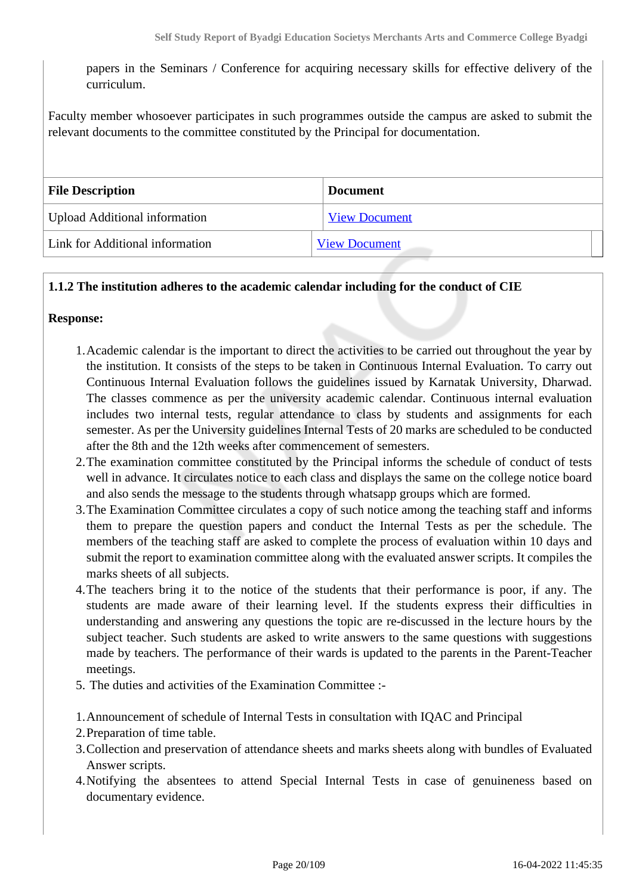papers in the Seminars / Conference for acquiring necessary skills for effective delivery of the curriculum.

Faculty member whosoever participates in such programmes outside the campus are asked to submit the relevant documents to the committee constituted by the Principal for documentation.

| File Description | Document |
|---|---|
| Upload Additional information | View Document |
| Link for Additional information | View Document |

**1.1.2 The institution adheres to the academic calendar including for the conduct of CIE**

**Response:**

1. Academic calendar is the important to direct the activities to be carried out throughout the year by the institution. It consists of the steps to be taken in Continuous Internal Evaluation. To carry out Continuous Internal Evaluation follows the guidelines issued by Karnatak University, Dharwad. The classes commence as per the university academic calendar. Continuous internal evaluation includes two internal tests, regular attendance to class by students and assignments for each semester. As per the University guidelines Internal Tests of 20 marks are scheduled to be conducted after the 8th and the 12th weeks after commencement of semesters.
2. The examination committee constituted by the Principal informs the schedule of conduct of tests well in advance. It circulates notice to each class and displays the same on the college notice board and also sends the message to the students through whatsapp groups which are formed.
3. The Examination Committee circulates a copy of such notice among the teaching staff and informs them to prepare the question papers and conduct the Internal Tests as per the schedule. The members of the teaching staff are asked to complete the process of evaluation within 10 days and submit the report to examination committee along with the evaluated answer scripts. It compiles the marks sheets of all subjects.
4. The teachers bring it to the notice of the students that their performance is poor, if any. The students are made aware of their learning level. If the students express their difficulties in understanding and answering any questions the topic are re-discussed in the lecture hours by the subject teacher. Such students are asked to write answers to the same questions with suggestions made by teachers. The performance of their wards is updated to the parents in the Parent-Teacher meetings.
5. The duties and activities of the Examination Committee :-

1. Announcement of schedule of Internal Tests in consultation with IQAC and Principal
2. Preparation of time table.
3. Collection and preservation of attendance sheets and marks sheets along with bundles of Evaluated Answer scripts.
4. Notifying the absentees to attend Special Internal Tests in case of genuineness based on documentary evidence.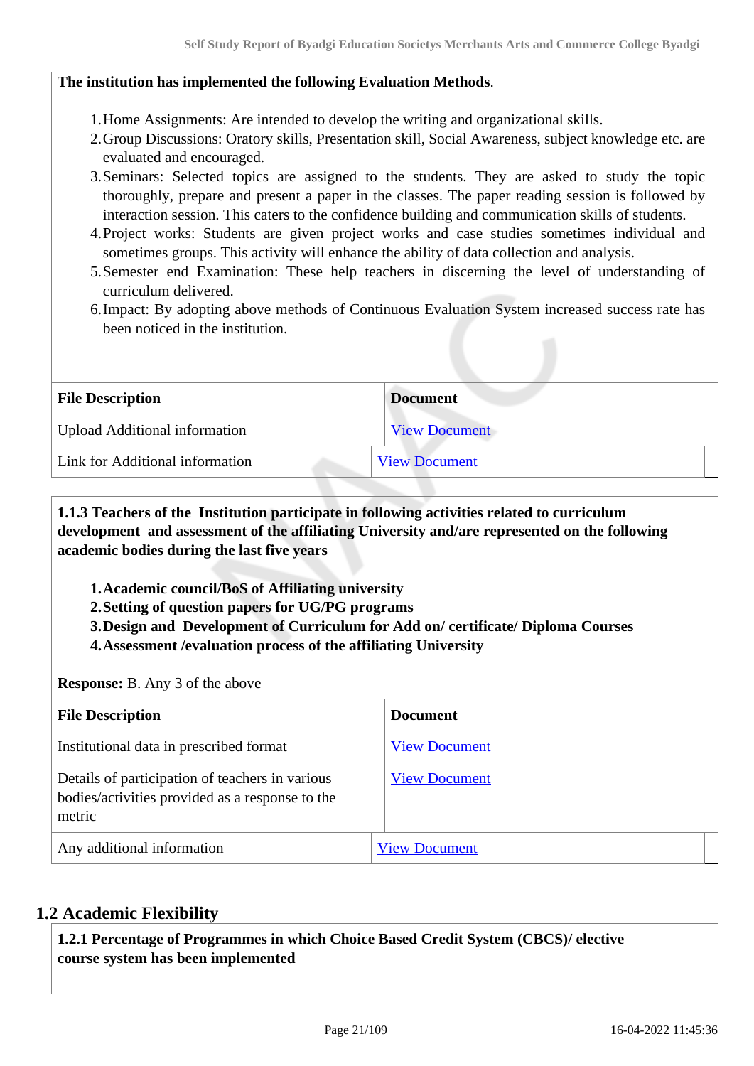**The institution has implemented the following Evaluation Methods**.

1. Home Assignments: Are intended to develop the writing and organizational skills.
2. Group Discussions: Oratory skills, Presentation skill, Social Awareness, subject knowledge etc. are evaluated and encouraged.
3. Seminars: Selected topics are assigned to the students. They are asked to study the topic thoroughly, prepare and present a paper in the classes. The paper reading session is followed by interaction session. This caters to the confidence building and communication skills of students.
4. Project works: Students are given project works and case studies sometimes individual and sometimes groups. This activity will enhance the ability of data collection and analysis.
5. Semester end Examination: These help teachers in discerning the level of understanding of curriculum delivered.
6. Impact: By adopting above methods of Continuous Evaluation System increased success rate has been noticed in the institution.

| File Description | Document |
|---|---|
| Upload Additional information | View Document |
| Link for Additional information | View Document |

**1.1.3 Teachers of the Institution participate in following activities related to curriculum development and assessment of the affiliating University and/are represented on the following academic bodies during the last five years**

1. **Academic council/BoS of Affiliating university**
2. **Setting of question papers for UG/PG programs**
3. **Design and Development of Curriculum for Add on/ certificate/ Diploma Courses**
4. **Assessment /evaluation process of the affiliating University**

**Response:** B. Any 3 of the above

| File Description | Document |
|---|---|
| Institutional data in prescribed format | View Document |
| Details of participation of teachers in various bodies/activities provided as a response to the metric | View Document |
| Any additional information | View Document |

## 1.2 Academic Flexibility

**1.2.1 Percentage of Programmes in which Choice Based Credit System (CBCS)/ elective course system has been implemented**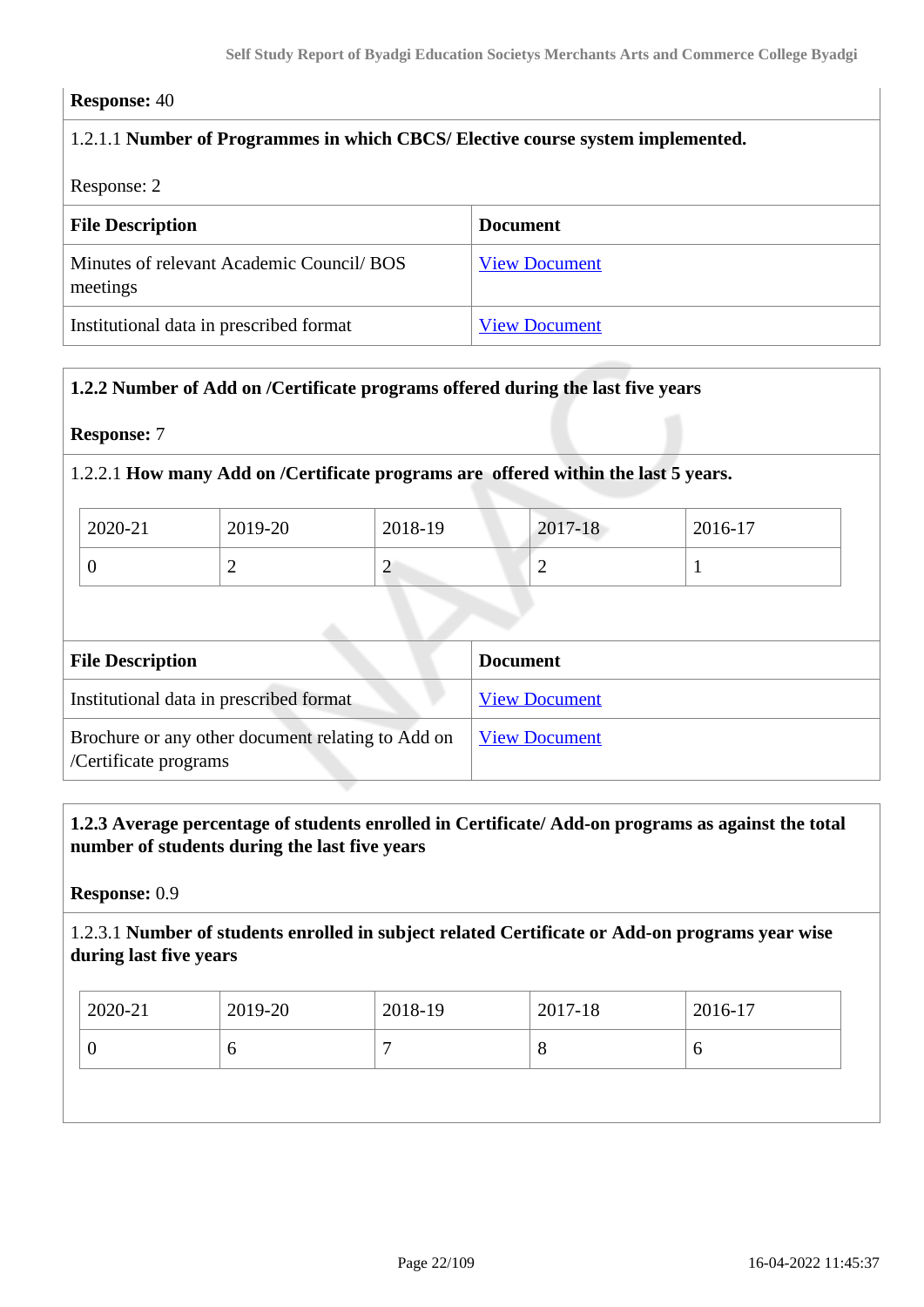**Response:** 40

1.2.1.1 **Number of Programmes in which CBCS/ Elective course system implemented.**

Response: 2

| File Description | Document |
|---|---|
| Minutes of relevant Academic Council/ BOS meetings | View Document |
| Institutional data in prescribed format | View Document |

**1.2.2 Number of Add on /Certificate programs offered during the last five years**

**Response:** 7

1.2.2.1 **How many Add on /Certificate programs are offered within the last 5 years.**

| 2020-21 | 2019-20 | 2018-19 | 2017-18 | 2016-17 |
|---|---|---|---|---|
| 0 | 2 | 2 | 2 | 1 |

| File Description | Document |
|---|---|
| Institutional data in prescribed format | View Document |
| Brochure or any other document relating to Add on /Certificate programs | View Document |

**1.2.3 Average percentage of students enrolled in Certificate/ Add-on programs as against the total number of students during the last five years**

**Response:** 0.9

1.2.3.1 **Number of students enrolled in subject related Certificate or Add-on programs year wise during last five years**

| 2020-21 | 2019-20 | 2018-19 | 2017-18 | 2016-17 |
|---|---|---|---|---|
| 0 | 6 | 7 | 8 | 6 |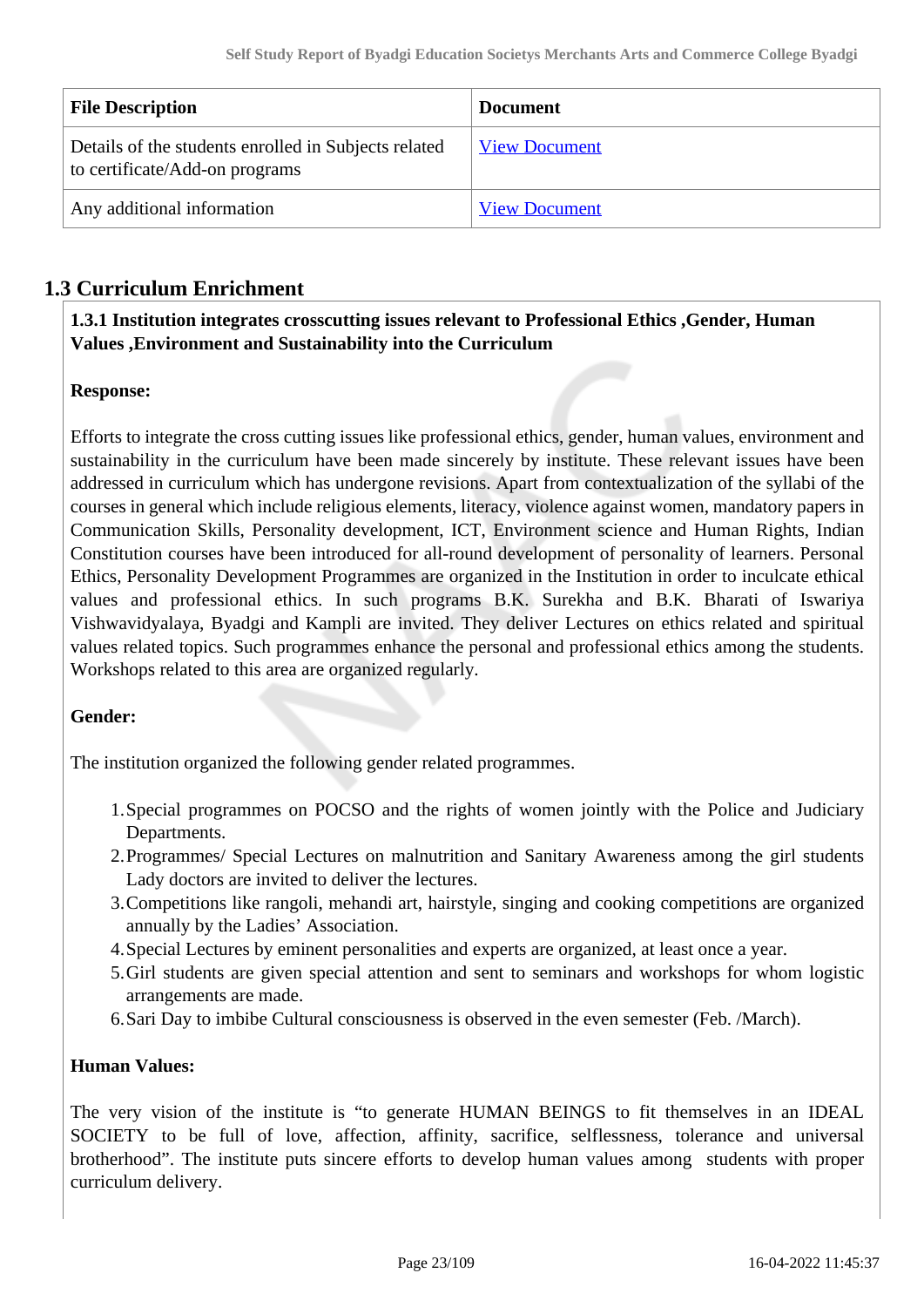| File Description | Document |
|---|---|
| Details of the students enrolled in Subjects related to certificate/Add-on programs | View Document |
| Any additional information | View Document |

## 1.3 Curriculum Enrichment

**1.3.1 Institution integrates crosscutting issues relevant to Professional Ethics ,Gender, Human Values ,Environment and Sustainability into the Curriculum**

**Response:**

Efforts to integrate the cross cutting issues like professional ethics, gender, human values, environment and sustainability in the curriculum have been made sincerely by institute. These relevant issues have been addressed in curriculum which has undergone revisions. Apart from contextualization of the syllabi of the courses in general which include religious elements, literacy, violence against women, mandatory papers in Communication Skills, Personality development, ICT, Environment science and Human Rights, Indian Constitution courses have been introduced for all-round development of personality of learners. Personal Ethics, Personality Development Programmes are organized in the Institution in order to inculcate ethical values and professional ethics. In such programs B.K. Surekha and B.K. Bharati of Iswariya Vishwavidyalaya, Byadgi and Kampli are invited. They deliver Lectures on ethics related and spiritual values related topics. Such programmes enhance the personal and professional ethics among the students. Workshops related to this area are organized regularly.

**Gender:**

The institution organized the following gender related programmes.

1. Special programmes on POCSO and the rights of women jointly with the Police and Judiciary Departments.
2. Programmes/ Special Lectures on malnutrition and Sanitary Awareness among the girl students Lady doctors are invited to deliver the lectures.
3. Competitions like rangoli, mehandi art, hairstyle, singing and cooking competitions are organized annually by the Ladies' Association.
4. Special Lectures by eminent personalities and experts are organized, at least once a year.
5. Girl students are given special attention and sent to seminars and workshops for whom logistic arrangements are made.
6. Sari Day to imbibe Cultural consciousness is observed in the even semester (Feb. /March).

**Human Values:**

The very vision of the institute is "to generate HUMAN BEINGS to fit themselves in an IDEAL SOCIETY to be full of love, affection, affinity, sacrifice, selflessness, tolerance and universal brotherhood". The institute puts sincere efforts to develop human values among students with proper curriculum delivery.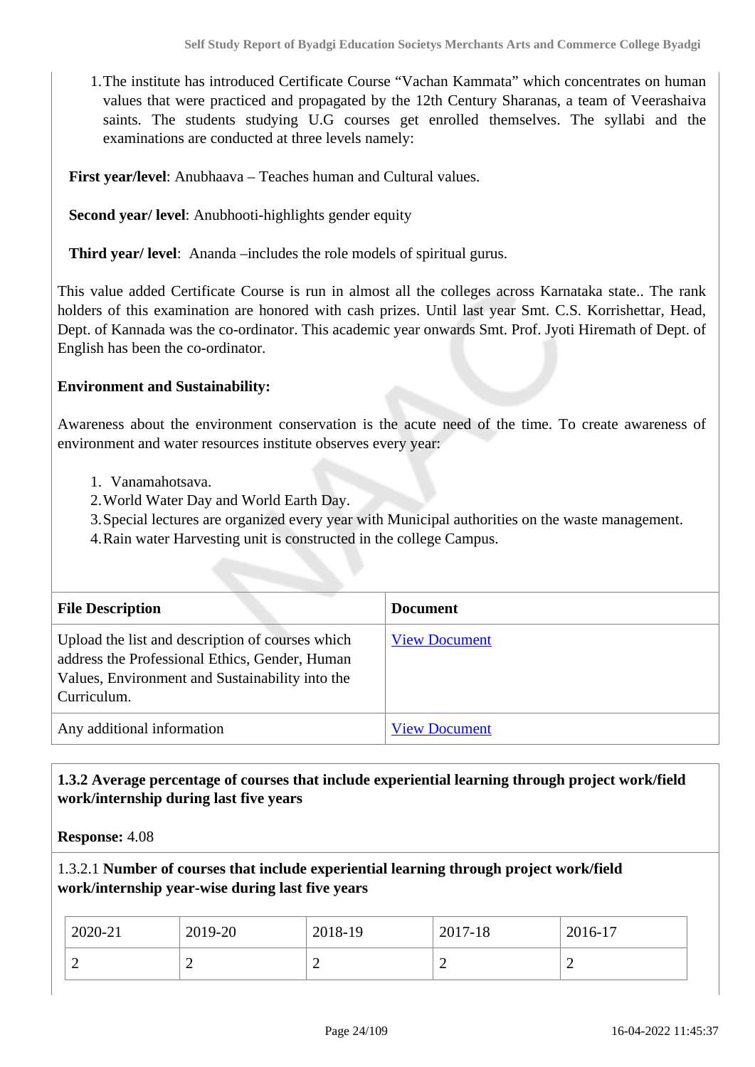1. The institute has introduced Certificate Course "Vachan Kammata" which concentrates on human values that were practiced and propagated by the 12th Century Sharanas, a team of Veerashaiva saints. The students studying U.G courses get enrolled themselves. The syllabi and the examinations are conducted at three levels namely:

**First year/level**: Anubhaava – Teaches human and Cultural values.

**Second year/ level**: Anubhooti-highlights gender equity

**Third year/ level**: Ananda –includes the role models of spiritual gurus.

This value added Certificate Course is run in almost all the colleges across Karnataka state.. The rank holders of this examination are honored with cash prizes. Until last year Smt. C.S. Korrishettar, Head, Dept. of Kannada was the co-ordinator. This academic year onwards Smt. Prof. Jyoti Hiremath of Dept. of English has been the co-ordinator.

**Environment and Sustainability:**

Awareness about the environment conservation is the acute need of the time. To create awareness of environment and water resources institute observes every year:

1. Vanamahotsava.
2. World Water Day and World Earth Day.
3. Special lectures are organized every year with Municipal authorities on the waste management.
4. Rain water Harvesting unit is constructed in the college Campus.

| File Description | Document |
|---|---|
| Upload the list and description of courses which address the Professional Ethics, Gender, Human Values, Environment and Sustainability into the Curriculum. | View Document |
| Any additional information | View Document |

**1.3.2 Average percentage of courses that include experiential learning through project work/field work/internship during last five years**

**Response:** 4.08

1.3.2.1 **Number of courses that include experiential learning through project work/field work/internship year-wise during last five years**

| 2020-21 | 2019-20 | 2018-19 | 2017-18 | 2016-17 |
|---|---|---|---|---|
| 2 | 2 | 2 | 2 | 2 |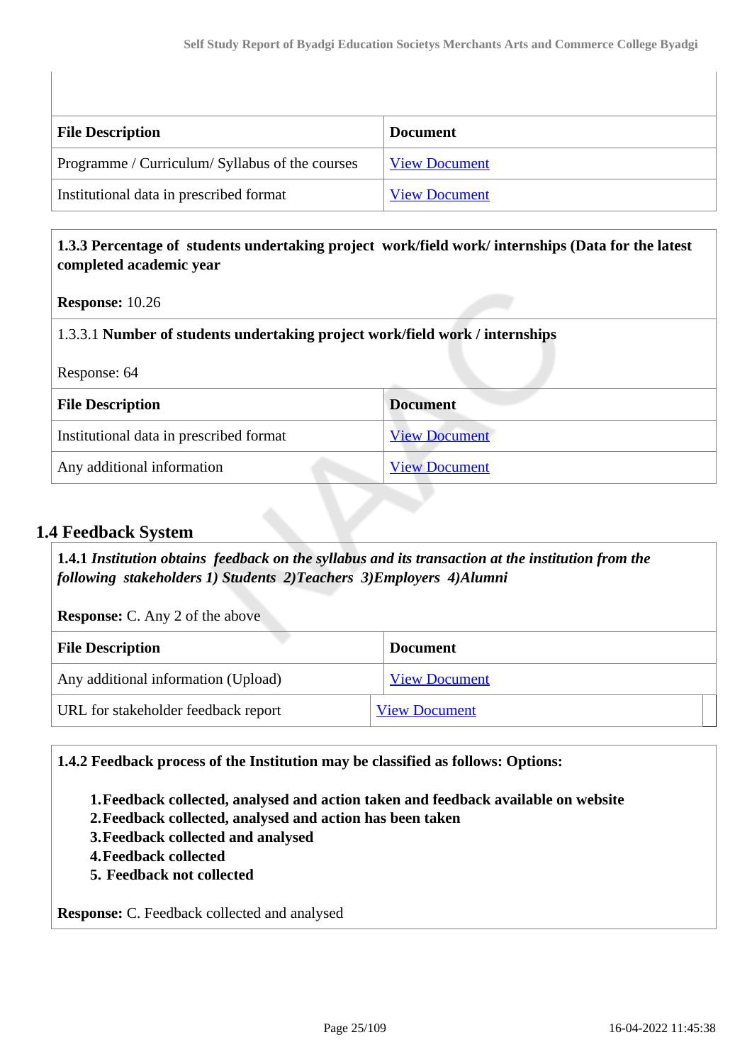| File Description | Document |
|---|---|
| Programme / Curriculum/ Syllabus of the courses | View Document |
| Institutional data in prescribed format | View Document |

**1.3.3 Percentage of students undertaking project work/field work/ internships (Data for the latest completed academic year**

**Response:** 10.26

1.3.3.1 **Number of students undertaking project work/field work / internships**

Response: 64

| File Description | Document |
|---|---|
| Institutional data in prescribed format | View Document |
| Any additional information | View Document |

## 1.4 Feedback System

**1.4.1** ***Institution obtains feedback on the syllabus and its transaction at the institution from the following stakeholders 1) Students 2)Teachers 3)Employers 4)Alumni***

**Response:** C. Any 2 of the above

| File Description | Document |
|---|---|
| Any additional information (Upload) | View Document |
| URL for stakeholder feedback report | View Document |

**1.4.2 Feedback process of the Institution may be classified as follows: Options:**

1. **Feedback collected, analysed and action taken and feedback available on website**
2. **Feedback collected, analysed and action has been taken**
3. **Feedback collected and analysed**
4. **Feedback collected**
5. **Feedback not collected**

**Response:** C. Feedback collected and analysed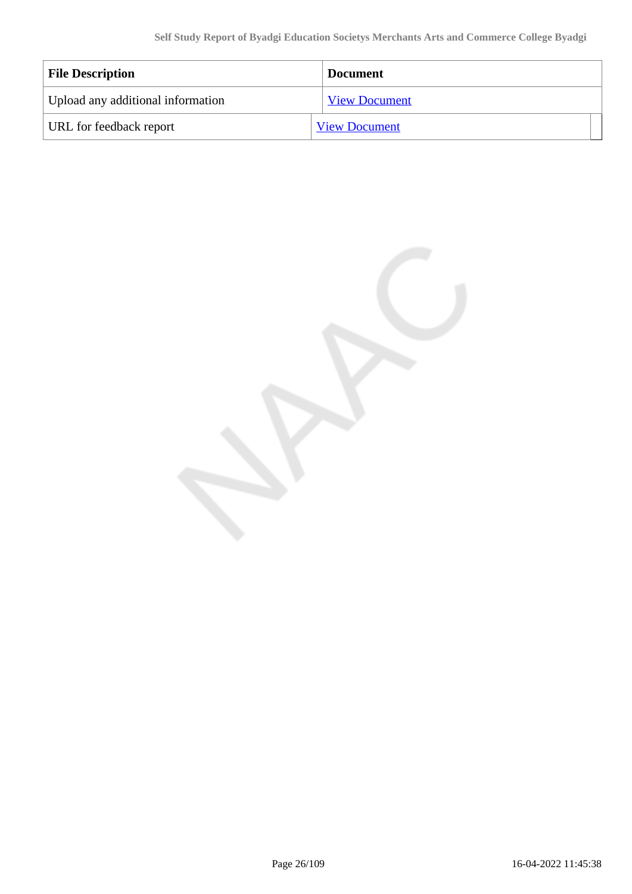| File Description | Document |
|---|---|
| Upload any additional information | View Document |
| URL for feedback report | View Document |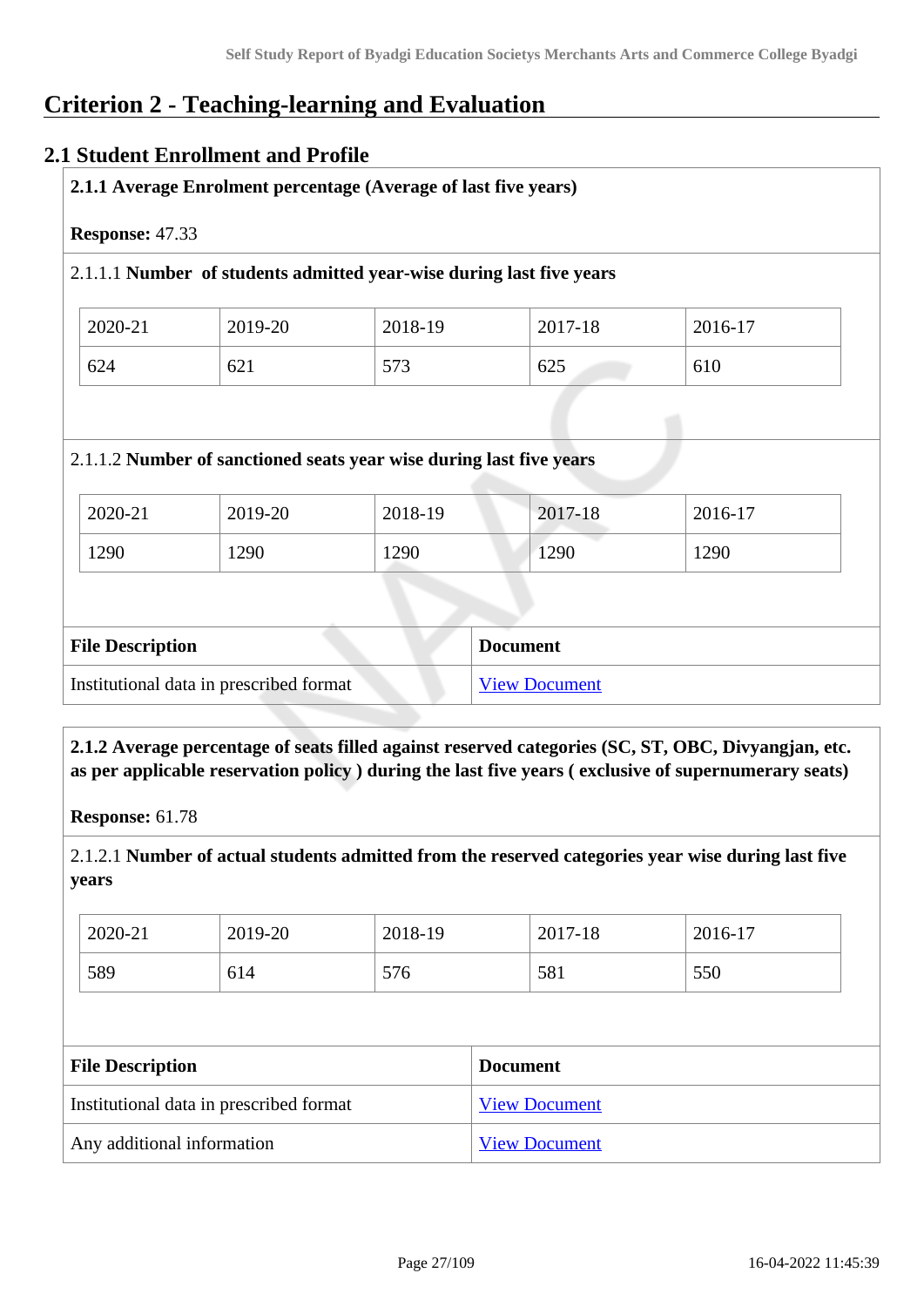# Criterion 2 - Teaching-learning and Evaluation

## 2.1 Student Enrollment and Profile

**2.1.1 Average Enrolment percentage (Average of last five years)**

**Response:** 47.33

2.1.1.1 **Number of students admitted year-wise during last five years**

| 2020-21 | 2019-20 | 2018-19 | 2017-18 | 2016-17 |
|---|---|---|---|---|
| 624 | 621 | 573 | 625 | 610 |

2.1.1.2 **Number of sanctioned seats year wise during last five years**

| 2020-21 | 2019-20 | 2018-19 | 2017-18 | 2016-17 |
|---|---|---|---|---|
| 1290 | 1290 | 1290 | 1290 | 1290 |

| File Description | Document |
|---|---|
| Institutional data in prescribed format | View Document |

**2.1.2 Average percentage of seats filled against reserved categories (SC, ST, OBC, Divyangjan, etc. as per applicable reservation policy ) during the last five years ( exclusive of supernumerary seats)**

**Response:** 61.78

2.1.2.1 **Number of actual students admitted from the reserved categories year wise during last five years**

| 2020-21 | 2019-20 | 2018-19 | 2017-18 | 2016-17 |
|---|---|---|---|---|
| 589 | 614 | 576 | 581 | 550 |

| File Description | Document |
|---|---|
| Institutional data in prescribed format | View Document |
| Any additional information | View Document |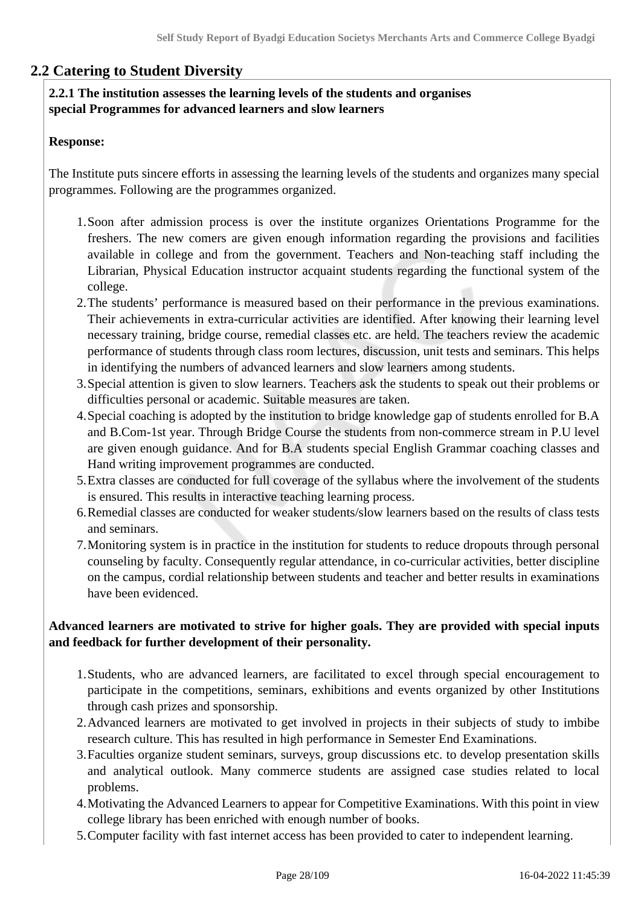## 2.2 Catering to Student Diversity

**2.2.1 The institution assesses the learning levels of the students and organises special Programmes for advanced learners and slow learners**

**Response:**

The Institute puts sincere efforts in assessing the learning levels of the students and organizes many special programmes. Following are the programmes organized.

1. Soon after admission process is over the institute organizes Orientations Programme for the freshers. The new comers are given enough information regarding the provisions and facilities available in college and from the government. Teachers and Non-teaching staff including the Librarian, Physical Education instructor acquaint students regarding the functional system of the college.
2. The students' performance is measured based on their performance in the previous examinations. Their achievements in extra-curricular activities are identified. After knowing their learning level necessary training, bridge course, remedial classes etc. are held. The teachers review the academic performance of students through class room lectures, discussion, unit tests and seminars. This helps in identifying the numbers of advanced learners and slow learners among students.
3. Special attention is given to slow learners. Teachers ask the students to speak out their problems or difficulties personal or academic. Suitable measures are taken.
4. Special coaching is adopted by the institution to bridge knowledge gap of students enrolled for B.A and B.Com-1st year. Through Bridge Course the students from non-commerce stream in P.U level are given enough guidance. And for B.A students special English Grammar coaching classes and Hand writing improvement programmes are conducted.
5. Extra classes are conducted for full coverage of the syllabus where the involvement of the students is ensured. This results in interactive teaching learning process.
6. Remedial classes are conducted for weaker students/slow learners based on the results of class tests and seminars.
7. Monitoring system is in practice in the institution for students to reduce dropouts through personal counseling by faculty. Consequently regular attendance, in co-curricular activities, better discipline on the campus, cordial relationship between students and teacher and better results in examinations have been evidenced.

**Advanced learners are motivated to strive for higher goals. They are provided with special inputs and feedback for further development of their personality.**

1. Students, who are advanced learners, are facilitated to excel through special encouragement to participate in the competitions, seminars, exhibitions and events organized by other Institutions through cash prizes and sponsorship.
2. Advanced learners are motivated to get involved in projects in their subjects of study to imbibe research culture. This has resulted in high performance in Semester End Examinations.
3. Faculties organize student seminars, surveys, group discussions etc. to develop presentation skills and analytical outlook. Many commerce students are assigned case studies related to local problems.
4. Motivating the Advanced Learners to appear for Competitive Examinations. With this point in view college library has been enriched with enough number of books.
5. Computer facility with fast internet access has been provided to cater to independent learning.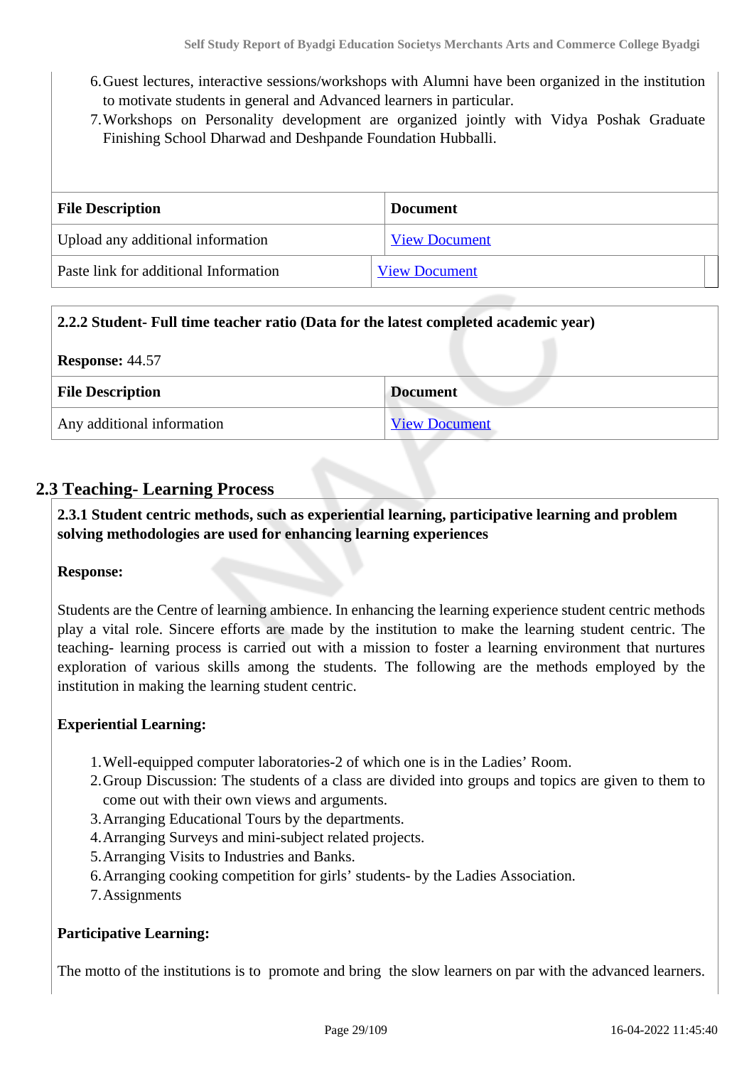6. Guest lectures, interactive sessions/workshops with Alumni have been organized in the institution to motivate students in general and Advanced learners in particular.
7. Workshops on Personality development are organized jointly with Vidya Poshak Graduate Finishing School Dharwad and Deshpande Foundation Hubballi.

| File Description | Document |
| --- | --- |
| Upload any additional information | View Document |
| Paste link for additional Information | View Document |

**2.2.2 Student- Full time teacher ratio (Data for the latest completed academic year)**

**Response:** 44.57

| File Description | Document |
| --- | --- |
| Any additional information | View Document |

## 2.3 Teaching- Learning Process

**2.3.1 Student centric methods, such as experiential learning, participative learning and problem solving methodologies are used for enhancing learning experiences**

**Response:**

Students are the Centre of learning ambience. In enhancing the learning experience student centric methods play a vital role. Sincere efforts are made by the institution to make the learning student centric. The teaching- learning process is carried out with a mission to foster a learning environment that nurtures exploration of various skills among the students. The following are the methods employed by the institution in making the learning student centric.

**Experiential Learning:**

1. Well-equipped computer laboratories-2 of which one is in the Ladies' Room.
2. Group Discussion: The students of a class are divided into groups and topics are given to them to come out with their own views and arguments.
3. Arranging Educational Tours by the departments.
4. Arranging Surveys and mini-subject related projects.
5. Arranging Visits to Industries and Banks.
6. Arranging cooking competition for girls' students- by the Ladies Association.
7. Assignments

**Participative Learning:**

The motto of the institutions is to promote and bring the slow learners on par with the advanced learners.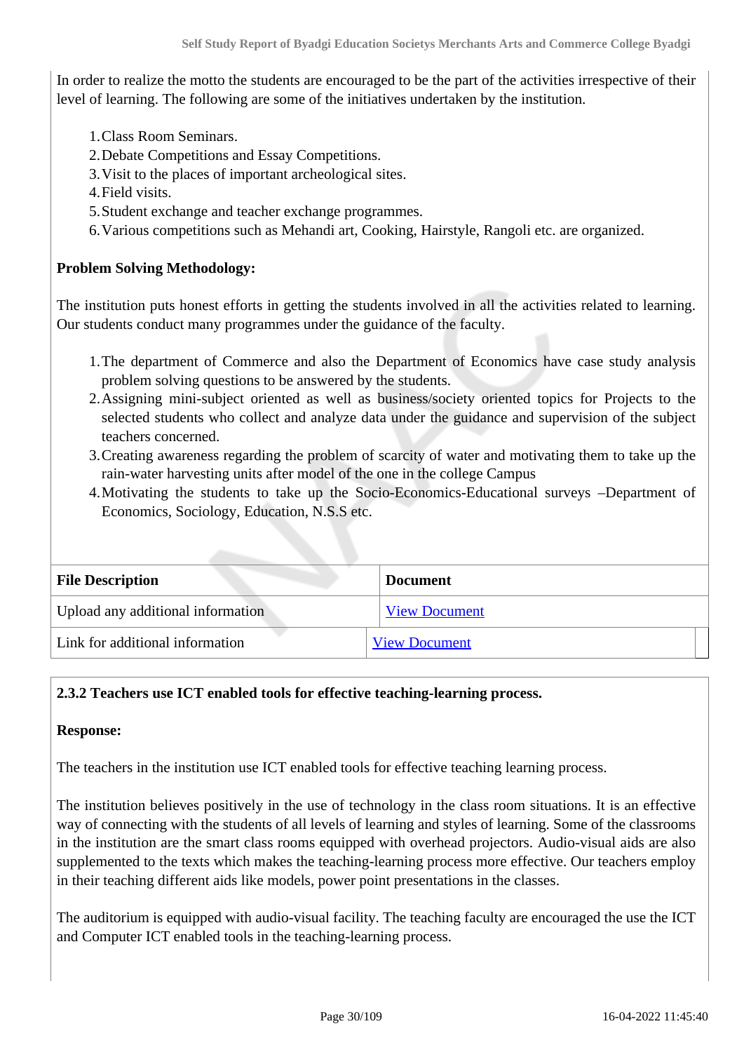In order to realize the motto the students are encouraged to be the part of the activities irrespective of their level of learning. The following are some of the initiatives undertaken by the institution.

1. Class Room Seminars.
2. Debate Competitions and Essay Competitions.
3. Visit to the places of important archeological sites.
4. Field visits.
5. Student exchange and teacher exchange programmes.
6. Various competitions such as Mehandi art, Cooking, Hairstyle, Rangoli etc. are organized.

**Problem Solving Methodology:**

The institution puts honest efforts in getting the students involved in all the activities related to learning. Our students conduct many programmes under the guidance of the faculty.

1. The department of Commerce and also the Department of Economics have case study analysis problem solving questions to be answered by the students.
2. Assigning mini-subject oriented as well as business/society oriented topics for Projects to the selected students who collect and analyze data under the guidance and supervision of the subject teachers concerned.
3. Creating awareness regarding the problem of scarcity of water and motivating them to take up the rain-water harvesting units after model of the one in the college Campus
4. Motivating the students to take up the Socio-Economics-Educational surveys –Department of Economics, Sociology, Education, N.S.S etc.

| File Description | Document |
|---|---|
| Upload any additional information | View Document |
| Link for additional information | View Document |

**2.3.2 Teachers use ICT enabled tools for effective teaching-learning process.**

**Response:**

The teachers in the institution use ICT enabled tools for effective teaching learning process.

The institution believes positively in the use of technology in the class room situations. It is an effective way of connecting with the students of all levels of learning and styles of learning. Some of the classrooms in the institution are the smart class rooms equipped with overhead projectors. Audio-visual aids are also supplemented to the texts which makes the teaching-learning process more effective. Our teachers employ in their teaching different aids like models, power point presentations in the classes.

The auditorium is equipped with audio-visual facility. The teaching faculty are encouraged the use the ICT and Computer ICT enabled tools in the teaching-learning process.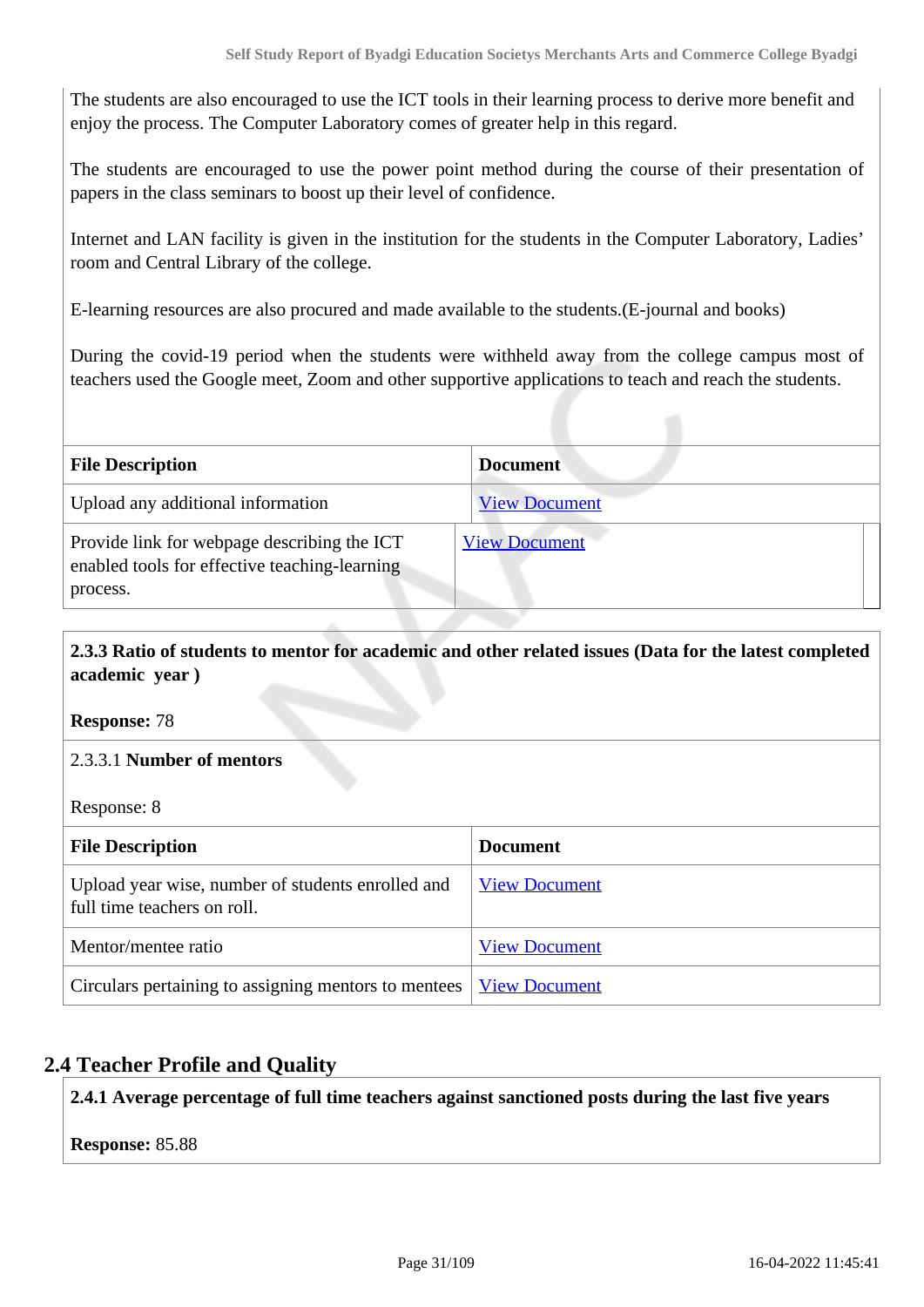The students are also encouraged to use the ICT tools in their learning process to derive more benefit and enjoy the process. The Computer Laboratory comes of greater help in this regard.

The students are encouraged to use the power point method during the course of their presentation of papers in the class seminars to boost up their level of confidence.

Internet and LAN facility is given in the institution for the students in the Computer Laboratory, Ladies' room and Central Library of the college.

E-learning resources are also procured and made available to the students.(E-journal and books)

During the covid-19 period when the students were withheld away from the college campus most of teachers used the Google meet, Zoom and other supportive applications to teach and reach the students.

| File Description | Document |
|---|---|
| Upload any additional information | View Document |
| Provide link for webpage describing the ICT enabled tools for effective teaching-learning process. | View Document |

**2.3.3 Ratio of students to mentor for academic and other related issues (Data for the latest completed academic year )**

**Response:** 78

2.3.3.1 **Number of mentors**

Response: 8

| File Description | Document |
|---|---|
| Upload year wise, number of students enrolled and full time teachers on roll. | View Document |
| Mentor/mentee ratio | View Document |
| Circulars pertaining to assigning mentors to mentees | View Document |

## 2.4 Teacher Profile and Quality

**2.4.1 Average percentage of full time teachers against sanctioned posts during the last five years**

**Response:** 85.88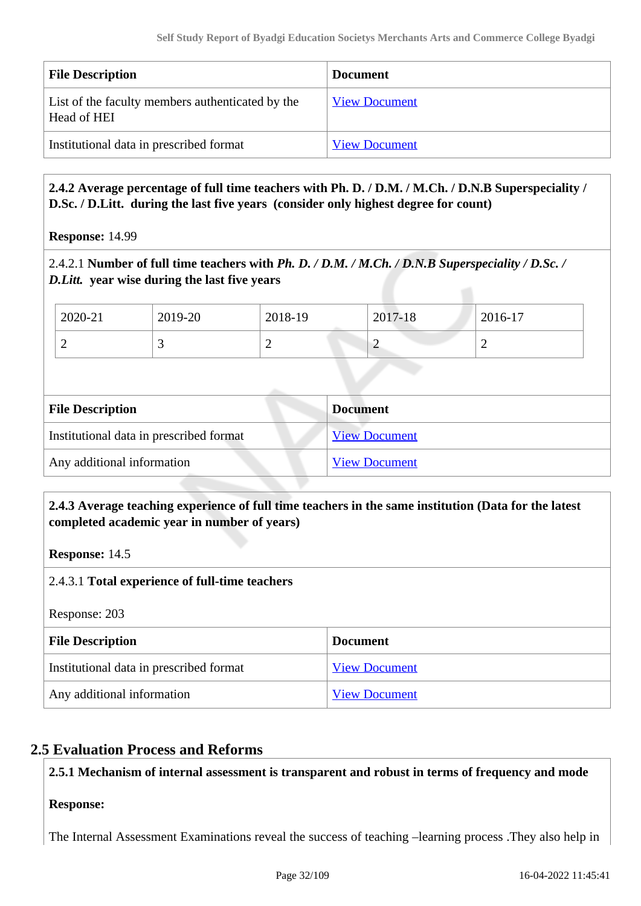| File Description | Document |
|---|---|
| List of the faculty members authenticated by the Head of HEI | View Document |
| Institutional data in prescribed format | View Document |

**2.4.2 Average percentage of full time teachers with Ph. D. / D.M. / M.Ch. / D.N.B Superspeciality / D.Sc. / D.Litt. during the last five years (consider only highest degree for count)**

**Response:** 14.99

2.4.2.1 **Number of full time teachers with *Ph. D. / D.M. / M.Ch. / D.N.B Superspeciality / D.Sc. / D.Litt.* year wise during the last five years**

| 2020-21 | 2019-20 | 2018-19 | 2017-18 | 2016-17 |
|---|---|---|---|---|
| 2 | 3 | 2 | 2 | 2 |

| File Description | Document |
|---|---|
| Institutional data in prescribed format | View Document |
| Any additional information | View Document |

**2.4.3 Average teaching experience of full time teachers in the same institution (Data for the latest completed academic year in number of years)**

**Response:** 14.5

2.4.3.1 **Total experience of full-time teachers**

Response: 203

| File Description | Document |
|---|---|
| Institutional data in prescribed format | View Document |
| Any additional information | View Document |

## 2.5 Evaluation Process and Reforms

**2.5.1 Mechanism of internal assessment is transparent and robust in terms of frequency and mode**

**Response:**

The Internal Assessment Examinations reveal the success of teaching –learning process .They also help in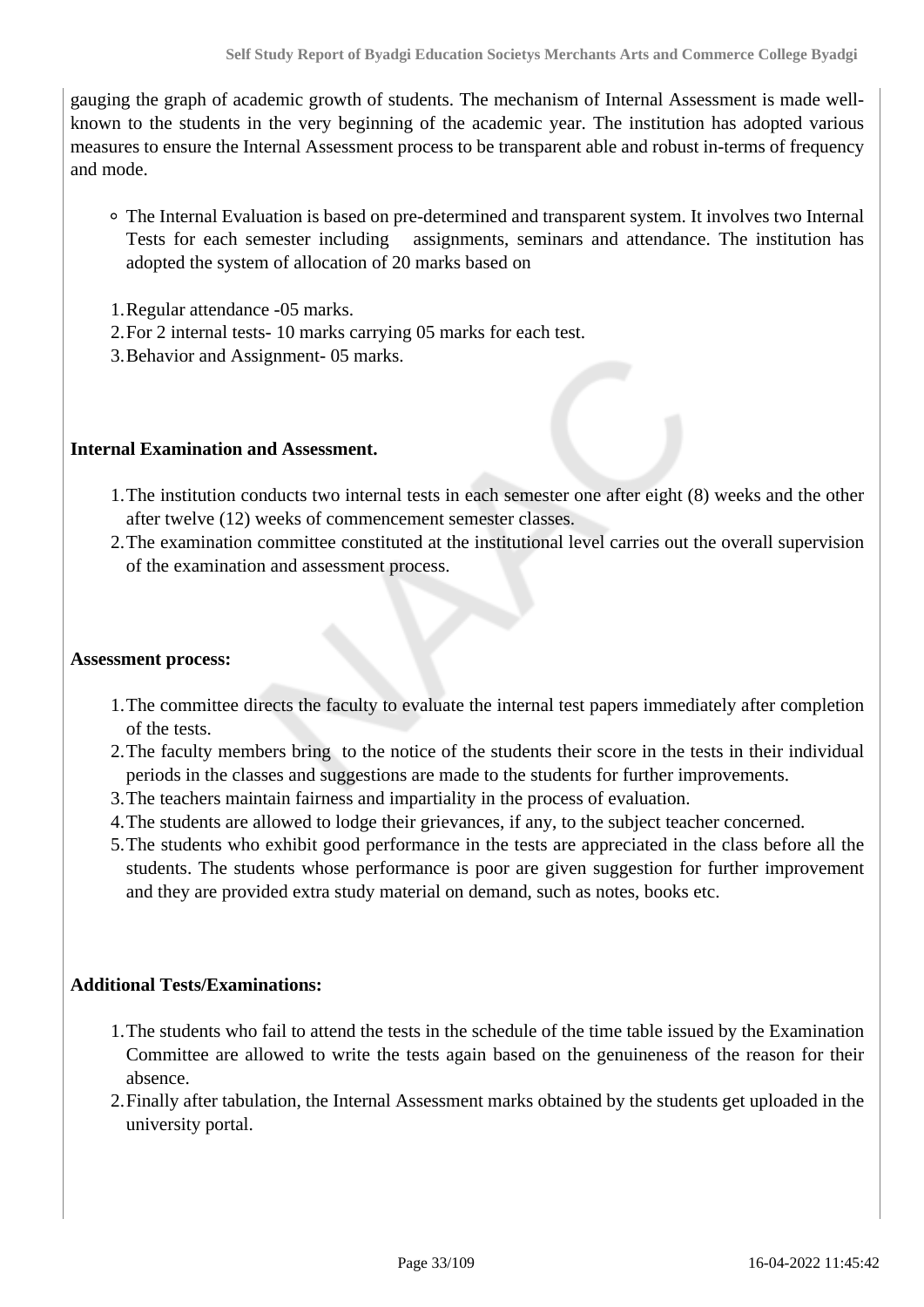gauging the graph of academic growth of students. The mechanism of Internal Assessment is made well-known to the students in the very beginning of the academic year. The institution has adopted various measures to ensure the Internal Assessment process to be transparent able and robust in-terms of frequency and mode.

- The Internal Evaluation is based on pre-determined and transparent system. It involves two Internal Tests for each semester including assignments, seminars and attendance. The institution has adopted the system of allocation of 20 marks based on

1. Regular attendance -05 marks.
2. For 2 internal tests- 10 marks carrying 05 marks for each test.
3. Behavior and Assignment- 05 marks.

**Internal Examination and Assessment.**

1. The institution conducts two internal tests in each semester one after eight (8) weeks and the other after twelve (12) weeks of commencement semester classes.
2. The examination committee constituted at the institutional level carries out the overall supervision of the examination and assessment process.

**Assessment process:**

1. The committee directs the faculty to evaluate the internal test papers immediately after completion of the tests.
2. The faculty members bring to the notice of the students their score in the tests in their individual periods in the classes and suggestions are made to the students for further improvements.
3. The teachers maintain fairness and impartiality in the process of evaluation.
4. The students are allowed to lodge their grievances, if any, to the subject teacher concerned.
5. The students who exhibit good performance in the tests are appreciated in the class before all the students. The students whose performance is poor are given suggestion for further improvement and they are provided extra study material on demand, such as notes, books etc.

**Additional Tests/Examinations:**

1. The students who fail to attend the tests in the schedule of the time table issued by the Examination Committee are allowed to write the tests again based on the genuineness of the reason for their absence.
2. Finally after tabulation, the Internal Assessment marks obtained by the students get uploaded in the university portal.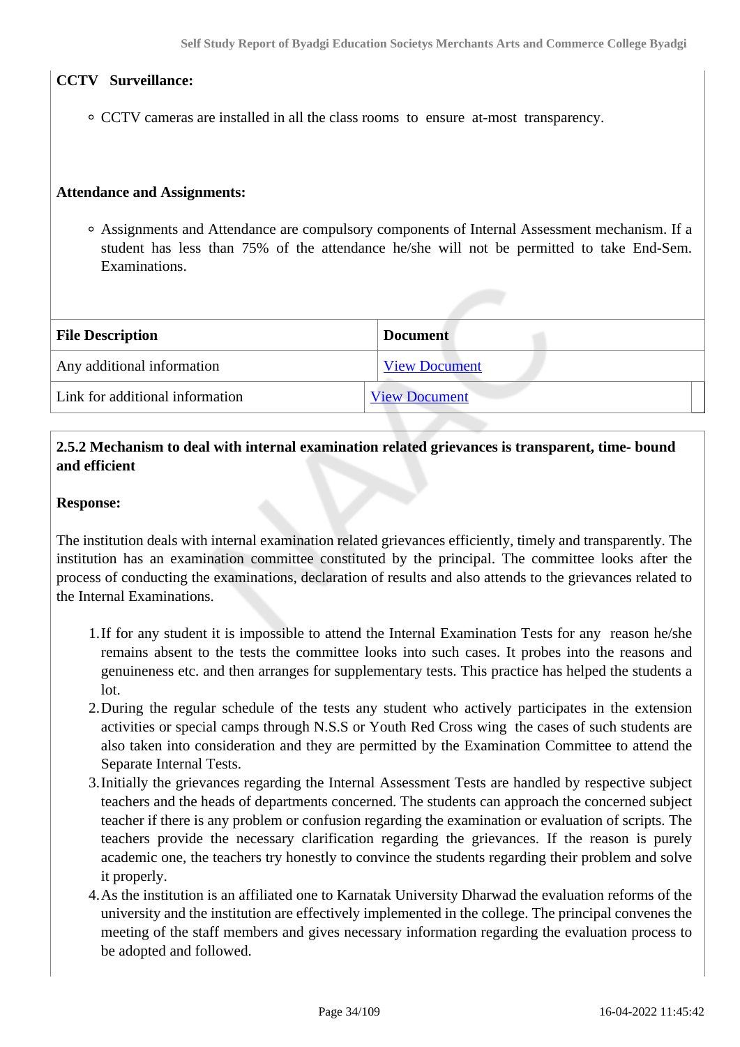**CCTV Surveillance:**

- CCTV cameras are installed in all the class rooms to ensure at-most transparency.

**Attendance and Assignments:**

- Assignments and Attendance are compulsory components of Internal Assessment mechanism. If a student has less than 75% of the attendance he/she will not be permitted to take End-Sem. Examinations.

| File Description | Document |
|---|---|
| Any additional information | View Document |
| Link for additional information | View Document |

**2.5.2 Mechanism to deal with internal examination related grievances is transparent, time- bound and efficient**

**Response:**

The institution deals with internal examination related grievances efficiently, timely and transparently. The institution has an examination committee constituted by the principal. The committee looks after the process of conducting the examinations, declaration of results and also attends to the grievances related to the Internal Examinations.

1. If for any student it is impossible to attend the Internal Examination Tests for any reason he/she remains absent to the tests the committee looks into such cases. It probes into the reasons and genuineness etc. and then arranges for supplementary tests. This practice has helped the students a lot.
2. During the regular schedule of the tests any student who actively participates in the extension activities or special camps through N.S.S or Youth Red Cross wing the cases of such students are also taken into consideration and they are permitted by the Examination Committee to attend the Separate Internal Tests.
3. Initially the grievances regarding the Internal Assessment Tests are handled by respective subject teachers and the heads of departments concerned. The students can approach the concerned subject teacher if there is any problem or confusion regarding the examination or evaluation of scripts. The teachers provide the necessary clarification regarding the grievances. If the reason is purely academic one, the teachers try honestly to convince the students regarding their problem and solve it properly.
4. As the institution is an affiliated one to Karnatak University Dharwad the evaluation reforms of the university and the institution are effectively implemented in the college. The principal convenes the meeting of the staff members and gives necessary information regarding the evaluation process to be adopted and followed.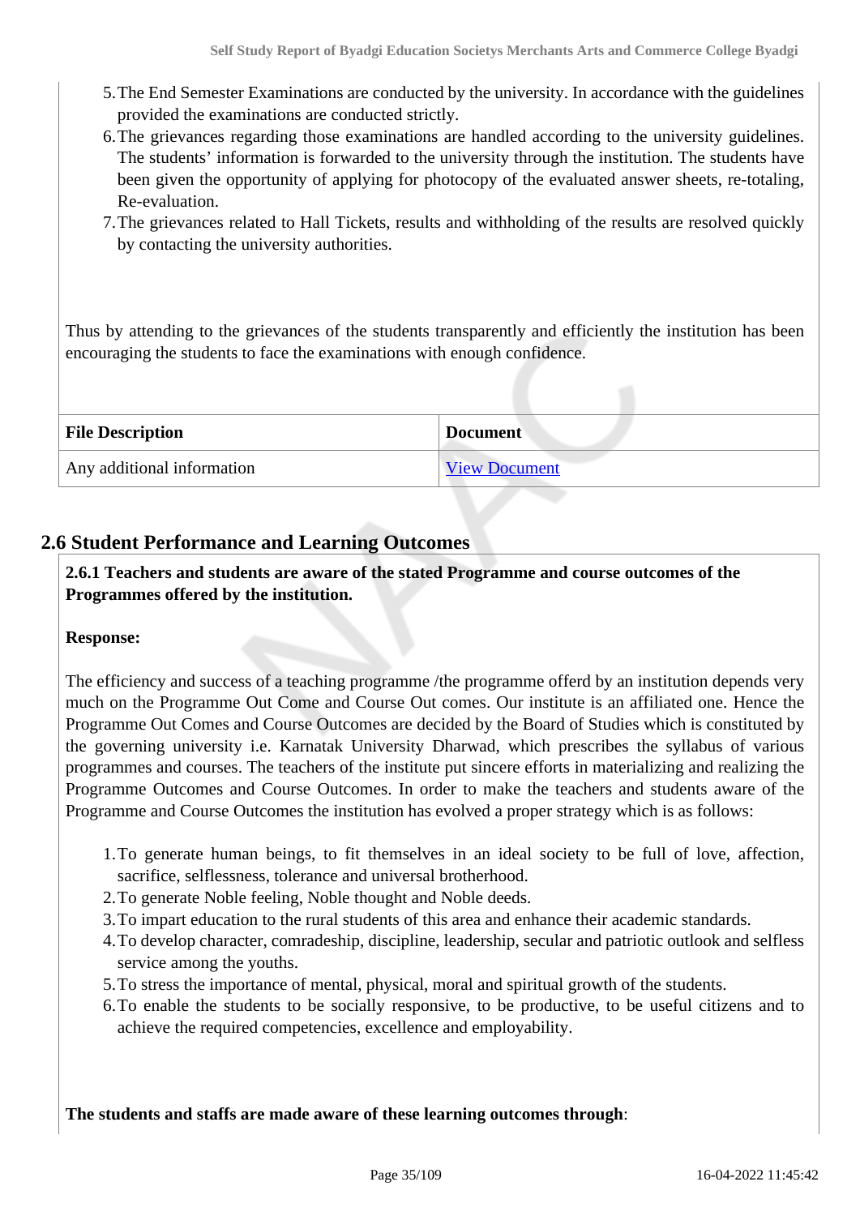5. The End Semester Examinations are conducted by the university. In accordance with the guidelines provided the examinations are conducted strictly.
6. The grievances regarding those examinations are handled according to the university guidelines. The students' information is forwarded to the university through the institution. The students have been given the opportunity of applying for photocopy of the evaluated answer sheets, re-totaling, Re-evaluation.
7. The grievances related to Hall Tickets, results and withholding of the results are resolved quickly by contacting the university authorities.

Thus by attending to the grievances of the students transparently and efficiently the institution has been encouraging the students to face the examinations with enough confidence.

| File Description | Document |
|---|---|
| Any additional information | View Document |

## 2.6 Student Performance and Learning Outcomes

**2.6.1 Teachers and students are aware of the stated Programme and course outcomes of the Programmes offered by the institution.**

**Response:**

The efficiency and success of a teaching programme /the programme offerd by an institution depends very much on the Programme Out Come and Course Out comes. Our institute is an affiliated one. Hence the Programme Out Comes and Course Outcomes are decided by the Board of Studies which is constituted by the governing university i.e. Karnatak University Dharwad, which prescribes the syllabus of various programmes and courses. The teachers of the institute put sincere efforts in materializing and realizing the Programme Outcomes and Course Outcomes. In order to make the teachers and students aware of the Programme and Course Outcomes the institution has evolved a proper strategy which is as follows:

1. To generate human beings, to fit themselves in an ideal society to be full of love, affection, sacrifice, selflessness, tolerance and universal brotherhood.
2. To generate Noble feeling, Noble thought and Noble deeds.
3. To impart education to the rural students of this area and enhance their academic standards.
4. To develop character, comradeship, discipline, leadership, secular and patriotic outlook and selfless service among the youths.
5. To stress the importance of mental, physical, moral and spiritual growth of the students.
6. To enable the students to be socially responsive, to be productive, to be useful citizens and to achieve the required competencies, excellence and employability.

**The students and staffs are made aware of these learning outcomes through**: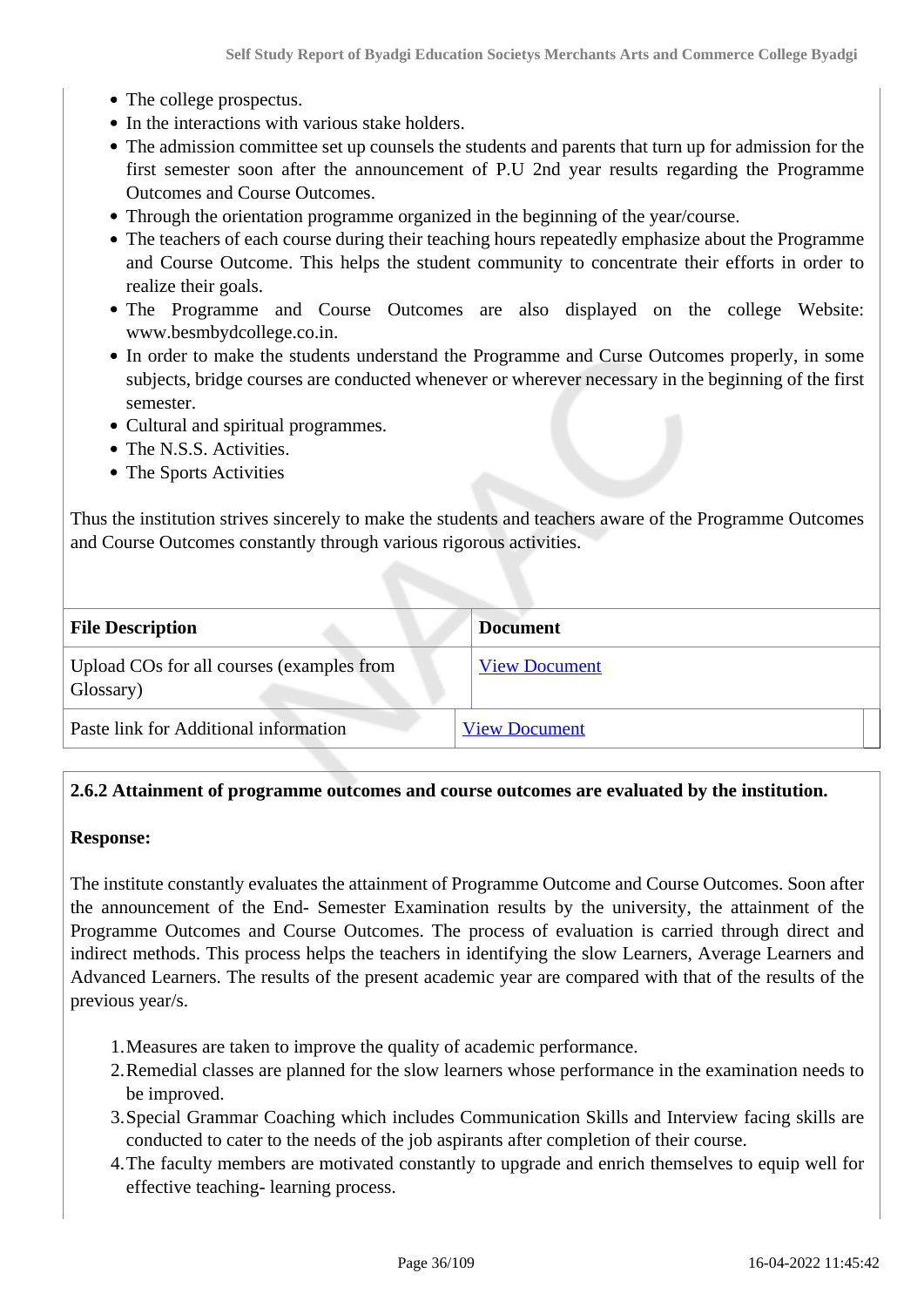- The college prospectus.
- In the interactions with various stake holders.
- The admission committee set up counsels the students and parents that turn up for admission for the first semester soon after the announcement of P.U 2nd year results regarding the Programme Outcomes and Course Outcomes.
- Through the orientation programme organized in the beginning of the year/course.
- The teachers of each course during their teaching hours repeatedly emphasize about the Programme and Course Outcome. This helps the student community to concentrate their efforts in order to realize their goals.
- The Programme and Course Outcomes are also displayed on the college Website: www.besmbydcollege.co.in.
- In order to make the students understand the Programme and Curse Outcomes properly, in some subjects, bridge courses are conducted whenever or wherever necessary in the beginning of the first semester.
- Cultural and spiritual programmes.
- The N.S.S. Activities.
- The Sports Activities

Thus the institution strives sincerely to make the students and teachers aware of the Programme Outcomes and Course Outcomes constantly through various rigorous activities.

| File Description | Document |
|---|---|
| Upload COs for all courses (examples from Glossary) | View Document |
| Paste link for Additional information | View Document |

**2.6.2 Attainment of programme outcomes and course outcomes are evaluated by the institution.**

**Response:**

The institute constantly evaluates the attainment of Programme Outcome and Course Outcomes. Soon after the announcement of the End- Semester Examination results by the university, the attainment of the Programme Outcomes and Course Outcomes. The process of evaluation is carried through direct and indirect methods. This process helps the teachers in identifying the slow Learners, Average Learners and Advanced Learners. The results of the present academic year are compared with that of the results of the previous year/s.

1. Measures are taken to improve the quality of academic performance.
2. Remedial classes are planned for the slow learners whose performance in the examination needs to be improved.
3. Special Grammar Coaching which includes Communication Skills and Interview facing skills are conducted to cater to the needs of the job aspirants after completion of their course.
4. The faculty members are motivated constantly to upgrade and enrich themselves to equip well for effective teaching- learning process.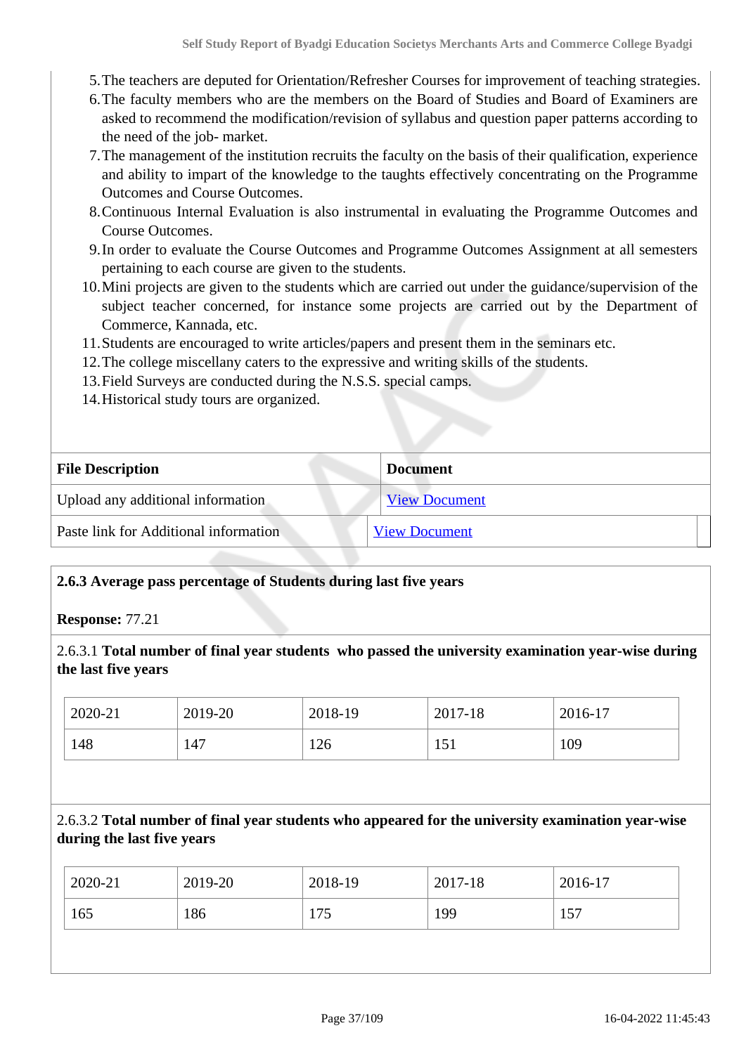5. The teachers are deputed for Orientation/Refresher Courses for improvement of teaching strategies.
6. The faculty members who are the members on the Board of Studies and Board of Examiners are asked to recommend the modification/revision of syllabus and question paper patterns according to the need of the job- market.
7. The management of the institution recruits the faculty on the basis of their qualification, experience and ability to impart of the knowledge to the taughts effectively concentrating on the Programme Outcomes and Course Outcomes.
8. Continuous Internal Evaluation is also instrumental in evaluating the Programme Outcomes and Course Outcomes.
9. In order to evaluate the Course Outcomes and Programme Outcomes Assignment at all semesters pertaining to each course are given to the students.
10. Mini projects are given to the students which are carried out under the guidance/supervision of the subject teacher concerned, for instance some projects are carried out by the Department of Commerce, Kannada, etc.
11. Students are encouraged to write articles/papers and present them in the seminars etc.
12. The college miscellany caters to the expressive and writing skills of the students.
13. Field Surveys are conducted during the N.S.S. special camps.
14. Historical study tours are organized.

| File Description | Document |
|---|---|
| Upload any additional information | View Document |
| Paste link for Additional information | View Document |

**2.6.3 Average pass percentage of Students during last five years**

**Response:** 77.21

2.6.3.1 **Total number of final year students who passed the university examination year-wise during the last five years**

| 2020-21 | 2019-20 | 2018-19 | 2017-18 | 2016-17 |
|---|---|---|---|---|
| 148 | 147 | 126 | 151 | 109 |

2.6.3.2 **Total number of final year students who appeared for the university examination year-wise during the last five years**

| 2020-21 | 2019-20 | 2018-19 | 2017-18 | 2016-17 |
|---|---|---|---|---|
| 165 | 186 | 175 | 199 | 157 |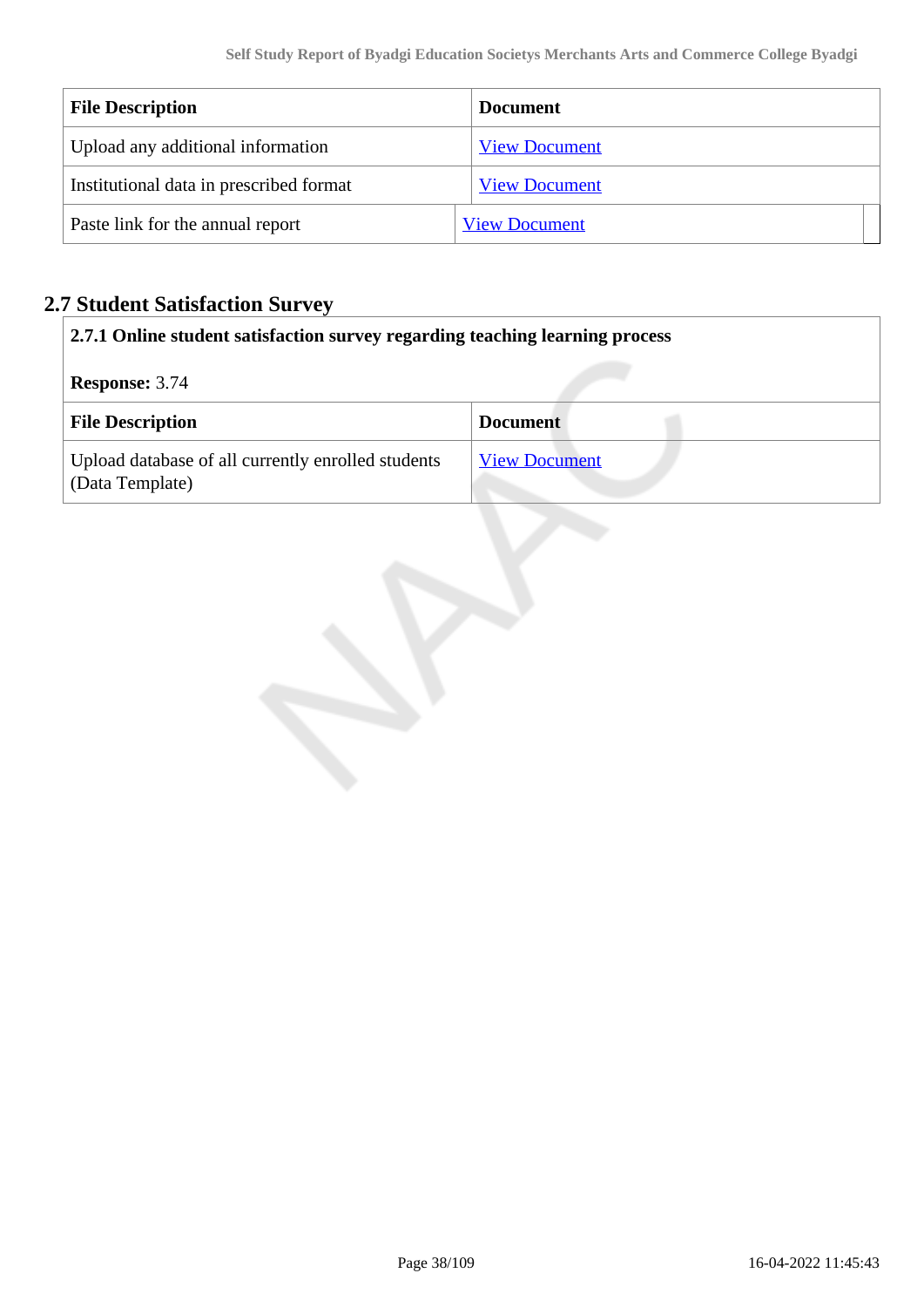| File Description | Document |
|---|---|
| Upload any additional information | View Document |
| Institutional data in prescribed format | View Document |
| Paste link for the annual report | View Document |

## 2.7 Student Satisfaction Survey

**2.7.1 Online student satisfaction survey regarding teaching learning process**

**Response:** 3.74

| File Description | Document |
|---|---|
| Upload database of all currently enrolled students (Data Template) | View Document |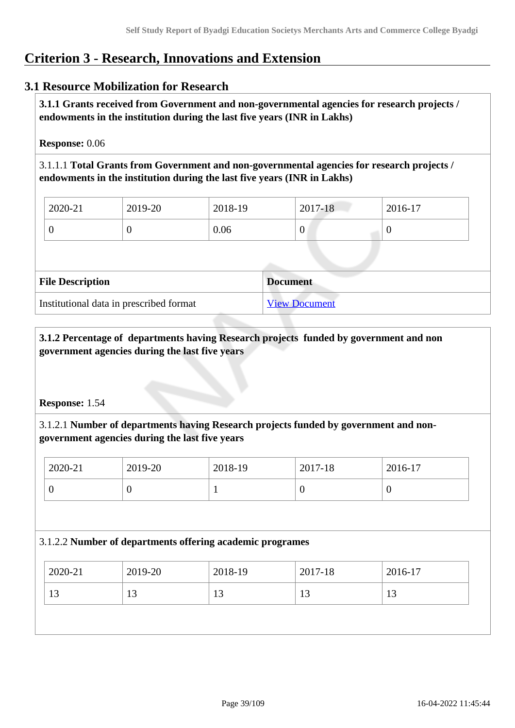# Criterion 3 - Research, Innovations and Extension

## 3.1 Resource Mobilization for Research

**3.1.1 Grants received from Government and non-governmental agencies for research projects / endowments in the institution during the last five years (INR in Lakhs)**

**Response:** 0.06

3.1.1.1 **Total Grants from Government and non-governmental agencies for research projects / endowments in the institution during the last five years (INR in Lakhs)**

| 2020-21 | 2019-20 | 2018-19 | 2017-18 | 2016-17 |
|---|---|---|---|---|
| 0 | 0 | 0.06 | 0 | 0 |

| File Description | Document |
|---|---|
| Institutional data in prescribed format | View Document |

**3.1.2 Percentage of departments having Research projects funded by government and non government agencies during the last five years**

**Response:** 1.54

3.1.2.1 **Number of departments having Research projects funded by government and non-government agencies during the last five years**

| 2020-21 | 2019-20 | 2018-19 | 2017-18 | 2016-17 |
|---|---|---|---|---|
| 0 | 0 | 1 | 0 | 0 |

3.1.2.2 **Number of departments offering academic programes**

| 2020-21 | 2019-20 | 2018-19 | 2017-18 | 2016-17 |
|---|---|---|---|---|
| 13 | 13 | 13 | 13 | 13 |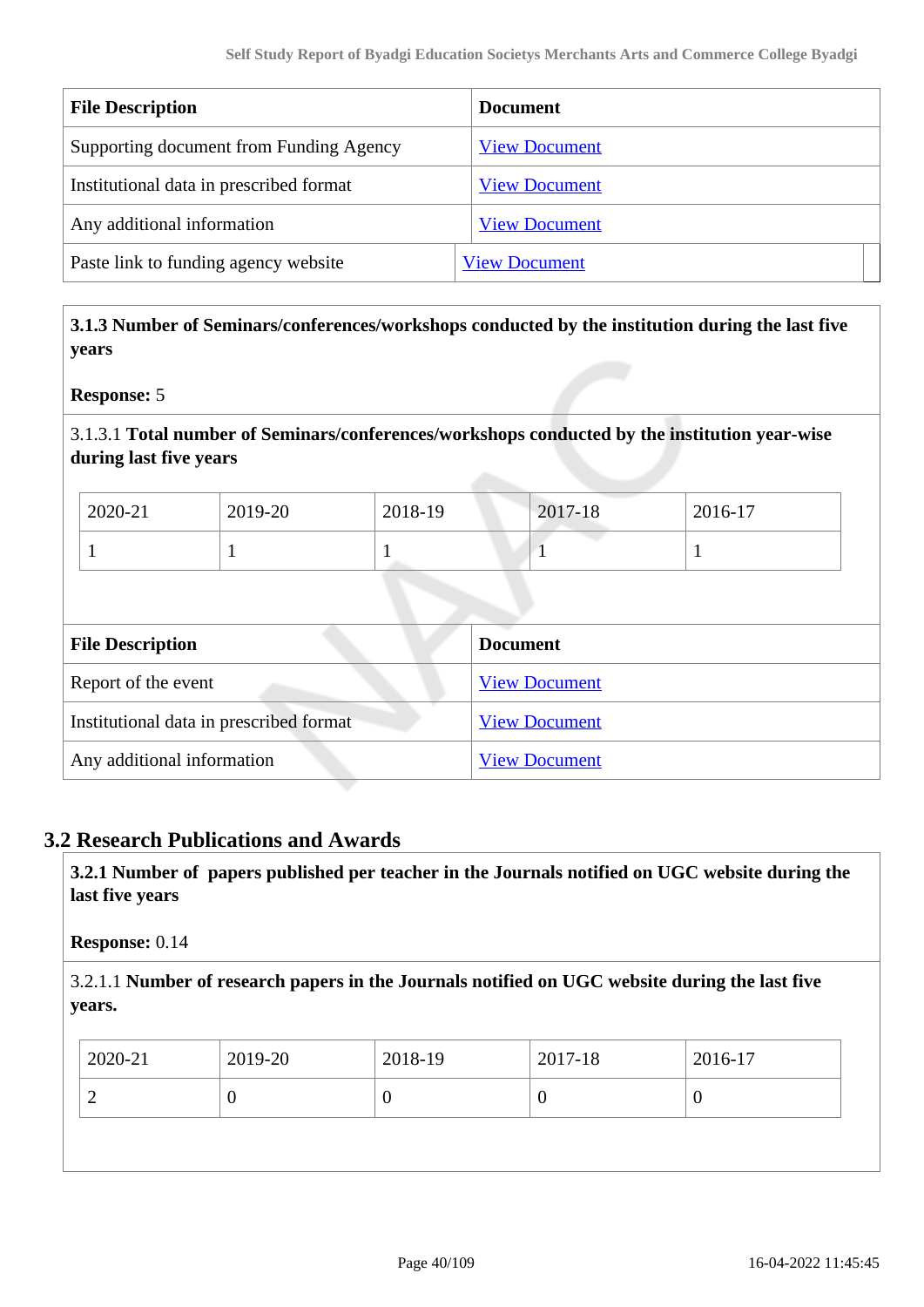| File Description | Document |
|---|---|
| Supporting document from Funding Agency | View Document |
| Institutional data in prescribed format | View Document |
| Any additional information | View Document |
| Paste link to funding agency website | View Document |

**3.1.3 Number of Seminars/conferences/workshops conducted by the institution during the last five years**

**Response:** 5

3.1.3.1 **Total number of Seminars/conferences/workshops conducted by the institution year-wise during last five years**

| 2020-21 | 2019-20 | 2018-19 | 2017-18 | 2016-17 |
|---|---|---|---|---|
| 1 | 1 | 1 | 1 | 1 |

| File Description | Document |
|---|---|
| Report of the event | View Document |
| Institutional data in prescribed format | View Document |
| Any additional information | View Document |

## 3.2 Research Publications and Awards

**3.2.1 Number of papers published per teacher in the Journals notified on UGC website during the last five years**

**Response:** 0.14

3.2.1.1 **Number of research papers in the Journals notified on UGC website during the last five years.**

| 2020-21 | 2019-20 | 2018-19 | 2017-18 | 2016-17 |
|---|---|---|---|---|
| 2 | 0 | 0 | 0 | 0 |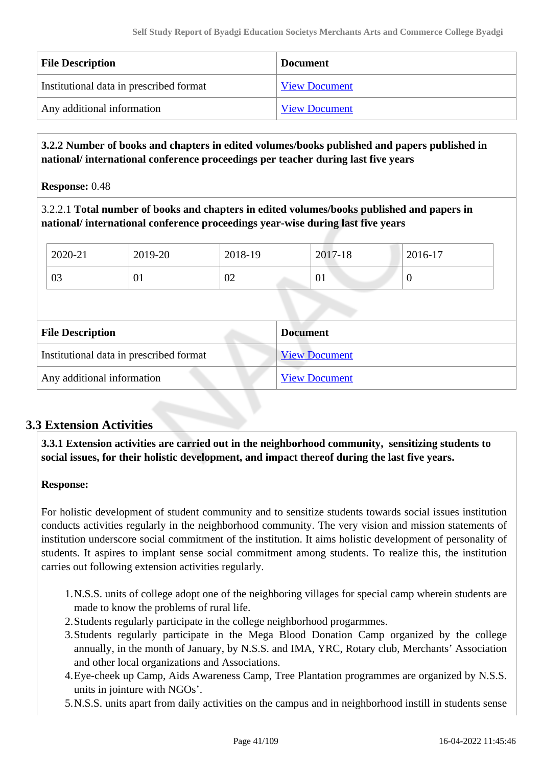| File Description | Document |
|---|---|
| Institutional data in prescribed format | View Document |
| Any additional information | View Document |

**3.2.2 Number of books and chapters in edited volumes/books published and papers published in national/ international conference proceedings per teacher during last five years**

**Response:** 0.48

3.2.2.1 **Total number of books and chapters in edited volumes/books published and papers in national/ international conference proceedings year-wise during last five years**

| 2020-21 | 2019-20 | 2018-19 | 2017-18 | 2016-17 |
|---|---|---|---|---|
| 03 | 01 | 02 | 01 | 0 |

| File Description | Document |
|---|---|
| Institutional data in prescribed format | View Document |
| Any additional information | View Document |

## 3.3 Extension Activities

**3.3.1 Extension activities are carried out in the neighborhood community, sensitizing students to social issues, for their holistic development, and impact thereof during the last five years.**

**Response:**

For holistic development of student community and to sensitize students towards social issues institution conducts activities regularly in the neighborhood community. The very vision and mission statements of institution underscore social commitment of the institution. It aims holistic development of personality of students. It aspires to implant sense social commitment among students. To realize this, the institution carries out following extension activities regularly.

1. N.S.S. units of college adopt one of the neighboring villages for special camp wherein students are made to know the problems of rural life.
2. Students regularly participate in the college neighborhood progarmmes.
3. Students regularly participate in the Mega Blood Donation Camp organized by the college annually, in the month of January, by N.S.S. and IMA, YRC, Rotary club, Merchants' Association and other local organizations and Associations.
4. Eye-cheek up Camp, Aids Awareness Camp, Tree Plantation programmes are organized by N.S.S. units in jointure with NGOs'.
5. N.S.S. units apart from daily activities on the campus and in neighborhood instill in students sense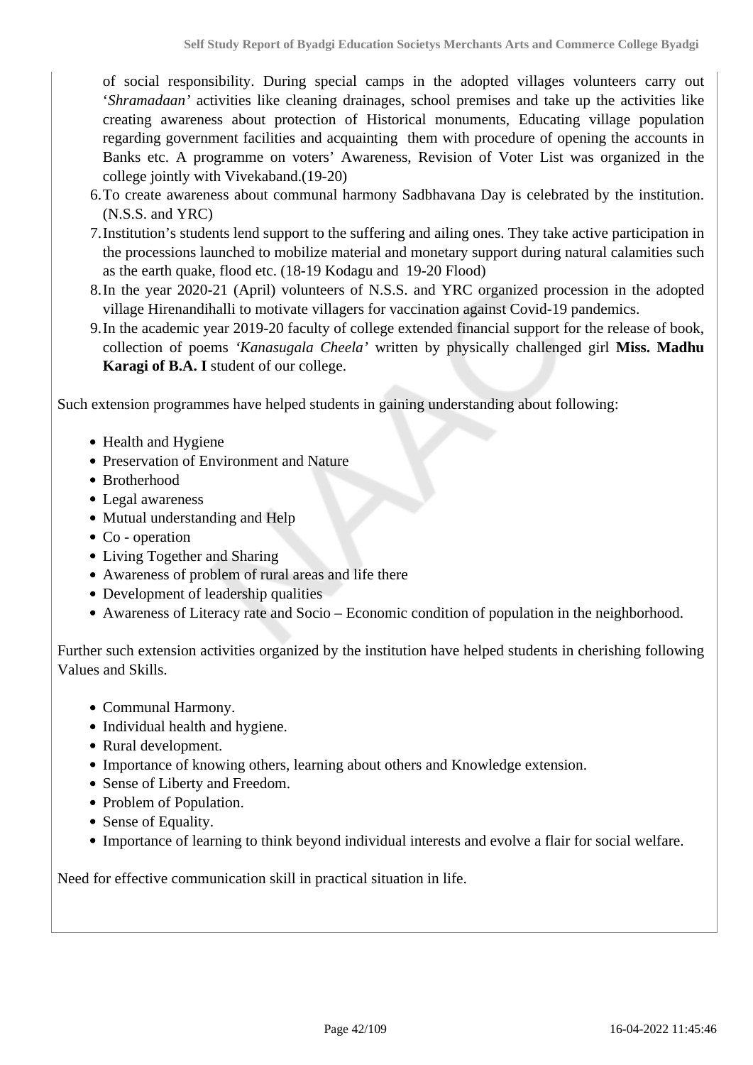of social responsibility. During special camps in the adopted villages volunteers carry out '*Shramadaan'* activities like cleaning drainages, school premises and take up the activities like creating awareness about protection of Historical monuments, Educating village population regarding government facilities and acquainting them with procedure of opening the accounts in Banks etc. A programme on voters' Awareness, Revision of Voter List was organized in the college jointly with Vivekaband.(19-20)

6. To create awareness about communal harmony Sadbhavana Day is celebrated by the institution. (N.S.S. and YRC)
7. Institution's students lend support to the suffering and ailing ones. They take active participation in the processions launched to mobilize material and monetary support during natural calamities such as the earth quake, flood etc. (18-19 Kodagu and 19-20 Flood)
8. In the year 2020-21 (April) volunteers of N.S.S. and YRC organized procession in the adopted village Hirenandihalli to motivate villagers for vaccination against Covid-19 pandemics.
9. In the academic year 2019-20 faculty of college extended financial support for the release of book, collection of poems *'Kanasugala Cheela'* written by physically challenged girl **Miss. Madhu Karagi of B.A. I** student of our college.

Such extension programmes have helped students in gaining understanding about following:

- Health and Hygiene
- Preservation of Environment and Nature
- Brotherhood
- Legal awareness
- Mutual understanding and Help
- Co - operation
- Living Together and Sharing
- Awareness of problem of rural areas and life there
- Development of leadership qualities
- Awareness of Literacy rate and Socio – Economic condition of population in the neighborhood.

Further such extension activities organized by the institution have helped students in cherishing following Values and Skills.

- Communal Harmony.
- Individual health and hygiene.
- Rural development.
- Importance of knowing others, learning about others and Knowledge extension.
- Sense of Liberty and Freedom.
- Problem of Population.
- Sense of Equality.
- Importance of learning to think beyond individual interests and evolve a flair for social welfare.

Need for effective communication skill in practical situation in life.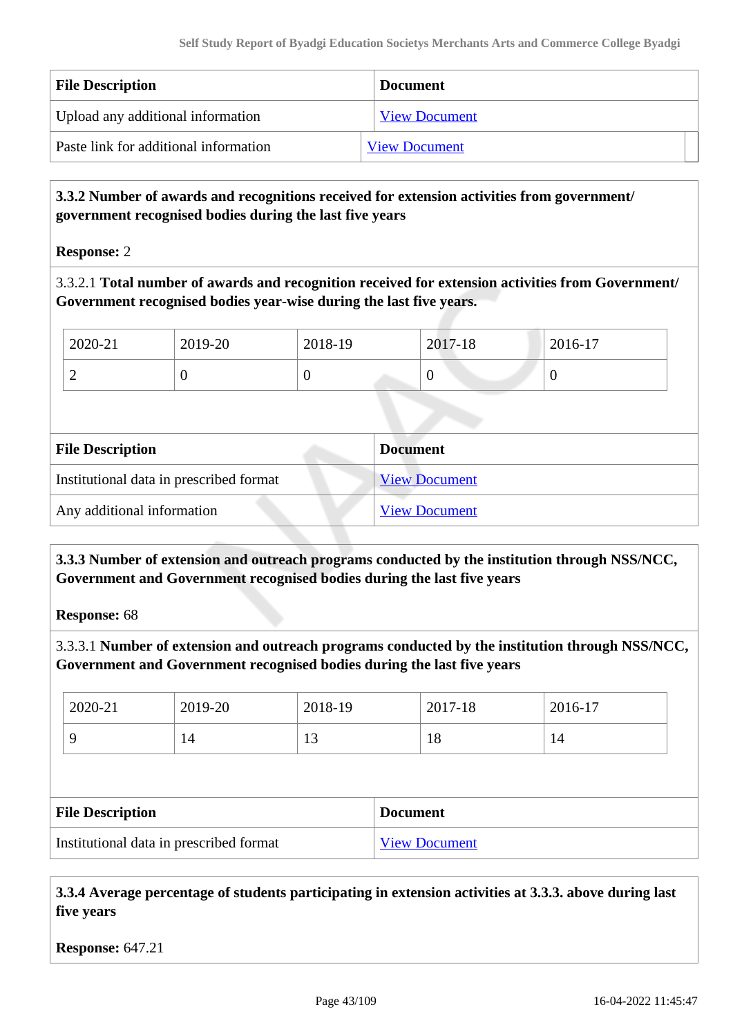| File Description | Document |
|---|---|
| Upload any additional information | View Document |
| Paste link for additional information | View Document |

**3.3.2 Number of awards and recognitions received for extension activities from government/ government recognised bodies during the last five years**

**Response:** 2

3.3.2.1 **Total number of awards and recognition received for extension activities from Government/ Government recognised bodies year-wise during the last five years.**

| 2020-21 | 2019-20 | 2018-19 | 2017-18 | 2016-17 |
|---|---|---|---|---|
| 2 | 0 | 0 | 0 | 0 |

| File Description | Document |
|---|---|
| Institutional data in prescribed format | View Document |
| Any additional information | View Document |

**3.3.3 Number of extension and outreach programs conducted by the institution through NSS/NCC, Government and Government recognised bodies during the last five years**

**Response:** 68

3.3.3.1 **Number of extension and outreach programs conducted by the institution through NSS/NCC, Government and Government recognised bodies during the last five years**

| 2020-21 | 2019-20 | 2018-19 | 2017-18 | 2016-17 |
|---|---|---|---|---|
| 9 | 14 | 13 | 18 | 14 |

| File Description | Document |
|---|---|
| Institutional data in prescribed format | View Document |

**3.3.4 Average percentage of students participating in extension activities at 3.3.3. above during last five years**

**Response:** 647.21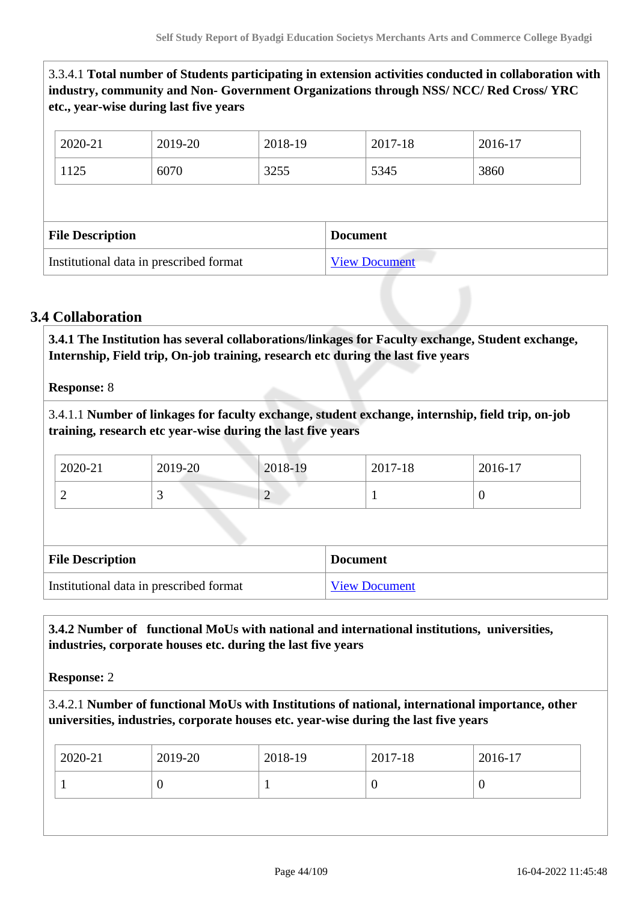3.3.4.1 **Total number of Students participating in extension activities conducted in collaboration with industry, community and Non- Government Organizations through NSS/ NCC/ Red Cross/ YRC etc., year-wise during last five years**

| 2020-21 | 2019-20 | 2018-19 | 2017-18 | 2016-17 |
|---|---|---|---|---|
| 1125 | 6070 | 3255 | 5345 | 3860 |

| File Description | Document |
|---|---|
| Institutional data in prescribed format | View Document |

## 3.4 Collaboration

**3.4.1 The Institution has several collaborations/linkages for Faculty exchange, Student exchange, Internship, Field trip, On-job training, research etc during the last five years**

**Response:** 8

3.4.1.1 **Number of linkages for faculty exchange, student exchange, internship, field trip, on-job training, research etc year-wise during the last five years**

| 2020-21 | 2019-20 | 2018-19 | 2017-18 | 2016-17 |
|---|---|---|---|---|
| 2 | 3 | 2 | 1 | 0 |

| File Description | Document |
|---|---|
| Institutional data in prescribed format | View Document |

**3.4.2 Number of functional MoUs with national and international institutions, universities, industries, corporate houses etc. during the last five years**

**Response:** 2

3.4.2.1 **Number of functional MoUs with Institutions of national, international importance, other universities, industries, corporate houses etc. year-wise during the last five years**

| 2020-21 | 2019-20 | 2018-19 | 2017-18 | 2016-17 |
|---|---|---|---|---|
| 1 | 0 | 1 | 0 | 0 |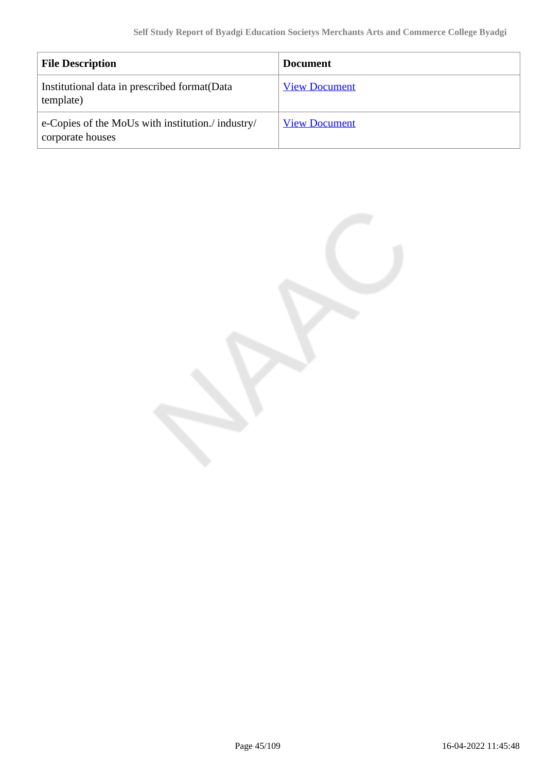| File Description | Document |
|---|---|
| Institutional data in prescribed format(Data template) | View Document |
| e-Copies of the MoUs with institution./ industry/ corporate houses | View Document |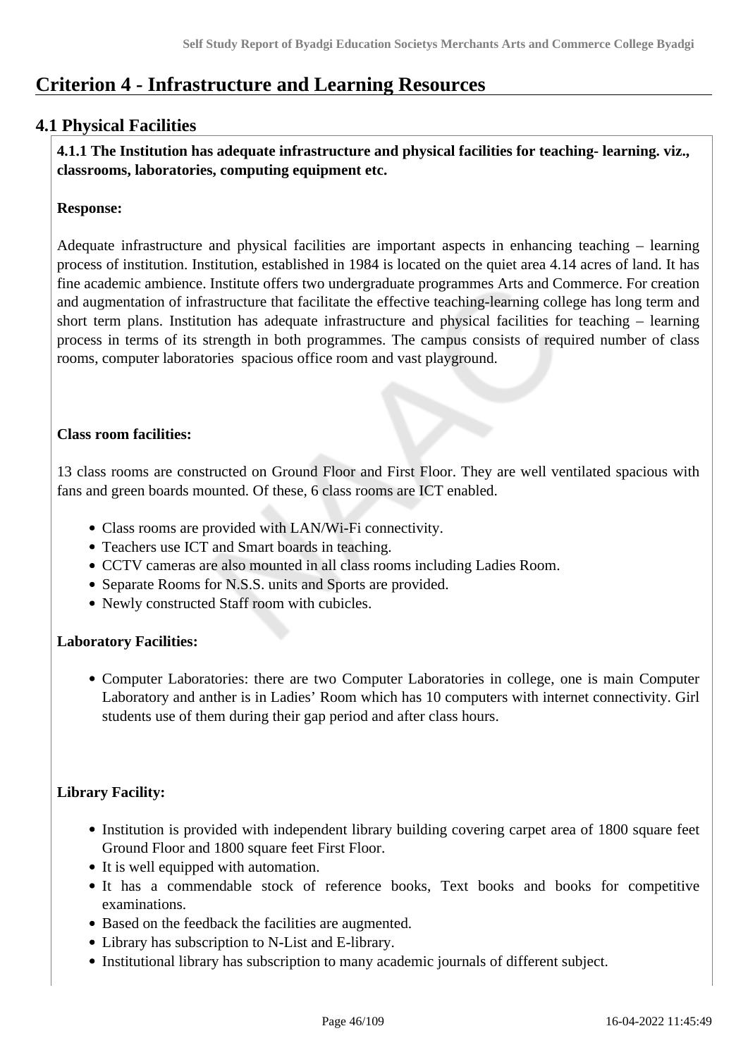# Criterion 4 - Infrastructure and Learning Resources

## 4.1 Physical Facilities

**4.1.1 The Institution has adequate infrastructure and physical facilities for teaching- learning. viz., classrooms, laboratories, computing equipment etc.**

**Response:**

Adequate infrastructure and physical facilities are important aspects in enhancing teaching – learning process of institution. Institution, established in 1984 is located on the quiet area 4.14 acres of land. It has fine academic ambience. Institute offers two undergraduate programmes Arts and Commerce. For creation and augmentation of infrastructure that facilitate the effective teaching-learning college has long term and short term plans. Institution has adequate infrastructure and physical facilities for teaching – learning process in terms of its strength in both programmes. The campus consists of required number of class rooms, computer laboratories spacious office room and vast playground.

**Class room facilities:**

13 class rooms are constructed on Ground Floor and First Floor. They are well ventilated spacious with fans and green boards mounted. Of these, 6 class rooms are ICT enabled.

- Class rooms are provided with LAN/Wi-Fi connectivity.
- Teachers use ICT and Smart boards in teaching.
- CCTV cameras are also mounted in all class rooms including Ladies Room.
- Separate Rooms for N.S.S. units and Sports are provided.
- Newly constructed Staff room with cubicles.

**Laboratory Facilities:**

- Computer Laboratories: there are two Computer Laboratories in college, one is main Computer Laboratory and anther is in Ladies' Room which has 10 computers with internet connectivity. Girl students use of them during their gap period and after class hours.

**Library Facility:**

- Institution is provided with independent library building covering carpet area of 1800 square feet Ground Floor and 1800 square feet First Floor.
- It is well equipped with automation.
- It has a commendable stock of reference books, Text books and books for competitive examinations.
- Based on the feedback the facilities are augmented.
- Library has subscription to N-List and E-library.
- Institutional library has subscription to many academic journals of different subject.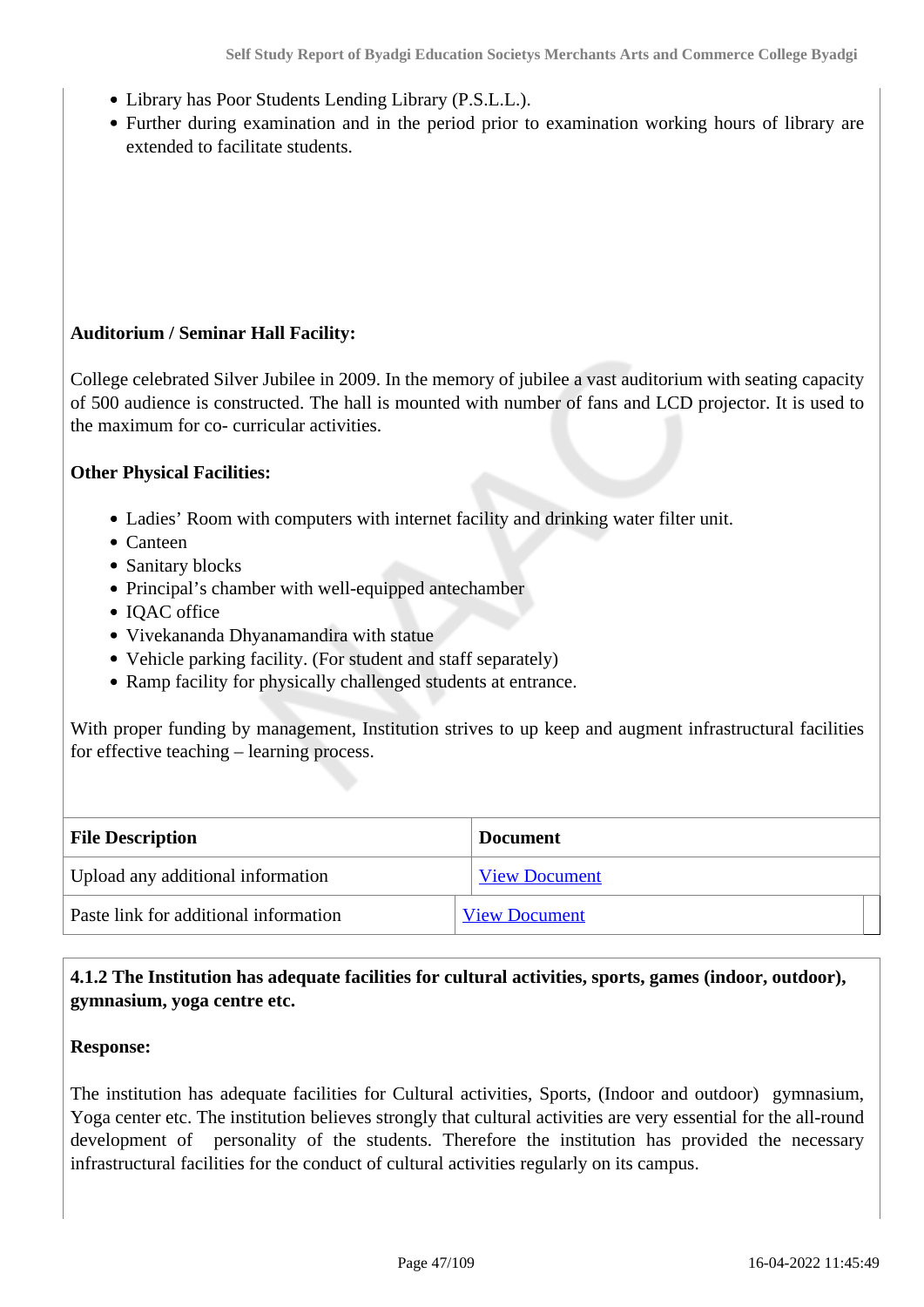- Library has Poor Students Lending Library (P.S.L.L.).
- Further during examination and in the period prior to examination working hours of library are extended to facilitate students.

**Auditorium / Seminar Hall Facility:**

College celebrated Silver Jubilee in 2009. In the memory of jubilee a vast auditorium with seating capacity of 500 audience is constructed. The hall is mounted with number of fans and LCD projector. It is used to the maximum for co- curricular activities.

**Other Physical Facilities:**

- Ladies' Room with computers with internet facility and drinking water filter unit.
- Canteen
- Sanitary blocks
- Principal's chamber with well-equipped antechamber
- IQAC office
- Vivekananda Dhyanamandira with statue
- Vehicle parking facility. (For student and staff separately)
- Ramp facility for physically challenged students at entrance.

With proper funding by management, Institution strives to up keep and augment infrastructural facilities for effective teaching – learning process.

| File Description | Document |
|---|---|
| Upload any additional information | View Document |
| Paste link for additional information | View Document |

**4.1.2 The Institution has adequate facilities for cultural activities, sports, games (indoor, outdoor), gymnasium, yoga centre etc.**

**Response:**

The institution has adequate facilities for Cultural activities, Sports, (Indoor and outdoor) gymnasium, Yoga center etc. The institution believes strongly that cultural activities are very essential for the all-round development of personality of the students. Therefore the institution has provided the necessary infrastructural facilities for the conduct of cultural activities regularly on its campus.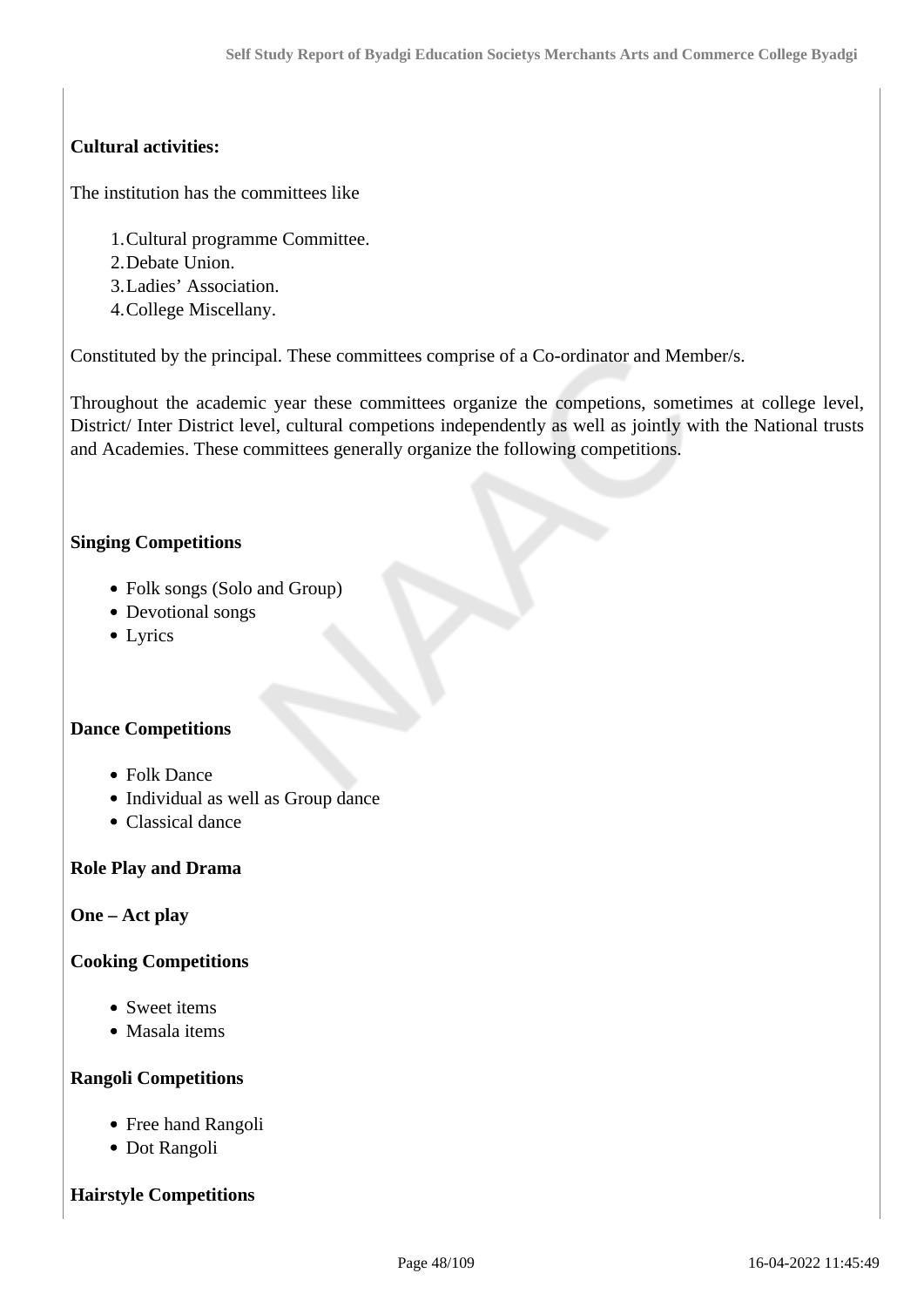**Cultural activities:**

The institution has the committees like

1. Cultural programme Committee.
2. Debate Union.
3. Ladies' Association.
4. College Miscellany.

Constituted by the principal. These committees comprise of a Co-ordinator and Member/s.

Throughout the academic year these committees organize the competions, sometimes at college level, District/ Inter District level, cultural competions independently as well as jointly with the National trusts and Academies. These committees generally organize the following competitions.

**Singing Competitions**

- Folk songs (Solo and Group)
- Devotional songs
- Lyrics

**Dance Competitions**

- Folk Dance
- Individual as well as Group dance
- Classical dance

**Role Play and Drama**

**One – Act play**

**Cooking Competitions**

- Sweet items
- Masala items

**Rangoli Competitions**

- Free hand Rangoli
- Dot Rangoli

**Hairstyle Competitions**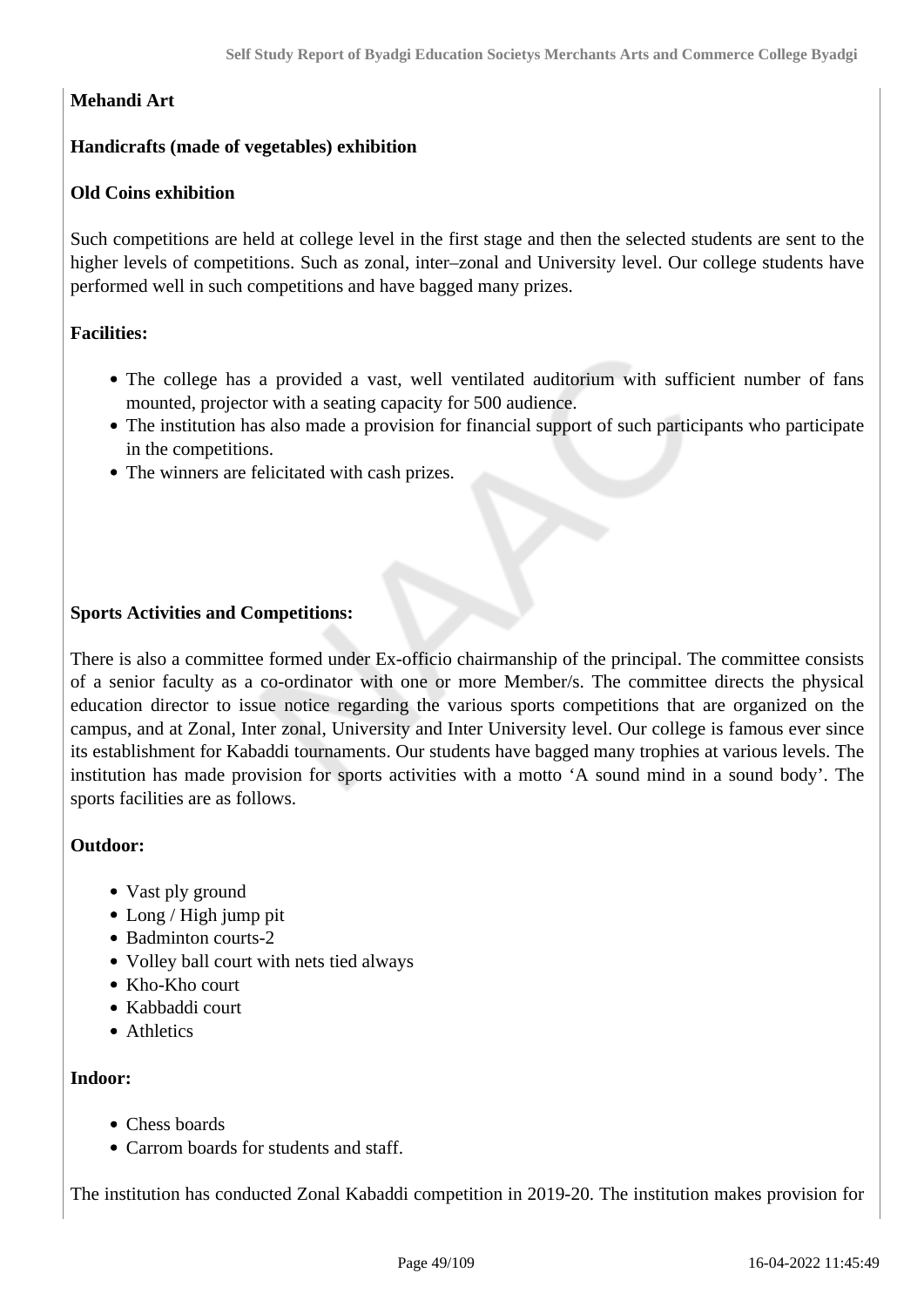**Mehandi Art**

**Handicrafts (made of vegetables) exhibition**

**Old Coins exhibition**

Such competitions are held at college level in the first stage and then the selected students are sent to the higher levels of competitions. Such as zonal, inter–zonal and University level. Our college students have performed well in such competitions and have bagged many prizes.

**Facilities:**

- The college has a provided a vast, well ventilated auditorium with sufficient number of fans mounted, projector with a seating capacity for 500 audience.
- The institution has also made a provision for financial support of such participants who participate in the competitions.
- The winners are felicitated with cash prizes.

**Sports Activities and Competitions:**

There is also a committee formed under Ex-officio chairmanship of the principal. The committee consists of a senior faculty as a co-ordinator with one or more Member/s. The committee directs the physical education director to issue notice regarding the various sports competitions that are organized on the campus, and at Zonal, Inter zonal, University and Inter University level. Our college is famous ever since its establishment for Kabaddi tournaments. Our students have bagged many trophies at various levels. The institution has made provision for sports activities with a motto 'A sound mind in a sound body'. The sports facilities are as follows.

**Outdoor:**

- Vast ply ground
- Long / High jump pit
- Badminton courts-2
- Volley ball court with nets tied always
- Kho-Kho court
- Kabbaddi court
- Athletics

**Indoor:**

- Chess boards
- Carrom boards for students and staff.

The institution has conducted Zonal Kabaddi competition in 2019-20. The institution makes provision for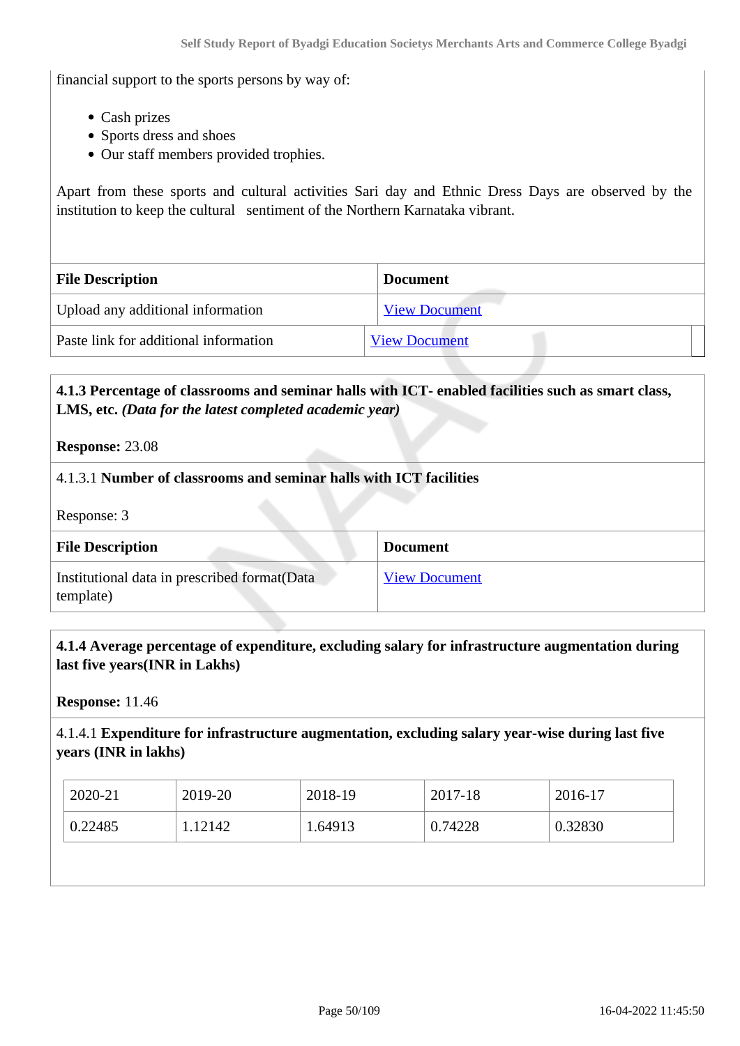financial support to the sports persons by way of:

- Cash prizes
- Sports dress and shoes
- Our staff members provided trophies.

Apart from these sports and cultural activities Sari day and Ethnic Dress Days are observed by the institution to keep the cultural sentiment of the Northern Karnataka vibrant.

| File Description | Document |
|---|---|
| Upload any additional information | View Document |
| Paste link for additional information | View Document |

**4.1.3 Percentage of classrooms and seminar halls with ICT- enabled facilities such as smart class, LMS, etc.** ***(Data for the latest completed academic year)***

**Response:** 23.08

4.1.3.1 **Number of classrooms and seminar halls with ICT facilities**

Response: 3

| File Description | Document |
|---|---|
| Institutional data in prescribed format(Data template) | View Document |

**4.1.4 Average percentage of expenditure, excluding salary for infrastructure augmentation during last five years(INR in Lakhs)**

**Response:** 11.46

4.1.4.1 **Expenditure for infrastructure augmentation, excluding salary year-wise during last five years (INR in lakhs)**

| 2020-21 | 2019-20 | 2018-19 | 2017-18 | 2016-17 |
|---|---|---|---|---|
| 0.22485 | 1.12142 | 1.64913 | 0.74228 | 0.32830 |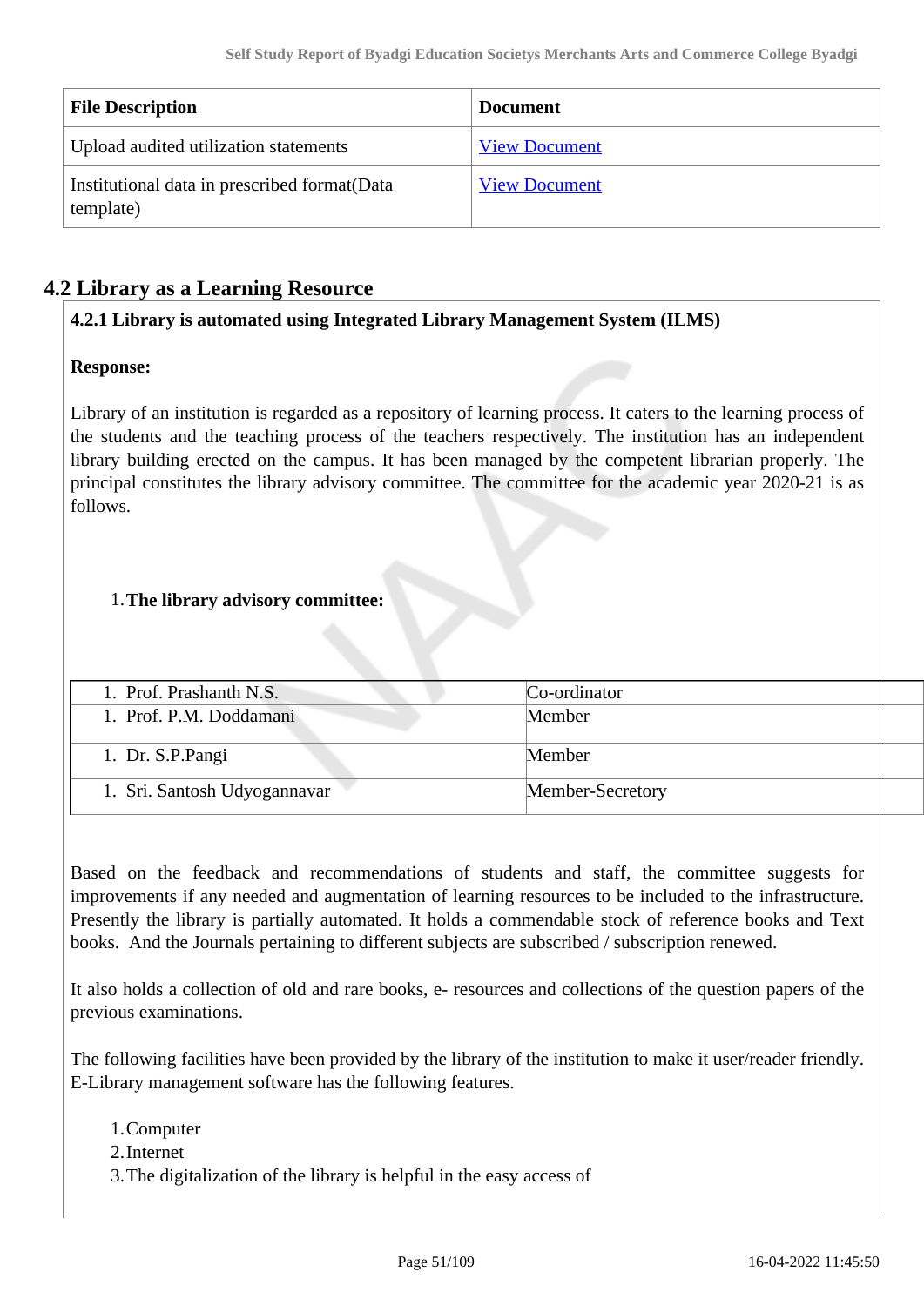| File Description | Document |
|---|---|
| Upload audited utilization statements | View Document |
| Institutional data in prescribed format(Data template) | View Document |

## 4.2 Library as a Learning Resource

**4.2.1 Library is automated using Integrated Library Management System (ILMS)**

**Response:**

Library of an institution is regarded as a repository of learning process. It caters to the learning process of the students and the teaching process of the teachers respectively. The institution has an independent library building erected on the campus. It has been managed by the competent librarian properly. The principal constitutes the library advisory committee. The committee for the academic year 2020-21 is as follows.

1. **The library advisory committee:**

| | | |
|---|---|---|
| 1. Prof. Prashanth N.S. | Co-ordinator | |
| 1. Prof. P.M. Doddamani | Member | |
| 1. Dr. S.P.Pangi | Member | |
| 1. Sri. Santosh Udyogannavar | Member-Secretory | |

Based on the feedback and recommendations of students and staff, the committee suggests for improvements if any needed and augmentation of learning resources to be included to the infrastructure. Presently the library is partially automated. It holds a commendable stock of reference books and Text books. And the Journals pertaining to different subjects are subscribed / subscription renewed.

It also holds a collection of old and rare books, e- resources and collections of the question papers of the previous examinations.

The following facilities have been provided by the library of the institution to make it user/reader friendly. E-Library management software has the following features.

1. Computer
2. Internet
3. The digitalization of the library is helpful in the easy access of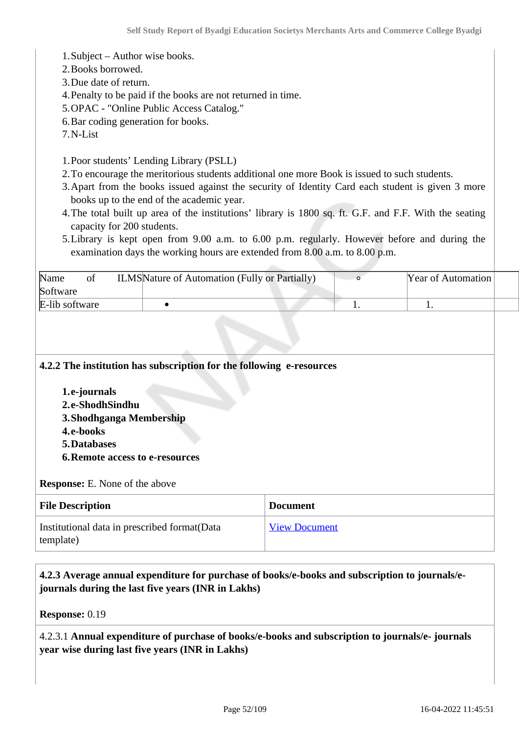1. Subject – Author wise books.
2. Books borrowed.
3. Due date of return.
4. Penalty to be paid if the books are not returned in time.
5. OPAC - "Online Public Access Catalog."
6. Bar coding generation for books.
7. N-List

1. Poor students' Lending Library (PSLL)
2. To encourage the meritorious students additional one more Book is issued to such students.
3. Apart from the books issued against the security of Identity Card each student is given 3 more books up to the end of the academic year.
4. The total built up area of the institutions' library is 1800 sq. ft. G.F. and F.F. With the seating capacity for 200 students.
5. Library is kept open from 9.00 a.m. to 6.00 p.m. regularly. However before and during the examination days the working hours are extended from 8.00 a.m. to 8.00 p.m.

| Name of ILMS Software | Nature of Automation (Fully or Partially) | ◦ | Year of Automation | |
|---|---|---|---|---|
| E-lib software | • | 1. | 1. | |

**4.2.2 The institution has subscription for the following e-resources**

1. **e-journals**
2. **e-ShodhSindhu**
3. **Shodhganga Membership**
4. **e-books**
5. **Databases**
6. **Remote access to e-resources**

**Response:** E. None of the above

| File Description | Document |
|---|---|
| Institutional data in prescribed format(Data template) | View Document |

**4.2.3 Average annual expenditure for purchase of books/e-books and subscription to journals/e-journals during the last five years (INR in Lakhs)**

**Response:** 0.19

4.2.3.1 **Annual expenditure of purchase of books/e-books and subscription to journals/e- journals year wise during last five years (INR in Lakhs)**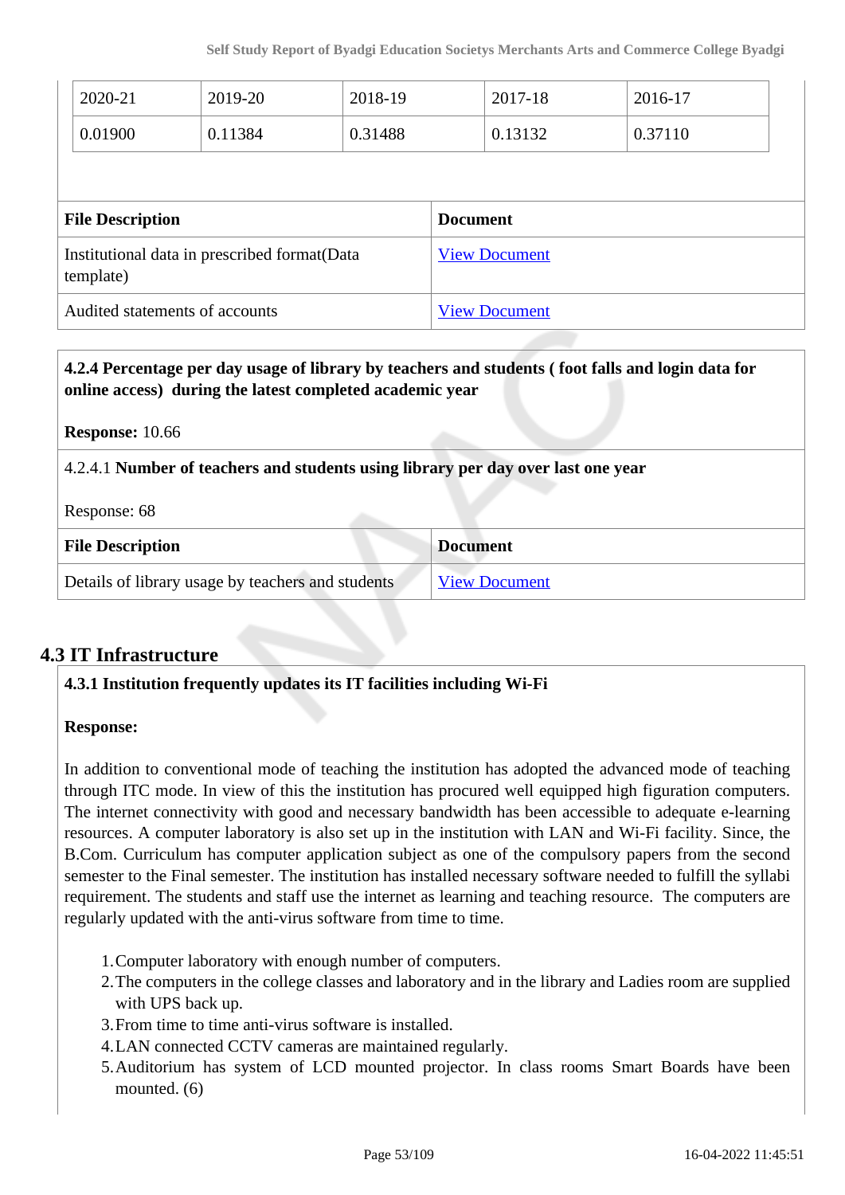| 2020-21 | 2019-20 | 2018-19 | 2017-18 | 2016-17 |
|---|---|---|---|---|
| 0.01900 | 0.11384 | 0.31488 | 0.13132 | 0.37110 |

| File Description | Document |
|---|---|
| Institutional data in prescribed format(Data template) | View Document |
| Audited statements of accounts | View Document |

**4.2.4 Percentage per day usage of library by teachers and students ( foot falls and login data for online access) during the latest completed academic year**

**Response:** 10.66

4.2.4.1 **Number of teachers and students using library per day over last one year**

Response: 68

| File Description | Document |
|---|---|
| Details of library usage by teachers and students | View Document |

## 4.3 IT Infrastructure

**4.3.1 Institution frequently updates its IT facilities including Wi-Fi**

**Response:**

In addition to conventional mode of teaching the institution has adopted the advanced mode of teaching through ITC mode. In view of this the institution has procured well equipped high figuration computers. The internet connectivity with good and necessary bandwidth has been accessible to adequate e-learning resources. A computer laboratory is also set up in the institution with LAN and Wi-Fi facility. Since, the B.Com. Curriculum has computer application subject as one of the compulsory papers from the second semester to the Final semester. The institution has installed necessary software needed to fulfill the syllabi requirement. The students and staff use the internet as learning and teaching resource. The computers are regularly updated with the anti-virus software from time to time.

1. Computer laboratory with enough number of computers.
2. The computers in the college classes and laboratory and in the library and Ladies room are supplied with UPS back up.
3. From time to time anti-virus software is installed.
4. LAN connected CCTV cameras are maintained regularly.
5. Auditorium has system of LCD mounted projector. In class rooms Smart Boards have been mounted. (6)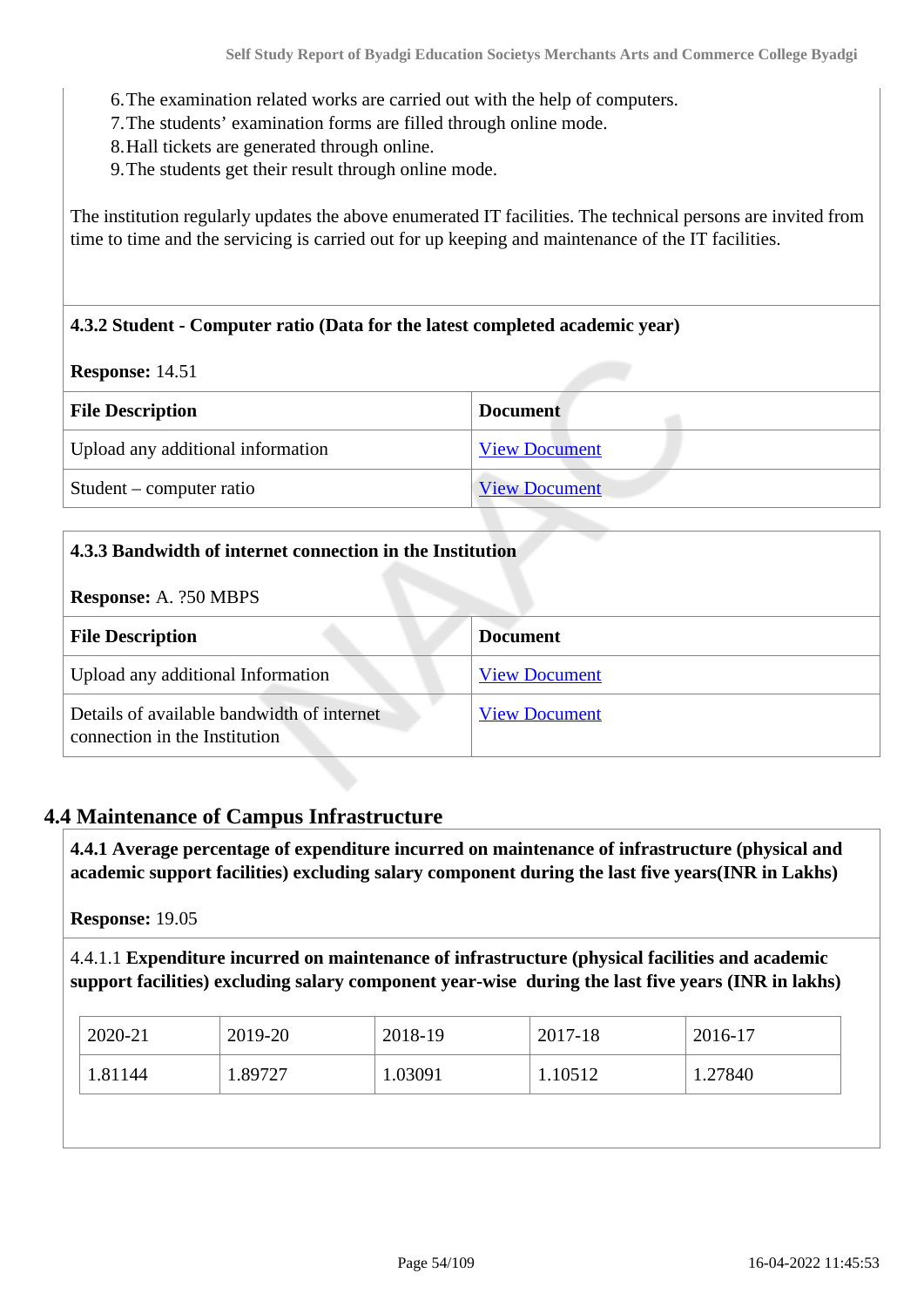6. The examination related works are carried out with the help of computers.
7. The students' examination forms are filled through online mode.
8. Hall tickets are generated through online.
9. The students get their result through online mode.

The institution regularly updates the above enumerated IT facilities. The technical persons are invited from time to time and the servicing is carried out for up keeping and maintenance of the IT facilities.

**4.3.2 Student - Computer ratio (Data for the latest completed academic year)**

**Response:** 14.51

| File Description | Document |
|---|---|
| Upload any additional information | View Document |
| Student – computer ratio | View Document |

**4.3.3 Bandwidth of internet connection in the Institution**

**Response:** A. ?50 MBPS

| File Description | Document |
|---|---|
| Upload any additional Information | View Document |
| Details of available bandwidth of internet connection in the Institution | View Document |

## 4.4 Maintenance of Campus Infrastructure

**4.4.1 Average percentage of expenditure incurred on maintenance of infrastructure (physical and academic support facilities) excluding salary component during the last five years(INR in Lakhs)**

**Response:** 19.05

4.4.1.1 **Expenditure incurred on maintenance of infrastructure (physical facilities and academic support facilities) excluding salary component year-wise during the last five years (INR in lakhs)**

| 2020-21 | 2019-20 | 2018-19 | 2017-18 | 2016-17 |
|---|---|---|---|---|
| 1.81144 | 1.89727 | 1.03091 | 1.10512 | 1.27840 |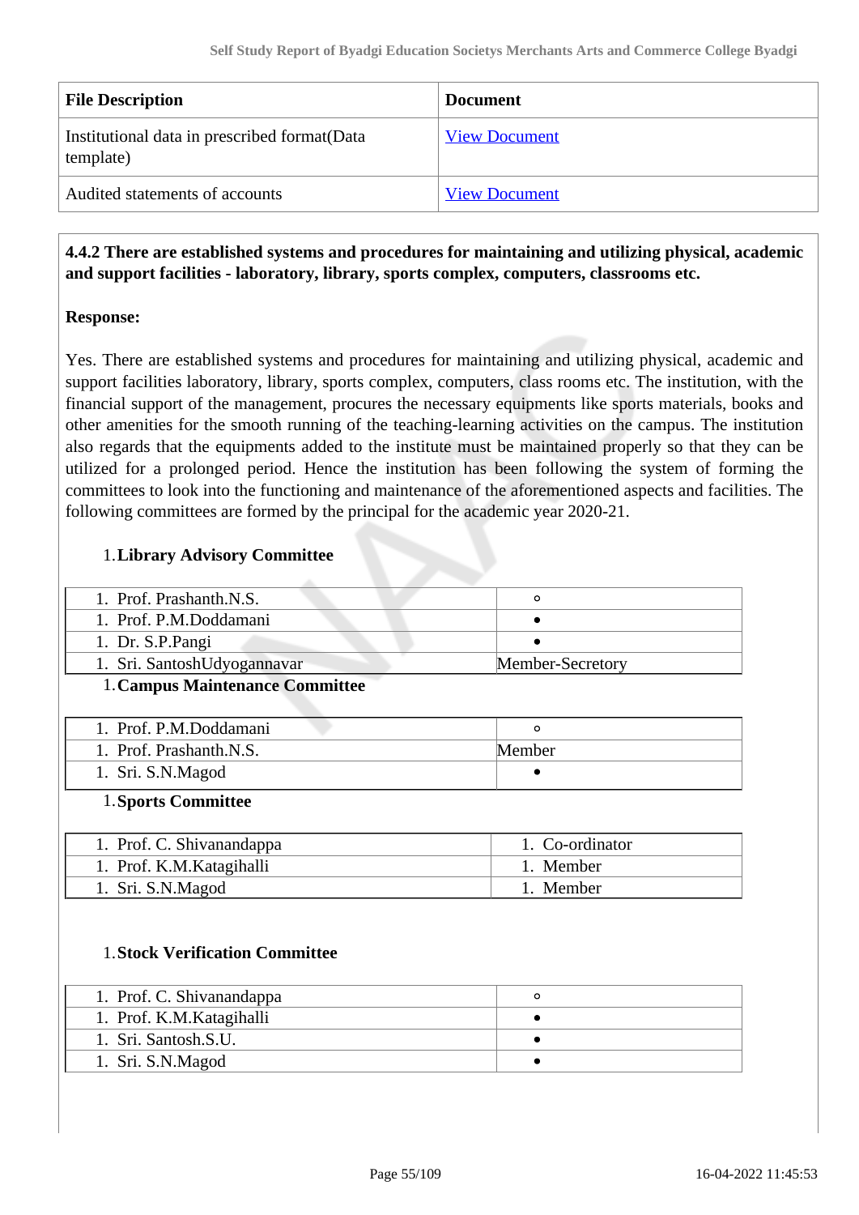| File Description | Document |
|---|---|
| Institutional data in prescribed format(Data template) | View Document |
| Audited statements of accounts | View Document |

**4.4.2 There are established systems and procedures for maintaining and utilizing physical, academic and support facilities - laboratory, library, sports complex, computers, classrooms etc.**

**Response:**

Yes. There are established systems and procedures for maintaining and utilizing physical, academic and support facilities laboratory, library, sports complex, computers, class rooms etc. The institution, with the financial support of the management, procures the necessary equipments like sports materials, books and other amenities for the smooth running of the teaching-learning activities on the campus. The institution also regards that the equipments added to the institute must be maintained properly so that they can be utilized for a prolonged period. Hence the institution has been following the system of forming the committees to look into the functioning and maintenance of the aforementioned aspects and facilities. The following committees are formed by the principal for the academic year 2020-21.

1. **Library Advisory Committee**

| | |
|---|---|
| 1. Prof. Prashanth.N.S. | ◦ |
| 1. Prof. P.M.Doddamani | • |
| 1. Dr. S.P.Pangi | • |
| 1. Sri. SantoshUdyogannavar | Member-Secretory |

1. **Campus Maintenance Committee**

| | |
|---|---|
| 1. Prof. P.M.Doddamani | ◦ |
| 1. Prof. Prashanth.N.S. | Member |
| 1. Sri. S.N.Magod | • |

1. **Sports Committee**

| | |
|---|---|
| 1. Prof. C. Shivanandappa | 1. Co-ordinator |
| 1. Prof. K.M.Katagihalli | 1. Member |
| 1. Sri. S.N.Magod | 1. Member |

1. **Stock Verification Committee**

| | |
|---|---|
| 1. Prof. C. Shivanandappa | ◦ |
| 1. Prof. K.M.Katagihalli | • |
| 1. Sri. Santosh.S.U. | • |
| 1. Sri. S.N.Magod | • |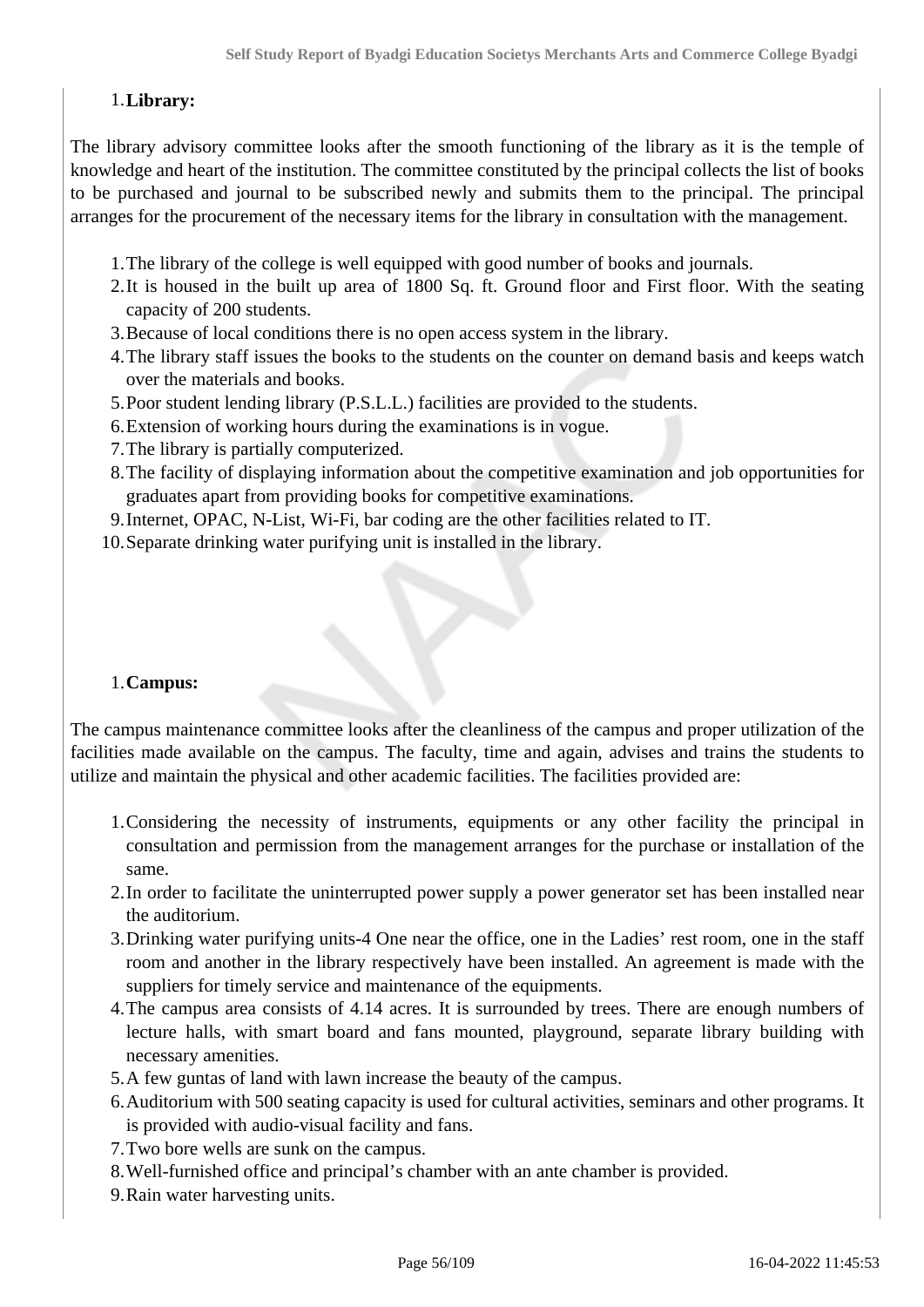1. **Library:**

The library advisory committee looks after the smooth functioning of the library as it is the temple of knowledge and heart of the institution. The committee constituted by the principal collects the list of books to be purchased and journal to be subscribed newly and submits them to the principal. The principal arranges for the procurement of the necessary items for the library in consultation with the management.

1. The library of the college is well equipped with good number of books and journals.
2. It is housed in the built up area of 1800 Sq. ft. Ground floor and First floor. With the seating capacity of 200 students.
3. Because of local conditions there is no open access system in the library.
4. The library staff issues the books to the students on the counter on demand basis and keeps watch over the materials and books.
5. Poor student lending library (P.S.L.L.) facilities are provided to the students.
6. Extension of working hours during the examinations is in vogue.
7. The library is partially computerized.
8. The facility of displaying information about the competitive examination and job opportunities for graduates apart from providing books for competitive examinations.
9. Internet, OPAC, N-List, Wi-Fi, bar coding are the other facilities related to IT.
10. Separate drinking water purifying unit is installed in the library.

1. **Campus:**

The campus maintenance committee looks after the cleanliness of the campus and proper utilization of the facilities made available on the campus. The faculty, time and again, advises and trains the students to utilize and maintain the physical and other academic facilities. The facilities provided are:

1. Considering the necessity of instruments, equipments or any other facility the principal in consultation and permission from the management arranges for the purchase or installation of the same.
2. In order to facilitate the uninterrupted power supply a power generator set has been installed near the auditorium.
3. Drinking water purifying units-4 One near the office, one in the Ladies' rest room, one in the staff room and another in the library respectively have been installed. An agreement is made with the suppliers for timely service and maintenance of the equipments.
4. The campus area consists of 4.14 acres. It is surrounded by trees. There are enough numbers of lecture halls, with smart board and fans mounted, playground, separate library building with necessary amenities.
5. A few guntas of land with lawn increase the beauty of the campus.
6. Auditorium with 500 seating capacity is used for cultural activities, seminars and other programs. It is provided with audio-visual facility and fans.
7. Two bore wells are sunk on the campus.
8. Well-furnished office and principal's chamber with an ante chamber is provided.
9. Rain water harvesting units.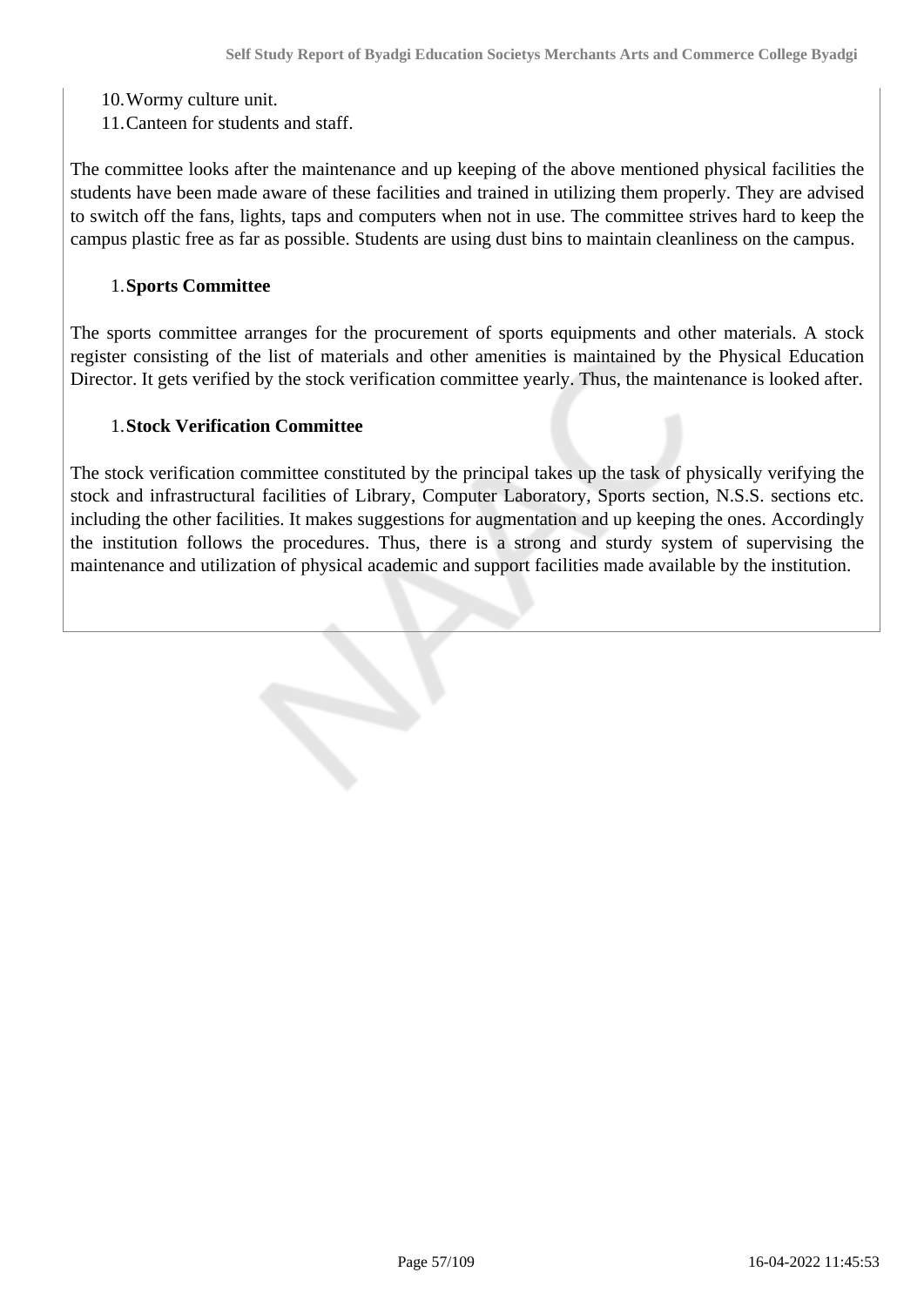10. Wormy culture unit.
11. Canteen for students and staff.

The committee looks after the maintenance and up keeping of the above mentioned physical facilities the students have been made aware of these facilities and trained in utilizing them properly. They are advised to switch off the fans, lights, taps and computers when not in use. The committee strives hard to keep the campus plastic free as far as possible. Students are using dust bins to maintain cleanliness on the campus.

1. **Sports Committee**

The sports committee arranges for the procurement of sports equipments and other materials. A stock register consisting of the list of materials and other amenities is maintained by the Physical Education Director. It gets verified by the stock verification committee yearly. Thus, the maintenance is looked after.

1. **Stock Verification Committee**

The stock verification committee constituted by the principal takes up the task of physically verifying the stock and infrastructural facilities of Library, Computer Laboratory, Sports section, N.S.S. sections etc. including the other facilities. It makes suggestions for augmentation and up keeping the ones. Accordingly the institution follows the procedures. Thus, there is a strong and sturdy system of supervising the maintenance and utilization of physical academic and support facilities made available by the institution.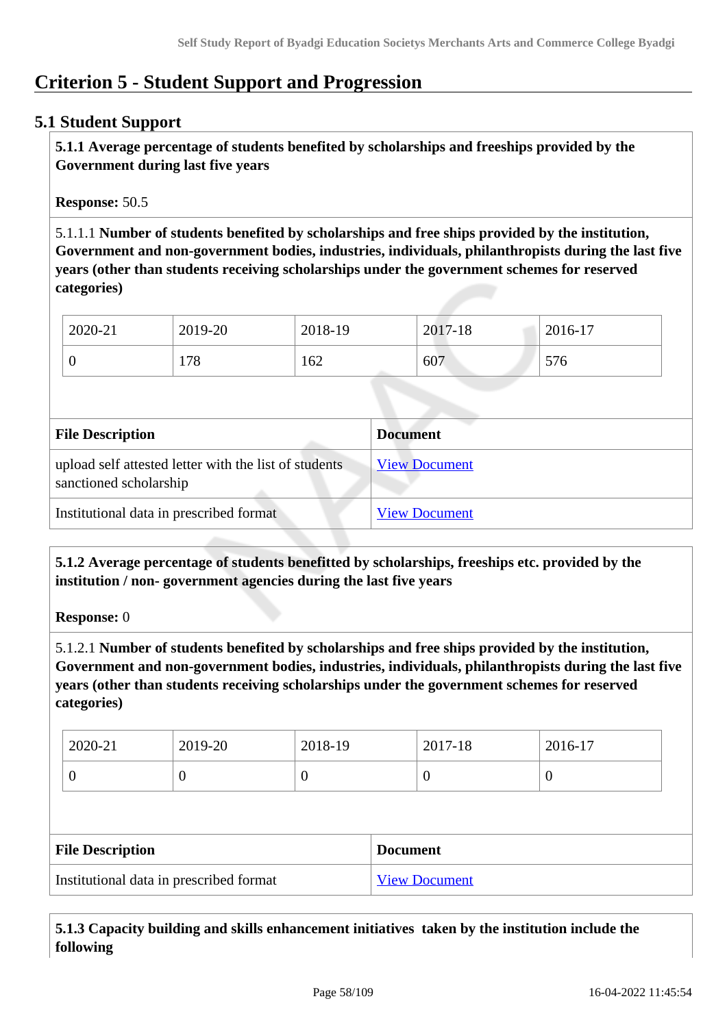# Criterion 5 - Student Support and Progression

## 5.1 Student Support

**5.1.1 Average percentage of students benefited by scholarships and freeships provided by the Government during last five years**

**Response:** 50.5

5.1.1.1 **Number of students benefited by scholarships and free ships provided by the institution, Government and non-government bodies, industries, individuals, philanthropists during the last five years (other than students receiving scholarships under the government schemes for reserved categories)**

| 2020-21 | 2019-20 | 2018-19 | 2017-18 | 2016-17 |
|---|---|---|---|---|
| 0 | 178 | 162 | 607 | 576 |

| **File Description** | **Document** |
|---|---|
| upload self attested letter with the list of students sanctioned scholarship | View Document |
| Institutional data in prescribed format | View Document |

**5.1.2 Average percentage of students benefitted by scholarships, freeships etc. provided by the institution / non- government agencies during the last five years**

**Response:** 0

5.1.2.1 **Number of students benefited by scholarships and free ships provided by the institution, Government and non-government bodies, industries, individuals, philanthropists during the last five years (other than students receiving scholarships under the government schemes for reserved categories)**

| 2020-21 | 2019-20 | 2018-19 | 2017-18 | 2016-17 |
|---|---|---|---|---|
| 0 | 0 | 0 | 0 | 0 |

| **File Description** | **Document** |
|---|---|
| Institutional data in prescribed format | View Document |

**5.1.3 Capacity building and skills enhancement initiatives taken by the institution include the following**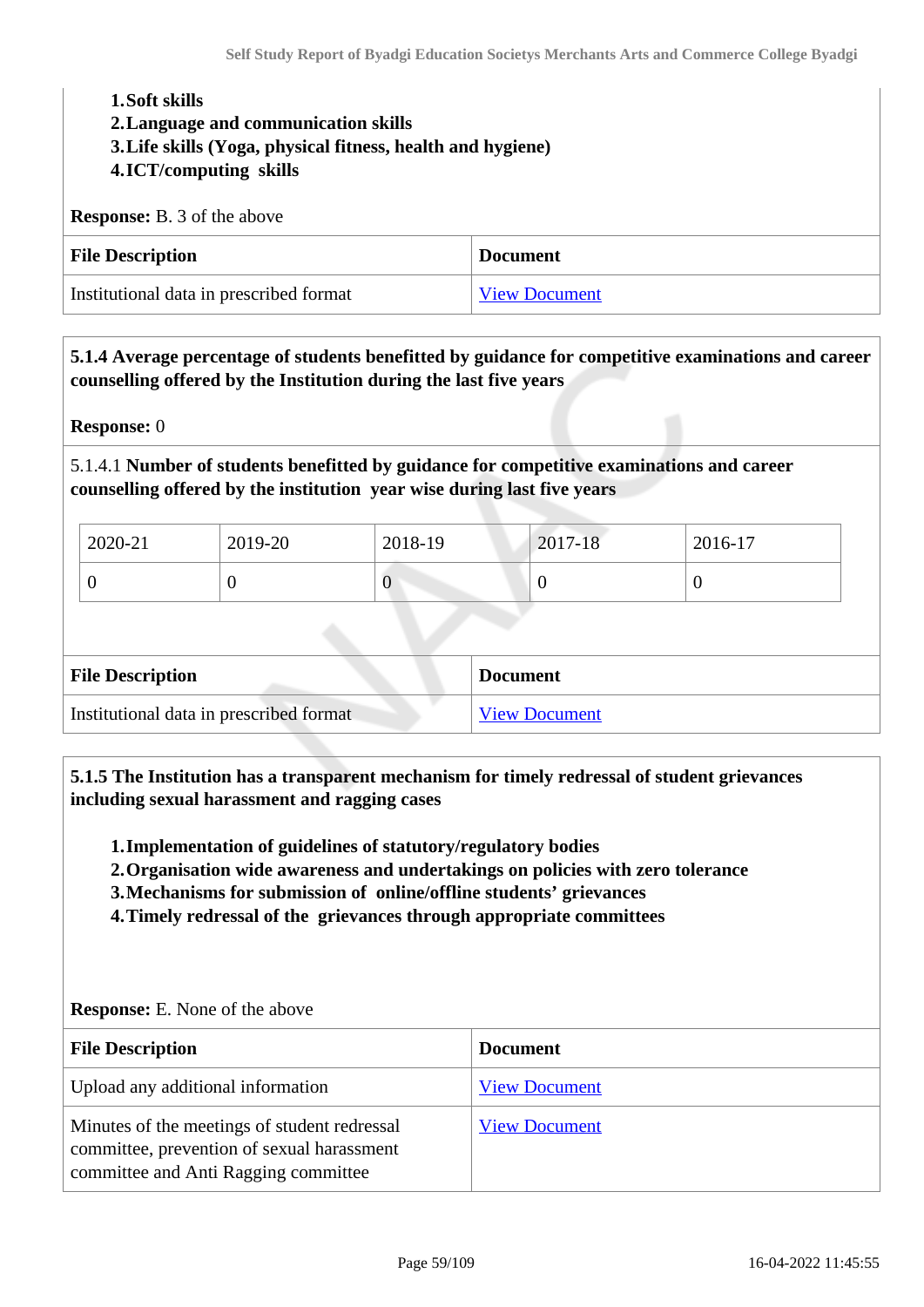1. Soft skills
2. Language and communication skills
3. Life skills (Yoga, physical fitness, health and hygiene)
4. ICT/computing skills

**Response:** B. 3 of the above

| File Description | Document |
|---|---|
| Institutional data in prescribed format | View Document |

**5.1.4 Average percentage of students benefitted by guidance for competitive examinations and career counselling offered by the Institution during the last five years**

**Response:** 0

5.1.4.1 **Number of students benefitted by guidance for competitive examinations and career counselling offered by the institution year wise during last five years**

| 2020-21 | 2019-20 | 2018-19 | 2017-18 | 2016-17 |
|---|---|---|---|---|
| 0 | 0 | 0 | 0 | 0 |

| File Description | Document |
|---|---|
| Institutional data in prescribed format | View Document |

**5.1.5 The Institution has a transparent mechanism for timely redressal of student grievances including sexual harassment and ragging cases**

1. Implementation of guidelines of statutory/regulatory bodies
2. Organisation wide awareness and undertakings on policies with zero tolerance
3. Mechanisms for submission of online/offline students' grievances
4. Timely redressal of the grievances through appropriate committees

**Response:** E. None of the above

| File Description | Document |
|---|---|
| Upload any additional information | View Document |
| Minutes of the meetings of student redressal committee, prevention of sexual harassment committee and Anti Ragging committee | View Document |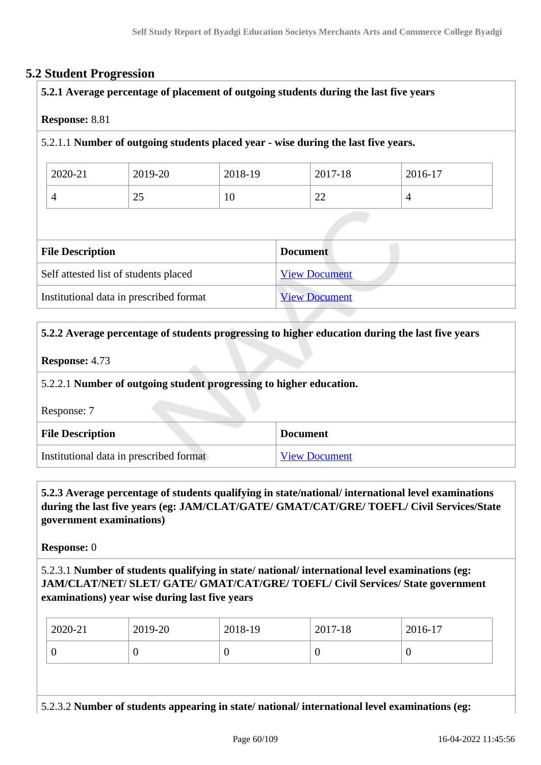## 5.2 Student Progression

**5.2.1 Average percentage of placement of outgoing students during the last five years**

**Response:** 8.81

5.2.1.1 **Number of outgoing students placed year - wise during the last five years.**

| 2020-21 | 2019-20 | 2018-19 | 2017-18 | 2016-17 |
|---|---|---|---|---|
| 4 | 25 | 10 | 22 | 4 |

| File Description | Document |
|---|---|
| Self attested list of students placed | View Document |
| Institutional data in prescribed format | View Document |

**5.2.2 Average percentage of students progressing to higher education during the last five years**

**Response:** 4.73

5.2.2.1 **Number of outgoing student progressing to higher education.**

Response: 7

| File Description | Document |
|---|---|
| Institutional data in prescribed format | View Document |

**5.2.3 Average percentage of students qualifying in state/national/ international level examinations during the last five years (eg: JAM/CLAT/GATE/ GMAT/CAT/GRE/ TOEFL/ Civil Services/State government examinations)**

**Response:** 0

5.2.3.1 **Number of students qualifying in state/ national/ international level examinations (eg: JAM/CLAT/NET/ SLET/ GATE/ GMAT/CAT/GRE/ TOEFL/ Civil Services/ State government examinations) year wise during last five years**

| 2020-21 | 2019-20 | 2018-19 | 2017-18 | 2016-17 |
|---|---|---|---|---|
| 0 | 0 | 0 | 0 | 0 |

5.2.3.2 **Number of students appearing in state/ national/ international level examinations (eg:**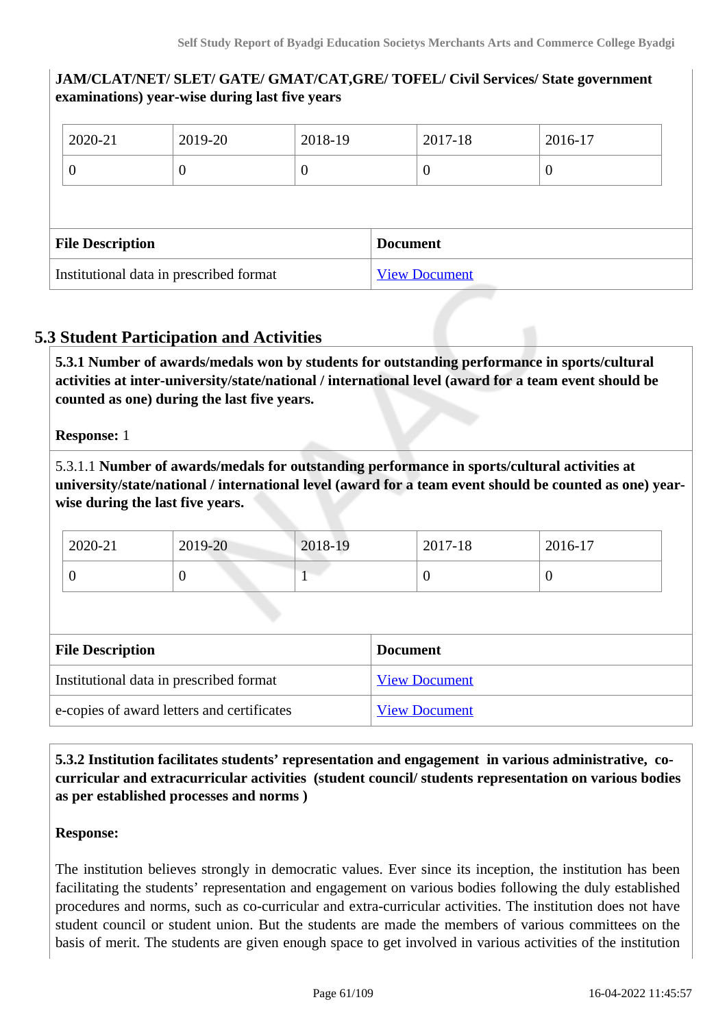**JAM/CLAT/NET/ SLET/ GATE/ GMAT/CAT,GRE/ TOFEL/ Civil Services/ State government examinations) year-wise during last five years**

| 2020-21 | 2019-20 | 2018-19 | 2017-18 | 2016-17 |
|---|---|---|---|---|
| 0 | 0 | 0 | 0 | 0 |

| File Description | Document |
|---|---|
| Institutional data in prescribed format | View Document |

## 5.3 Student Participation and Activities

**5.3.1 Number of awards/medals won by students for outstanding performance in sports/cultural activities at inter-university/state/national / international level (award for a team event should be counted as one) during the last five years.**

**Response:** 1

5.3.1.1 **Number of awards/medals for outstanding performance in sports/cultural activities at university/state/national / international level (award for a team event should be counted as one) year-wise during the last five years.**

| 2020-21 | 2019-20 | 2018-19 | 2017-18 | 2016-17 |
|---|---|---|---|---|
| 0 | 0 | 1 | 0 | 0 |

| File Description | Document |
|---|---|
| Institutional data in prescribed format | View Document |
| e-copies of award letters and certificates | View Document |

**5.3.2 Institution facilitates students' representation and engagement in various administrative, co-curricular and extracurricular activities (student council/ students representation on various bodies as per established processes and norms )**

**Response:**

The institution believes strongly in democratic values. Ever since its inception, the institution has been facilitating the students' representation and engagement on various bodies following the duly established procedures and norms, such as co-curricular and extra-curricular activities. The institution does not have student council or student union. But the students are made the members of various committees on the basis of merit. The students are given enough space to get involved in various activities of the institution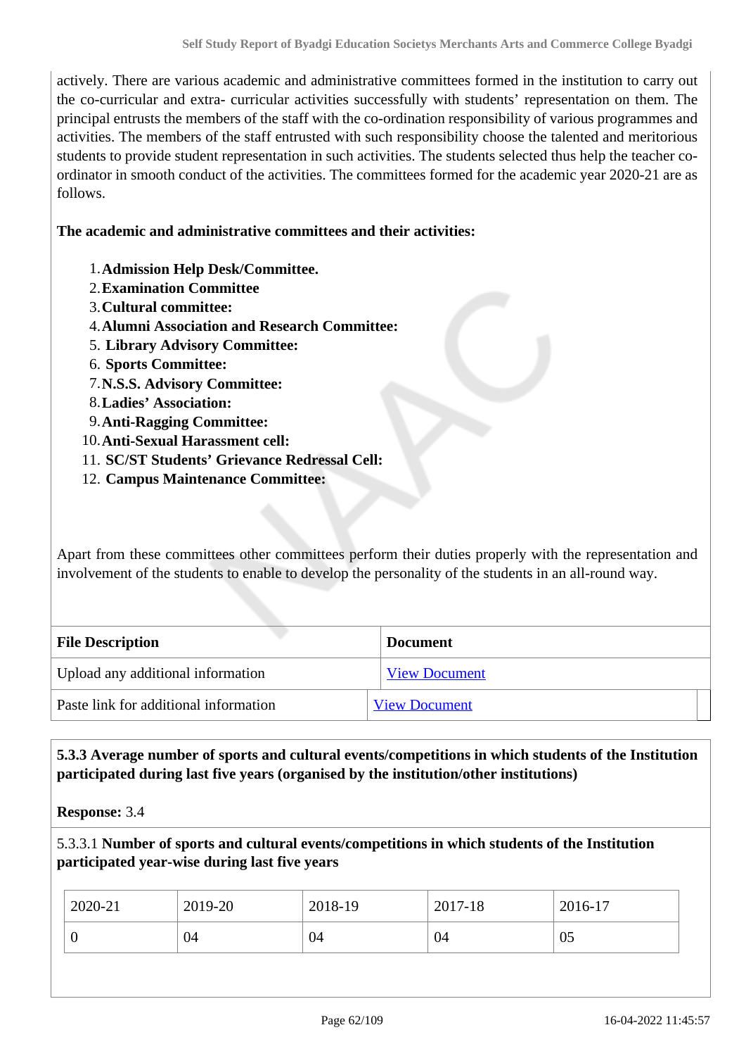actively. There are various academic and administrative committees formed in the institution to carry out the co-curricular and extra- curricular activities successfully with students' representation on them. The principal entrusts the members of the staff with the co-ordination responsibility of various programmes and activities. The members of the staff entrusted with such responsibility choose the talented and meritorious students to provide student representation in such activities. The students selected thus help the teacher co-ordinator in smooth conduct of the activities. The committees formed for the academic year 2020-21 are as follows.

**The academic and administrative committees and their activities:**

1. **Admission Help Desk/Committee.**
2. **Examination Committee**
3. **Cultural committee:**
4. **Alumni Association and Research Committee:**
5. **Library Advisory Committee:**
6. **Sports Committee:**
7. **N.S.S. Advisory Committee:**
8. **Ladies' Association:**
9. **Anti-Ragging Committee:**
10. **Anti-Sexual Harassment cell:**
11. **SC/ST Students' Grievance Redressal Cell:**
12. **Campus Maintenance Committee:**

Apart from these committees other committees perform their duties properly with the representation and involvement of the students to enable to develop the personality of the students in an all-round way.

| File Description | Document |
|---|---|
| Upload any additional information | View Document |
| Paste link for additional information | View Document |

**5.3.3 Average number of sports and cultural events/competitions in which students of the Institution participated during last five years (organised by the institution/other institutions)**

**Response:** 3.4

5.3.3.1 **Number of sports and cultural events/competitions in which students of the Institution participated year-wise during last five years**

| 2020-21 | 2019-20 | 2018-19 | 2017-18 | 2016-17 |
|---|---|---|---|---|
| 0 | 04 | 04 | 04 | 05 |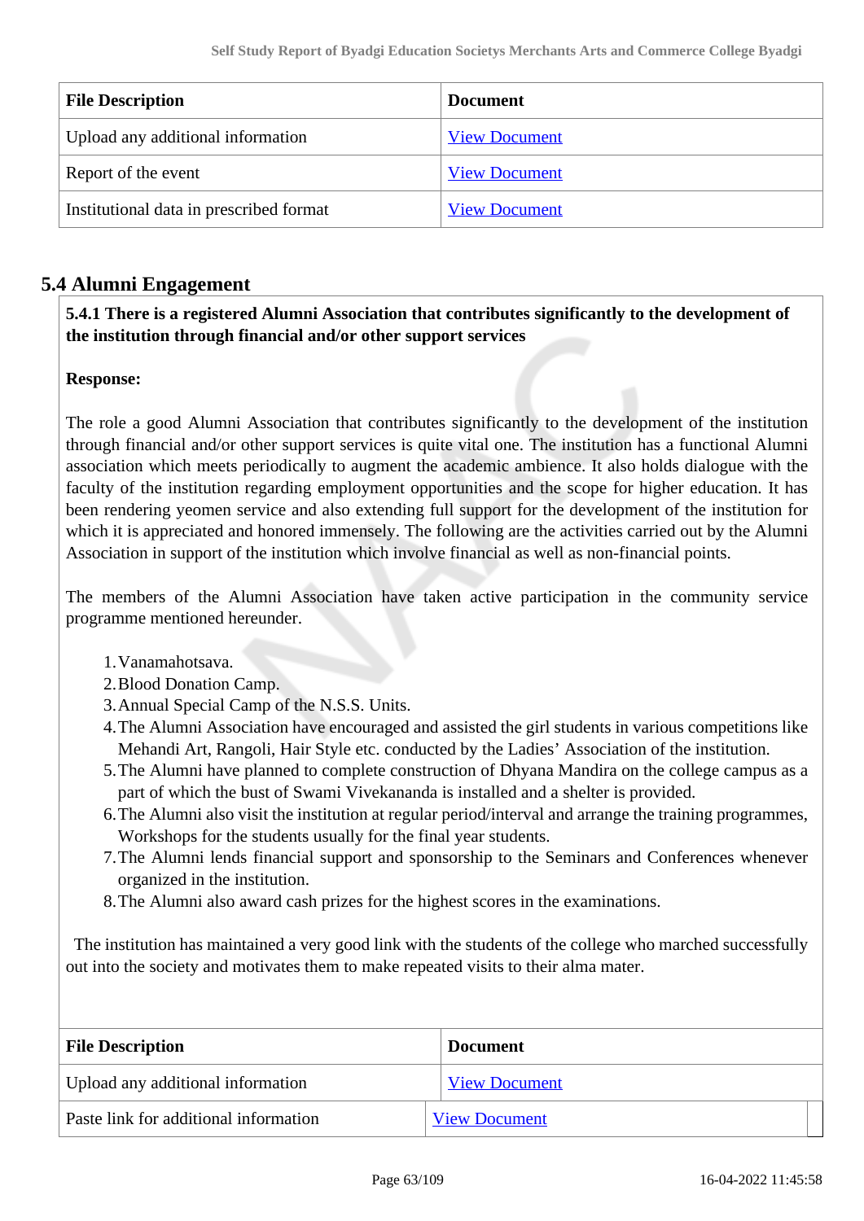| File Description | Document |
|---|---|
| Upload any additional information | View Document |
| Report of the event | View Document |
| Institutional data in prescribed format | View Document |

## 5.4 Alumni Engagement

**5.4.1 There is a registered Alumni Association that contributes significantly to the development of the institution through financial and/or other support services**

**Response:**

The role a good Alumni Association that contributes significantly to the development of the institution through financial and/or other support services is quite vital one. The institution has a functional Alumni association which meets periodically to augment the academic ambience. It also holds dialogue with the faculty of the institution regarding employment opportunities and the scope for higher education. It has been rendering yeomen service and also extending full support for the development of the institution for which it is appreciated and honored immensely. The following are the activities carried out by the Alumni Association in support of the institution which involve financial as well as non-financial points.

The members of the Alumni Association have taken active participation in the community service programme mentioned hereunder.

1. Vanamahotsava.
2. Blood Donation Camp.
3. Annual Special Camp of the N.S.S. Units.
4. The Alumni Association have encouraged and assisted the girl students in various competitions like Mehandi Art, Rangoli, Hair Style etc. conducted by the Ladies' Association of the institution.
5. The Alumni have planned to complete construction of Dhyana Mandira on the college campus as a part of which the bust of Swami Vivekananda is installed and a shelter is provided.
6. The Alumni also visit the institution at regular period/interval and arrange the training programmes, Workshops for the students usually for the final year students.
7. The Alumni lends financial support and sponsorship to the Seminars and Conferences whenever organized in the institution.
8. The Alumni also award cash prizes for the highest scores in the examinations.

The institution has maintained a very good link with the students of the college who marched successfully out into the society and motivates them to make repeated visits to their alma mater.

| File Description | Document |
|---|---|
| Upload any additional information | View Document |
| Paste link for additional information | View Document |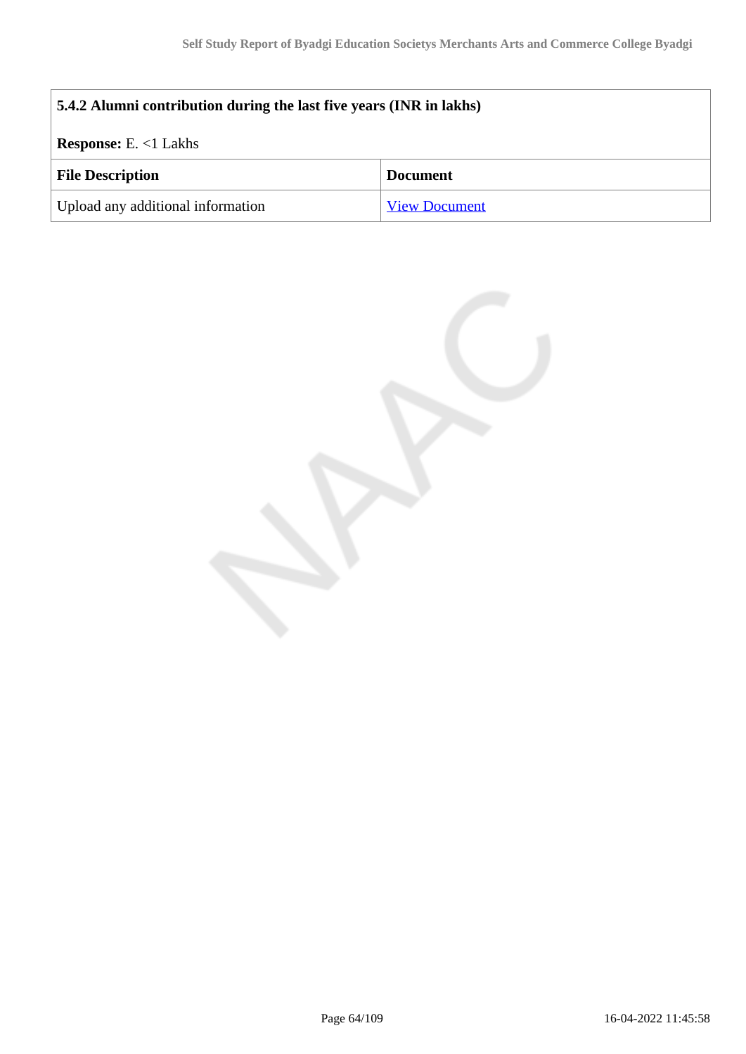**5.4.2 Alumni contribution during the last five years (INR in lakhs)**

**Response:** E. <1 Lakhs

| File Description | Document |
|---|---|
| Upload any additional information | View Document |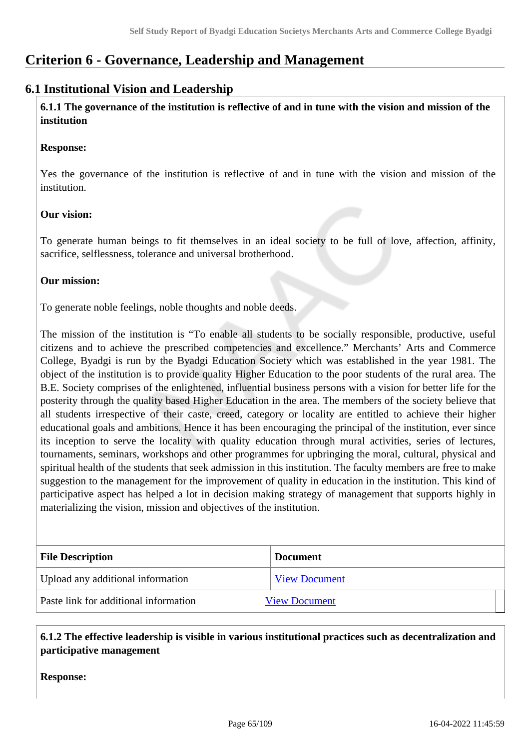# Criterion 6 - Governance, Leadership and Management

## 6.1 Institutional Vision and Leadership

**6.1.1 The governance of the institution is reflective of and in tune with the vision and mission of the institution**

**Response:**

Yes the governance of the institution is reflective of and in tune with the vision and mission of the institution.

**Our vision:**

To generate human beings to fit themselves in an ideal society to be full of love, affection, affinity, sacrifice, selflessness, tolerance and universal brotherhood.

**Our mission:**

To generate noble feelings, noble thoughts and noble deeds.

The mission of the institution is "To enable all students to be socially responsible, productive, useful citizens and to achieve the prescribed competencies and excellence." Merchants' Arts and Commerce College, Byadgi is run by the Byadgi Education Society which was established in the year 1981. The object of the institution is to provide quality Higher Education to the poor students of the rural area. The B.E. Society comprises of the enlightened, influential business persons with a vision for better life for the posterity through the quality based Higher Education in the area. The members of the society believe that all students irrespective of their caste, creed, category or locality are entitled to achieve their higher educational goals and ambitions. Hence it has been encouraging the principal of the institution, ever since its inception to serve the locality with quality education through mural activities, series of lectures, tournaments, seminars, workshops and other programmes for upbringing the moral, cultural, physical and spiritual health of the students that seek admission in this institution. The faculty members are free to make suggestion to the management for the improvement of quality in education in the institution. This kind of participative aspect has helped a lot in decision making strategy of management that supports highly in materializing the vision, mission and objectives of the institution.

| File Description | Document |
| --- | --- |
| Upload any additional information | View Document |
| Paste link for additional information | View Document |

**6.1.2 The effective leadership is visible in various institutional practices such as decentralization and participative management**

**Response:**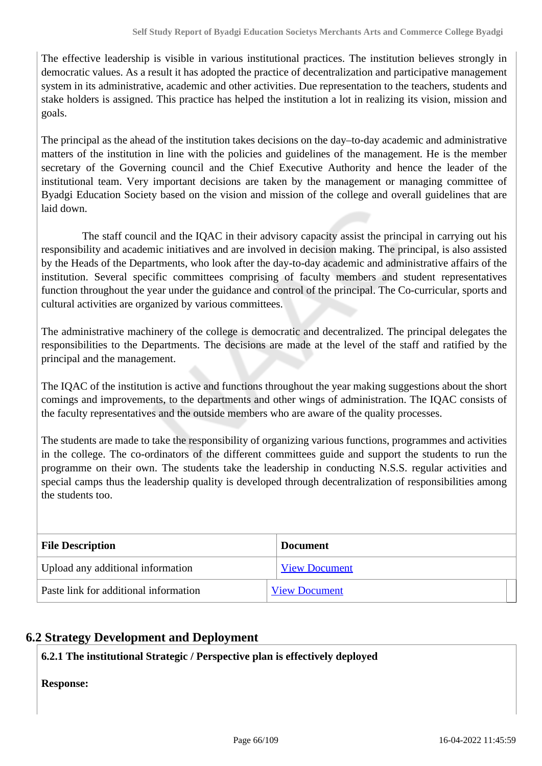The effective leadership is visible in various institutional practices. The institution believes strongly in democratic values. As a result it has adopted the practice of decentralization and participative management system in its administrative, academic and other activities. Due representation to the teachers, students and stake holders is assigned. This practice has helped the institution a lot in realizing its vision, mission and goals.

The principal as the ahead of the institution takes decisions on the day–to-day academic and administrative matters of the institution in line with the policies and guidelines of the management. He is the member secretary of the Governing council and the Chief Executive Authority and hence the leader of the institutional team. Very important decisions are taken by the management or managing committee of Byadgi Education Society based on the vision and mission of the college and overall guidelines that are laid down.

The staff council and the IQAC in their advisory capacity assist the principal in carrying out his responsibility and academic initiatives and are involved in decision making. The principal, is also assisted by the Heads of the Departments, who look after the day-to-day academic and administrative affairs of the institution. Several specific committees comprising of faculty members and student representatives function throughout the year under the guidance and control of the principal. The Co-curricular, sports and cultural activities are organized by various committees.

The administrative machinery of the college is democratic and decentralized. The principal delegates the responsibilities to the Departments. The decisions are made at the level of the staff and ratified by the principal and the management.

The IQAC of the institution is active and functions throughout the year making suggestions about the short comings and improvements, to the departments and other wings of administration. The IQAC consists of the faculty representatives and the outside members who are aware of the quality processes.

The students are made to take the responsibility of organizing various functions, programmes and activities in the college. The co-ordinators of the different committees guide and support the students to run the programme on their own. The students take the leadership in conducting N.S.S. regular activities and special camps thus the leadership quality is developed through decentralization of responsibilities among the students too.

| File Description | Document |
|---|---|
| Upload any additional information | View Document |
| Paste link for additional information | View Document |

## 6.2 Strategy Development and Deployment

**6.2.1 The institutional Strategic / Perspective plan is effectively deployed**

**Response:**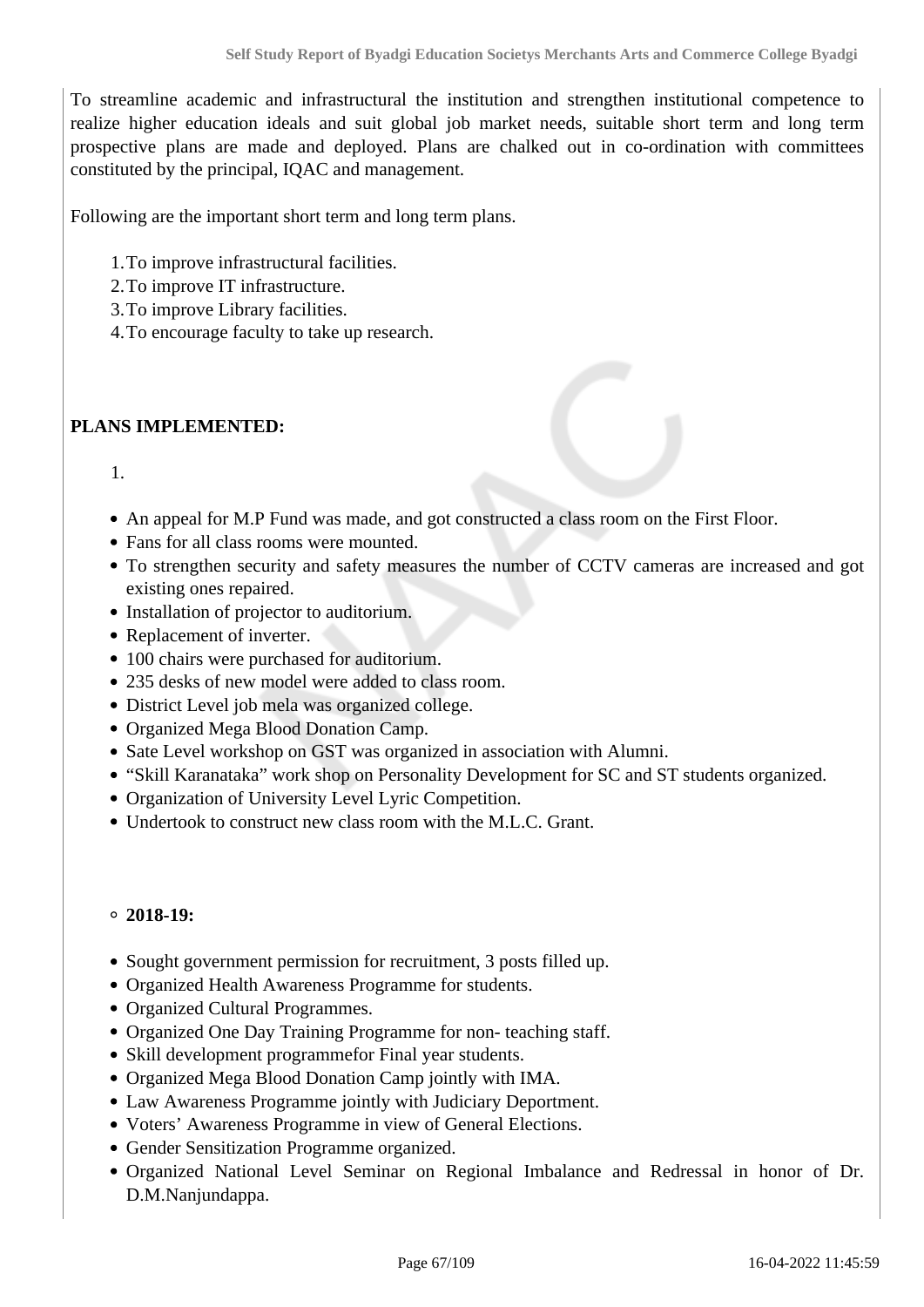To streamline academic and infrastructural the institution and strengthen institutional competence to realize higher education ideals and suit global job market needs, suitable short term and long term prospective plans are made and deployed. Plans are chalked out in co-ordination with committees constituted by the principal, IQAC and management.

Following are the important short term and long term plans.

1. To improve infrastructural facilities.
2. To improve IT infrastructure.
3. To improve Library facilities.
4. To encourage faculty to take up research.

**PLANS IMPLEMENTED:**

1.

- An appeal for M.P Fund was made, and got constructed a class room on the First Floor.
- Fans for all class rooms were mounted.
- To strengthen security and safety measures the number of CCTV cameras are increased and got existing ones repaired.
- Installation of projector to auditorium.
- Replacement of inverter.
- 100 chairs were purchased for auditorium.
- 235 desks of new model were added to class room.
- District Level job mela was organized college.
- Organized Mega Blood Donation Camp.
- Sate Level workshop on GST was organized in association with Alumni.
- “Skill Karanataka” work shop on Personality Development for SC and ST students organized.
- Organization of University Level Lyric Competition.
- Undertook to construct new class room with the M.L.C. Grant.

- **2018-19:**

- Sought government permission for recruitment, 3 posts filled up.
- Organized Health Awareness Programme for students.
- Organized Cultural Programmes.
- Organized One Day Training Programme for non- teaching staff.
- Skill development programmefor Final year students.
- Organized Mega Blood Donation Camp jointly with IMA.
- Law Awareness Programme jointly with Judiciary Deportment.
- Voters’ Awareness Programme in view of General Elections.
- Gender Sensitization Programme organized.
- Organized National Level Seminar on Regional Imbalance and Redressal in honor of Dr. D.M.Nanjundappa.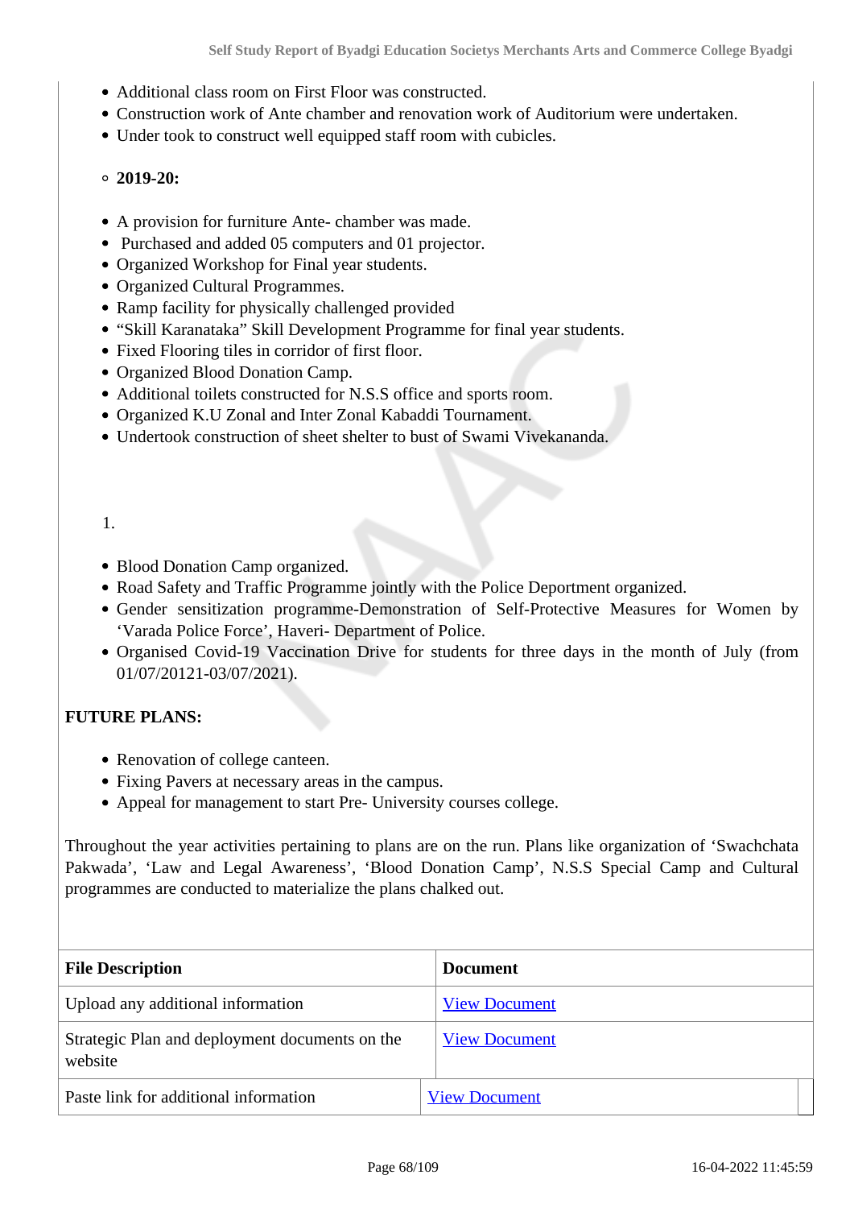- Additional class room on First Floor was constructed.
- Construction work of Ante chamber and renovation work of Auditorium were undertaken.
- Under took to construct well equipped staff room with cubicles.

  - **2019-20:**

- A provision for furniture Ante- chamber was made.
- Purchased and added 05 computers and 01 projector.
- Organized Workshop for Final year students.
- Organized Cultural Programmes.
- Ramp facility for physically challenged provided
- “Skill Karanataka” Skill Development Programme for final year students.
- Fixed Flooring tiles in corridor of first floor.
- Organized Blood Donation Camp.
- Additional toilets constructed for N.S.S office and sports room.
- Organized K.U Zonal and Inter Zonal Kabaddi Tournament.
- Undertook construction of sheet shelter to bust of Swami Vivekananda.

1.

- Blood Donation Camp organized.
- Road Safety and Traffic Programme jointly with the Police Deportment organized.
- Gender sensitization programme-Demonstration of Self-Protective Measures for Women by ‘Varada Police Force’, Haveri- Department of Police.
- Organised Covid-19 Vaccination Drive for students for three days in the month of July (from 01/07/20121-03/07/2021).

**FUTURE PLANS:**

- Renovation of college canteen.
- Fixing Pavers at necessary areas in the campus.
- Appeal for management to start Pre- University courses college.

Throughout the year activities pertaining to plans are on the run. Plans like organization of ‘Swachchata Pakwada’, ‘Law and Legal Awareness’, ‘Blood Donation Camp’, N.S.S Special Camp and Cultural programmes are conducted to materialize the plans chalked out.

| File Description | Document |
|---|---|
| Upload any additional information | View Document |
| Strategic Plan and deployment documents on the website | View Document |
| Paste link for additional information | View Document |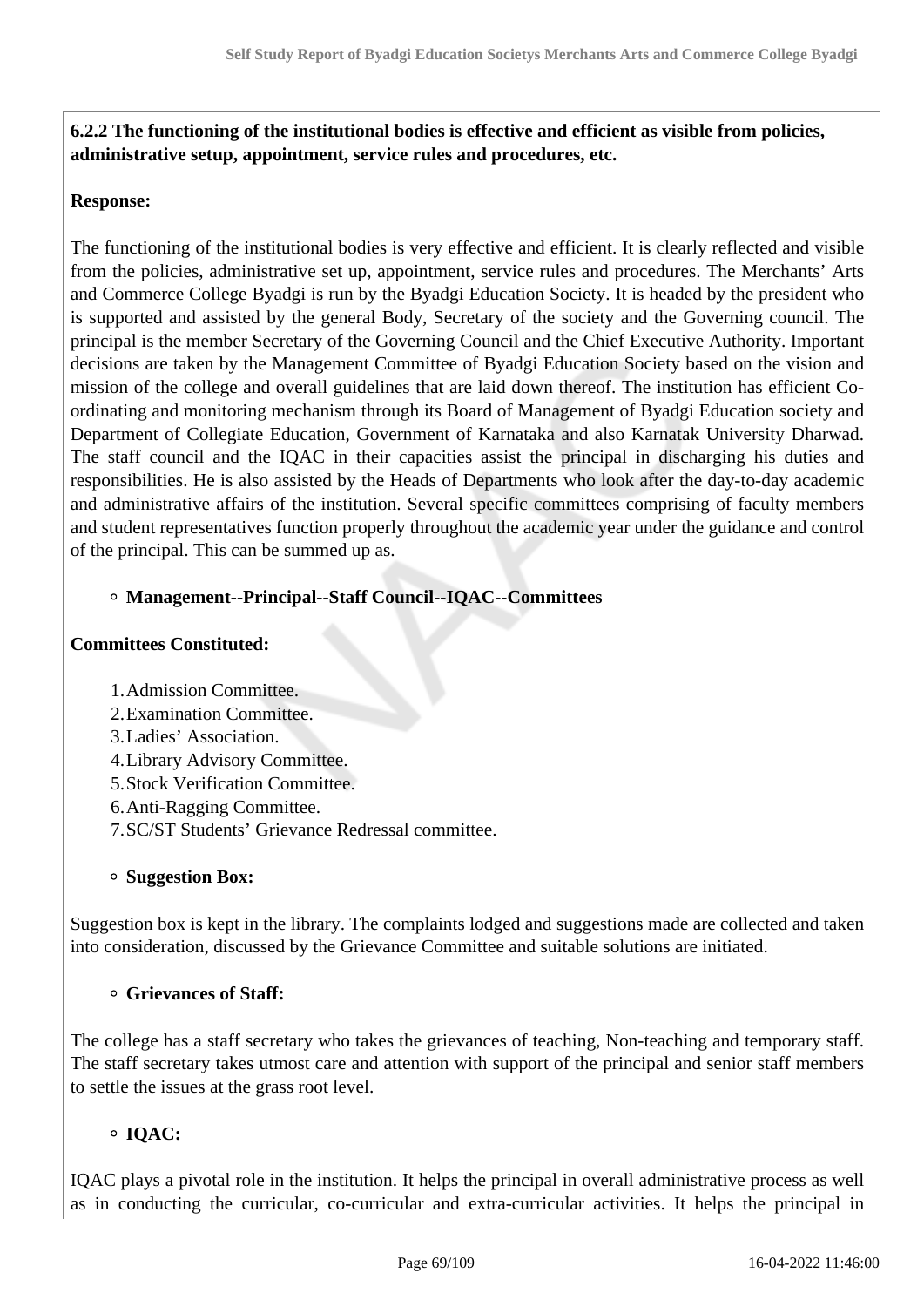**6.2.2 The functioning of the institutional bodies is effective and efficient as visible from policies, administrative setup, appointment, service rules and procedures, etc.**

**Response:**

The functioning of the institutional bodies is very effective and efficient. It is clearly reflected and visible from the policies, administrative set up, appointment, service rules and procedures. The Merchants' Arts and Commerce College Byadgi is run by the Byadgi Education Society. It is headed by the president who is supported and assisted by the general Body, Secretary of the society and the Governing council. The principal is the member Secretary of the Governing Council and the Chief Executive Authority. Important decisions are taken by the Management Committee of Byadgi Education Society based on the vision and mission of the college and overall guidelines that are laid down thereof. The institution has efficient Co-ordinating and monitoring mechanism through its Board of Management of Byadgi Education society and Department of Collegiate Education, Government of Karnataka and also Karnatak University Dharwad. The staff council and the IQAC in their capacities assist the principal in discharging his duties and responsibilities. He is also assisted by the Heads of Departments who look after the day-to-day academic and administrative affairs of the institution. Several specific committees comprising of faculty members and student representatives function properly throughout the academic year under the guidance and control of the principal. This can be summed up as.

- **Management--Principal--Staff Council--IQAC--Committees**

**Committees Constituted:**

1. Admission Committee.
2. Examination Committee.
3. Ladies' Association.
4. Library Advisory Committee.
5. Stock Verification Committee.
6. Anti-Ragging Committee.
7. SC/ST Students' Grievance Redressal committee.

- **Suggestion Box:**

Suggestion box is kept in the library. The complaints lodged and suggestions made are collected and taken into consideration, discussed by the Grievance Committee and suitable solutions are initiated.

- **Grievances of Staff:**

The college has a staff secretary who takes the grievances of teaching, Non-teaching and temporary staff. The staff secretary takes utmost care and attention with support of the principal and senior staff members to settle the issues at the grass root level.

- **IQAC:**

IQAC plays a pivotal role in the institution. It helps the principal in overall administrative process as well as in conducting the curricular, co-curricular and extra-curricular activities. It helps the principal in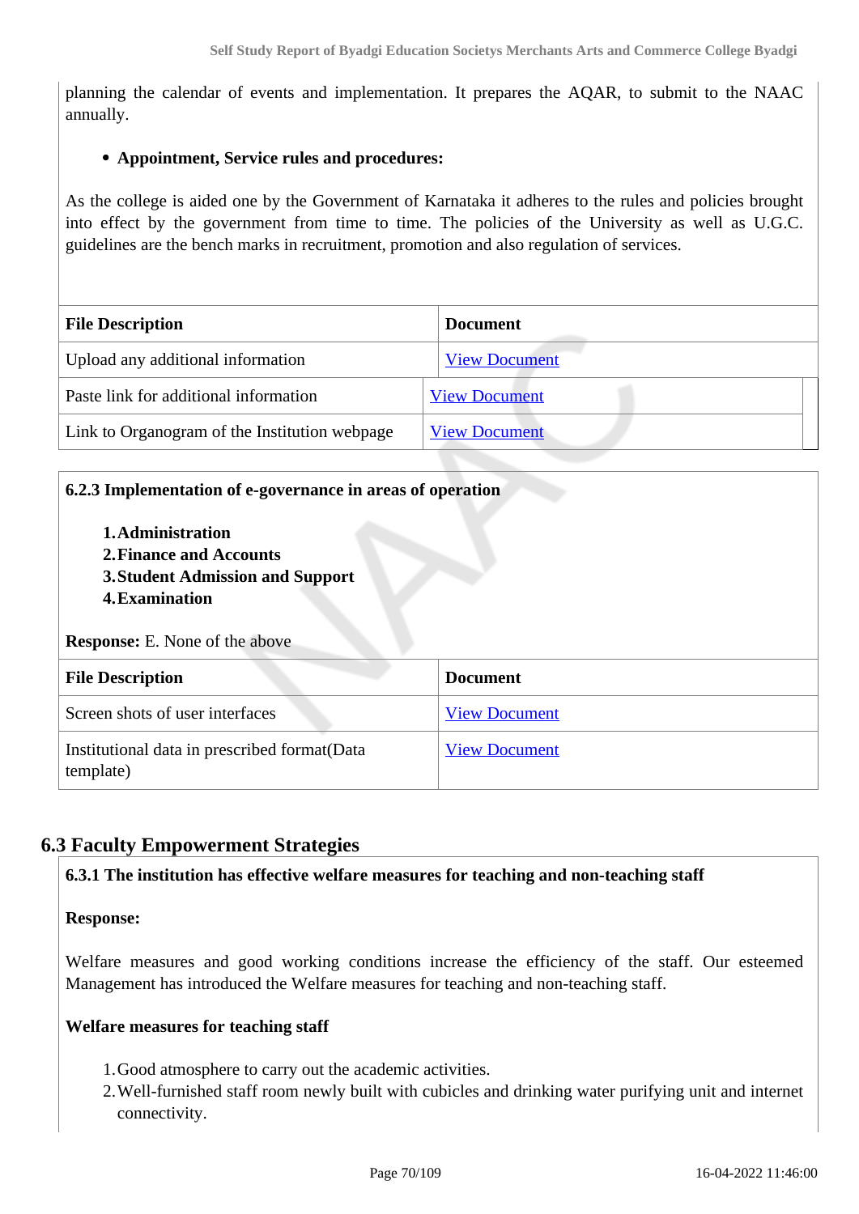planning the calendar of events and implementation. It prepares the AQAR, to submit to the NAAC annually.

- **Appointment, Service rules and procedures:**

As the college is aided one by the Government of Karnataka it adheres to the rules and policies brought into effect by the government from time to time. The policies of the University as well as U.G.C. guidelines are the bench marks in recruitment, promotion and also regulation of services.

| File Description | Document |
|---|---|
| Upload any additional information | View Document |
| Paste link for additional information | View Document |
| Link to Organogram of the Institution webpage | View Document |

**6.2.3 Implementation of e-governance in areas of operation**

1. **Administration**
2. **Finance and Accounts**
3. **Student Admission and Support**
4. **Examination**

**Response:** E. None of the above

| File Description | Document |
|---|---|
| Screen shots of user interfaces | View Document |
| Institutional data in prescribed format(Data template) | View Document |

## 6.3 Faculty Empowerment Strategies

**6.3.1 The institution has effective welfare measures for teaching and non-teaching staff**

**Response:**

Welfare measures and good working conditions increase the efficiency of the staff. Our esteemed Management has introduced the Welfare measures for teaching and non-teaching staff.

**Welfare measures for teaching staff**

1. Good atmosphere to carry out the academic activities.
2. Well-furnished staff room newly built with cubicles and drinking water purifying unit and internet connectivity.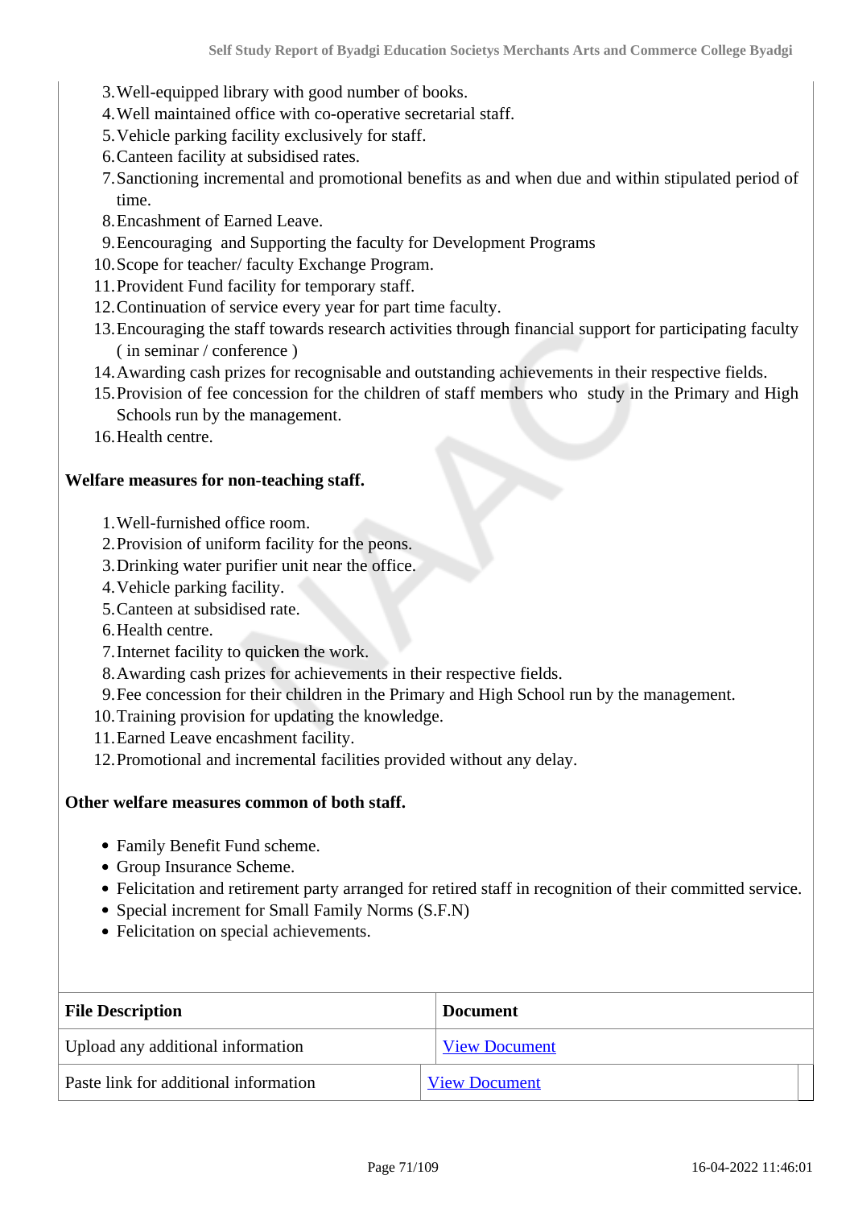3. Well-equipped library with good number of books.
4. Well maintained office with co-operative secretarial staff.
5. Vehicle parking facility exclusively for staff.
6. Canteen facility at subsidised rates.
7. Sanctioning incremental and promotional benefits as and when due and within stipulated period of time.
8. Encashment of Earned Leave.
9. Eencouraging and Supporting the faculty for Development Programs
10. Scope for teacher/ faculty Exchange Program.
11. Provident Fund facility for temporary staff.
12. Continuation of service every year for part time faculty.
13. Encouraging the staff towards research activities through financial support for participating faculty ( in seminar / conference )
14. Awarding cash prizes for recognisable and outstanding achievements in their respective fields.
15. Provision of fee concession for the children of staff members who study in the Primary and High Schools run by the management.
16. Health centre.

**Welfare measures for non-teaching staff.**

1. Well-furnished office room.
2. Provision of uniform facility for the peons.
3. Drinking water purifier unit near the office.
4. Vehicle parking facility.
5. Canteen at subsidised rate.
6. Health centre.
7. Internet facility to quicken the work.
8. Awarding cash prizes for achievements in their respective fields.
9. Fee concession for their children in the Primary and High School run by the management.
10. Training provision for updating the knowledge.
11. Earned Leave encashment facility.
12. Promotional and incremental facilities provided without any delay.

**Other welfare measures common of both staff.**

- Family Benefit Fund scheme.
- Group Insurance Scheme.
- Felicitation and retirement party arranged for retired staff in recognition of their committed service.
- Special increment for Small Family Norms (S.F.N)
- Felicitation on special achievements.

| File Description | Document |
|---|---|
| Upload any additional information | View Document |
| Paste link for additional information | View Document |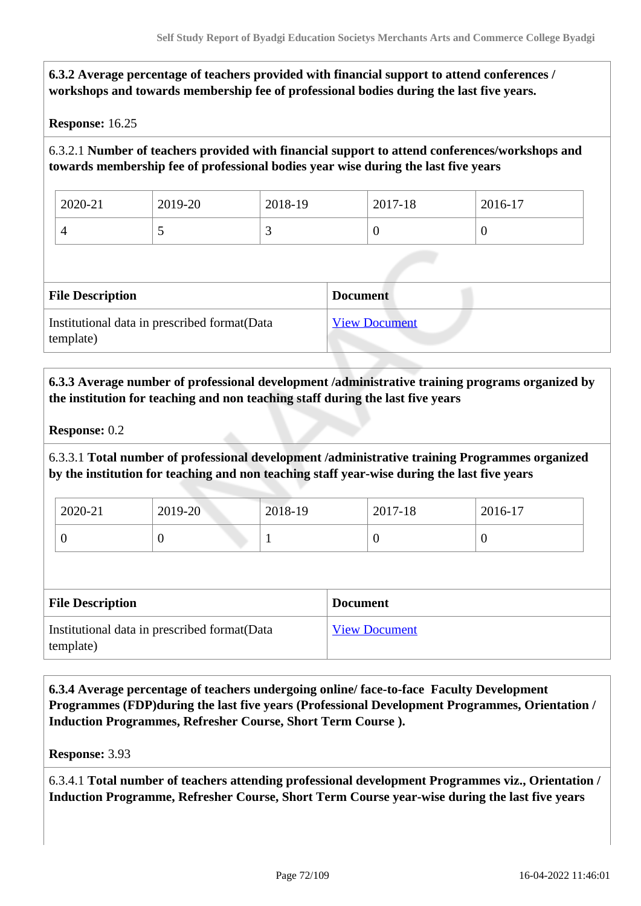**6.3.2 Average percentage of teachers provided with financial support to attend conferences / workshops and towards membership fee of professional bodies during the last five years.**

**Response:** 16.25

6.3.2.1 **Number of teachers provided with financial support to attend conferences/workshops and towards membership fee of professional bodies year wise during the last five years**

| 2020-21 | 2019-20 | 2018-19 | 2017-18 | 2016-17 |
|---|---|---|---|---|
| 4 | 5 | 3 | 0 | 0 |

| File Description | Document |
|---|---|
| Institutional data in prescribed format(Data template) | View Document |

**6.3.3 Average number of professional development /administrative training programs organized by the institution for teaching and non teaching staff during the last five years**

**Response:** 0.2

6.3.3.1 **Total number of professional development /administrative training Programmes organized by the institution for teaching and non teaching staff year-wise during the last five years**

| 2020-21 | 2019-20 | 2018-19 | 2017-18 | 2016-17 |
|---|---|---|---|---|
| 0 | 0 | 1 | 0 | 0 |

| File Description | Document |
|---|---|
| Institutional data in prescribed format(Data template) | View Document |

**6.3.4 Average percentage of teachers undergoing online/ face-to-face Faculty Development Programmes (FDP)during the last five years (Professional Development Programmes, Orientation / Induction Programmes, Refresher Course, Short Term Course ).**

**Response:** 3.93

6.3.4.1 **Total number of teachers attending professional development Programmes viz., Orientation / Induction Programme, Refresher Course, Short Term Course year-wise during the last five years**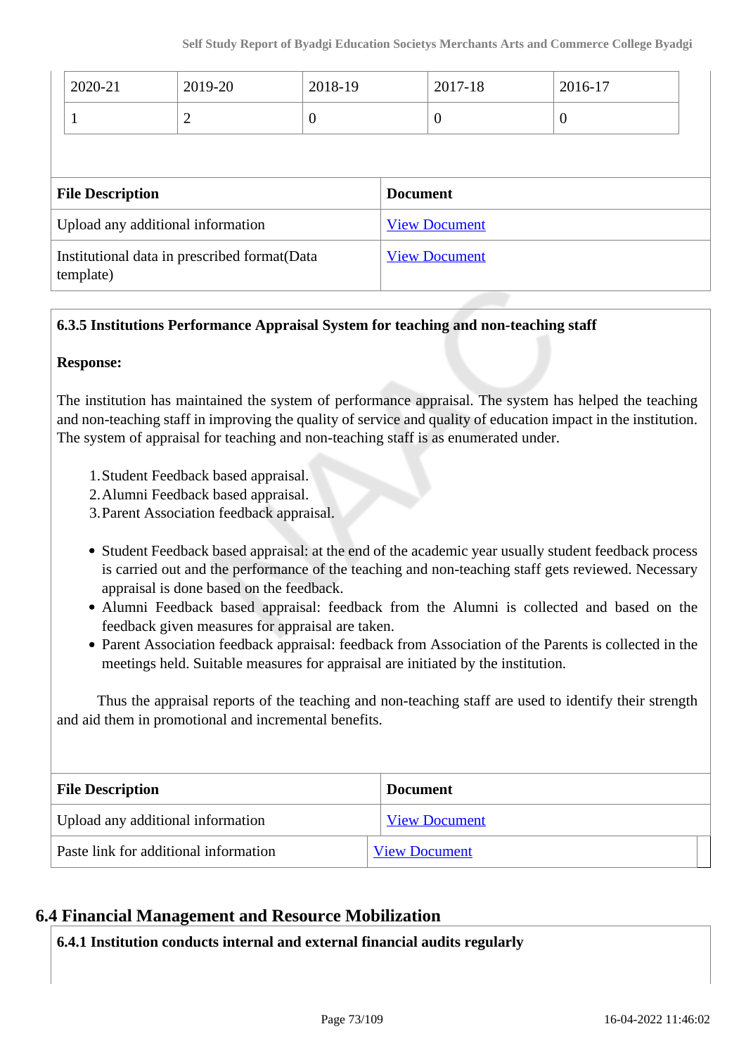| 2020-21 | 2019-20 | 2018-19 | 2017-18 | 2016-17 |
|---|---|---|---|---|
| 1 | 2 | 0 | 0 | 0 |

| File Description | Document |
|---|---|
| Upload any additional information | View Document |
| Institutional data in prescribed format(Data template) | View Document |

**6.3.5 Institutions Performance Appraisal System for teaching and non-teaching staff**

**Response:**

The institution has maintained the system of performance appraisal. The system has helped the teaching and non-teaching staff in improving the quality of service and quality of education impact in the institution. The system of appraisal for teaching and non-teaching staff is as enumerated under.

1. Student Feedback based appraisal.
2. Alumni Feedback based appraisal.
3. Parent Association feedback appraisal.

- Student Feedback based appraisal: at the end of the academic year usually student feedback process is carried out and the performance of the teaching and non-teaching staff gets reviewed. Necessary appraisal is done based on the feedback.
- Alumni Feedback based appraisal: feedback from the Alumni is collected and based on the feedback given measures for appraisal are taken.
- Parent Association feedback appraisal: feedback from Association of the Parents is collected in the meetings held. Suitable measures for appraisal are initiated by the institution.

Thus the appraisal reports of the teaching and non-teaching staff are used to identify their strength and aid them in promotional and incremental benefits.

| File Description | Document |
|---|---|
| Upload any additional information | View Document |
| Paste link for additional information | View Document |

## 6.4 Financial Management and Resource Mobilization

**6.4.1 Institution conducts internal and external financial audits regularly**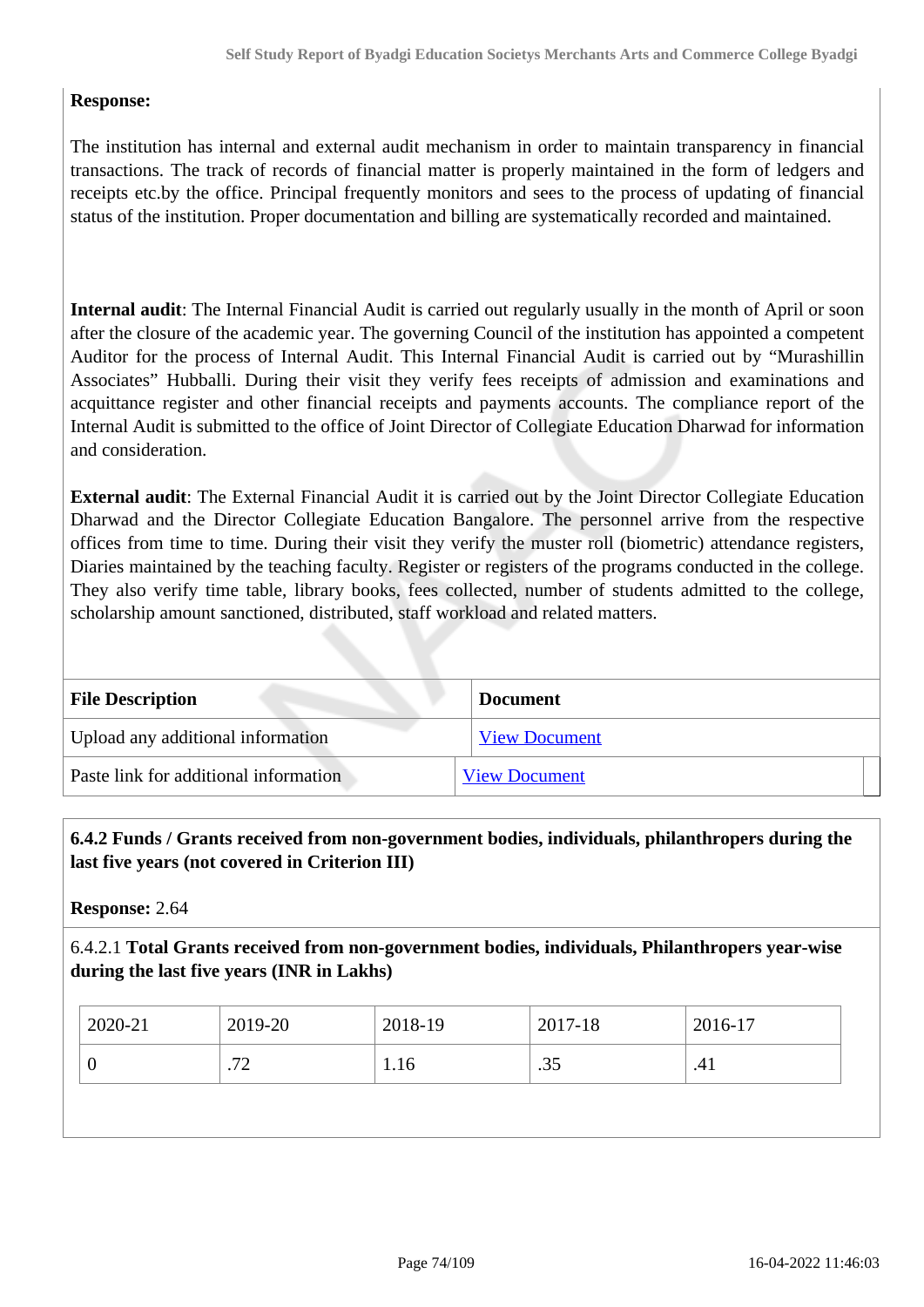**Response:**

The institution has internal and external audit mechanism in order to maintain transparency in financial transactions. The track of records of financial matter is properly maintained in the form of ledgers and receipts etc.by the office. Principal frequently monitors and sees to the process of updating of financial status of the institution. Proper documentation and billing are systematically recorded and maintained.

**Internal audit**: The Internal Financial Audit is carried out regularly usually in the month of April or soon after the closure of the academic year. The governing Council of the institution has appointed a competent Auditor for the process of Internal Audit. This Internal Financial Audit is carried out by "Murashillin Associates" Hubballi. During their visit they verify fees receipts of admission and examinations and acquittance register and other financial receipts and payments accounts. The compliance report of the Internal Audit is submitted to the office of Joint Director of Collegiate Education Dharwad for information and consideration.

**External audit**: The External Financial Audit it is carried out by the Joint Director Collegiate Education Dharwad and the Director Collegiate Education Bangalore. The personnel arrive from the respective offices from time to time. During their visit they verify the muster roll (biometric) attendance registers, Diaries maintained by the teaching faculty. Register or registers of the programs conducted in the college. They also verify time table, library books, fees collected, number of students admitted to the college, scholarship amount sanctioned, distributed, staff workload and related matters.

| File Description | Document |
|---|---|
| Upload any additional information | View Document |
| Paste link for additional information | View Document |

**6.4.2 Funds / Grants received from non-government bodies, individuals, philanthropers during the last five years (not covered in Criterion III)**

**Response:** 2.64

6.4.2.1 **Total Grants received from non-government bodies, individuals, Philanthropers year-wise during the last five years (INR in Lakhs)**

| 2020-21 | 2019-20 | 2018-19 | 2017-18 | 2016-17 |
|---|---|---|---|---|
| 0 | .72 | 1.16 | .35 | .41 |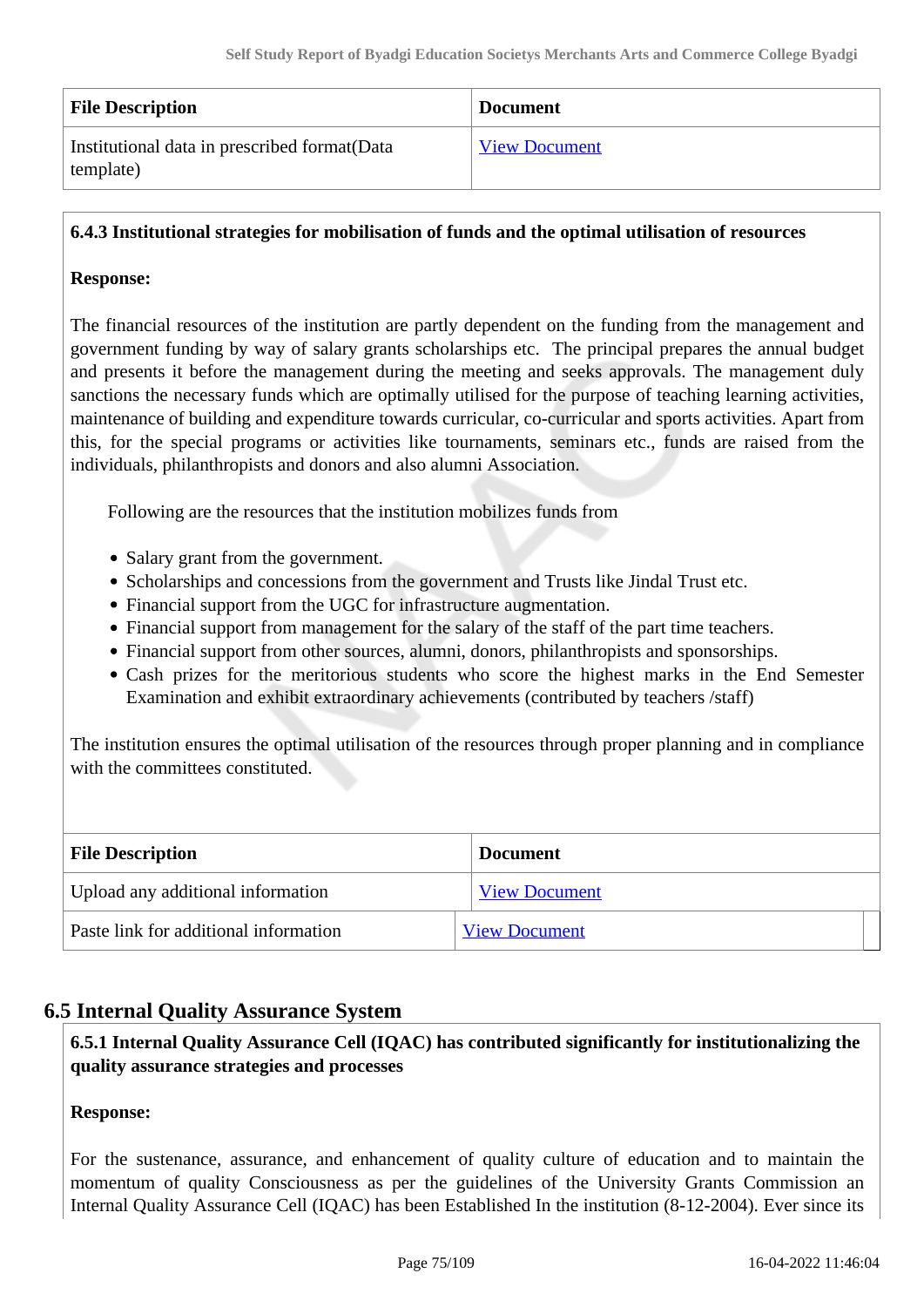| File Description | Document |
| --- | --- |
| Institutional data in prescribed format(Data template) | View Document |

**6.4.3 Institutional strategies for mobilisation of funds and the optimal utilisation of resources**

**Response:**

The financial resources of the institution are partly dependent on the funding from the management and government funding by way of salary grants scholarships etc. The principal prepares the annual budget and presents it before the management during the meeting and seeks approvals. The management duly sanctions the necessary funds which are optimally utilised for the purpose of teaching learning activities, maintenance of building and expenditure towards curricular, co-curricular and sports activities. Apart from this, for the special programs or activities like tournaments, seminars etc., funds are raised from the individuals, philanthropists and donors and also alumni Association.

Following are the resources that the institution mobilizes funds from

- Salary grant from the government.
- Scholarships and concessions from the government and Trusts like Jindal Trust etc.
- Financial support from the UGC for infrastructure augmentation.
- Financial support from management for the salary of the staff of the part time teachers.
- Financial support from other sources, alumni, donors, philanthropists and sponsorships.
- Cash prizes for the meritorious students who score the highest marks in the End Semester Examination and exhibit extraordinary achievements (contributed by teachers /staff)

The institution ensures the optimal utilisation of the resources through proper planning and in compliance with the committees constituted.

| File Description | Document |
| --- | --- |
| Upload any additional information | View Document |
| Paste link for additional information | View Document |

## 6.5 Internal Quality Assurance System

**6.5.1 Internal Quality Assurance Cell (IQAC) has contributed significantly for institutionalizing the quality assurance strategies and processes**

**Response:**

For the sustenance, assurance, and enhancement of quality culture of education and to maintain the momentum of quality Consciousness as per the guidelines of the University Grants Commission an Internal Quality Assurance Cell (IQAC) has been Established In the institution (8-12-2004). Ever since its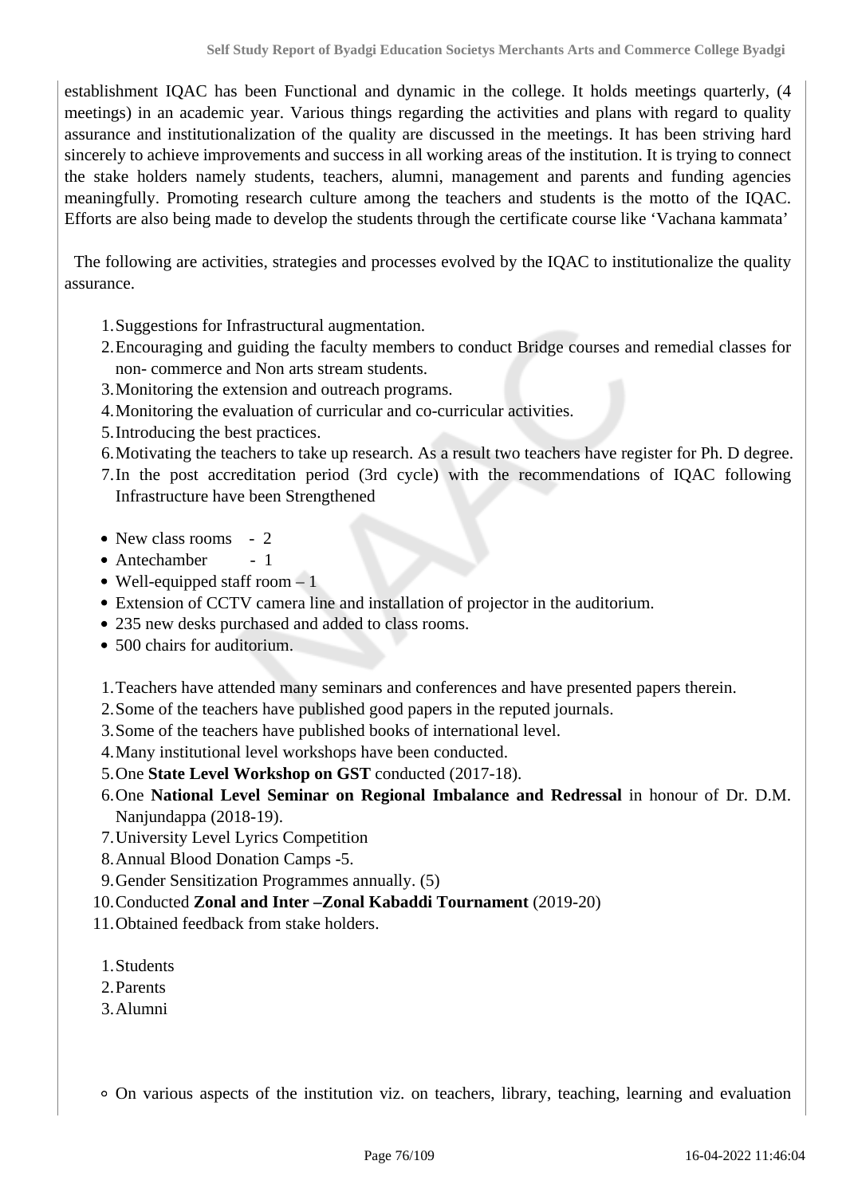establishment IQAC has been Functional and dynamic in the college. It holds meetings quarterly, (4 meetings) in an academic year. Various things regarding the activities and plans with regard to quality assurance and institutionalization of the quality are discussed in the meetings. It has been striving hard sincerely to achieve improvements and success in all working areas of the institution. It is trying to connect the stake holders namely students, teachers, alumni, management and parents and funding agencies meaningfully. Promoting research culture among the teachers and students is the motto of the IQAC. Efforts are also being made to develop the students through the certificate course like 'Vachana kammata'

The following are activities, strategies and processes evolved by the IQAC to institutionalize the quality assurance.

1. Suggestions for Infrastructural augmentation.
2. Encouraging and guiding the faculty members to conduct Bridge courses and remedial classes for non- commerce and Non arts stream students.
3. Monitoring the extension and outreach programs.
4. Monitoring the evaluation of curricular and co-curricular activities.
5. Introducing the best practices.
6. Motivating the teachers to take up research. As a result two teachers have register for Ph. D degree.
7. In the post accreditation period (3rd cycle) with the recommendations of IQAC following Infrastructure have been Strengthened

- New class rooms - 2
- Antechamber - 1
- Well-equipped staff room – 1
- Extension of CCTV camera line and installation of projector in the auditorium.
- 235 new desks purchased and added to class rooms.
- 500 chairs for auditorium.

1. Teachers have attended many seminars and conferences and have presented papers therein.
2. Some of the teachers have published good papers in the reputed journals.
3. Some of the teachers have published books of international level.
4. Many institutional level workshops have been conducted.
5. One **State Level Workshop on GST** conducted (2017-18).
6. One **National Level Seminar on Regional Imbalance and Redressal** in honour of Dr. D.M. Nanjundappa (2018-19).
7. University Level Lyrics Competition
8. Annual Blood Donation Camps -5.
9. Gender Sensitization Programmes annually. (5)
10. Conducted **Zonal and Inter –Zonal Kabaddi Tournament** (2019-20)
11. Obtained feedback from stake holders.

1. Students
2. Parents
3. Alumni

- On various aspects of the institution viz. on teachers, library, teaching, learning and evaluation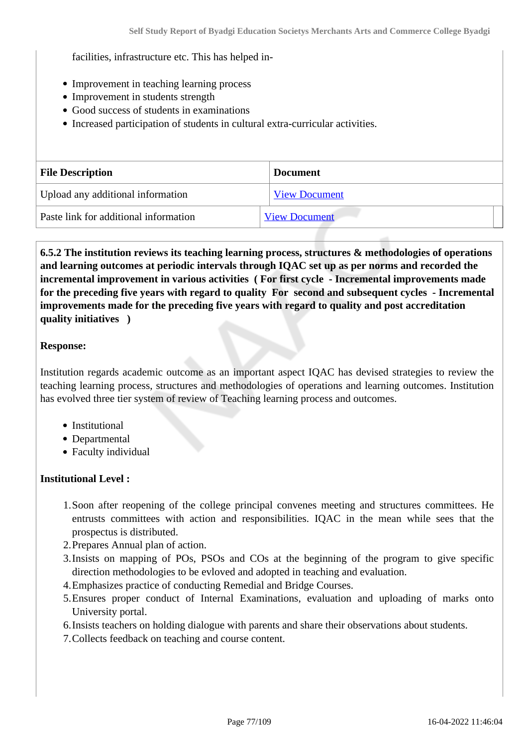facilities, infrastructure etc. This has helped in-

- Improvement in teaching learning process
- Improvement in students strength
- Good success of students in examinations
- Increased participation of students in cultural extra-curricular activities.

| File Description | Document |
|---|---|
| Upload any additional information | View Document |
| Paste link for additional information | View Document |

**6.5.2 The institution reviews its teaching learning process, structures & methodologies of operations and learning outcomes at periodic intervals through IQAC set up as per norms and recorded the incremental improvement in various activities ( For first cycle - Incremental improvements made for the preceding five years with regard to quality For second and subsequent cycles - Incremental improvements made for the preceding five years with regard to quality and post accreditation quality initiatives )**

**Response:**

Institution regards academic outcome as an important aspect IQAC has devised strategies to review the teaching learning process, structures and methodologies of operations and learning outcomes. Institution has evolved three tier system of review of Teaching learning process and outcomes.

- Institutional
- Departmental
- Faculty individual

**Institutional Level :**

1. Soon after reopening of the college principal convenes meeting and structures committees. He entrusts committees with action and responsibilities. IQAC in the mean while sees that the prospectus is distributed.
2. Prepares Annual plan of action.
3. Insists on mapping of POs, PSOs and COs at the beginning of the program to give specific direction methodologies to be evloved and adopted in teaching and evaluation.
4. Emphasizes practice of conducting Remedial and Bridge Courses.
5. Ensures proper conduct of Internal Examinations, evaluation and uploading of marks onto University portal.
6. Insists teachers on holding dialogue with parents and share their observations about students.
7. Collects feedback on teaching and course content.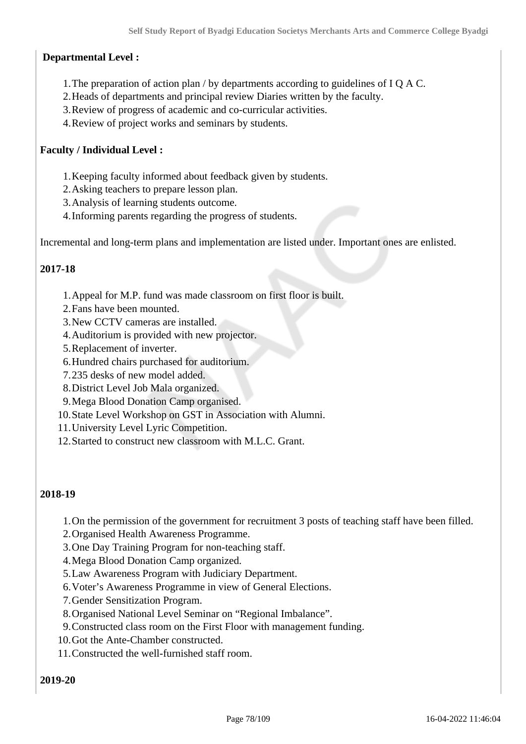**Departmental Level :**

1. The preparation of action plan / by departments according to guidelines of I Q A C.
2. Heads of departments and principal review Diaries written by the faculty.
3. Review of progress of academic and co-curricular activities.
4. Review of project works and seminars by students.

**Faculty / Individual Level :**

1. Keeping faculty informed about feedback given by students.
2. Asking teachers to prepare lesson plan.
3. Analysis of learning students outcome.
4. Informing parents regarding the progress of students.

Incremental and long-term plans and implementation are listed under. Important ones are enlisted.

**2017-18**

1. Appeal for M.P. fund was made classroom on first floor is built.
2. Fans have been mounted.
3. New CCTV cameras are installed.
4. Auditorium is provided with new projector.
5. Replacement of inverter.
6. Hundred chairs purchased for auditorium.
7. 235 desks of new model added.
8. District Level Job Mala organized.
9. Mega Blood Donation Camp organised.
10. State Level Workshop on GST in Association with Alumni.
11. University Level Lyric Competition.
12. Started to construct new classroom with M.L.C. Grant.

**2018-19**

1. On the permission of the government for recruitment 3 posts of teaching staff have been filled.
2. Organised Health Awareness Programme.
3. One Day Training Program for non-teaching staff.
4. Mega Blood Donation Camp organized.
5. Law Awareness Program with Judiciary Department.
6. Voter's Awareness Programme in view of General Elections.
7. Gender Sensitization Program.
8. Organised National Level Seminar on "Regional Imbalance".
9. Constructed class room on the First Floor with management funding.
10. Got the Ante-Chamber constructed.
11. Constructed the well-furnished staff room.

**2019-20**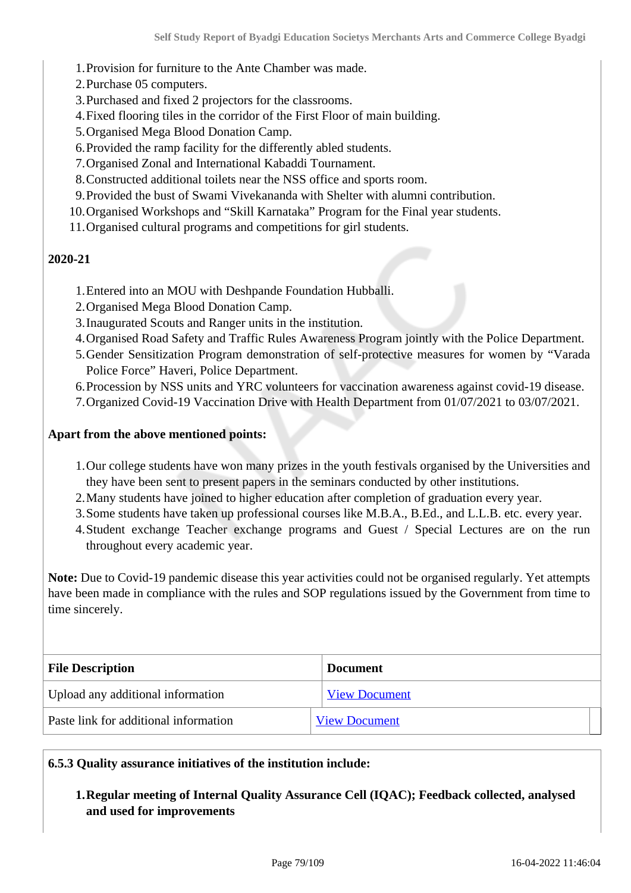1. Provision for furniture to the Ante Chamber was made.
2. Purchase 05 computers.
3. Purchased and fixed 2 projectors for the classrooms.
4. Fixed flooring tiles in the corridor of the First Floor of main building.
5. Organised Mega Blood Donation Camp.
6. Provided the ramp facility for the differently abled students.
7. Organised Zonal and International Kabaddi Tournament.
8. Constructed additional toilets near the NSS office and sports room.
9. Provided the bust of Swami Vivekananda with Shelter with alumni contribution.
10. Organised Workshops and “Skill Karnataka” Program for the Final year students.
11. Organised cultural programs and competitions for girl students.

**2020-21**

1. Entered into an MOU with Deshpande Foundation Hubballi.
2. Organised Mega Blood Donation Camp.
3. Inaugurated Scouts and Ranger units in the institution.
4. Organised Road Safety and Traffic Rules Awareness Program jointly with the Police Department.
5. Gender Sensitization Program demonstration of self-protective measures for women by “Varada Police Force” Haveri, Police Department.
6. Procession by NSS units and YRC volunteers for vaccination awareness against covid-19 disease.
7. Organized Covid-19 Vaccination Drive with Health Department from 01/07/2021 to 03/07/2021.

**Apart from the above mentioned points:**

1. Our college students have won many prizes in the youth festivals organised by the Universities and they have been sent to present papers in the seminars conducted by other institutions.
2. Many students have joined to higher education after completion of graduation every year.
3. Some students have taken up professional courses like M.B.A., B.Ed., and L.L.B. etc. every year.
4. Student exchange Teacher exchange programs and Guest / Special Lectures are on the run throughout every academic year.

**Note:** Due to Covid-19 pandemic disease this year activities could not be organised regularly. Yet attempts have been made in compliance with the rules and SOP regulations issued by the Government from time to time sincerely.

| File Description | Document |
|---|---|
| Upload any additional information | View Document |
| Paste link for additional information | View Document |

**6.5.3 Quality assurance initiatives of the institution include:**

1. **Regular meeting of Internal Quality Assurance Cell (IQAC); Feedback collected, analysed and used for improvements**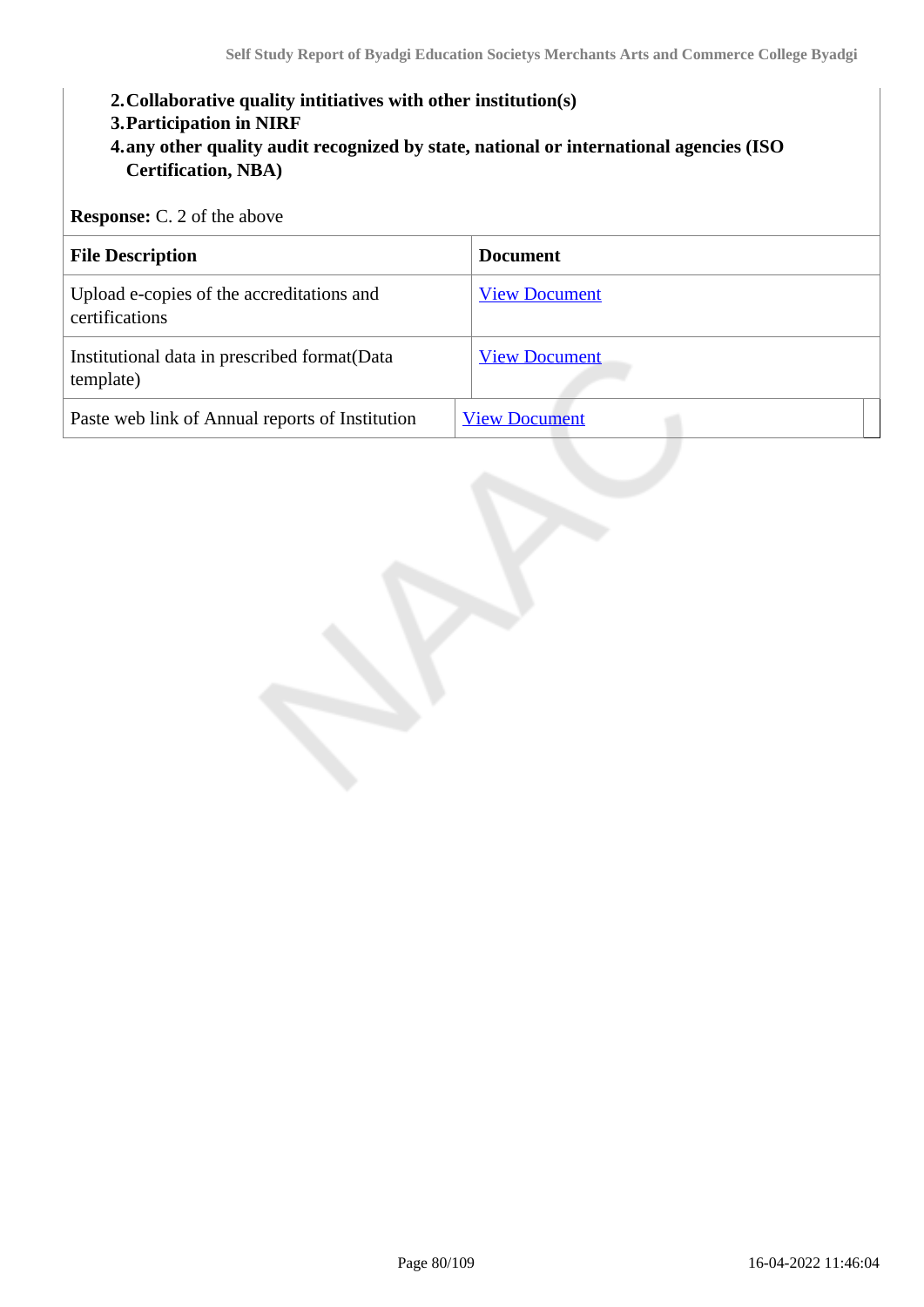2. **Collaborative quality intitiatives with other institution(s)**
3. **Participation in NIRF**
4. **any other quality audit recognized by state, national or international agencies (ISO Certification, NBA)**

**Response:** C. 2 of the above

| File Description | Document |
|---|---|
| Upload e-copies of the accreditations and certifications | View Document |
| Institutional data in prescribed format(Data template) | View Document |
| Paste web link of Annual reports of Institution | View Document |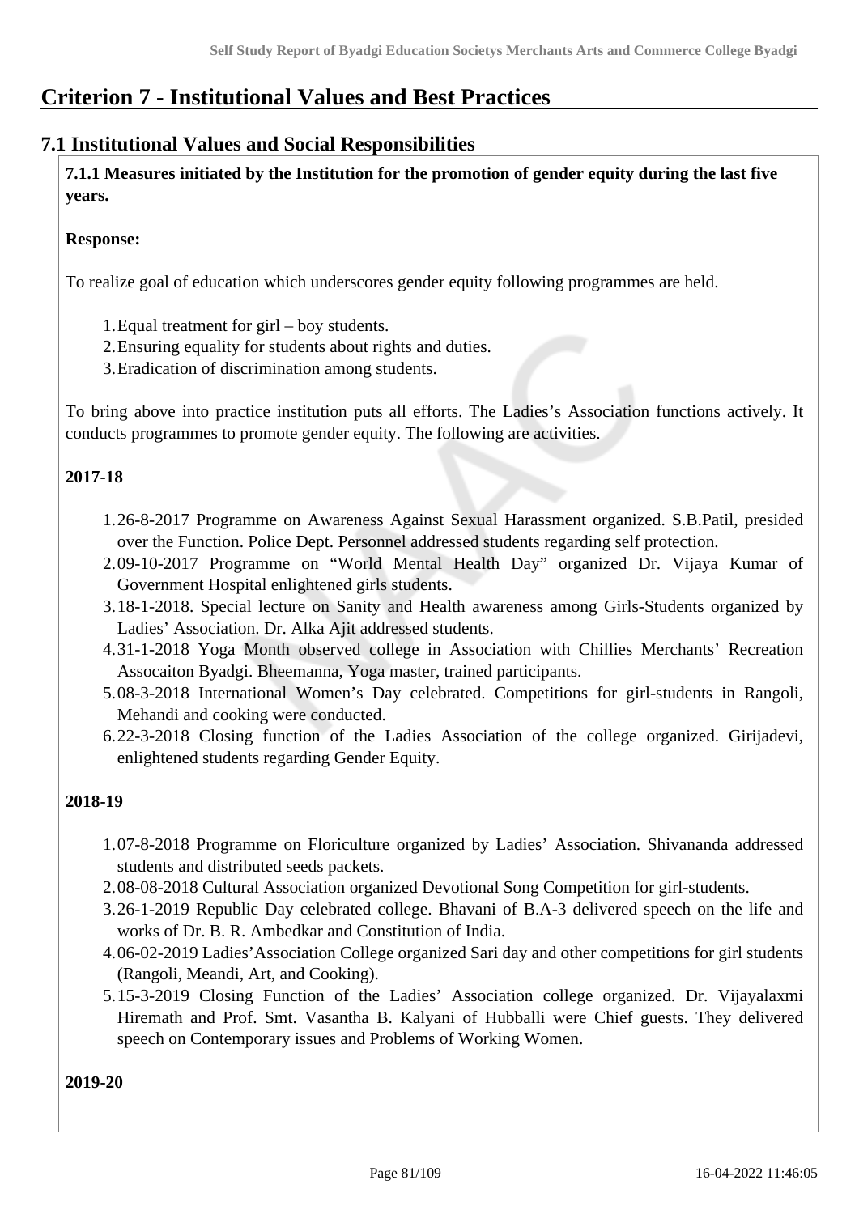# Criterion 7 - Institutional Values and Best Practices

## 7.1 Institutional Values and Social Responsibilities

**7.1.1 Measures initiated by the Institution for the promotion of gender equity during the last five years.**

**Response:**

To realize goal of education which underscores gender equity following programmes are held.

1. Equal treatment for girl – boy students.
2. Ensuring equality for students about rights and duties.
3. Eradication of discrimination among students.

To bring above into practice institution puts all efforts. The Ladies's Association functions actively. It conducts programmes to promote gender equity. The following are activities.

**2017-18**

1. 26-8-2017 Programme on Awareness Against Sexual Harassment organized. S.B.Patil, presided over the Function. Police Dept. Personnel addressed students regarding self protection.
2. 09-10-2017 Programme on "World Mental Health Day" organized Dr. Vijaya Kumar of Government Hospital enlightened girls students.
3. 18-1-2018. Special lecture on Sanity and Health awareness among Girls-Students organized by Ladies' Association. Dr. Alka Ajit addressed students.
4. 31-1-2018 Yoga Month observed college in Association with Chillies Merchants' Recreation Assocaiton Byadgi. Bheemanna, Yoga master, trained participants.
5. 08-3-2018 International Women's Day celebrated. Competitions for girl-students in Rangoli, Mehandi and cooking were conducted.
6. 22-3-2018 Closing function of the Ladies Association of the college organized. Girijadevi, enlightened students regarding Gender Equity.

**2018-19**

1. 07-8-2018 Programme on Floriculture organized by Ladies' Association. Shivananda addressed students and distributed seeds packets.
2. 08-08-2018 Cultural Association organized Devotional Song Competition for girl-students.
3. 26-1-2019 Republic Day celebrated college. Bhavani of B.A-3 delivered speech on the life and works of Dr. B. R. Ambedkar and Constitution of India.
4. 06-02-2019 Ladies'Association College organized Sari day and other competitions for girl students (Rangoli, Meandi, Art, and Cooking).
5. 15-3-2019 Closing Function of the Ladies' Association college organized. Dr. Vijayalaxmi Hiremath and Prof. Smt. Vasantha B. Kalyani of Hubballi were Chief guests. They delivered speech on Contemporary issues and Problems of Working Women.

**2019-20**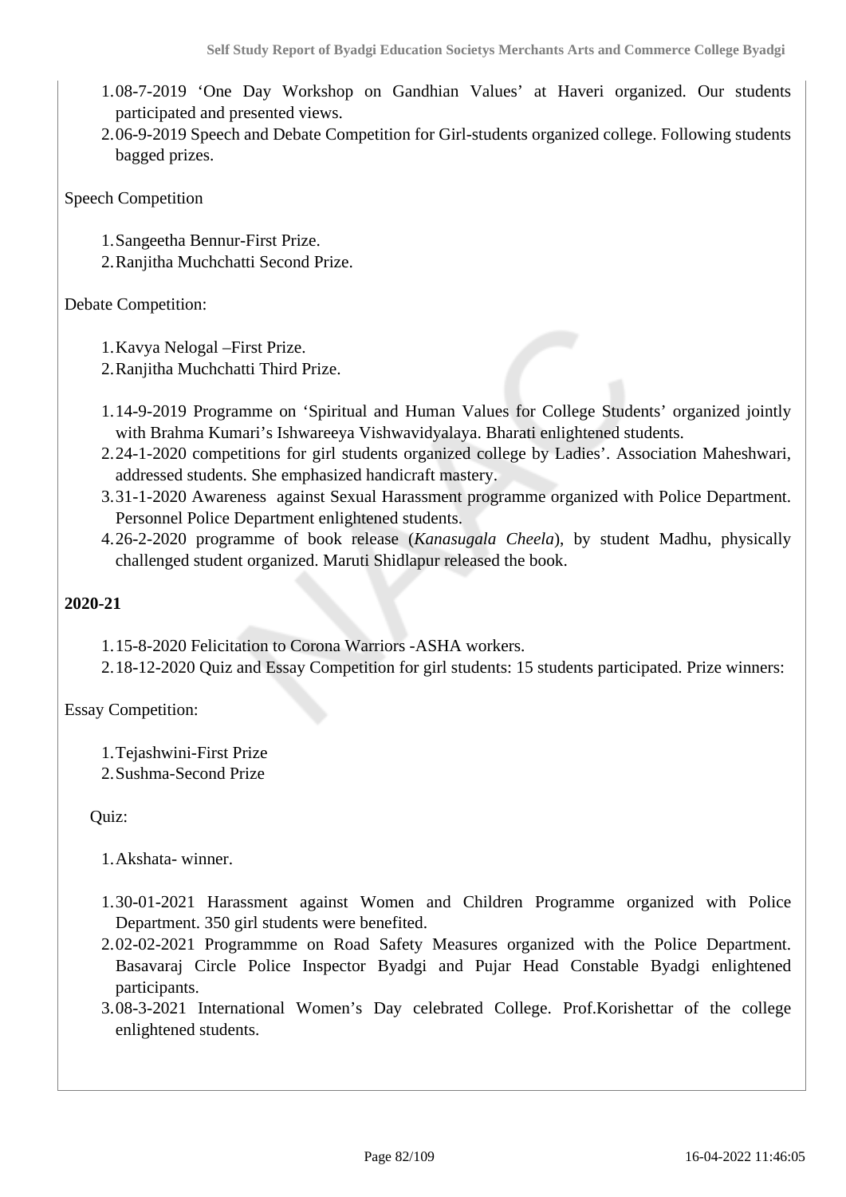1. 08-7-2019 'One Day Workshop on Gandhian Values' at Haveri organized. Our students participated and presented views.
2. 06-9-2019 Speech and Debate Competition for Girl-students organized college. Following students bagged prizes.

Speech Competition

1. Sangeetha Bennur-First Prize.
2. Ranjitha Muchchatti Second Prize.

Debate Competition:

1. Kavya Nelogal –First Prize.
2. Ranjitha Muchchatti Third Prize.

1. 14-9-2019 Programme on 'Spiritual and Human Values for College Students' organized jointly with Brahma Kumari's Ishwareeya Vishwavidyalaya. Bharati enlightened students.
2. 24-1-2020 competitions for girl students organized college by Ladies'. Association Maheshwari, addressed students. She emphasized handicraft mastery.
3. 31-1-2020 Awareness against Sexual Harassment programme organized with Police Department. Personnel Police Department enlightened students.
4. 26-2-2020 programme of book release (*Kanasugala Cheela*), by student Madhu, physically challenged student organized. Maruti Shidlapur released the book.

**2020-21**

1. 15-8-2020 Felicitation to Corona Warriors -ASHA workers.
2. 18-12-2020 Quiz and Essay Competition for girl students: 15 students participated. Prize winners:

Essay Competition:

1. Tejashwini-First Prize
2. Sushma-Second Prize

Quiz:

1. Akshata- winner.

1. 30-01-2021 Harassment against Women and Children Programme organized with Police Department. 350 girl students were benefited.
2. 02-02-2021 Programmme on Road Safety Measures organized with the Police Department. Basavaraj Circle Police Inspector Byadgi and Pujar Head Constable Byadgi enlightened participants.
3. 08-3-2021 International Women's Day celebrated College. Prof.Korishettar of the college enlightened students.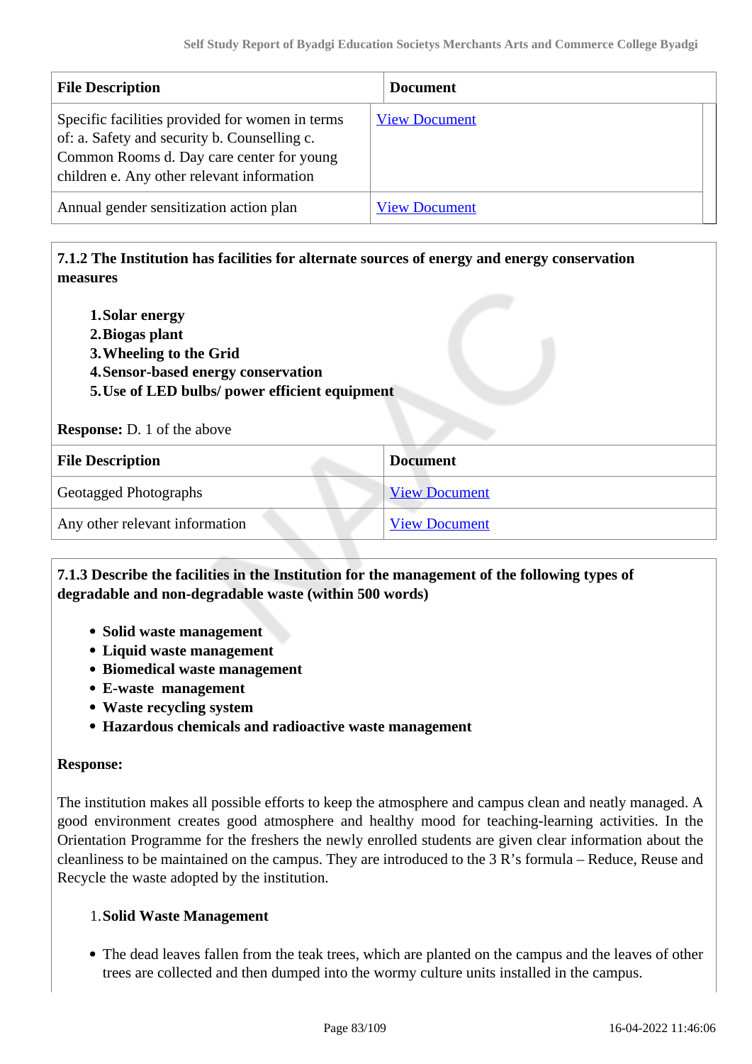| File Description | Document |
|---|---|
| Specific facilities provided for women in terms of: a. Safety and security b. Counselling c. Common Rooms d. Day care center for young children e. Any other relevant information | View Document |
| Annual gender sensitization action plan | View Document |

**7.1.2 The Institution has facilities for alternate sources of energy and energy conservation measures**

1. **Solar energy**
2. **Biogas plant**
3. **Wheeling to the Grid**
4. **Sensor-based energy conservation**
5. **Use of LED bulbs/ power efficient equipment**

**Response:** D. 1 of the above

| File Description | Document |
|---|---|
| Geotagged Photographs | View Document |
| Any other relevant information | View Document |

**7.1.3 Describe the facilities in the Institution for the management of the following types of degradable and non-degradable waste (within 500 words)**

- **Solid waste management**
- **Liquid waste management**
- **Biomedical waste management**
- **E-waste management**
- **Waste recycling system**
- **Hazardous chemicals and radioactive waste management**

**Response:**

The institution makes all possible efforts to keep the atmosphere and campus clean and neatly managed. A good environment creates good atmosphere and healthy mood for teaching-learning activities. In the Orientation Programme for the freshers the newly enrolled students are given clear information about the cleanliness to be maintained on the campus. They are introduced to the 3 R's formula – Reduce, Reuse and Recycle the waste adopted by the institution.

1. **Solid Waste Management**

- The dead leaves fallen from the teak trees, which are planted on the campus and the leaves of other trees are collected and then dumped into the wormy culture units installed in the campus.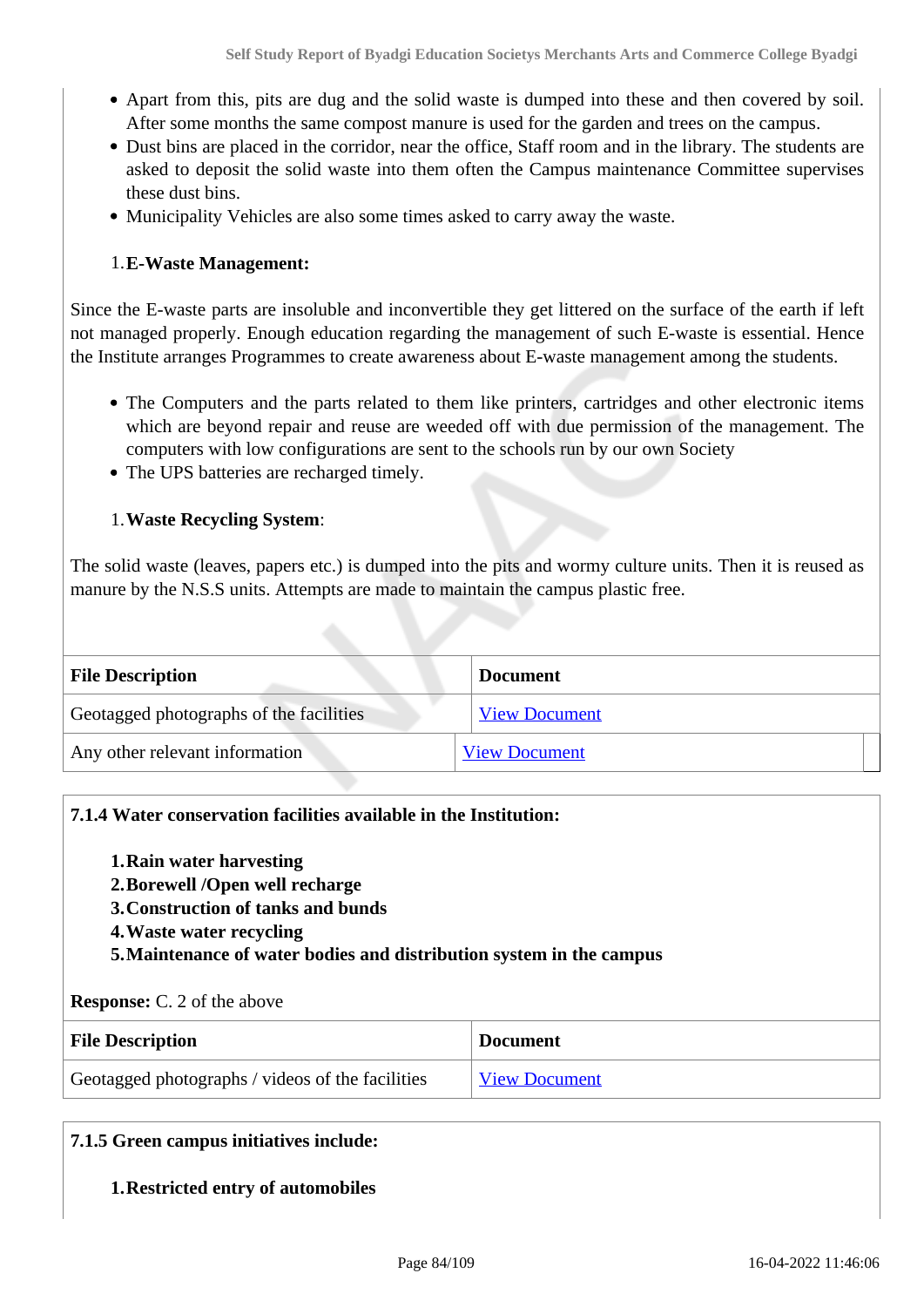- Apart from this, pits are dug and the solid waste is dumped into these and then covered by soil. After some months the same compost manure is used for the garden and trees on the campus.
- Dust bins are placed in the corridor, near the office, Staff room and in the library. The students are asked to deposit the solid waste into them often the Campus maintenance Committee supervises these dust bins.
- Municipality Vehicles are also some times asked to carry away the waste.

1. **E-Waste Management:**

Since the E-waste parts are insoluble and inconvertible they get littered on the surface of the earth if left not managed properly. Enough education regarding the management of such E-waste is essential. Hence the Institute arranges Programmes to create awareness about E-waste management among the students.

- The Computers and the parts related to them like printers, cartridges and other electronic items which are beyond repair and reuse are weeded off with due permission of the management. The computers with low configurations are sent to the schools run by our own Society
- The UPS batteries are recharged timely.

1. **Waste Recycling System**:

The solid waste (leaves, papers etc.) is dumped into the pits and wormy culture units. Then it is reused as manure by the N.S.S units. Attempts are made to maintain the campus plastic free.

| File Description | Document |
|---|---|
| Geotagged photographs of the facilities | View Document |
| Any other relevant information | View Document |

**7.1.4 Water conservation facilities available in the Institution:**

1. **Rain water harvesting**
2. **Borewell /Open well recharge**
3. **Construction of tanks and bunds**
4. **Waste water recycling**
5. **Maintenance of water bodies and distribution system in the campus**

**Response:** C. 2 of the above

| File Description | Document |
|---|---|
| Geotagged photographs / videos of the facilities | View Document |

**7.1.5 Green campus initiatives include:**

1. **Restricted entry of automobiles**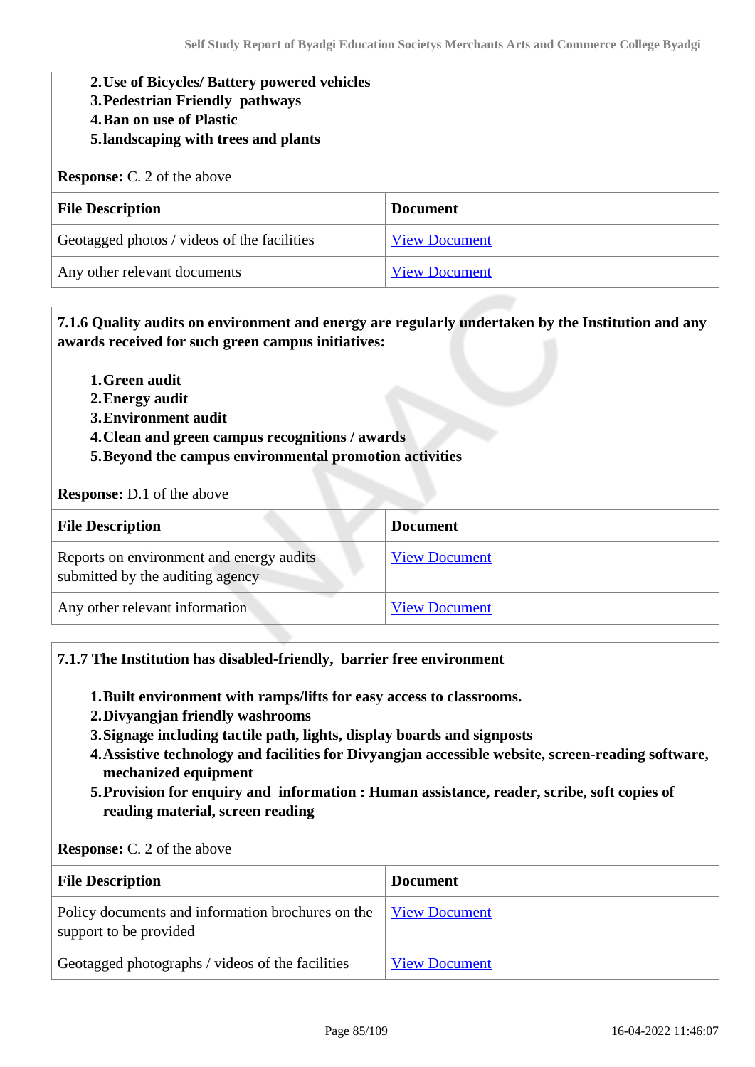2. **Use of Bicycles/ Battery powered vehicles**
3. **Pedestrian Friendly pathways**
4. **Ban on use of Plastic**
5. **landscaping with trees and plants**

**Response:** C. 2 of the above

| File Description | Document |
|---|---|
| Geotagged photos / videos of the facilities | View Document |
| Any other relevant documents | View Document |

**7.1.6 Quality audits on environment and energy are regularly undertaken by the Institution and any awards received for such green campus initiatives:**

1. **Green audit**
2. **Energy audit**
3. **Environment audit**
4. **Clean and green campus recognitions / awards**
5. **Beyond the campus environmental promotion activities**

**Response:** D.1 of the above

| File Description | Document |
|---|---|
| Reports on environment and energy audits submitted by the auditing agency | View Document |
| Any other relevant information | View Document |

**7.1.7 The Institution has disabled-friendly, barrier free environment**

1. **Built environment with ramps/lifts for easy access to classrooms.**
2. **Divyangjan friendly washrooms**
3. **Signage including tactile path, lights, display boards and signposts**
4. **Assistive technology and facilities for Divyangjan accessible website, screen-reading software, mechanized equipment**
5. **Provision for enquiry and information : Human assistance, reader, scribe, soft copies of reading material, screen reading**

**Response:** C. 2 of the above

| File Description | Document |
|---|---|
| Policy documents and information brochures on the support to be provided | View Document |
| Geotagged photographs / videos of the facilities | View Document |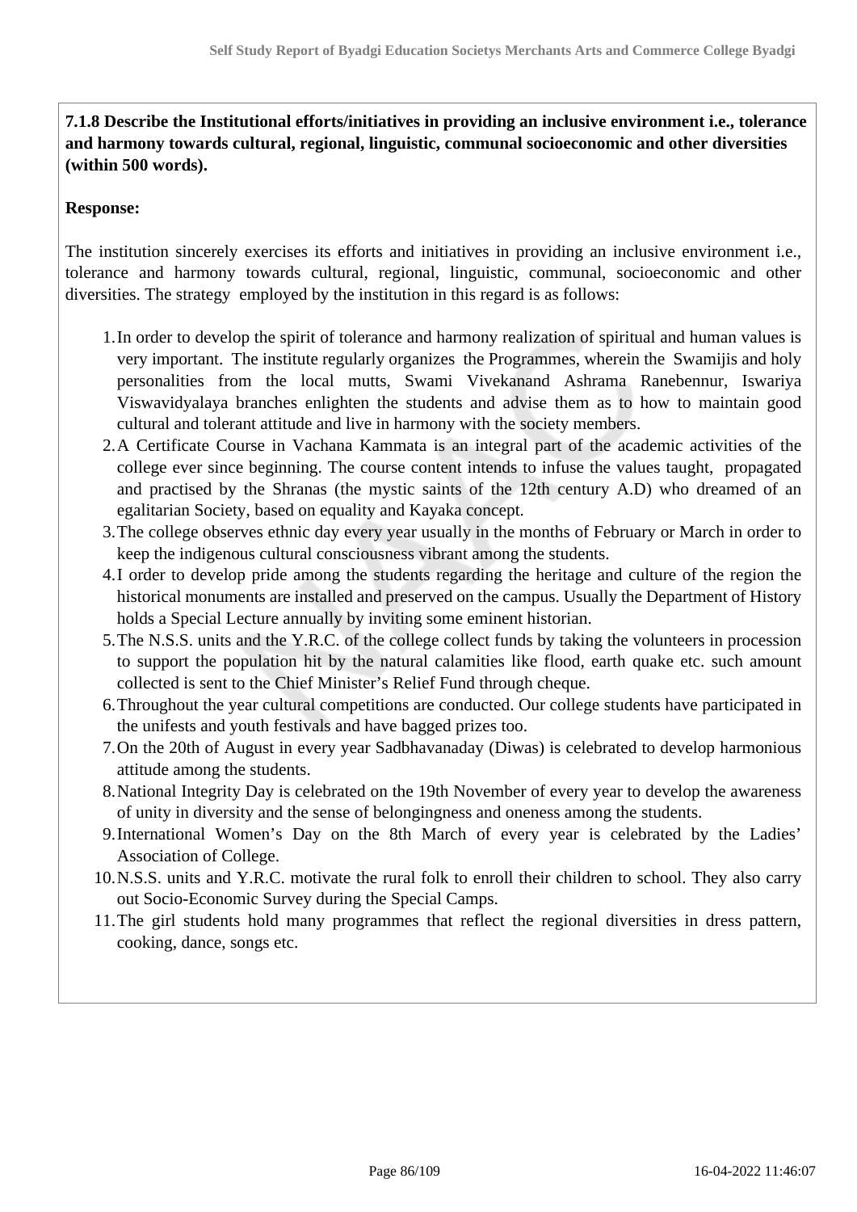**7.1.8 Describe the Institutional efforts/initiatives in providing an inclusive environment i.e., tolerance and harmony towards cultural, regional, linguistic, communal socioeconomic and other diversities (within 500 words).**

**Response:**

The institution sincerely exercises its efforts and initiatives in providing an inclusive environment i.e., tolerance and harmony towards cultural, regional, linguistic, communal, socioeconomic and other diversities. The strategy employed by the institution in this regard is as follows:

1. In order to develop the spirit of tolerance and harmony realization of spiritual and human values is very important. The institute regularly organizes the Programmes, wherein the Swamijis and holy personalities from the local mutts, Swami Vivekanand Ashrama Ranebennur, Iswariya Viswavidyalaya branches enlighten the students and advise them as to how to maintain good cultural and tolerant attitude and live in harmony with the society members.
2. A Certificate Course in Vachana Kammata is an integral part of the academic activities of the college ever since beginning. The course content intends to infuse the values taught, propagated and practised by the Shranas (the mystic saints of the 12th century A.D) who dreamed of an egalitarian Society, based on equality and Kayaka concept.
3. The college observes ethnic day every year usually in the months of February or March in order to keep the indigenous cultural consciousness vibrant among the students.
4. I order to develop pride among the students regarding the heritage and culture of the region the historical monuments are installed and preserved on the campus. Usually the Department of History holds a Special Lecture annually by inviting some eminent historian.
5. The N.S.S. units and the Y.R.C. of the college collect funds by taking the volunteers in procession to support the population hit by the natural calamities like flood, earth quake etc. such amount collected is sent to the Chief Minister's Relief Fund through cheque.
6. Throughout the year cultural competitions are conducted. Our college students have participated in the unifests and youth festivals and have bagged prizes too.
7. On the 20th of August in every year Sadbhavanaday (Diwas) is celebrated to develop harmonious attitude among the students.
8. National Integrity Day is celebrated on the 19th November of every year to develop the awareness of unity in diversity and the sense of belongingness and oneness among the students.
9. International Women's Day on the 8th March of every year is celebrated by the Ladies' Association of College.
10. N.S.S. units and Y.R.C. motivate the rural folk to enroll their children to school. They also carry out Socio-Economic Survey during the Special Camps.
11. The girl students hold many programmes that reflect the regional diversities in dress pattern, cooking, dance, songs etc.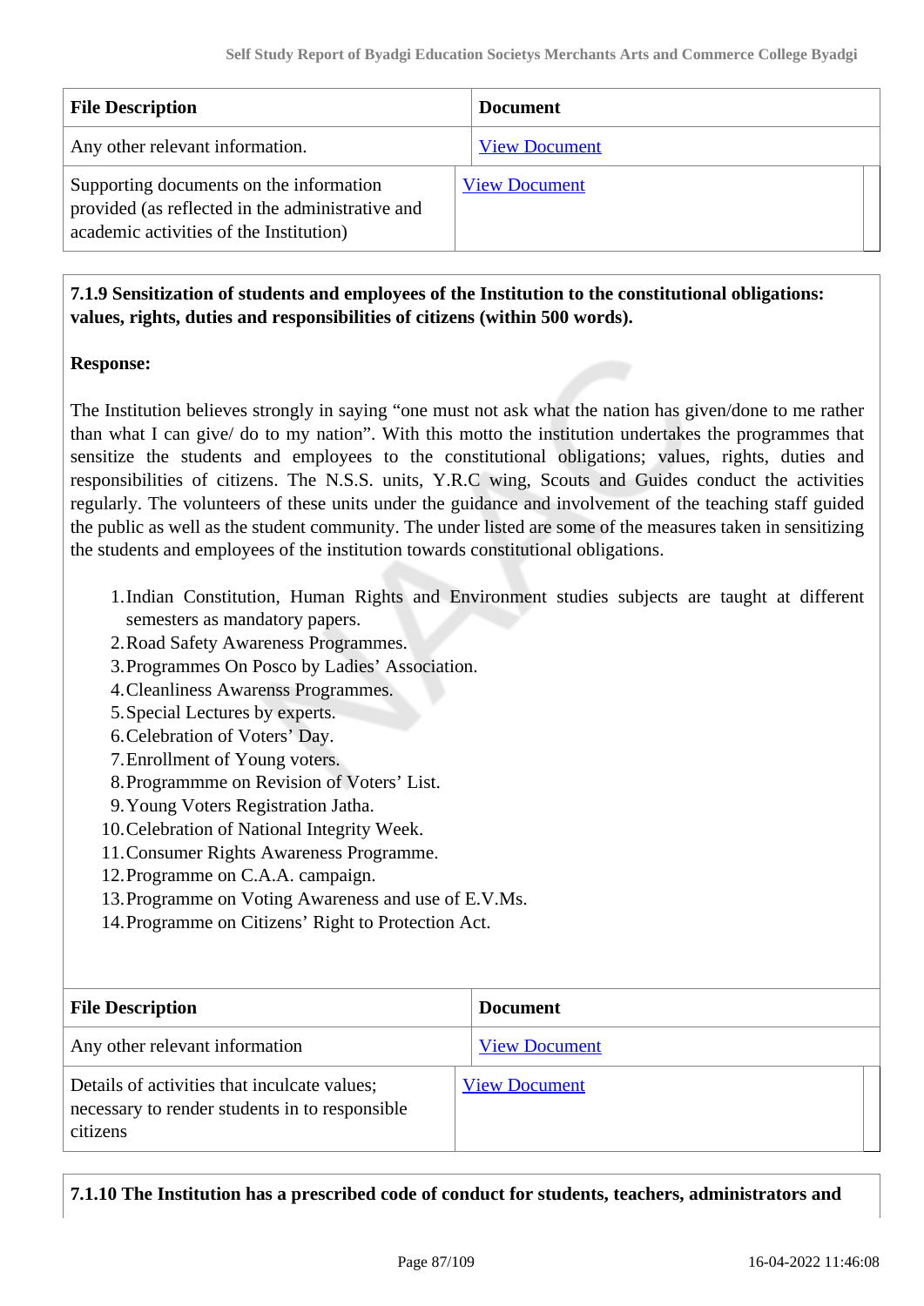| File Description | Document |
|---|---|
| Any other relevant information. | View Document |
| Supporting documents on the information provided (as reflected in the administrative and academic activities of the Institution) | View Document |

**7.1.9 Sensitization of students and employees of the Institution to the constitutional obligations: values, rights, duties and responsibilities of citizens (within 500 words).**

**Response:**

The Institution believes strongly in saying “one must not ask what the nation has given/done to me rather than what I can give/ do to my nation”. With this motto the institution undertakes the programmes that sensitize the students and employees to the constitutional obligations; values, rights, duties and responsibilities of citizens. The N.S.S. units, Y.R.C wing, Scouts and Guides conduct the activities regularly. The volunteers of these units under the guidance and involvement of the teaching staff guided the public as well as the student community. The under listed are some of the measures taken in sensitizing the students and employees of the institution towards constitutional obligations.

1. Indian Constitution, Human Rights and Environment studies subjects are taught at different semesters as mandatory papers.
2. Road Safety Awareness Programmes.
3. Programmes On Posco by Ladies’ Association.
4. Cleanliness Awarenss Programmes.
5. Special Lectures by experts.
6. Celebration of Voters’ Day.
7. Enrollment of Young voters.
8. Programmme on Revision of Voters’ List.
9. Young Voters Registration Jatha.
10. Celebration of National Integrity Week.
11. Consumer Rights Awareness Programme.
12. Programme on C.A.A. campaign.
13. Programme on Voting Awareness and use of E.V.Ms.
14. Programme on Citizens’ Right to Protection Act.

| File Description | Document |
|---|---|
| Any other relevant information | View Document |
| Details of activities that inculcate values; necessary to render students in to responsible citizens | View Document |

**7.1.10 The Institution has a prescribed code of conduct for students, teachers, administrators and**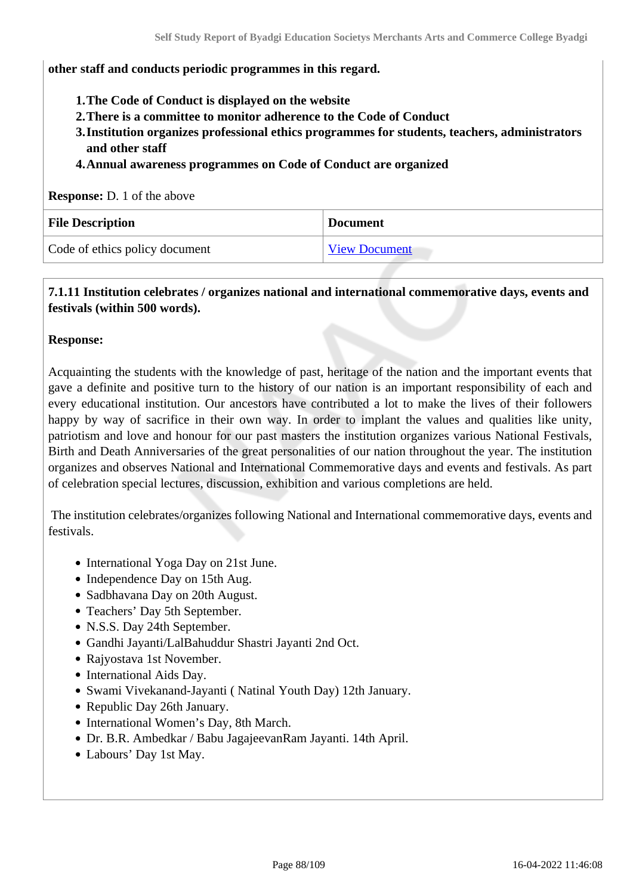**other staff and conducts periodic programmes in this regard.**

1. **The Code of Conduct is displayed on the website**
2. **There is a committee to monitor adherence to the Code of Conduct**
3. **Institution organizes professional ethics programmes for students, teachers, administrators and other staff**
4. **Annual awareness programmes on Code of Conduct are organized**

**Response:** D. 1 of the above

| File Description | Document |
|---|---|
| Code of ethics policy document | View Document |

**7.1.11 Institution celebrates / organizes national and international commemorative days, events and festivals (within 500 words).**

**Response:**

Acquainting the students with the knowledge of past, heritage of the nation and the important events that gave a definite and positive turn to the history of our nation is an important responsibility of each and every educational institution. Our ancestors have contributed a lot to make the lives of their followers happy by way of sacrifice in their own way. In order to implant the values and qualities like unity, patriotism and love and honour for our past masters the institution organizes various National Festivals, Birth and Death Anniversaries of the great personalities of our nation throughout the year. The institution organizes and observes National and International Commemorative days and events and festivals. As part of celebration special lectures, discussion, exhibition and various completions are held.

The institution celebrates/organizes following National and International commemorative days, events and festivals.

- International Yoga Day on 21st June.
- Independence Day on 15th Aug.
- Sadbhavana Day on 20th August.
- Teachers' Day 5th September.
- N.S.S. Day 24th September.
- Gandhi Jayanti/LalBahuddur Shastri Jayanti 2nd Oct.
- Rajyostava 1st November.
- International Aids Day.
- Swami Vivekanand-Jayanti ( Natinal Youth Day) 12th January.
- Republic Day 26th January.
- International Women's Day, 8th March.
- Dr. B.R. Ambedkar / Babu JagajeevanRam Jayanti. 14th April.
- Labours' Day 1st May.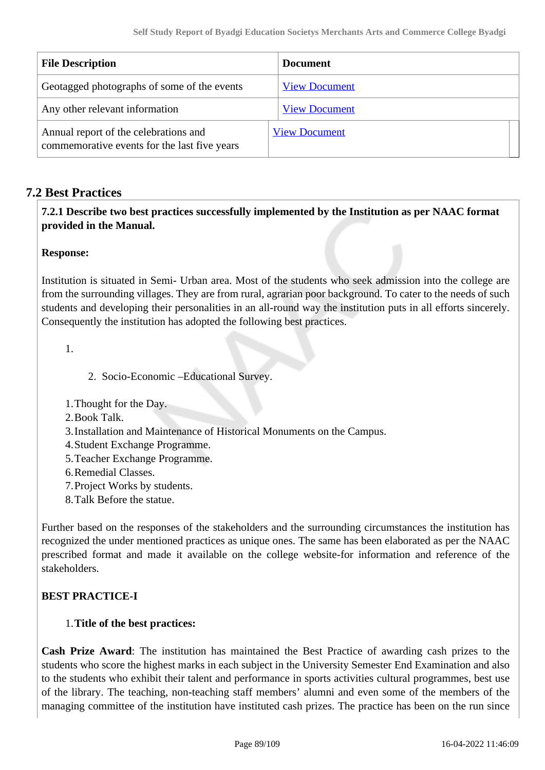| File Description | Document |
|---|---|
| Geotagged photographs of some of the events | View Document |
| Any other relevant information | View Document |
| Annual report of the celebrations and commemorative events for the last five years | View Document |

## 7.2 Best Practices

**7.2.1 Describe two best practices successfully implemented by the Institution as per NAAC format provided in the Manual.**

**Response:**

Institution is situated in Semi- Urban area. Most of the students who seek admission into the college are from the surrounding villages. They are from rural, agrarian poor background. To cater to the needs of such students and developing their personalities in an all-round way the institution puts in all efforts sincerely. Consequently the institution has adopted the following best practices.

1.

    2. Socio-Economic –Educational Survey.

1. Thought for the Day.
2. Book Talk.
3. Installation and Maintenance of Historical Monuments on the Campus.
4. Student Exchange Programme.
5. Teacher Exchange Programme.
6. Remedial Classes.
7. Project Works by students.
8. Talk Before the statue.

Further based on the responses of the stakeholders and the surrounding circumstances the institution has recognized the under mentioned practices as unique ones. The same has been elaborated as per the NAAC prescribed format and made it available on the college website-for information and reference of the stakeholders.

**BEST PRACTICE-I**

1. **Title of the best practices:**

**Cash Prize Award**: The institution has maintained the Best Practice of awarding cash prizes to the students who score the highest marks in each subject in the University Semester End Examination and also to the students who exhibit their talent and performance in sports activities cultural programmes, best use of the library. The teaching, non-teaching staff members' alumni and even some of the members of the managing committee of the institution have instituted cash prizes. The practice has been on the run since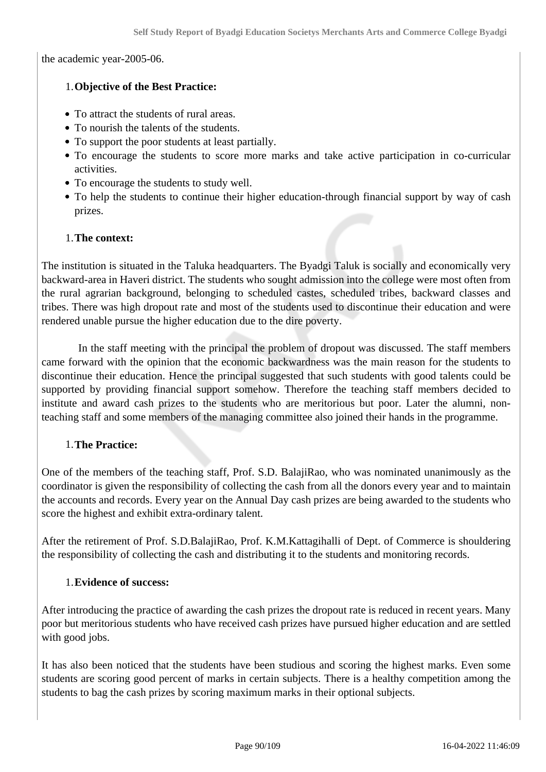the academic year-2005-06.

1. **Objective of the Best Practice:**

- To attract the students of rural areas.
- To nourish the talents of the students.
- To support the poor students at least partially.
- To encourage the students to score more marks and take active participation in co-curricular activities.
- To encourage the students to study well.
- To help the students to continue their higher education-through financial support by way of cash prizes.

1. **The context:**

The institution is situated in the Taluka headquarters. The Byadgi Taluk is socially and economically very backward-area in Haveri district. The students who sought admission into the college were most often from the rural agrarian background, belonging to scheduled castes, scheduled tribes, backward classes and tribes. There was high dropout rate and most of the students used to discontinue their education and were rendered unable pursue the higher education due to the dire poverty.

In the staff meeting with the principal the problem of dropout was discussed. The staff members came forward with the opinion that the economic backwardness was the main reason for the students to discontinue their education. Hence the principal suggested that such students with good talents could be supported by providing financial support somehow. Therefore the teaching staff members decided to institute and award cash prizes to the students who are meritorious but poor. Later the alumni, non-teaching staff and some members of the managing committee also joined their hands in the programme.

1. **The Practice:**

One of the members of the teaching staff, Prof. S.D. BalajiRao, who was nominated unanimously as the coordinator is given the responsibility of collecting the cash from all the donors every year and to maintain the accounts and records. Every year on the Annual Day cash prizes are being awarded to the students who score the highest and exhibit extra-ordinary talent.

After the retirement of Prof. S.D.BalajiRao, Prof. K.M.Kattagihalli of Dept. of Commerce is shouldering the responsibility of collecting the cash and distributing it to the students and monitoring records.

1. **Evidence of success:**

After introducing the practice of awarding the cash prizes the dropout rate is reduced in recent years. Many poor but meritorious students who have received cash prizes have pursued higher education and are settled with good jobs.

It has also been noticed that the students have been studious and scoring the highest marks. Even some students are scoring good percent of marks in certain subjects. There is a healthy competition among the students to bag the cash prizes by scoring maximum marks in their optional subjects.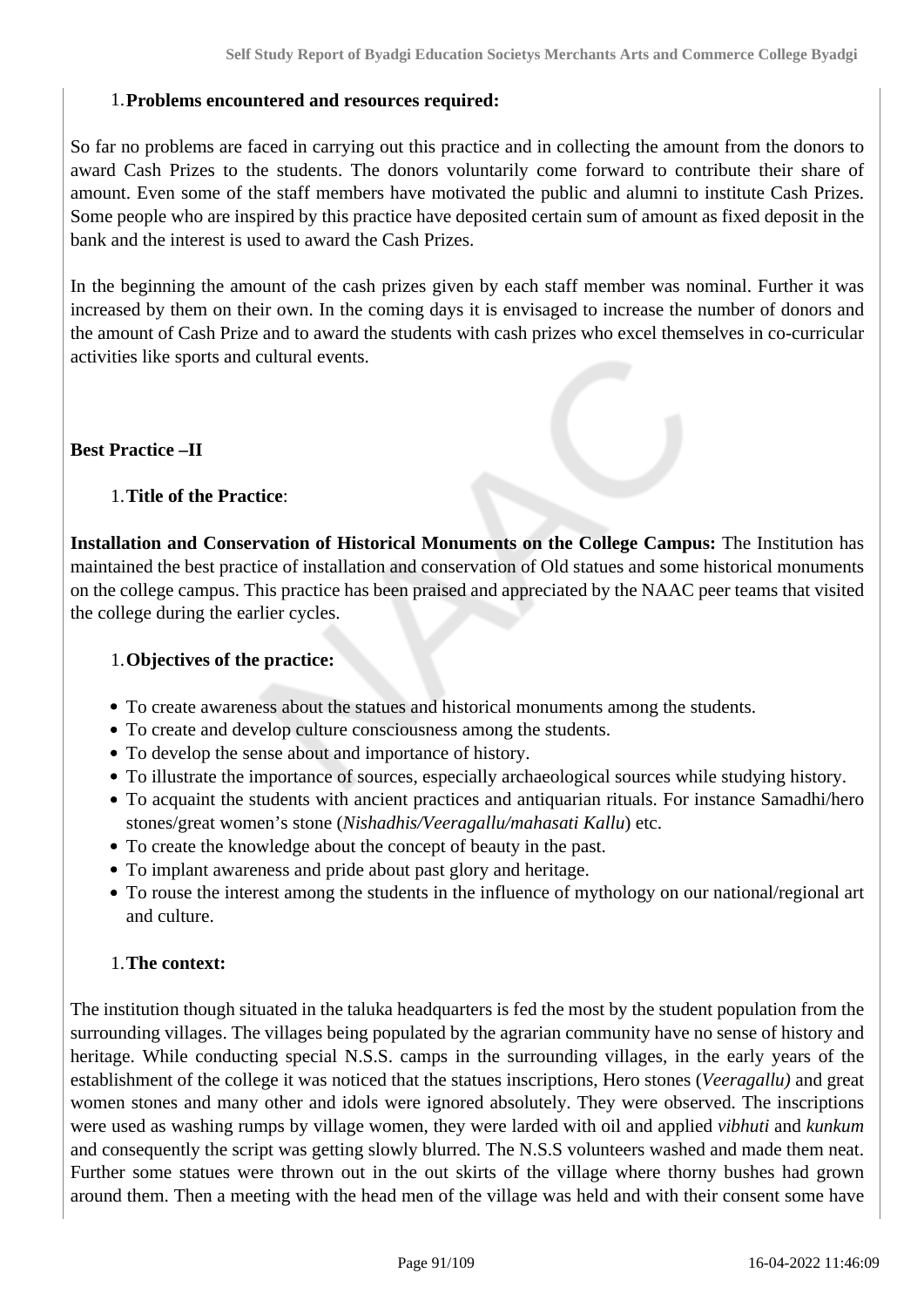1. **Problems encountered and resources required:**

So far no problems are faced in carrying out this practice and in collecting the amount from the donors to award Cash Prizes to the students. The donors voluntarily come forward to contribute their share of amount. Even some of the staff members have motivated the public and alumni to institute Cash Prizes. Some people who are inspired by this practice have deposited certain sum of amount as fixed deposit in the bank and the interest is used to award the Cash Prizes.

In the beginning the amount of the cash prizes given by each staff member was nominal. Further it was increased by them on their own. In the coming days it is envisaged to increase the number of donors and the amount of Cash Prize and to award the students with cash prizes who excel themselves in co-curricular activities like sports and cultural events.

**Best Practice –II**

1. **Title of the Practice**:

**Installation and Conservation of Historical Monuments on the College Campus:** The Institution has maintained the best practice of installation and conservation of Old statues and some historical monuments on the college campus. This practice has been praised and appreciated by the NAAC peer teams that visited the college during the earlier cycles.

1. **Objectives of the practice:**

- To create awareness about the statues and historical monuments among the students.
- To create and develop culture consciousness among the students.
- To develop the sense about and importance of history.
- To illustrate the importance of sources, especially archaeological sources while studying history.
- To acquaint the students with ancient practices and antiquarian rituals. For instance Samadhi/hero stones/great women's stone (*Nishadhis/Veeragallu/mahasati Kallu*) etc.
- To create the knowledge about the concept of beauty in the past.
- To implant awareness and pride about past glory and heritage.
- To rouse the interest among the students in the influence of mythology on our national/regional art and culture.

1. **The context:**

The institution though situated in the taluka headquarters is fed the most by the student population from the surrounding villages. The villages being populated by the agrarian community have no sense of history and heritage. While conducting special N.S.S. camps in the surrounding villages, in the early years of the establishment of the college it was noticed that the statues inscriptions, Hero stones (*Veeragallu)* and great women stones and many other and idols were ignored absolutely. They were observed. The inscriptions were used as washing rumps by village women, they were larded with oil and applied *vibhuti* and *kunkum* and consequently the script was getting slowly blurred. The N.S.S volunteers washed and made them neat. Further some statues were thrown out in the out skirts of the village where thorny bushes had grown around them. Then a meeting with the head men of the village was held and with their consent some have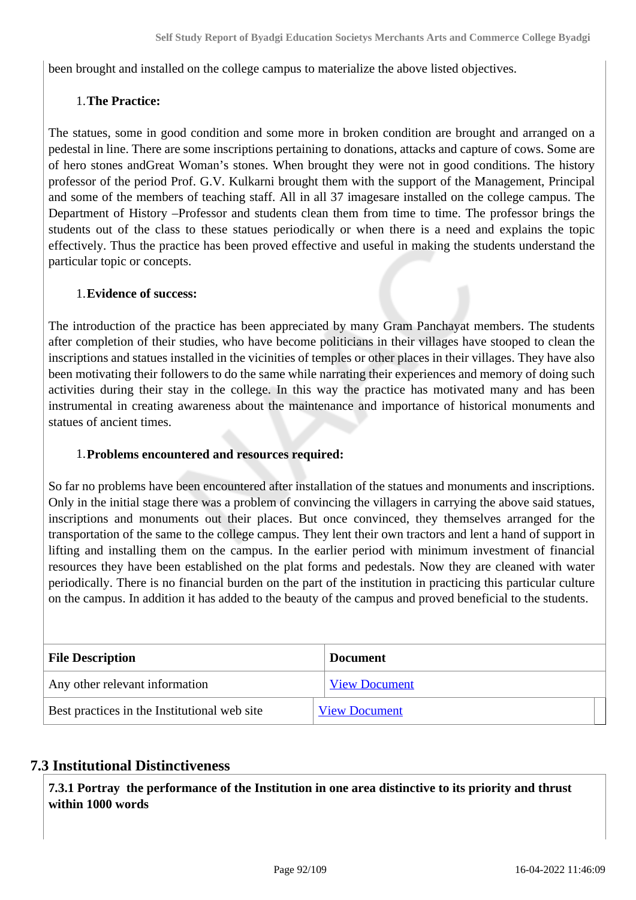been brought and installed on the college campus to materialize the above listed objectives.

1. **The Practice:**

The statues, some in good condition and some more in broken condition are brought and arranged on a pedestal in line. There are some inscriptions pertaining to donations, attacks and capture of cows. Some are of hero stones andGreat Woman's stones. When brought they were not in good conditions. The history professor of the period Prof. G.V. Kulkarni brought them with the support of the Management, Principal and some of the members of teaching staff. All in all 37 imagesare installed on the college campus. The Department of History –Professor and students clean them from time to time. The professor brings the students out of the class to these statues periodically or when there is a need and explains the topic effectively. Thus the practice has been proved effective and useful in making the students understand the particular topic or concepts.

1. **Evidence of success:**

The introduction of the practice has been appreciated by many Gram Panchayat members. The students after completion of their studies, who have become politicians in their villages have stooped to clean the inscriptions and statues installed in the vicinities of temples or other places in their villages. They have also been motivating their followers to do the same while narrating their experiences and memory of doing such activities during their stay in the college. In this way the practice has motivated many and has been instrumental in creating awareness about the maintenance and importance of historical monuments and statues of ancient times.

1. **Problems encountered and resources required:**

So far no problems have been encountered after installation of the statues and monuments and inscriptions. Only in the initial stage there was a problem of convincing the villagers in carrying the above said statues, inscriptions and monuments out their places. But once convinced, they themselves arranged for the transportation of the same to the college campus. They lent their own tractors and lent a hand of support in lifting and installing them on the campus. In the earlier period with minimum investment of financial resources they have been established on the plat forms and pedestals. Now they are cleaned with water periodically. There is no financial burden on the part of the institution in practicing this particular culture on the campus. In addition it has added to the beauty of the campus and proved beneficial to the students.

| File Description | Document |
|---|---|
| Any other relevant information | View Document |
| Best practices in the Institutional web site | View Document |

## 7.3 Institutional Distinctiveness

**7.3.1 Portray the performance of the Institution in one area distinctive to its priority and thrust within 1000 words**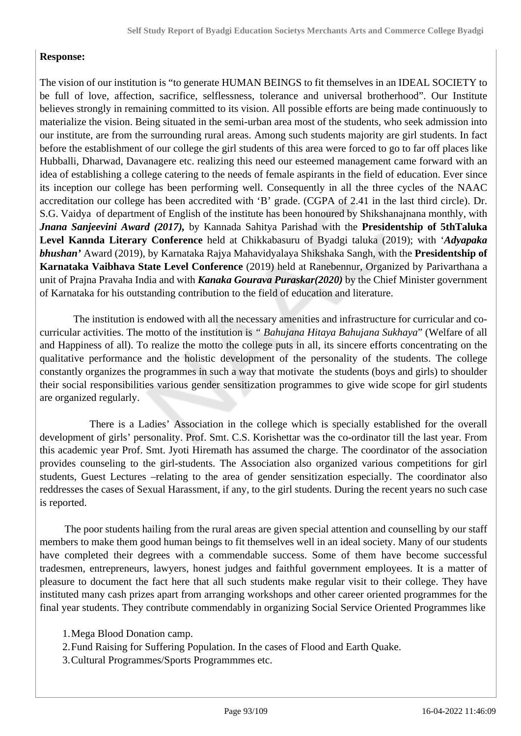**Response:**

The vision of our institution is "to generate HUMAN BEINGS to fit themselves in an IDEAL SOCIETY to be full of love, affection, sacrifice, selflessness, tolerance and universal brotherhood". Our Institute believes strongly in remaining committed to its vision. All possible efforts are being made continuously to materialize the vision. Being situated in the semi-urban area most of the students, who seek admission into our institute, are from the surrounding rural areas. Among such students majority are girl students. In fact before the establishment of our college the girl students of this area were forced to go to far off places like Hubballi, Dharwad, Davanagere etc. realizing this need our esteemed management came forward with an idea of establishing a college catering to the needs of female aspirants in the field of education. Ever since its inception our college has been performing well. Consequently in all the three cycles of the NAAC accreditation our college has been accredited with 'B' grade. (CGPA of 2.41 in the last third circle). Dr. S.G. Vaidya of department of English of the institute has been honoured by Shikshanajnana monthly, with ***Jnana Sanjeevini Award (2017),*** by Kannada Sahitya Parishad with the **Presidentship of 5thTaluka Level Kannda Literary Conference** held at Chikkabasuru of Byadgi taluka (2019); with '***Adyapaka bhushan'*** Award (2019), by Karnataka Rajya Mahavidyalaya Shikshaka Sangh, with the **Presidentship of Karnataka Vaibhava State Level Conference** (2019) held at Ranebennur, Organized by Parivarthana a unit of Prajna Pravaha India and with ***Kanaka Gourava Puraskar(2020)*** by the Chief Minister government of Karnataka for his outstanding contribution to the field of education and literature.

The institution is endowed with all the necessary amenities and infrastructure for curricular and co-curricular activities. The motto of the institution is *" Bahujana Hitaya Bahujana Sukhaya*" (Welfare of all and Happiness of all). To realize the motto the college puts in all, its sincere efforts concentrating on the qualitative performance and the holistic development of the personality of the students. The college constantly organizes the programmes in such a way that motivate the students (boys and girls) to shoulder their social responsibilities various gender sensitization programmes to give wide scope for girl students are organized regularly.

There is a Ladies' Association in the college which is specially established for the overall development of girls' personality. Prof. Smt. C.S. Korishettar was the co-ordinator till the last year. From this academic year Prof. Smt. Jyoti Hiremath has assumed the charge. The coordinator of the association provides counseling to the girl-students. The Association also organized various competitions for girl students, Guest Lectures –relating to the area of gender sensitization especially. The coordinator also reddresses the cases of Sexual Harassment, if any, to the girl students. During the recent years no such case is reported.

The poor students hailing from the rural areas are given special attention and counselling by our staff members to make them good human beings to fit themselves well in an ideal society. Many of our students have completed their degrees with a commendable success. Some of them have become successful tradesmen, entrepreneurs, lawyers, honest judges and faithful government employees. It is a matter of pleasure to document the fact here that all such students make regular visit to their college. They have instituted many cash prizes apart from arranging workshops and other career oriented programmes for the final year students. They contribute commendably in organizing Social Service Oriented Programmes like

1. Mega Blood Donation camp.
2. Fund Raising for Suffering Population. In the cases of Flood and Earth Quake.
3. Cultural Programmes/Sports Programmmes etc.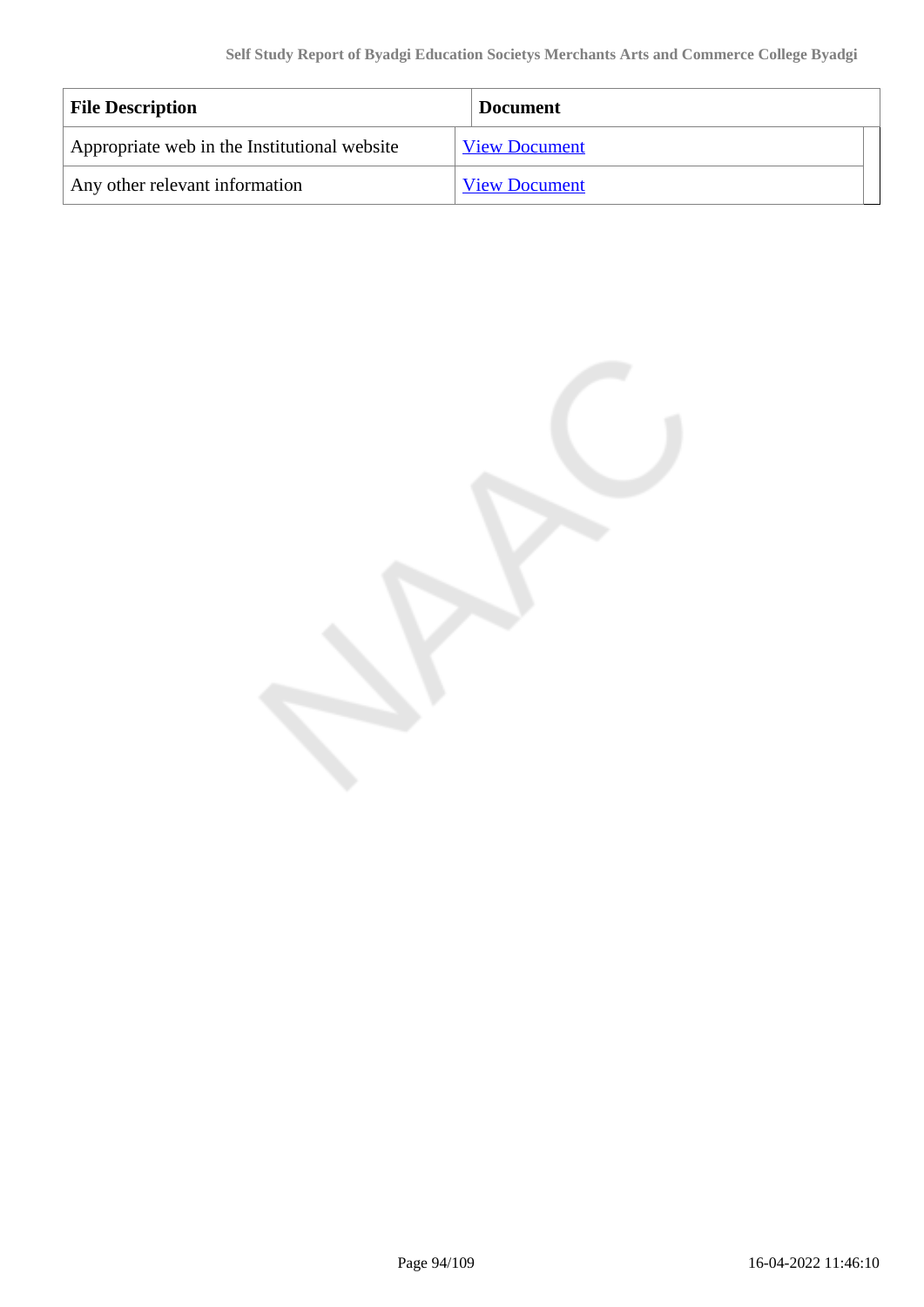| File Description | Document |
| --- | --- |
| Appropriate web in the Institutional website | View Document |
| Any other relevant information | View Document |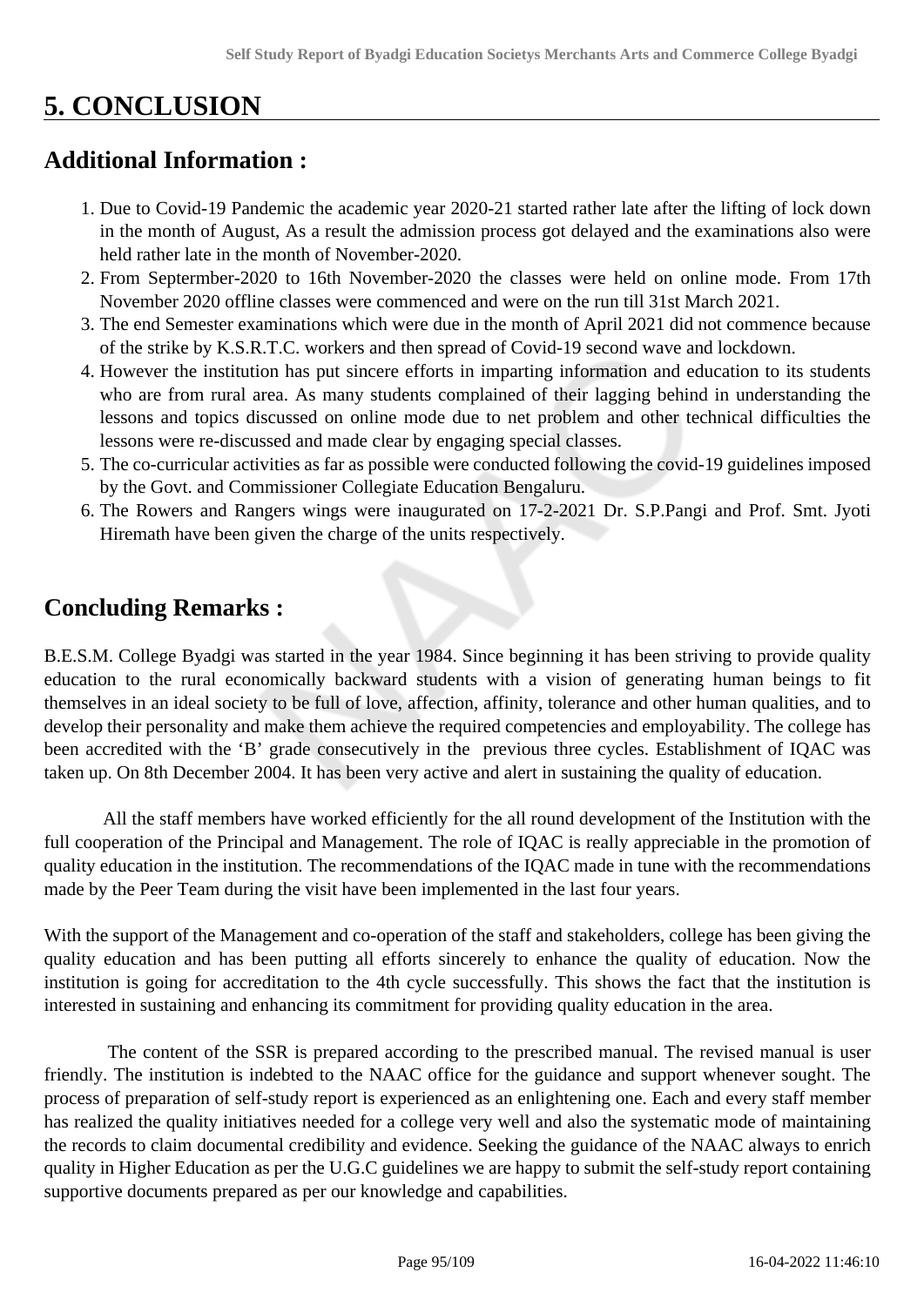# 5. CONCLUSION

## Additional Information :

1. Due to Covid-19 Pandemic the academic year 2020-21 started rather late after the lifting of lock down in the month of August, As a result the admission process got delayed and the examinations also were held rather late in the month of November-2020.
2. From Septermber-2020 to 16th November-2020 the classes were held on online mode. From 17th November 2020 offline classes were commenced and were on the run till 31st March 2021.
3. The end Semester examinations which were due in the month of April 2021 did not commence because of the strike by K.S.R.T.C. workers and then spread of Covid-19 second wave and lockdown.
4. However the institution has put sincere efforts in imparting information and education to its students who are from rural area. As many students complained of their lagging behind in understanding the lessons and topics discussed on online mode due to net problem and other technical difficulties the lessons were re-discussed and made clear by engaging special classes.
5. The co-curricular activities as far as possible were conducted following the covid-19 guidelines imposed by the Govt. and Commissioner Collegiate Education Bengaluru.
6. The Rowers and Rangers wings were inaugurated on 17-2-2021 Dr. S.P.Pangi and Prof. Smt. Jyoti Hiremath have been given the charge of the units respectively.

## Concluding Remarks :

B.E.S.M. College Byadgi was started in the year 1984. Since beginning it has been striving to provide quality education to the rural economically backward students with a vision of generating human beings to fit themselves in an ideal society to be full of love, affection, affinity, tolerance and other human qualities, and to develop their personality and make them achieve the required competencies and employability. The college has been accredited with the 'B' grade consecutively in the previous three cycles. Establishment of IQAC was taken up. On 8th December 2004. It has been very active and alert in sustaining the quality of education.

All the staff members have worked efficiently for the all round development of the Institution with the full cooperation of the Principal and Management. The role of IQAC is really appreciable in the promotion of quality education in the institution. The recommendations of the IQAC made in tune with the recommendations made by the Peer Team during the visit have been implemented in the last four years.

With the support of the Management and co-operation of the staff and stakeholders, college has been giving the quality education and has been putting all efforts sincerely to enhance the quality of education. Now the institution is going for accreditation to the 4th cycle successfully. This shows the fact that the institution is interested in sustaining and enhancing its commitment for providing quality education in the area.

The content of the SSR is prepared according to the prescribed manual. The revised manual is user friendly. The institution is indebted to the NAAC office for the guidance and support whenever sought. The process of preparation of self-study report is experienced as an enlightening one. Each and every staff member has realized the quality initiatives needed for a college very well and also the systematic mode of maintaining the records to claim documental credibility and evidence. Seeking the guidance of the NAAC always to enrich quality in Higher Education as per the U.G.C guidelines we are happy to submit the self-study report containing supportive documents prepared as per our knowledge and capabilities.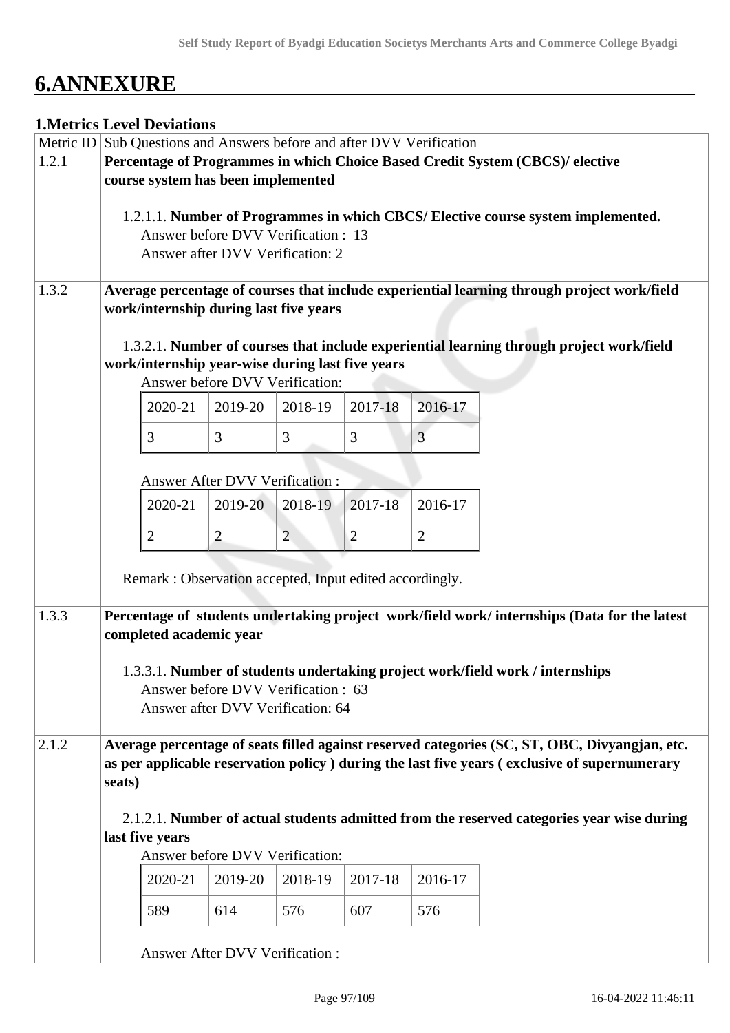# 6.ANNEXURE

## 1.Metrics Level Deviations

| Metric ID | Sub Questions and Answers before and after DVV Verification |
|---|---|
| 1.2.1 | **Percentage of Programmes in which Choice Based Credit System (CBCS)/ elective course system has been implemented**<br><br>1.2.1.1. **Number of Programmes in which CBCS/ Elective course system implemented.**<br>Answer before DVV Verification : 13<br>Answer after DVV Verification: 2 |
| 1.3.2 | **Average percentage of courses that include experiential learning through project work/field work/internship during last five years**<br><br>1.3.2.1. **Number of courses that include experiential learning through project work/field work/internship year-wise during last five years**<br>Answer before DVV Verification:<br>2020-21: 3, 2019-20: 3, 2018-19: 3, 2017-18: 3, 2016-17: 3<br><br>Answer After DVV Verification :<br>2020-21: 2, 2019-20: 2, 2018-19: 2, 2017-18: 2, 2016-17: 2<br><br>Remark : Observation accepted, Input edited accordingly. |
| 1.3.3 | **Percentage of students undertaking project work/field work/ internships (Data for the latest completed academic year**<br><br>1.3.3.1. **Number of students undertaking project work/field work / internships**<br>Answer before DVV Verification : 63<br>Answer after DVV Verification: 64 |
| 2.1.2 | **Average percentage of seats filled against reserved categories (SC, ST, OBC, Divyangjan, etc. as per applicable reservation policy ) during the last five years ( exclusive of supernumerary seats)**<br><br>2.1.2.1. **Number of actual students admitted from the reserved categories year wise during last five years**<br>Answer before DVV Verification:<br>2020-21: 589, 2019-20: 614, 2018-19: 576, 2017-18: 607, 2016-17: 576<br><br>Answer After DVV Verification : |

**1.3.2.1 Answer before DVV Verification:**

| 2020-21 | 2019-20 | 2018-19 | 2017-18 | 2016-17 |
|---|---|---|---|---|
| 3 | 3 | 3 | 3 | 3 |

**1.3.2.1 Answer After DVV Verification :**

| 2020-21 | 2019-20 | 2018-19 | 2017-18 | 2016-17 |
|---|---|---|---|---|
| 2 | 2 | 2 | 2 | 2 |

**2.1.2.1 Answer before DVV Verification:**

| 2020-21 | 2019-20 | 2018-19 | 2017-18 | 2016-17 |
|---|---|---|---|---|
| 589 | 614 | 576 | 607 | 576 |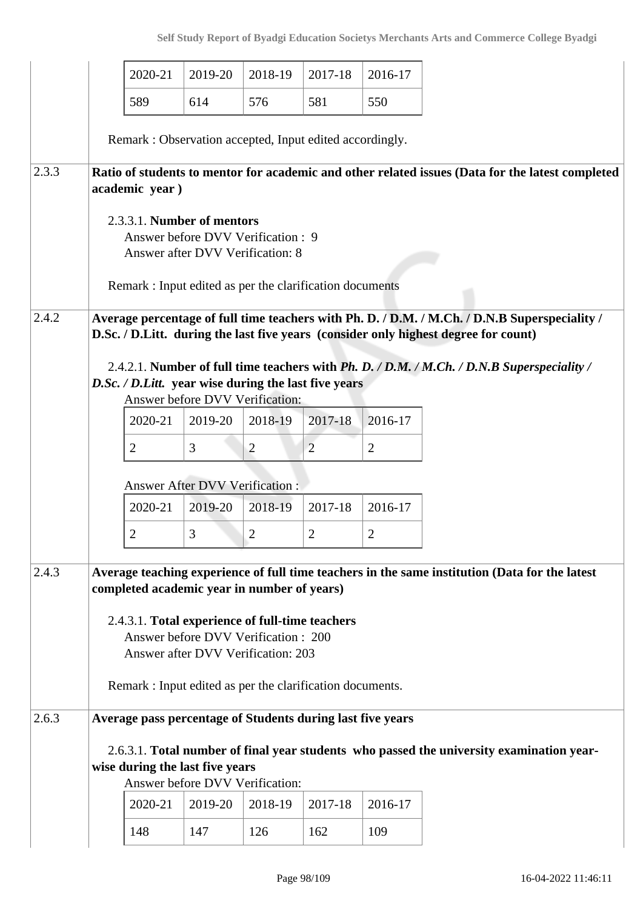| 2020-21 | 2019-20 | 2018-19 | 2017-18 | 2016-17 |
|---|---|---|---|---|
| 589 | 614 | 576 | 581 | 550 |

Remark : Observation accepted, Input edited accordingly.

**2.3.3 Ratio of students to mentor for academic and other related issues (Data for the latest completed academic year )**

2.3.3.1. **Number of mentors**

Answer before DVV Verification : 9

Answer after DVV Verification: 8

Remark : Input edited as per the clarification documents

**2.4.2 Average percentage of full time teachers with Ph. D. / D.M. / M.Ch. / D.N.B Superspeciality / D.Sc. / D.Litt. during the last five years (consider only highest degree for count)**

2.4.2.1. **Number of full time teachers with *Ph. D. / D.M. / M.Ch. / D.N.B Superspeciality / D.Sc. / D.Litt.* year wise during the last five years**

Answer before DVV Verification:

| 2020-21 | 2019-20 | 2018-19 | 2017-18 | 2016-17 |
|---|---|---|---|---|
| 2 | 3 | 2 | 2 | 2 |

Answer After DVV Verification :

| 2020-21 | 2019-20 | 2018-19 | 2017-18 | 2016-17 |
|---|---|---|---|---|
| 2 | 3 | 2 | 2 | 2 |

**2.4.3 Average teaching experience of full time teachers in the same institution (Data for the latest completed academic year in number of years)**

2.4.3.1. **Total experience of full-time teachers**

Answer before DVV Verification : 200

Answer after DVV Verification: 203

Remark : Input edited as per the clarification documents.

**2.6.3 Average pass percentage of Students during last five years**

2.6.3.1. **Total number of final year students who passed the university examination year-wise during the last five years**

Answer before DVV Verification:

| 2020-21 | 2019-20 | 2018-19 | 2017-18 | 2016-17 |
|---|---|---|---|---|
| 148 | 147 | 126 | 162 | 109 |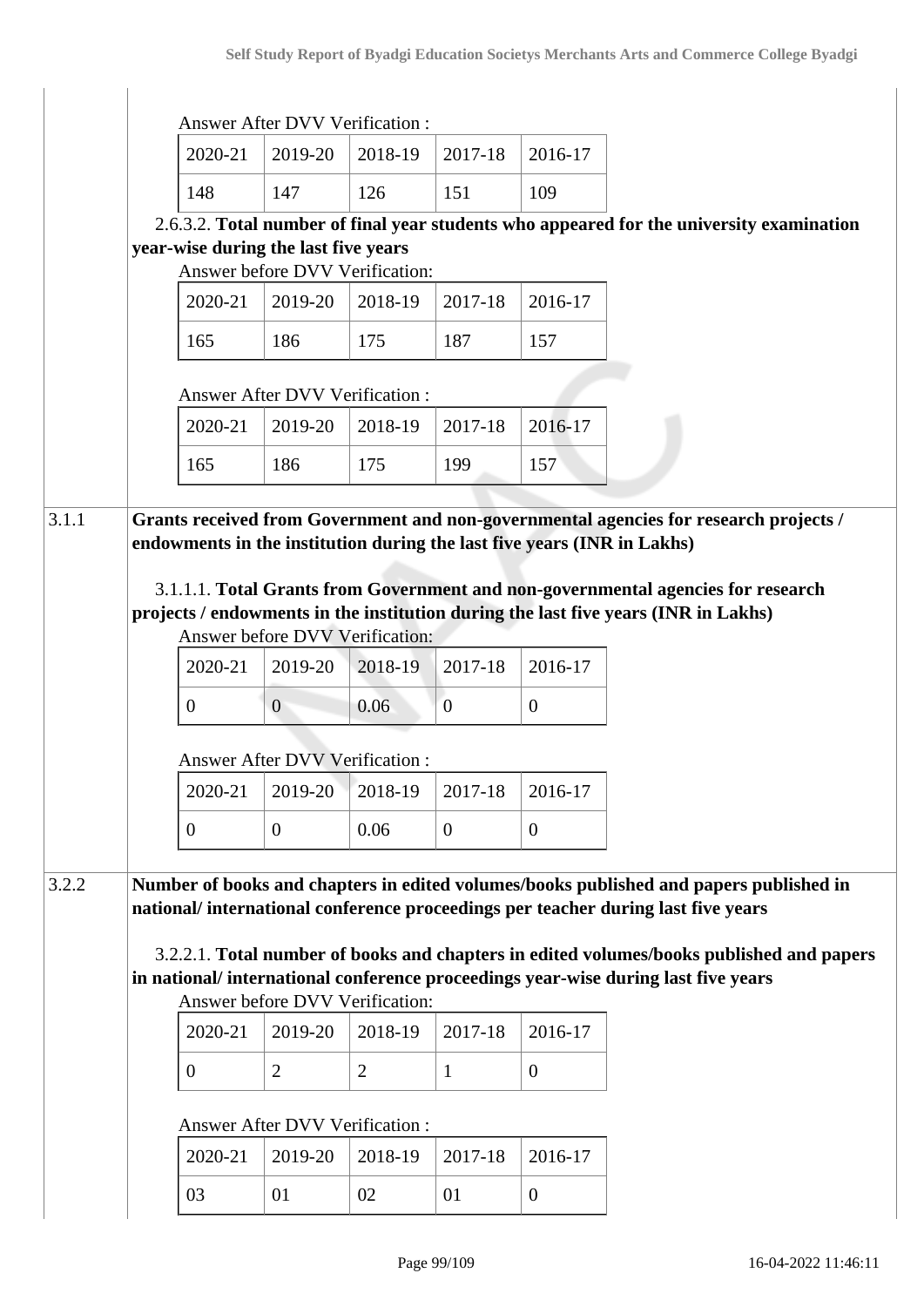Answer After DVV Verification :

| 2020-21 | 2019-20 | 2018-19 | 2017-18 | 2016-17 |
|---|---|---|---|---|
| 148 | 147 | 126 | 151 | 109 |

2.6.3.2. **Total number of final year students who appeared for the university examination year-wise during the last five years**

Answer before DVV Verification:

| 2020-21 | 2019-20 | 2018-19 | 2017-18 | 2016-17 |
|---|---|---|---|---|
| 165 | 186 | 175 | 187 | 157 |

Answer After DVV Verification :

| 2020-21 | 2019-20 | 2018-19 | 2017-18 | 2016-17 |
|---|---|---|---|---|
| 165 | 186 | 175 | 199 | 157 |

**3.1.1 Grants received from Government and non-governmental agencies for research projects / endowments in the institution during the last five years (INR in Lakhs)**

3.1.1.1. **Total Grants from Government and non-governmental agencies for research projects / endowments in the institution during the last five years (INR in Lakhs)**

Answer before DVV Verification:

| 2020-21 | 2019-20 | 2018-19 | 2017-18 | 2016-17 |
|---|---|---|---|---|
| 0 | 0 | 0.06 | 0 | 0 |

Answer After DVV Verification :

| 2020-21 | 2019-20 | 2018-19 | 2017-18 | 2016-17 |
|---|---|---|---|---|
| 0 | 0 | 0.06 | 0 | 0 |

**3.2.2 Number of books and chapters in edited volumes/books published and papers published in national/ international conference proceedings per teacher during last five years**

3.2.2.1. **Total number of books and chapters in edited volumes/books published and papers in national/ international conference proceedings year-wise during last five years**

Answer before DVV Verification:

| 2020-21 | 2019-20 | 2018-19 | 2017-18 | 2016-17 |
|---|---|---|---|---|
| 0 | 2 | 2 | 1 | 0 |

Answer After DVV Verification :

| 2020-21 | 2019-20 | 2018-19 | 2017-18 | 2016-17 |
|---|---|---|---|---|
| 03 | 01 | 02 | 01 | 0 |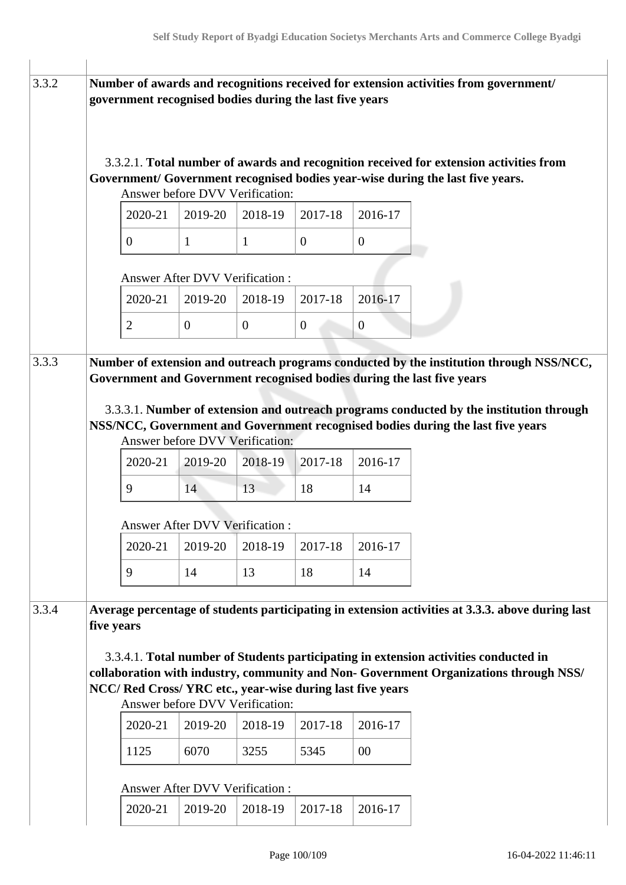**3.3.2** **Number of awards and recognitions received for extension activities from government/ government recognised bodies during the last five years**

3.3.2.1. **Total number of awards and recognition received for extension activities from Government/ Government recognised bodies year-wise during the last five years.**

Answer before DVV Verification:

| 2020-21 | 2019-20 | 2018-19 | 2017-18 | 2016-17 |
|---|---|---|---|---|
| 0 | 1 | 1 | 0 | 0 |

Answer After DVV Verification :

| 2020-21 | 2019-20 | 2018-19 | 2017-18 | 2016-17 |
|---|---|---|---|---|
| 2 | 0 | 0 | 0 | 0 |

**3.3.3** **Number of extension and outreach programs conducted by the institution through NSS/NCC, Government and Government recognised bodies during the last five years**

3.3.3.1. **Number of extension and outreach programs conducted by the institution through NSS/NCC, Government and Government recognised bodies during the last five years**

Answer before DVV Verification:

| 2020-21 | 2019-20 | 2018-19 | 2017-18 | 2016-17 |
|---|---|---|---|---|
| 9 | 14 | 13 | 18 | 14 |

Answer After DVV Verification :

| 2020-21 | 2019-20 | 2018-19 | 2017-18 | 2016-17 |
|---|---|---|---|---|
| 9 | 14 | 13 | 18 | 14 |

**3.3.4** **Average percentage of students participating in extension activities at 3.3.3. above during last five years**

3.3.4.1. **Total number of Students participating in extension activities conducted in collaboration with industry, community and Non- Government Organizations through NSS/ NCC/ Red Cross/ YRC etc., year-wise during last five years**

Answer before DVV Verification:

| 2020-21 | 2019-20 | 2018-19 | 2017-18 | 2016-17 |
|---|---|---|---|---|
| 1125 | 6070 | 3255 | 5345 | 00 |

Answer After DVV Verification :

| 2020-21 | 2019-20 | 2018-19 | 2017-18 | 2016-17 |
|---|---|---|---|---|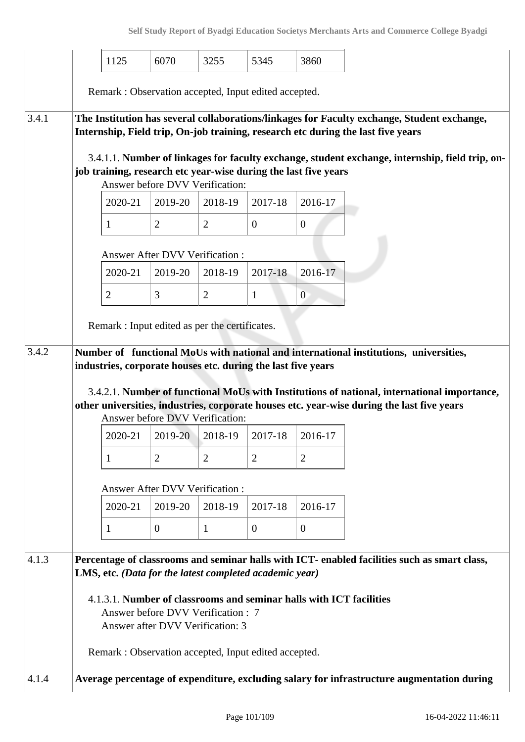| 1125 | 6070 | 3255 | 5345 | 3860 |
|---|---|---|---|---|

Remark : Observation accepted, Input edited accepted.

**3.4.1** **The Institution has several collaborations/linkages for Faculty exchange, Student exchange, Internship, Field trip, On-job training, research etc during the last five years**

3.4.1.1. **Number of linkages for faculty exchange, student exchange, internship, field trip, on-job training, research etc year-wise during the last five years**

Answer before DVV Verification:

| 2020-21 | 2019-20 | 2018-19 | 2017-18 | 2016-17 |
|---|---|---|---|---|
| 1 | 2 | 2 | 0 | 0 |

Answer After DVV Verification :

| 2020-21 | 2019-20 | 2018-19 | 2017-18 | 2016-17 |
|---|---|---|---|---|
| 2 | 3 | 2 | 1 | 0 |

Remark : Input edited as per the certificates.

**3.4.2** **Number of functional MoUs with national and international institutions, universities, industries, corporate houses etc. during the last five years**

3.4.2.1. **Number of functional MoUs with Institutions of national, international importance, other universities, industries, corporate houses etc. year-wise during the last five years**

Answer before DVV Verification:

| 2020-21 | 2019-20 | 2018-19 | 2017-18 | 2016-17 |
|---|---|---|---|---|
| 1 | 2 | 2 | 2 | 2 |

Answer After DVV Verification :

| 2020-21 | 2019-20 | 2018-19 | 2017-18 | 2016-17 |
|---|---|---|---|---|
| 1 | 0 | 1 | 0 | 0 |

**4.1.3** **Percentage of classrooms and seminar halls with ICT- enabled facilities such as smart class, LMS, etc.** ***(Data for the latest completed academic year)***

4.1.3.1. **Number of classrooms and seminar halls with ICT facilities**

Answer before DVV Verification : 7
Answer after DVV Verification: 3

Remark : Observation accepted, Input edited accepted.

**4.1.4** **Average percentage of expenditure, excluding salary for infrastructure augmentation during**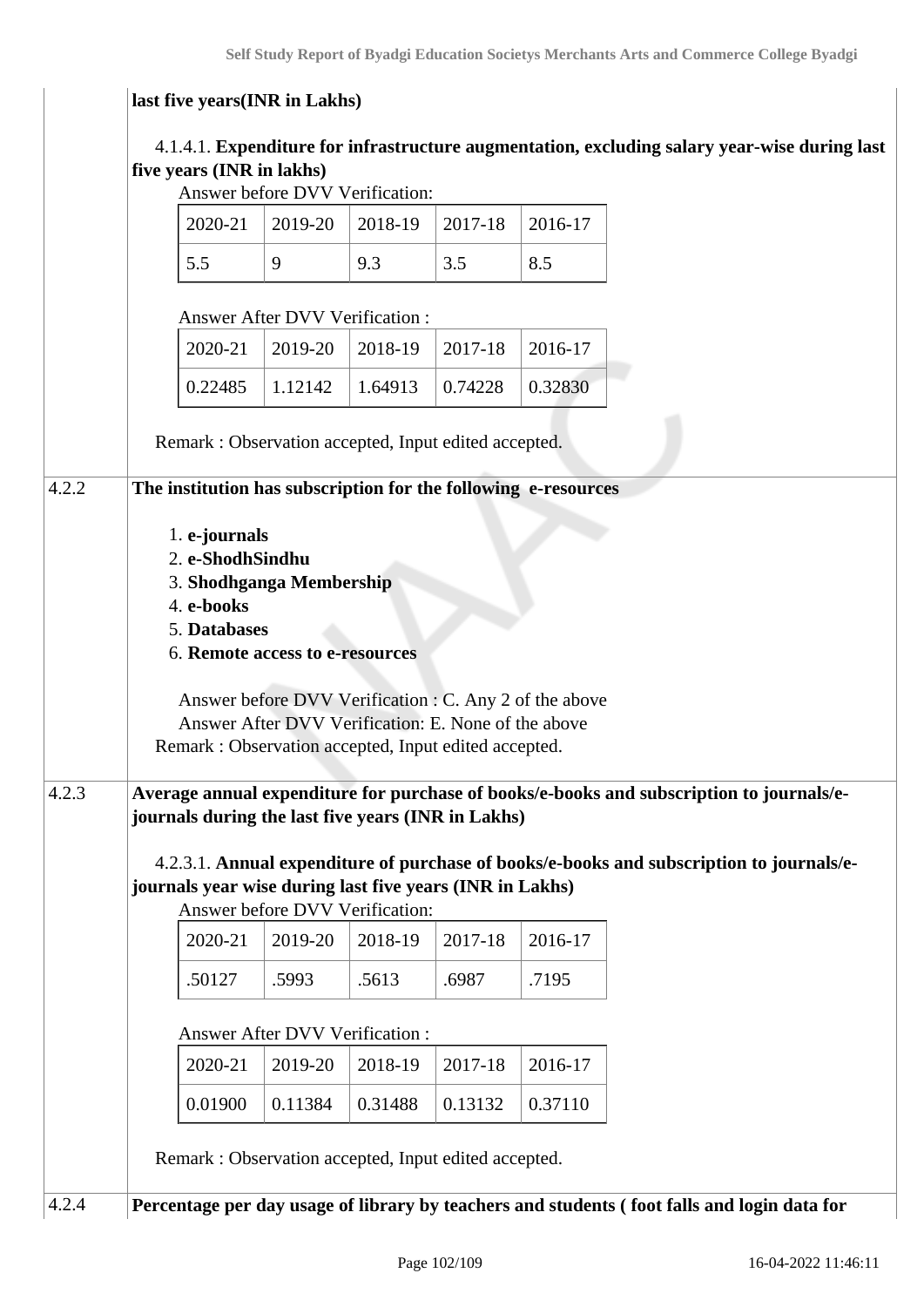last five years(INR in Lakhs)

4.1.4.1. **Expenditure for infrastructure augmentation, excluding salary year-wise during last five years (INR in lakhs)**

Answer before DVV Verification:

| 2020-21 | 2019-20 | 2018-19 | 2017-18 | 2016-17 |
|---|---|---|---|---|
| 5.5 | 9 | 9.3 | 3.5 | 8.5 |

Answer After DVV Verification :

| 2020-21 | 2019-20 | 2018-19 | 2017-18 | 2016-17 |
|---|---|---|---|---|
| 0.22485 | 1.12142 | 1.64913 | 0.74228 | 0.32830 |

Remark : Observation accepted, Input edited accepted.

**4.2.2 The institution has subscription for the following e-resources**

1. **e-journals**
2. **e-ShodhSindhu**
3. **Shodhganga Membership**
4. **e-books**
5. **Databases**
6. **Remote access to e-resources**

Answer before DVV Verification : C. Any 2 of the above
Answer After DVV Verification: E. None of the above
Remark : Observation accepted, Input edited accepted.

**4.2.3 Average annual expenditure for purchase of books/e-books and subscription to journals/e-journals during the last five years (INR in Lakhs)**

4.2.3.1. **Annual expenditure of purchase of books/e-books and subscription to journals/e-journals year wise during last five years (INR in Lakhs)**

Answer before DVV Verification:

| 2020-21 | 2019-20 | 2018-19 | 2017-18 | 2016-17 |
|---|---|---|---|---|
| .50127 | .5993 | .5613 | .6987 | .7195 |

Answer After DVV Verification :

| 2020-21 | 2019-20 | 2018-19 | 2017-18 | 2016-17 |
|---|---|---|---|---|
| 0.01900 | 0.11384 | 0.31488 | 0.13132 | 0.37110 |

Remark : Observation accepted, Input edited accepted.

**4.2.4 Percentage per day usage of library by teachers and students ( foot falls and login data for**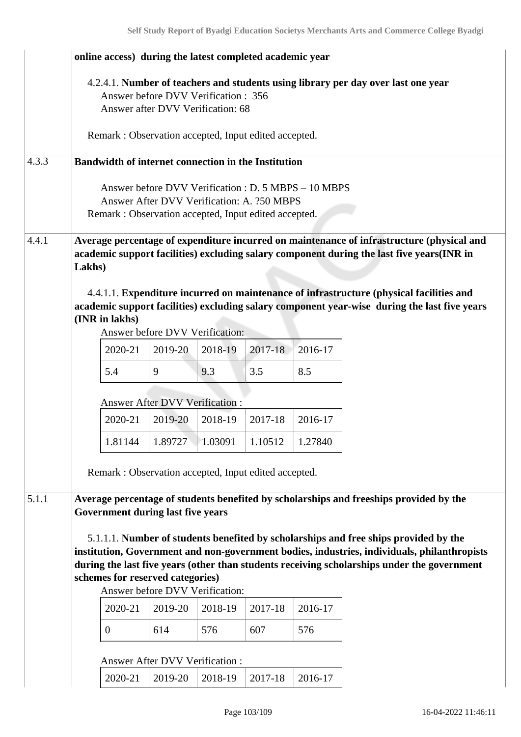| | |
|---|---|
| | **online access) during the latest completed academic year**<br><br>4.2.4.1. **Number of teachers and students using library per day over last one year**<br>Answer before DVV Verification : 356<br>Answer after DVV Verification: 68<br><br>Remark : Observation accepted, Input edited accepted. |
| 4.3.3 | **Bandwidth of internet connection in the Institution**<br><br>Answer before DVV Verification : D. 5 MBPS – 10 MBPS<br>Answer After DVV Verification: A. ?50 MBPS<br>Remark : Observation accepted, Input edited accepted. |
| 4.4.1 | **Average percentage of expenditure incurred on maintenance of infrastructure (physical and academic support facilities) excluding salary component during the last five years(INR in Lakhs)** |

4.4.1.1. **Expenditure incurred on maintenance of infrastructure (physical facilities and academic support facilities) excluding salary component year-wise during the last five years (INR in lakhs)**

Answer before DVV Verification:

| 2020-21 | 2019-20 | 2018-19 | 2017-18 | 2016-17 |
|---|---|---|---|---|
| 5.4 | 9 | 9.3 | 3.5 | 8.5 |

Answer After DVV Verification :

| 2020-21 | 2019-20 | 2018-19 | 2017-18 | 2016-17 |
|---|---|---|---|---|
| 1.81144 | 1.89727 | 1.03091 | 1.10512 | 1.27840 |

Remark : Observation accepted, Input edited accepted.

| | |
|---|---|
| 5.1.1 | **Average percentage of students benefited by scholarships and freeships provided by the Government during last five years** |

5.1.1.1. **Number of students benefited by scholarships and free ships provided by the institution, Government and non-government bodies, industries, individuals, philanthropists during the last five years (other than students receiving scholarships under the government schemes for reserved categories)**

Answer before DVV Verification:

| 2020-21 | 2019-20 | 2018-19 | 2017-18 | 2016-17 |
|---|---|---|---|---|
| 0 | 614 | 576 | 607 | 576 |

Answer After DVV Verification :

| 2020-21 | 2019-20 | 2018-19 | 2017-18 | 2016-17 |
|---|---|---|---|---|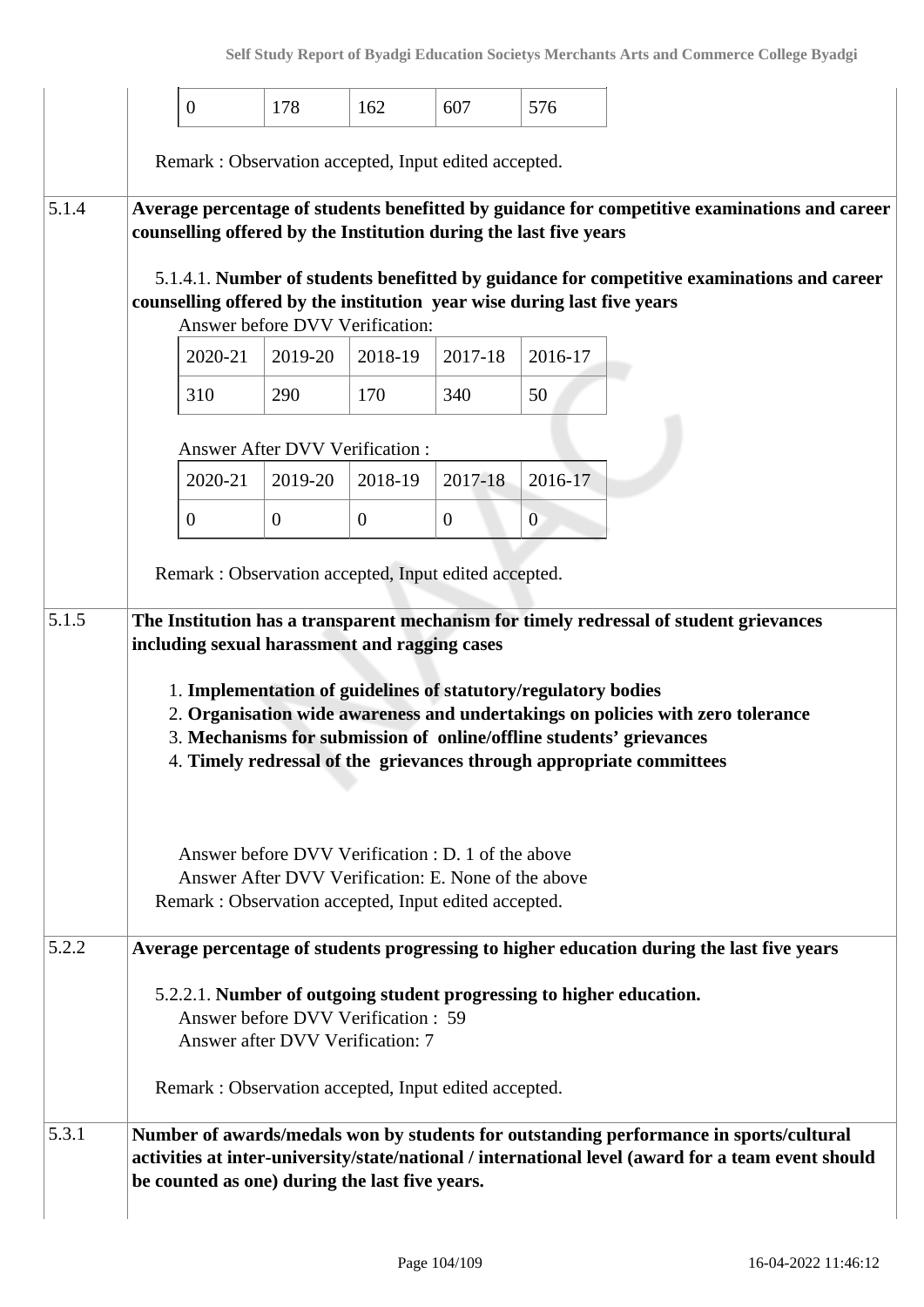| 0 | 178 | 162 | 607 | 576 |
|---|---|---|---|---|

Remark : Observation accepted, Input edited accepted.

**5.1.4** **Average percentage of students benefitted by guidance for competitive examinations and career counselling offered by the Institution during the last five years**

5.1.4.1. **Number of students benefitted by guidance for competitive examinations and career counselling offered by the institution year wise during last five years**

Answer before DVV Verification:

| 2020-21 | 2019-20 | 2018-19 | 2017-18 | 2016-17 |
|---|---|---|---|---|
| 310 | 290 | 170 | 340 | 50 |

Answer After DVV Verification :

| 2020-21 | 2019-20 | 2018-19 | 2017-18 | 2016-17 |
|---|---|---|---|---|
| 0 | 0 | 0 | 0 | 0 |

Remark : Observation accepted, Input edited accepted.

**5.1.5** **The Institution has a transparent mechanism for timely redressal of student grievances including sexual harassment and ragging cases**

1. **Implementation of guidelines of statutory/regulatory bodies**
2. **Organisation wide awareness and undertakings on policies with zero tolerance**
3. **Mechanisms for submission of online/offline students' grievances**
4. **Timely redressal of the grievances through appropriate committees**

Answer before DVV Verification : D. 1 of the above
Answer After DVV Verification: E. None of the above
Remark : Observation accepted, Input edited accepted.

**5.2.2** **Average percentage of students progressing to higher education during the last five years**

5.2.2.1. **Number of outgoing student progressing to higher education.**
Answer before DVV Verification : 59
Answer after DVV Verification: 7

Remark : Observation accepted, Input edited accepted.

**5.3.1** **Number of awards/medals won by students for outstanding performance in sports/cultural activities at inter-university/state/national / international level (award for a team event should be counted as one) during the last five years.**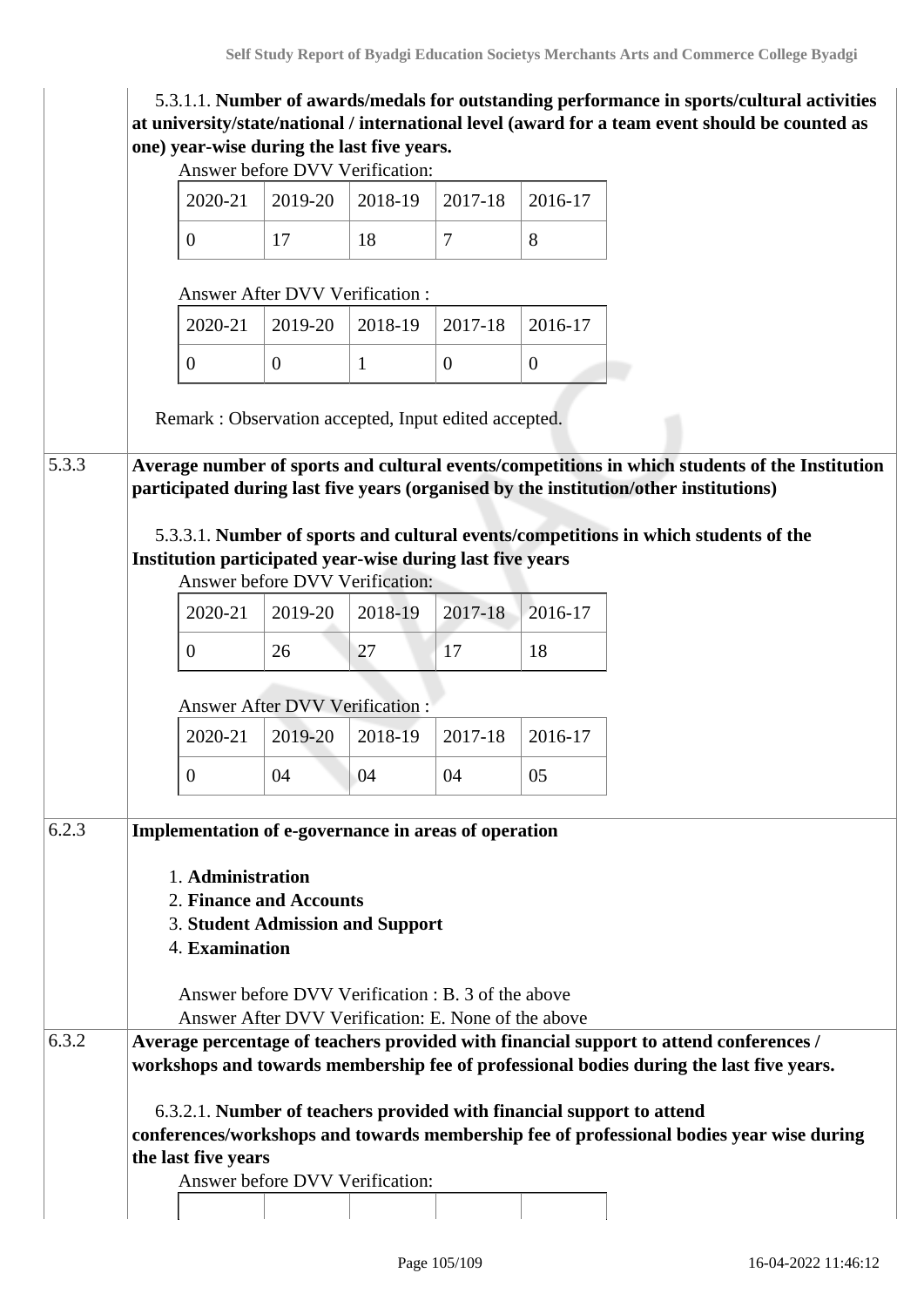5.3.1.1. **Number of awards/medals for outstanding performance in sports/cultural activities at university/state/national / international level (award for a team event should be counted as one) year-wise during the last five years.**

Answer before DVV Verification:

| 2020-21 | 2019-20 | 2018-19 | 2017-18 | 2016-17 |
|---|---|---|---|---|
| 0 | 17 | 18 | 7 | 8 |

Answer After DVV Verification :

| 2020-21 | 2019-20 | 2018-19 | 2017-18 | 2016-17 |
|---|---|---|---|---|
| 0 | 0 | 1 | 0 | 0 |

Remark : Observation accepted, Input edited accepted.

**5.3.3 Average number of sports and cultural events/competitions in which students of the Institution participated during last five years (organised by the institution/other institutions)**

5.3.3.1. **Number of sports and cultural events/competitions in which students of the Institution participated year-wise during last five years**

Answer before DVV Verification:

| 2020-21 | 2019-20 | 2018-19 | 2017-18 | 2016-17 |
|---|---|---|---|---|
| 0 | 26 | 27 | 17 | 18 |

Answer After DVV Verification :

| 2020-21 | 2019-20 | 2018-19 | 2017-18 | 2016-17 |
|---|---|---|---|---|
| 0 | 04 | 04 | 04 | 05 |

**6.2.3 Implementation of e-governance in areas of operation**

1. **Administration**
2. **Finance and Accounts**
3. **Student Admission and Support**
4. **Examination**

Answer before DVV Verification : B. 3 of the above
Answer After DVV Verification: E. None of the above

**6.3.2 Average percentage of teachers provided with financial support to attend conferences / workshops and towards membership fee of professional bodies during the last five years.**

6.3.2.1. **Number of teachers provided with financial support to attend conferences/workshops and towards membership fee of professional bodies year wise during the last five years**

Answer before DVV Verification: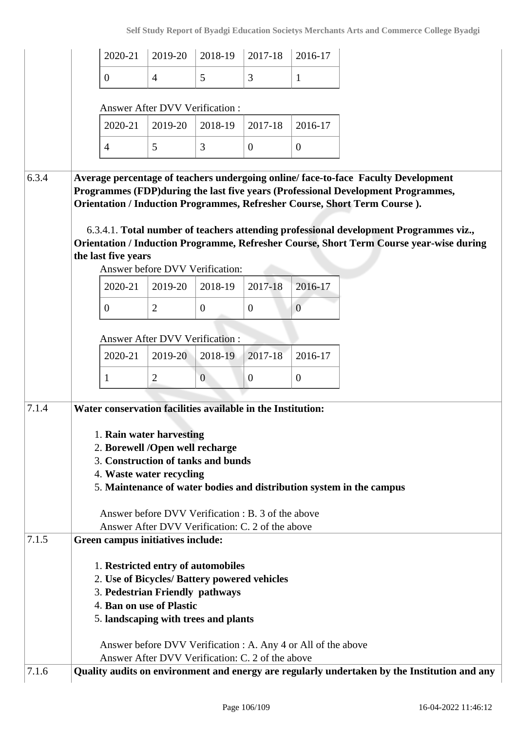| 2020-21 | 2019-20 | 2018-19 | 2017-18 | 2016-17 |
|---|---|---|---|---|
| 0 | 4 | 5 | 3 | 1 |

Answer After DVV Verification :

| 2020-21 | 2019-20 | 2018-19 | 2017-18 | 2016-17 |
|---|---|---|---|---|
| 4 | 5 | 3 | 0 | 0 |

**6.3.4 Average percentage of teachers undergoing online/ face-to-face Faculty Development Programmes (FDP)during the last five years (Professional Development Programmes, Orientation / Induction Programmes, Refresher Course, Short Term Course ).**

6.3.4.1. **Total number of teachers attending professional development Programmes viz., Orientation / Induction Programme, Refresher Course, Short Term Course year-wise during the last five years**

Answer before DVV Verification:

| 2020-21 | 2019-20 | 2018-19 | 2017-18 | 2016-17 |
|---|---|---|---|---|
| 0 | 2 | 0 | 0 | 0 |

Answer After DVV Verification :

| 2020-21 | 2019-20 | 2018-19 | 2017-18 | 2016-17 |
|---|---|---|---|---|
| 1 | 2 | 0 | 0 | 0 |

**7.1.4 Water conservation facilities available in the Institution:**

1. **Rain water harvesting**
2. **Borewell /Open well recharge**
3. **Construction of tanks and bunds**
4. **Waste water recycling**
5. **Maintenance of water bodies and distribution system in the campus**

Answer before DVV Verification : B. 3 of the above
Answer After DVV Verification: C. 2 of the above

**7.1.5 Green campus initiatives include:**

1. **Restricted entry of automobiles**
2. **Use of Bicycles/ Battery powered vehicles**
3. **Pedestrian Friendly pathways**
4. **Ban on use of Plastic**
5. **landscaping with trees and plants**

Answer before DVV Verification : A. Any 4 or All of the above
Answer After DVV Verification: C. 2 of the above

**7.1.6 Quality audits on environment and energy are regularly undertaken by the Institution and any**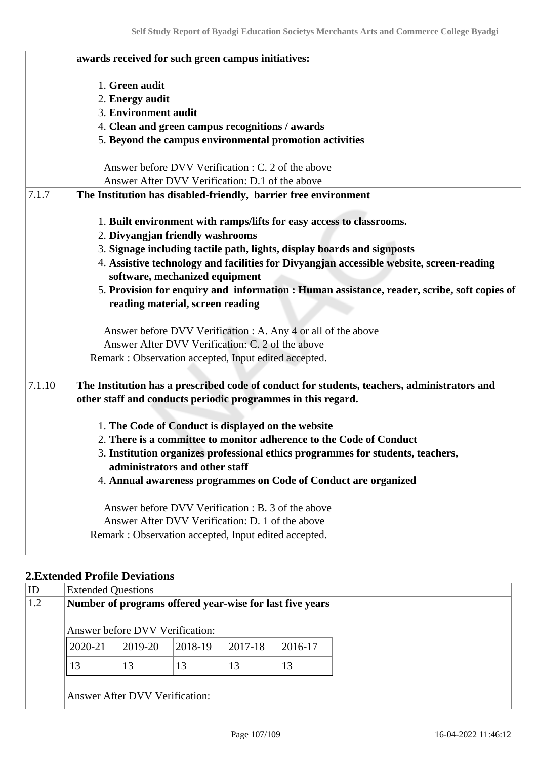| | |
|---|---|
| | **awards received for such green campus initiatives:**<br><br>1. **Green audit**<br>2. **Energy audit**<br>3. **Environment audit**<br>4. **Clean and green campus recognitions / awards**<br>5. **Beyond the campus environmental promotion activities**<br><br>Answer before DVV Verification : C. 2 of the above<br>Answer After DVV Verification: D.1 of the above |
| 7.1.7 | **The Institution has disabled-friendly, barrier free environment**<br><br>1. **Built environment with ramps/lifts for easy access to classrooms.**<br>2. **Divyangjan friendly washrooms**<br>3. **Signage including tactile path, lights, display boards and signposts**<br>4. **Assistive technology and facilities for Divyangjan accessible website, screen-reading software, mechanized equipment**<br>5. **Provision for enquiry and information : Human assistance, reader, scribe, soft copies of reading material, screen reading**<br><br>Answer before DVV Verification : A. Any 4 or all of the above<br>Answer After DVV Verification: C. 2 of the above<br>Remark : Observation accepted, Input edited accepted. |
| 7.1.10 | **The Institution has a prescribed code of conduct for students, teachers, administrators and other staff and conducts periodic programmes in this regard.**<br><br>1. **The Code of Conduct is displayed on the website**<br>2. **There is a committee to monitor adherence to the Code of Conduct**<br>3. **Institution organizes professional ethics programmes for students, teachers, administrators and other staff**<br>4. **Annual awareness programmes on Code of Conduct are organized**<br><br>Answer before DVV Verification : B. 3 of the above<br>Answer After DVV Verification: D. 1 of the above<br>Remark : Observation accepted, Input edited accepted. |

## 2.Extended Profile Deviations

| ID | Extended Questions |
|---|---|
| 1.2 | **Number of programs offered year-wise for last five years** |

Answer before DVV Verification:

| 2020-21 | 2019-20 | 2018-19 | 2017-18 | 2016-17 |
|---|---|---|---|---|
| 13 | 13 | 13 | 13 | 13 |

Answer After DVV Verification: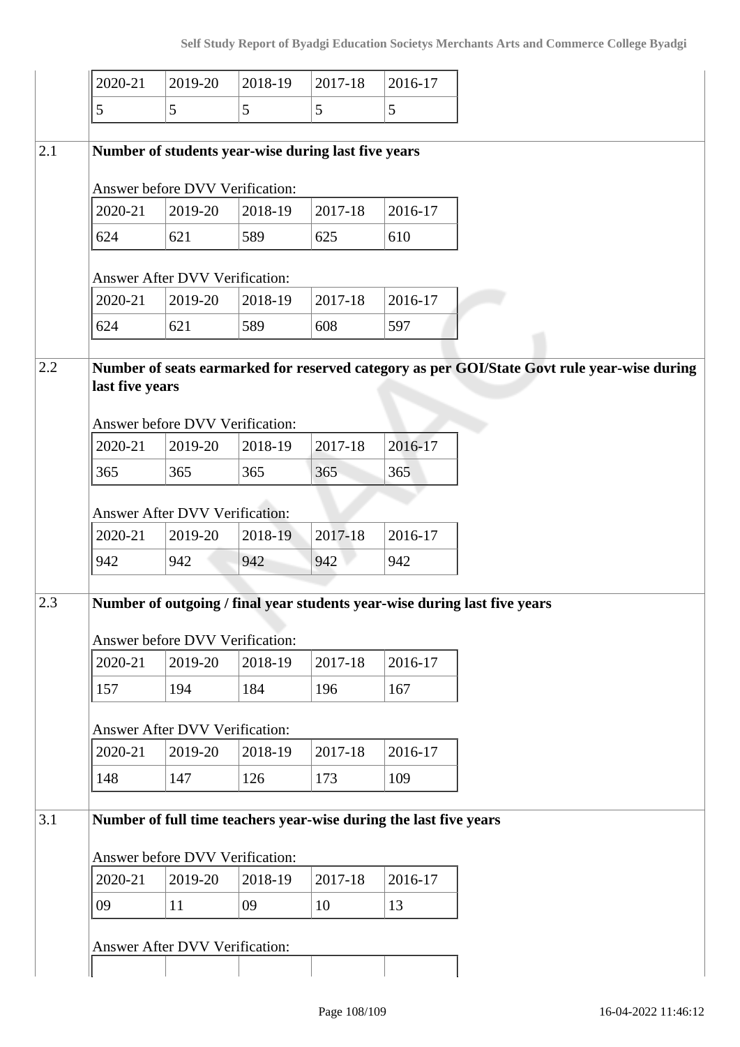| 2020-21 | 2019-20 | 2018-19 | 2017-18 | 2016-17 |
|---|---|---|---|---|
| 5 | 5 | 5 | 5 | 5 |

**2.1 Number of students year-wise during last five years**

Answer before DVV Verification:

| 2020-21 | 2019-20 | 2018-19 | 2017-18 | 2016-17 |
|---|---|---|---|---|
| 624 | 621 | 589 | 625 | 610 |

Answer After DVV Verification:

| 2020-21 | 2019-20 | 2018-19 | 2017-18 | 2016-17 |
|---|---|---|---|---|
| 624 | 621 | 589 | 608 | 597 |

**2.2 Number of seats earmarked for reserved category as per GOI/State Govt rule year-wise during last five years**

Answer before DVV Verification:

| 2020-21 | 2019-20 | 2018-19 | 2017-18 | 2016-17 |
|---|---|---|---|---|
| 365 | 365 | 365 | 365 | 365 |

Answer After DVV Verification:

| 2020-21 | 2019-20 | 2018-19 | 2017-18 | 2016-17 |
|---|---|---|---|---|
| 942 | 942 | 942 | 942 | 942 |

**2.3 Number of outgoing / final year students year-wise during last five years**

Answer before DVV Verification:

| 2020-21 | 2019-20 | 2018-19 | 2017-18 | 2016-17 |
|---|---|---|---|---|
| 157 | 194 | 184 | 196 | 167 |

Answer After DVV Verification:

| 2020-21 | 2019-20 | 2018-19 | 2017-18 | 2016-17 |
|---|---|---|---|---|
| 148 | 147 | 126 | 173 | 109 |

**3.1 Number of full time teachers year-wise during the last five years**

Answer before DVV Verification:

| 2020-21 | 2019-20 | 2018-19 | 2017-18 | 2016-17 |
|---|---|---|---|---|
| 09 | 11 | 09 | 10 | 13 |

Answer After DVV Verification: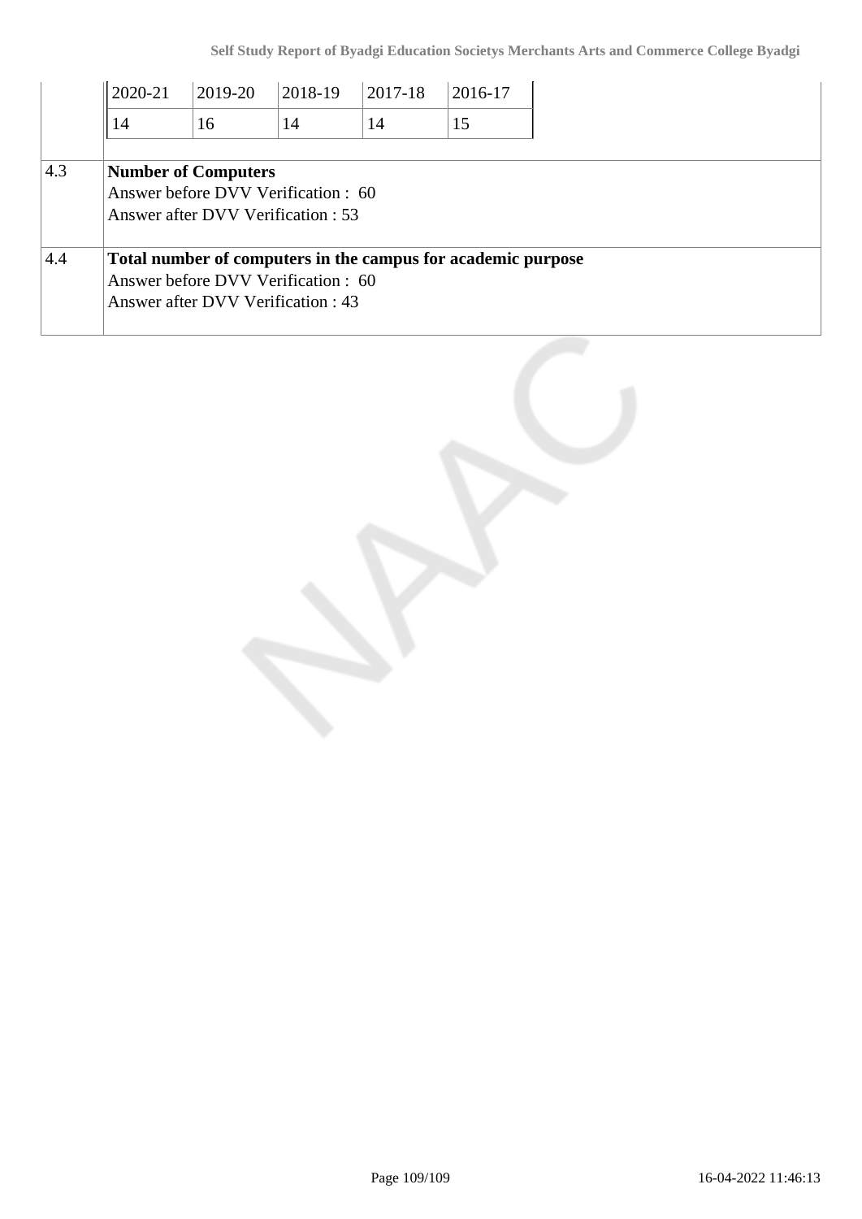| 2020-21 | 2019-20 | 2018-19 | 2017-18 | 2016-17 |
|---|---|---|---|---|
| 14 | 16 | 14 | 14 | 15 |

| | |
|---|---|
| 4.3 | **Number of Computers**<br>Answer before DVV Verification : 60<br>Answer after DVV Verification : 53 |
| 4.4 | **Total number of computers in the campus for academic purpose**<br>Answer before DVV Verification : 60<br>Answer after DVV Verification : 43 |